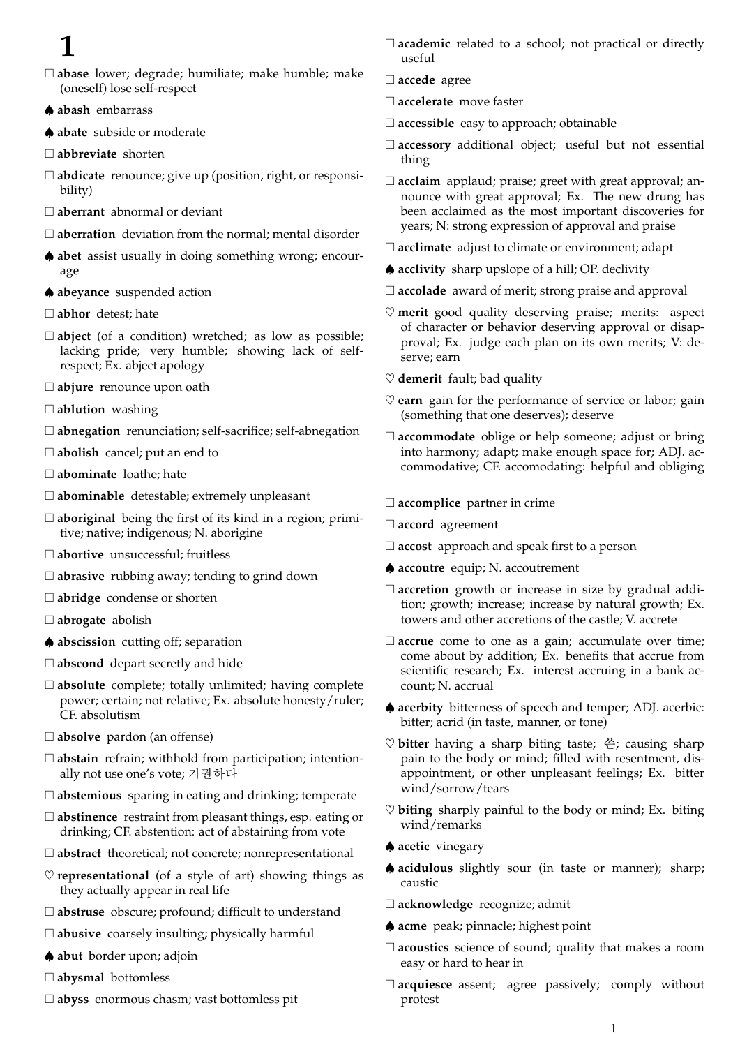# 1

- □ **abase** lower; degrade; humiliate; make humble; make (oneself) lose self-respect
- ♠ **abash** embarrass
- ♠ **abate** subside or moderate
- □ **abbreviate** shorten
- □ **abdicate** renounce; give up (position, right, or responsibility)
- □ **aberrant** abnormal or deviant
- □ **aberration** deviation from the normal; mental disorder
- ♠ **abet** assist usually in doing something wrong; encourage
- ♠ **abeyance** suspended action
- □ **abhor** detest; hate
- □ **abject** (of a condition) wretched; as low as possible; lacking pride; very humble; showing lack of self-respect; Ex. abject apology
- □ **abjure** renounce upon oath
- □ **ablution** washing
- □ **abnegation** renunciation; self-sacrifice; self-abnegation
- □ **abolish** cancel; put an end to
- □ **abominate** loathe; hate
- □ **abominable** detestable; extremely unpleasant
- □ **aboriginal** being the first of its kind in a region; primitive; native; indigenous; N. aborigine
- □ **abortive** unsuccessful; fruitless
- □ **abrasive** rubbing away; tending to grind down
- □ **abridge** condense or shorten
- □ **abrogate** abolish
- ♠ **abscission** cutting off; separation
- □ **abscond** depart secretly and hide
- □ **absolute** complete; totally unlimited; having complete power; certain; not relative; Ex. absolute honesty/ruler; CF. absolutism
- □ **absolve** pardon (an offense)
- □ **abstain** refrain; withhold from participation; intentionally not use one's vote; 기권하다
- □ **abstemious** sparing in eating and drinking; temperate
- □ **abstinence** restraint from pleasant things, esp. eating or drinking; CF. abstention: act of abstaining from vote
- □ **abstract** theoretical; not concrete; nonrepresentational
- ♡ **representational** (of a style of art) showing things as they actually appear in real life
- □ **abstruse** obscure; profound; difficult to understand
- □ **abusive** coarsely insulting; physically harmful
- ♠ **abut** border upon; adjoin
- □ **abysmal** bottomless
- □ **abyss** enormous chasm; vast bottomless pit
- □ **academic** related to a school; not practical or directly useful
- □ **accede** agree
- □ **accelerate** move faster
- □ **accessible** easy to approach; obtainable
- □ **accessory** additional object; useful but not essential thing
- □ **acclaim** applaud; praise; greet with great approval; announce with great approval; Ex. The new drung has been acclaimed as the most important discoveries for years; N: strong expression of approval and praise
- □ **acclimate** adjust to climate or environment; adapt
- ♠ **acclivity** sharp upslope of a hill; OP. declivity
- □ **accolade** award of merit; strong praise and approval
- ♡ **merit** good quality deserving praise; merits: aspect of character or behavior deserving approval or disapproval; Ex. judge each plan on its own merits; V: deserve; earn
- ♡ **demerit** fault; bad quality
- ♡ **earn** gain for the performance of service or labor; gain (something that one deserves); deserve
- □ **accommodate** oblige or help someone; adjust or bring into harmony; adapt; make enough space for; ADJ. accommodative; CF. accomodating: helpful and obliging
- □ **accomplice** partner in crime
- □ **accord** agreement
- □ **accost** approach and speak first to a person
- ♠ **accoutre** equip; N. accoutrement
- □ **accretion** growth or increase in size by gradual addition; growth; increase; increase by natural growth; Ex. towers and other accretions of the castle; V. accrete
- □ **accrue** come to one as a gain; accumulate over time; come about by addition; Ex. benefits that accrue from scientific research; Ex. interest accruing in a bank account; N. accrual
- ♠ **acerbity** bitterness of speech and temper; ADJ. acerbic: bitter; acrid (in taste, manner, or tone)
- ♡ **bitter** having a sharp biting taste; 쓴; causing sharp pain to the body or mind; filled with resentment, disappointment, or other unpleasant feelings; Ex. bitter wind/sorrow/tears
- ♡ **biting** sharply painful to the body or mind; Ex. biting wind/remarks
- ♠ **acetic** vinegary
- ♠ **acidulous** slightly sour (in taste or manner); sharp; caustic
- □ **acknowledge** recognize; admit
- ♠ **acme** peak; pinnacle; highest point
- □ **acoustics** science of sound; quality that makes a room easy or hard to hear in
- □ **acquiesce** assent; agree passively; comply without protest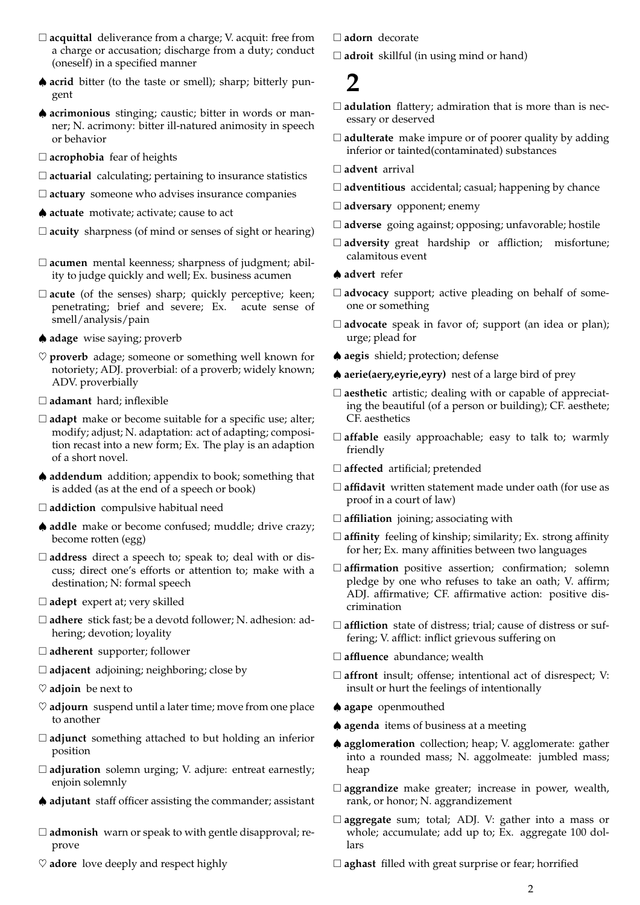□ **acquittal** deliverance from a charge; V. acquit: free from a charge or accusation; discharge from a duty; conduct (oneself) in a specified manner

♠ **acrid** bitter (to the taste or smell); sharp; bitterly pungent

♠ **acrimonious** stinging; caustic; bitter in words or manner; N. acrimony: bitter ill-natured animosity in speech or behavior

□ **acrophobia** fear of heights

□ **actuarial** calculating; pertaining to insurance statistics

□ **actuary** someone who advises insurance companies

♠ **actuate** motivate; activate; cause to act

□ **acuity** sharpness (of mind or senses of sight or hearing)

□ **acumen** mental keenness; sharpness of judgment; ability to judge quickly and well; Ex. business acumen

□ **acute** (of the senses) sharp; quickly perceptive; keen; penetrating; brief and severe; Ex. acute sense of smell/analysis/pain

♠ **adage** wise saying; proverb

♡ **proverb** adage; someone or something well known for notoriety; ADJ. proverbial: of a proverb; widely known; ADV. proverbially

□ **adamant** hard; inflexible

□ **adapt** make or become suitable for a specific use; alter; modify; adjust; N. adaptation: act of adapting; composition recast into a new form; Ex. The play is an adaption of a short novel.

♠ **addendum** addition; appendix to book; something that is added (as at the end of a speech or book)

□ **addiction** compulsive habitual need

♠ **addle** make or become confused; muddle; drive crazy; become rotten (egg)

□ **address** direct a speech to; speak to; deal with or discuss; direct one's efforts or attention to; make with a destination; N: formal speech

□ **adept** expert at; very skilled

□ **adhere** stick fast; be a devotd follower; N. adhesion: adhering; devotion; loyality

□ **adherent** supporter; follower

□ **adjacent** adjoining; neighboring; close by

♡ **adjoin** be next to

♡ **adjourn** suspend until a later time; move from one place to another

□ **adjunct** something attached to but holding an inferior position

□ **adjuration** solemn urging; V. adjure: entreat earnestly; enjoin solemnly

♠ **adjutant** staff officer assisting the commander; assistant

□ **admonish** warn or speak to with gentle disapproval; reprove

♡ **adore** love deeply and respect highly

□ **adorn** decorate

□ **adroit** skillful (in using mind or hand)

# 2

□ **adulation** flattery; admiration that is more than is necessary or deserved

□ **adulterate** make impure or of poorer quality by adding inferior or tainted(contaminated) substances

□ **advent** arrival

□ **adventitious** accidental; casual; happening by chance

□ **adversary** opponent; enemy

□ **adverse** going against; opposing; unfavorable; hostile

□ **adversity** great hardship or affliction; misfortune; calamitous event

♠ **advert** refer

□ **advocacy** support; active pleading on behalf of someone or something

□ **advocate** speak in favor of; support (an idea or plan); urge; plead for

♠ **aegis** shield; protection; defense

♠ **aerie(aery,eyrie,eyry)** nest of a large bird of prey

□ **aesthetic** artistic; dealing with or capable of appreciating the beautiful (of a person or building); CF. aesthete; CF. aesthetics

□ **affable** easily approachable; easy to talk to; warmly friendly

□ **affected** artificial; pretended

□ **affidavit** written statement made under oath (for use as proof in a court of law)

□ **affiliation** joining; associating with

□ **affinity** feeling of kinship; similarity; Ex. strong affinity for her; Ex. many affinities between two languages

□ **affirmation** positive assertion; confirmation; solemn pledge by one who refuses to take an oath; V. affirm; ADJ. affirmative; CF. affirmative action: positive discrimination

□ **affliction** state of distress; trial; cause of distress or suffering; V. afflict: inflict grievous suffering on

□ **affluence** abundance; wealth

□ **affront** insult; offense; intentional act of disrespect; V: insult or hurt the feelings of intentionally

♠ **agape** openmouthed

♠ **agenda** items of business at a meeting

♠ **agglomeration** collection; heap; V. agglomerate: gather into a rounded mass; N. aggolmeate: jumbled mass; heap

□ **aggrandize** make greater; increase in power, wealth, rank, or honor; N. aggrandizement

□ **aggregate** sum; total; ADJ. V: gather into a mass or whole; accumulate; add up to; Ex. aggregate 100 dollars

□ **aghast** filled with great surprise or fear; horrified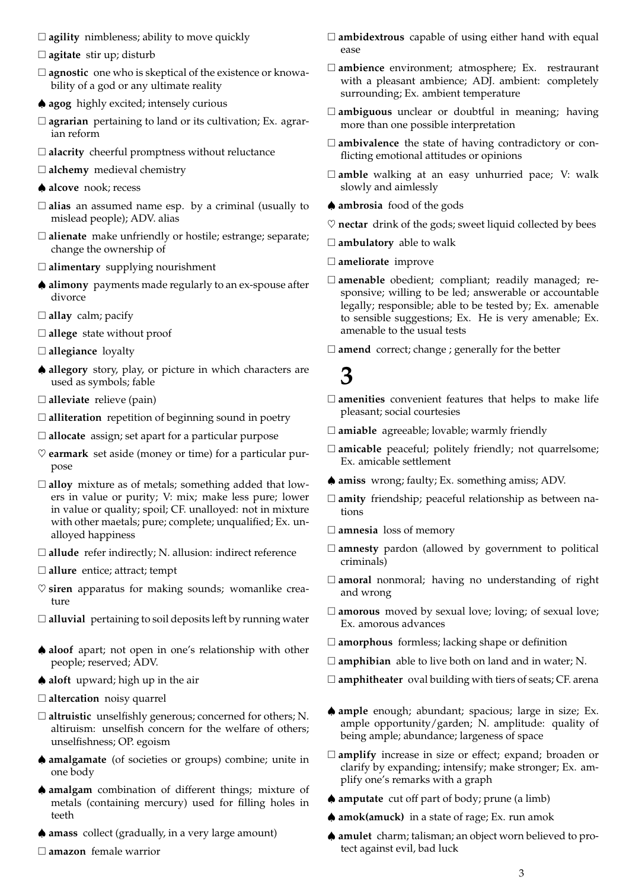- □ **agility** nimbleness; ability to move quickly
- □ **agitate** stir up; disturb
- □ **agnostic** one who is skeptical of the existence or knowability of a god or any ultimate reality
- ♠ **agog** highly excited; intensely curious
- □ **agrarian** pertaining to land or its cultivation; Ex. agrarian reform
- □ **alacrity** cheerful promptness without reluctance
- □ **alchemy** medieval chemistry
- ♠ **alcove** nook; recess
- □ **alias** an assumed name esp. by a criminal (usually to mislead people); ADV. alias
- □ **alienate** make unfriendly or hostile; estrange; separate; change the ownership of
- □ **alimentary** supplying nourishment
- ♠ **alimony** payments made regularly to an ex-spouse after divorce
- □ **allay** calm; pacify
- □ **allege** state without proof
- □ **allegiance** loyalty
- ♠ **allegory** story, play, or picture in which characters are used as symbols; fable
- □ **alleviate** relieve (pain)
- □ **alliteration** repetition of beginning sound in poetry
- □ **allocate** assign; set apart for a particular purpose
- ♡ **earmark** set aside (money or time) for a particular purpose
- □ **alloy** mixture as of metals; something added that lowers in value or purity; V: mix; make less pure; lower in value or quality; spoil; CF. unalloyed: not in mixture with other maetals; pure; complete; unqualified; Ex. unalloyed happiness
- □ **allude** refer indirectly; N. allusion: indirect reference
- □ **allure** entice; attract; tempt
- ♡ **siren** apparatus for making sounds; womanlike creature
- □ **alluvial** pertaining to soil deposits left by running water
- ♠ **aloof** apart; not open in one's relationship with other people; reserved; ADV.
- ♠ **aloft** upward; high up in the air
- □ **altercation** noisy quarrel
- □ **altruistic** unselfishly generous; concerned for others; N. altiruism: unselfish concern for the welfare of others; unselfishness; OP. egoism
- ♠ **amalgamate** (of societies or groups) combine; unite in one body
- ♠ **amalgam** combination of different things; mixture of metals (containing mercury) used for filling holes in teeth
- ♠ **amass** collect (gradually, in a very large amount)
- □ **amazon** female warrior
- □ **ambidextrous** capable of using either hand with equal ease
- □ **ambience** environment; atmosphere; Ex. restraurant with a pleasant ambience; ADJ. ambient: completely surrounding; Ex. ambient temperature
- □ **ambiguous** unclear or doubtful in meaning; having more than one possible interpretation
- □ **ambivalence** the state of having contradictory or conflicting emotional attitudes or opinions
- □ **amble** walking at an easy unhurried pace; V: walk slowly and aimlessly
- ♠ **ambrosia** food of the gods
- ♡ **nectar** drink of the gods; sweet liquid collected by bees
- □ **ambulatory** able to walk
- □ **ameliorate** improve
- □ **amenable** obedient; compliant; readily managed; responsive; willing to be led; answerable or accountable legally; responsible; able to be tested by; Ex. amenable to sensible suggestions; Ex. He is very amenable; Ex. amenable to the usual tests
- □ **amend** correct; change ; generally for the better

# 3

- □ **amenities** convenient features that helps to make life pleasant; social courtesies
- □ **amiable** agreeable; lovable; warmly friendly
- □ **amicable** peaceful; politely friendly; not quarrelsome; Ex. amicable settlement
- ♠ **amiss** wrong; faulty; Ex. something amiss; ADV.
- □ **amity** friendship; peaceful relationship as between nations
- □ **amnesia** loss of memory
- □ **amnesty** pardon (allowed by government to political criminals)
- □ **amoral** nonmoral; having no understanding of right and wrong
- □ **amorous** moved by sexual love; loving; of sexual love; Ex. amorous advances
- □ **amorphous** formless; lacking shape or definition
- □ **amphibian** able to live both on land and in water; N.
- □ **amphitheater** oval building with tiers of seats; CF. arena
- ♠ **ample** enough; abundant; spacious; large in size; Ex. ample opportunity/garden; N. amplitude: quality of being ample; abundance; largeness of space
- □ **amplify** increase in size or effect; expand; broaden or clarify by expanding; intensify; make stronger; Ex. amplify one's remarks with a graph
- ♠ **amputate** cut off part of body; prune (a limb)
- ♠ **amok(amuck)** in a state of rage; Ex. run amok
- ♠ **amulet** charm; talisman; an object worn believed to protect against evil, bad luck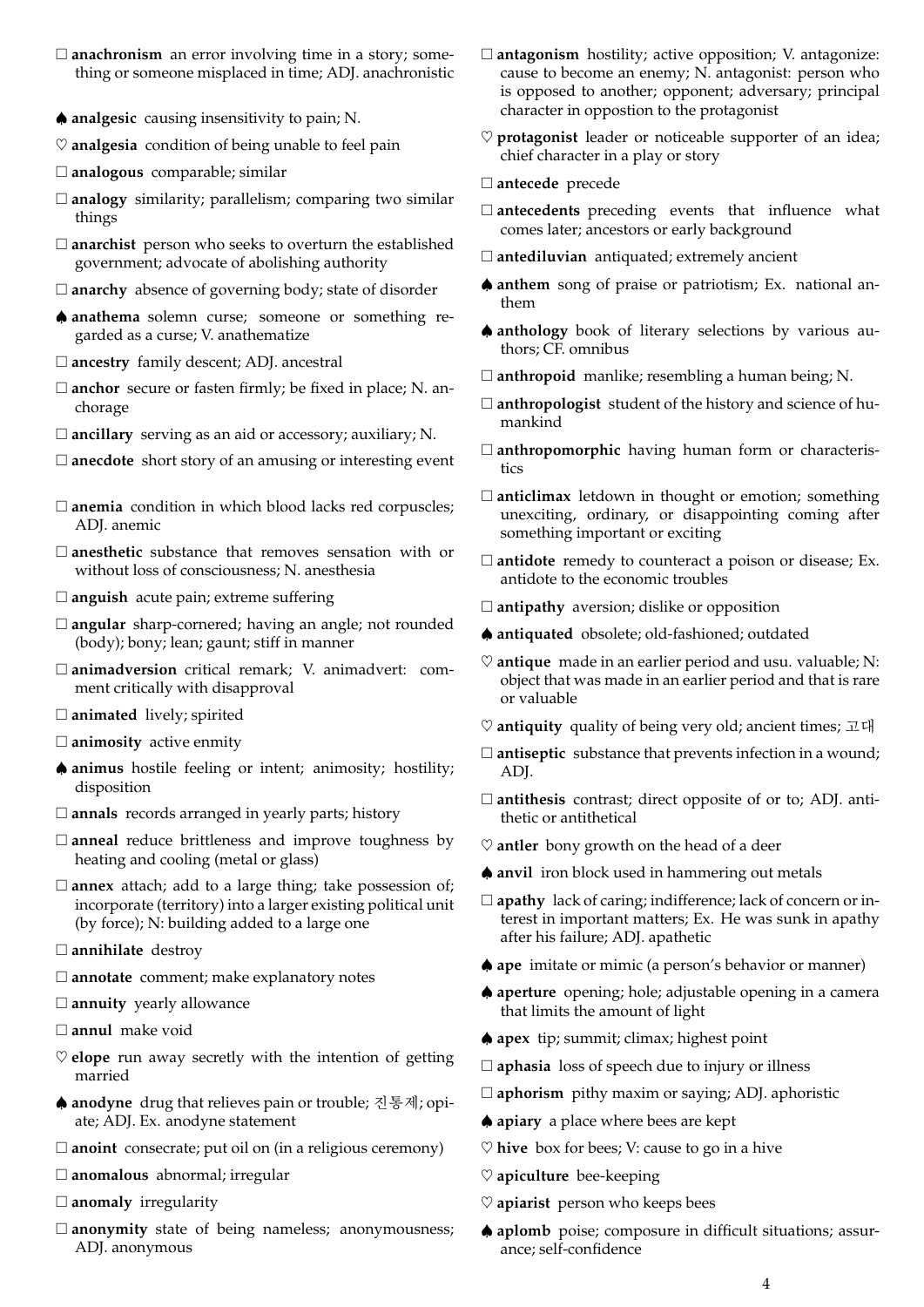□ **anachronism** an error involving time in a story; something or someone misplaced in time; ADJ. anachronistic

♠ **analgesic** causing insensitivity to pain; N.

♡ **analgesia** condition of being unable to feel pain

□ **analogous** comparable; similar

□ **analogy** similarity; parallelism; comparing two similar things

□ **anarchist** person who seeks to overturn the established government; advocate of abolishing authority

□ **anarchy** absence of governing body; state of disorder

♠ **anathema** solemn curse; someone or something regarded as a curse; V. anathematize

□ **ancestry** family descent; ADJ. ancestral

□ **anchor** secure or fasten firmly; be fixed in place; N. anchorage

□ **ancillary** serving as an aid or accessory; auxiliary; N.

□ **anecdote** short story of an amusing or interesting event

□ **anemia** condition in which blood lacks red corpuscles; ADJ. anemic

□ **anesthetic** substance that removes sensation with or without loss of consciousness; N. anesthesia

□ **anguish** acute pain; extreme suffering

□ **angular** sharp-cornered; having an angle; not rounded (body); bony; lean; gaunt; stiff in manner

□ **animadversion** critical remark; V. animadvert: comment critically with disapproval

□ **animated** lively; spirited

□ **animosity** active enmity

♠ **animus** hostile feeling or intent; animosity; hostility; disposition

□ **annals** records arranged in yearly parts; history

□ **anneal** reduce brittleness and improve toughness by heating and cooling (metal or glass)

□ **annex** attach; add to a large thing; take possession of; incorporate (territory) into a larger existing political unit (by force); N: building added to a large one

□ **annihilate** destroy

□ **annotate** comment; make explanatory notes

□ **annuity** yearly allowance

□ **annul** make void

♡ **elope** run away secretly with the intention of getting married

♠ **anodyne** drug that relieves pain or trouble; 진통제; opiate; ADJ. Ex. anodyne statement

□ **anoint** consecrate; put oil on (in a religious ceremony)

□ **anomalous** abnormal; irregular

□ **anomaly** irregularity

□ **anonymity** state of being nameless; anonymousness; ADJ. anonymous

□ **antagonism** hostility; active opposition; V. antagonize: cause to become an enemy; N. antagonist: person who is opposed to another; opponent; adversary; principal character in oppostion to the protagonist

♡ **protagonist** leader or noticeable supporter of an idea; chief character in a play or story

□ **antecede** precede

□ **antecedents** preceding events that influence what comes later; ancestors or early background

□ **antediluvian** antiquated; extremely ancient

♠ **anthem** song of praise or patriotism; Ex. national anthem

♠ **anthology** book of literary selections by various authors; CF. omnibus

□ **anthropoid** manlike; resembling a human being; N.

□ **anthropologist** student of the history and science of humankind

□ **anthropomorphic** having human form or characteristics

□ **anticlimax** letdown in thought or emotion; something unexciting, ordinary, or disappointing coming after something important or exciting

□ **antidote** remedy to counteract a poison or disease; Ex. antidote to the economic troubles

□ **antipathy** aversion; dislike or opposition

♠ **antiquated** obsolete; old-fashioned; outdated

♡ **antique** made in an earlier period and usu. valuable; N: object that was made in an earlier period and that is rare or valuable

♡ **antiquity** quality of being very old; ancient times; 고대

□ **antiseptic** substance that prevents infection in a wound; ADJ.

□ **antithesis** contrast; direct opposite of or to; ADJ. antithetic or antithetical

♡ **antler** bony growth on the head of a deer

♠ **anvil** iron block used in hammering out metals

□ **apathy** lack of caring; indifference; lack of concern or interest in important matters; Ex. He was sunk in apathy after his failure; ADJ. apathetic

♠ **ape** imitate or mimic (a person's behavior or manner)

♠ **aperture** opening; hole; adjustable opening in a camera that limits the amount of light

♠ **apex** tip; summit; climax; highest point

□ **aphasia** loss of speech due to injury or illness

□ **aphorism** pithy maxim or saying; ADJ. aphoristic

♠ **apiary** a place where bees are kept

♡ **hive** box for bees; V: cause to go in a hive

♡ **apiculture** bee-keeping

♡ **apiarist** person who keeps bees

♠ **aplomb** poise; composure in difficult situations; assurance; self-confidence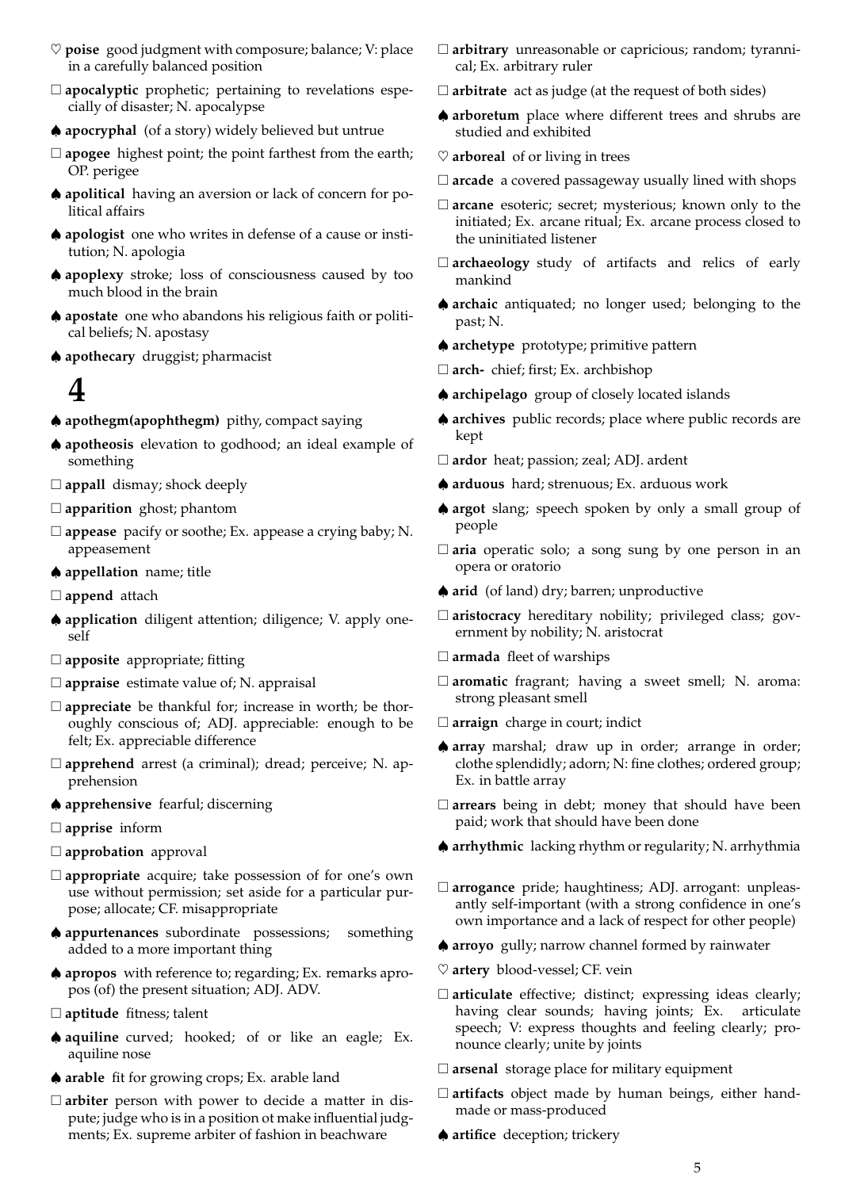♡ **poise** good judgment with composure; balance; V: place in a carefully balanced position

□ **apocalyptic** prophetic; pertaining to revelations especially of disaster; N. apocalypse

♠ **apocryphal** (of a story) widely believed but untrue

□ **apogee** highest point; the point farthest from the earth; OP. perigee

♠ **apolitical** having an aversion or lack of concern for political affairs

♠ **apologist** one who writes in defense of a cause or institution; N. apologia

♠ **apoplexy** stroke; loss of consciousness caused by too much blood in the brain

♠ **apostate** one who abandons his religious faith or political beliefs; N. apostasy

♠ **apothecary** druggist; pharmacist

# 4

♠ **apothegm(apophthegm)** pithy, compact saying

♠ **apotheosis** elevation to godhood; an ideal example of something

□ **appall** dismay; shock deeply

□ **apparition** ghost; phantom

□ **appease** pacify or soothe; Ex. appease a crying baby; N. appeasement

♠ **appellation** name; title

□ **append** attach

♠ **application** diligent attention; diligence; V. apply oneself

□ **apposite** appropriate; fitting

□ **appraise** estimate value of; N. appraisal

□ **appreciate** be thankful for; increase in worth; be thoroughly conscious of; ADJ. appreciable: enough to be felt; Ex. appreciable difference

□ **apprehend** arrest (a criminal); dread; perceive; N. apprehension

♠ **apprehensive** fearful; discerning

□ **apprise** inform

□ **approbation** approval

□ **appropriate** acquire; take possession of for one's own use without permission; set aside for a particular purpose; allocate; CF. misappropriate

♠ **appurtenances** subordinate possessions; something added to a more important thing

♠ **apropos** with reference to; regarding; Ex. remarks apropos (of) the present situation; ADJ. ADV.

□ **aptitude** fitness; talent

♠ **aquiline** curved; hooked; of or like an eagle; Ex. aquiline nose

♠ **arable** fit for growing crops; Ex. arable land

□ **arbiter** person with power to decide a matter in dispute; judge who is in a position ot make influential judgments; Ex. supreme arbiter of fashion in beachware

□ **arbitrary** unreasonable or capricious; random; tyrannical; Ex. arbitrary ruler

□ **arbitrate** act as judge (at the request of both sides)

♠ **arboretum** place where different trees and shrubs are studied and exhibited

♡ **arboreal** of or living in trees

□ **arcade** a covered passageway usually lined with shops

□ **arcane** esoteric; secret; mysterious; known only to the initiated; Ex. arcane ritual; Ex. arcane process closed to the uninitiated listener

□ **archaeology** study of artifacts and relics of early mankind

♠ **archaic** antiquated; no longer used; belonging to the past; N.

♠ **archetype** prototype; primitive pattern

□ **arch-** chief; first; Ex. archbishop

♠ **archipelago** group of closely located islands

♠ **archives** public records; place where public records are kept

□ **ardor** heat; passion; zeal; ADJ. ardent

♠ **arduous** hard; strenuous; Ex. arduous work

♠ **argot** slang; speech spoken by only a small group of people

□ **aria** operatic solo; a song sung by one person in an opera or oratorio

♠ **arid** (of land) dry; barren; unproductive

□ **aristocracy** hereditary nobility; privileged class; government by nobility; N. aristocrat

□ **armada** fleet of warships

□ **aromatic** fragrant; having a sweet smell; N. aroma: strong pleasant smell

□ **arraign** charge in court; indict

♠ **array** marshal; draw up in order; arrange in order; clothe splendidly; adorn; N: fine clothes; ordered group; Ex. in battle array

□ **arrears** being in debt; money that should have been paid; work that should have been done

♠ **arrhythmic** lacking rhythm or regularity; N. arrhythmia

□ **arrogance** pride; haughtiness; ADJ. arrogant: unpleasantly self-important (with a strong confidence in one's own importance and a lack of respect for other people)

♠ **arroyo** gully; narrow channel formed by rainwater

♡ **artery** blood-vessel; CF. vein

□ **articulate** effective; distinct; expressing ideas clearly; having clear sounds; having joints; Ex. articulate speech; V: express thoughts and feeling clearly; pronounce clearly; unite by joints

□ **arsenal** storage place for military equipment

□ **artifacts** object made by human beings, either handmade or mass-produced

♠ **artifice** deception; trickery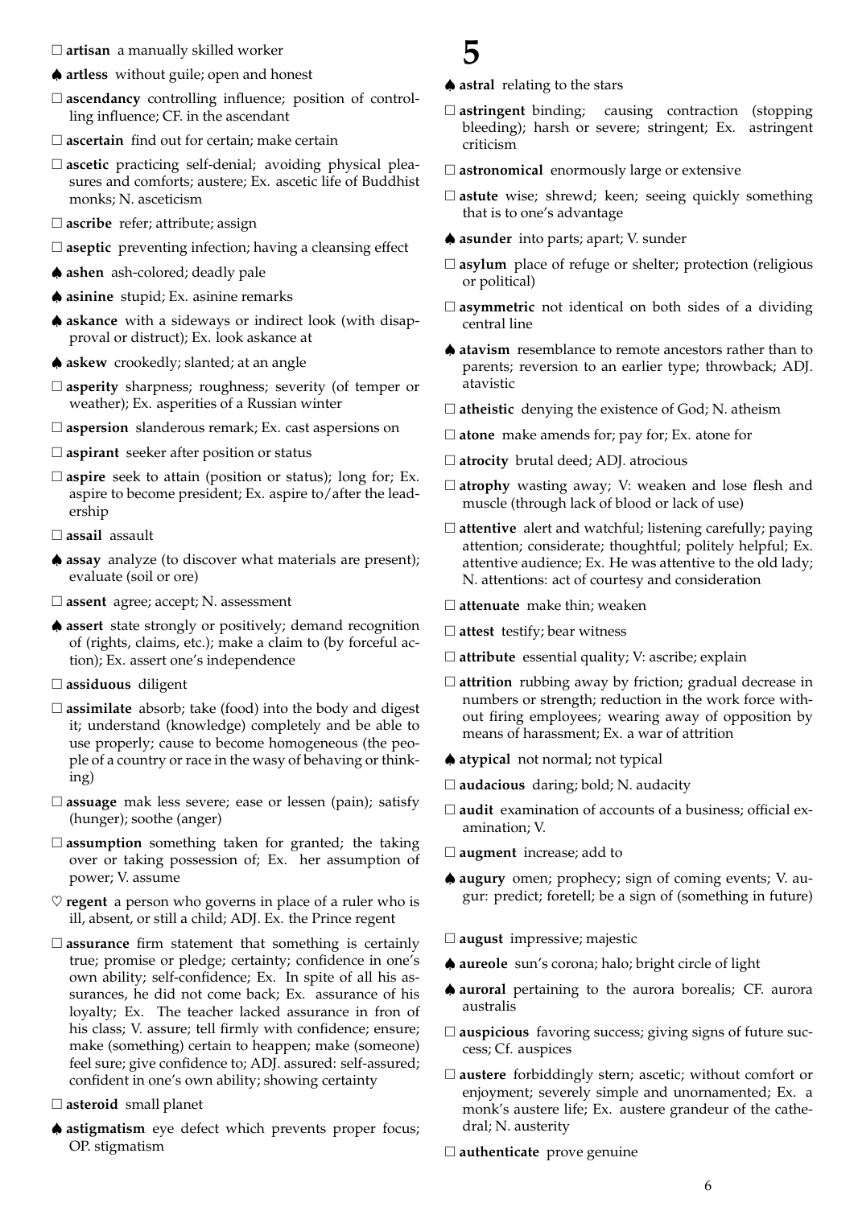□ **artisan** a manually skilled worker

♠ **artless** without guile; open and honest

□ **ascendancy** controlling influence; position of controlling influence; CF. in the ascendant

□ **ascertain** find out for certain; make certain

□ **ascetic** practicing self-denial; avoiding physical pleasures and comforts; austere; Ex. ascetic life of Buddhist monks; N. asceticism

□ **ascribe** refer; attribute; assign

□ **aseptic** preventing infection; having a cleansing effect

♠ **ashen** ash-colored; deadly pale

♠ **asinine** stupid; Ex. asinine remarks

♠ **askance** with a sideways or indirect look (with disapproval or distruct); Ex. look askance at

♠ **askew** crookedly; slanted; at an angle

□ **asperity** sharpness; roughness; severity (of temper or weather); Ex. asperities of a Russian winter

□ **aspersion** slanderous remark; Ex. cast aspersions on

□ **aspirant** seeker after position or status

□ **aspire** seek to attain (position or status); long for; Ex. aspire to become president; Ex. aspire to/after the leadership

□ **assail** assault

♠ **assay** analyze (to discover what materials are present); evaluate (soil or ore)

□ **assent** agree; accept; N. assessment

♠ **assert** state strongly or positively; demand recognition of (rights, claims, etc.); make a claim to (by forceful action); Ex. assert one's independence

□ **assiduous** diligent

□ **assimilate** absorb; take (food) into the body and digest it; understand (knowledge) completely and be able to use properly; cause to become homogeneous (the people of a country or race in the wasy of behaving or thinking)

□ **assuage** mak less severe; ease or lessen (pain); satisfy (hunger); soothe (anger)

□ **assumption** something taken for granted; the taking over or taking possession of; Ex. her assumption of power; V. assume

♡ **regent** a person who governs in place of a ruler who is ill, absent, or still a child; ADJ. Ex. the Prince regent

□ **assurance** firm statement that something is certainly true; promise or pledge; certainty; confidence in one's own ability; self-confidence; Ex. In spite of all his assurances, he did not come back; Ex. assurance of his loyalty; Ex. The teacher lacked assurance in fron of his class; V. assure; tell firmly with confidence; ensure; make (something) certain to heappen; make (someone) feel sure; give confidence to; ADJ. assured: self-assured; confident in one's own ability; showing certainty

□ **asteroid** small planet

♠ **astigmatism** eye defect which prevents proper focus; OP. stigmatism

# 5

♠ **astral** relating to the stars

□ **astringent** binding; causing contraction (stopping bleeding); harsh or severe; stringent; Ex. astringent criticism

□ **astronomical** enormously large or extensive

□ **astute** wise; shrewd; keen; seeing quickly something that is to one's advantage

♠ **asunder** into parts; apart; V. sunder

□ **asylum** place of refuge or shelter; protection (religious or political)

□ **asymmetric** not identical on both sides of a dividing central line

♠ **atavism** resemblance to remote ancestors rather than to parents; reversion to an earlier type; throwback; ADJ. atavistic

□ **atheistic** denying the existence of God; N. atheism

□ **atone** make amends for; pay for; Ex. atone for

□ **atrocity** brutal deed; ADJ. atrocious

□ **atrophy** wasting away; V: weaken and lose flesh and muscle (through lack of blood or lack of use)

□ **attentive** alert and watchful; listening carefully; paying attention; considerate; thoughtful; politely helpful; Ex. attentive audience; Ex. He was attentive to the old lady; N. attentions: act of courtesy and consideration

□ **attenuate** make thin; weaken

□ **attest** testify; bear witness

□ **attribute** essential quality; V: ascribe; explain

□ **attrition** rubbing away by friction; gradual decrease in numbers or strength; reduction in the work force without firing employees; wearing away of opposition by means of harassment; Ex. a war of attrition

♠ **atypical** not normal; not typical

□ **audacious** daring; bold; N. audacity

□ **audit** examination of accounts of a business; official examination; V.

□ **augment** increase; add to

♠ **augury** omen; prophecy; sign of coming events; V. augur: predict; foretell; be a sign of (something in future)

□ **august** impressive; majestic

♠ **aureole** sun's corona; halo; bright circle of light

♠ **auroral** pertaining to the aurora borealis; CF. aurora australis

□ **auspicious** favoring success; giving signs of future success; Cf. auspices

□ **austere** forbiddingly stern; ascetic; without comfort or enjoyment; severely simple and unornamented; Ex. a monk's austere life; Ex. austere grandeur of the cathedral; N. austerity

□ **authenticate** prove genuine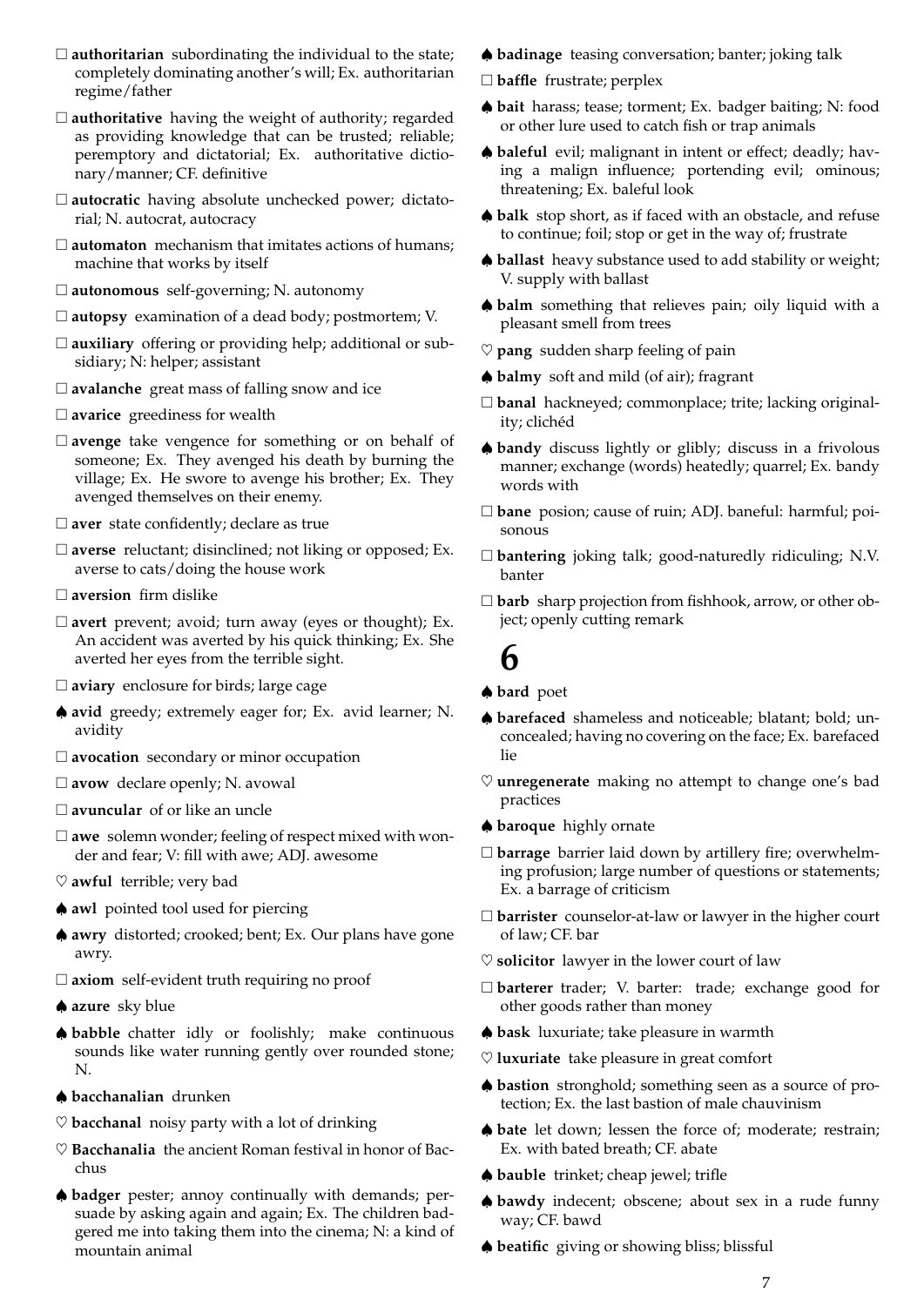□ **authoritarian** subordinating the individual to the state; completely dominating another's will; Ex. authoritarian regime/father

□ **authoritative** having the weight of authority; regarded as providing knowledge that can be trusted; reliable; peremptory and dictatorial; Ex. authoritative dictionary/manner; CF. definitive

□ **autocratic** having absolute unchecked power; dictatorial; N. autocrat, autocracy

□ **automaton** mechanism that imitates actions of humans; machine that works by itself

□ **autonomous** self-governing; N. autonomy

□ **autopsy** examination of a dead body; postmortem; V.

□ **auxiliary** offering or providing help; additional or subsidiary; N: helper; assistant

□ **avalanche** great mass of falling snow and ice

□ **avarice** greediness for wealth

□ **avenge** take vengence for something or on behalf of someone; Ex. They avenged his death by burning the village; Ex. He swore to avenge his brother; Ex. They avenged themselves on their enemy.

□ **aver** state confidently; declare as true

□ **averse** reluctant; disinclined; not liking or opposed; Ex. averse to cats/doing the house work

□ **aversion** firm dislike

□ **avert** prevent; avoid; turn away (eyes or thought); Ex. An accident was averted by his quick thinking; Ex. She averted her eyes from the terrible sight.

□ **aviary** enclosure for birds; large cage

♠ **avid** greedy; extremely eager for; Ex. avid learner; N. avidity

□ **avocation** secondary or minor occupation

□ **avow** declare openly; N. avowal

□ **avuncular** of or like an uncle

□ **awe** solemn wonder; feeling of respect mixed with wonder and fear; V: fill with awe; ADJ. awesome

♡ **awful** terrible; very bad

♠ **awl** pointed tool used for piercing

♠ **awry** distorted; crooked; bent; Ex. Our plans have gone awry.

□ **axiom** self-evident truth requiring no proof

♠ **azure** sky blue

♠ **babble** chatter idly or foolishly; make continuous sounds like water running gently over rounded stone; N.

♠ **bacchanalian** drunken

♡ **bacchanal** noisy party with a lot of drinking

♡ **Bacchanalia** the ancient Roman festival in honor of Bacchus

♠ **badger** pester; annoy continually with demands; persuade by asking again and again; Ex. The children badgered me into taking them into the cinema; N: a kind of mountain animal

♠ **badinage** teasing conversation; banter; joking talk

□ **baffle** frustrate; perplex

♠ **bait** harass; tease; torment; Ex. badger baiting; N: food or other lure used to catch fish or trap animals

♠ **baleful** evil; malignant in intent or effect; deadly; having a malign influence; portending evil; ominous; threatening; Ex. baleful look

♠ **balk** stop short, as if faced with an obstacle, and refuse to continue; foil; stop or get in the way of; frustrate

♠ **ballast** heavy substance used to add stability or weight; V. supply with ballast

♠ **balm** something that relieves pain; oily liquid with a pleasant smell from trees

♡ **pang** sudden sharp feeling of pain

♠ **balmy** soft and mild (of air); fragrant

□ **banal** hackneyed; commonplace; trite; lacking originality; clichéd

♠ **bandy** discuss lightly or glibly; discuss in a frivolous manner; exchange (words) heatedly; quarrel; Ex. bandy words with

□ **bane** posion; cause of ruin; ADJ. baneful: harmful; poisonous

□ **bantering** joking talk; good-naturedly ridiculing; N.V. banter

□ **barb** sharp projection from fishhook, arrow, or other object; openly cutting remark

# 6

♠ **bard** poet

♠ **barefaced** shameless and noticeable; blatant; bold; unconcealed; having no covering on the face; Ex. barefaced lie

♡ **unregenerate** making no attempt to change one's bad practices

♠ **baroque** highly ornate

□ **barrage** barrier laid down by artillery fire; overwhelming profusion; large number of questions or statements; Ex. a barrage of criticism

□ **barrister** counselor-at-law or lawyer in the higher court of law; CF. bar

♡ **solicitor** lawyer in the lower court of law

□ **barterer** trader; V. barter: trade; exchange good for other goods rather than money

♠ **bask** luxuriate; take pleasure in warmth

♡ **luxuriate** take pleasure in great comfort

♠ **bastion** stronghold; something seen as a source of protection; Ex. the last bastion of male chauvinism

♠ **bate** let down; lessen the force of; moderate; restrain; Ex. with bated breath; CF. abate

♠ **bauble** trinket; cheap jewel; trifle

♠ **bawdy** indecent; obscene; about sex in a rude funny way; CF. bawd

♠ **beatific** giving or showing bliss; blissful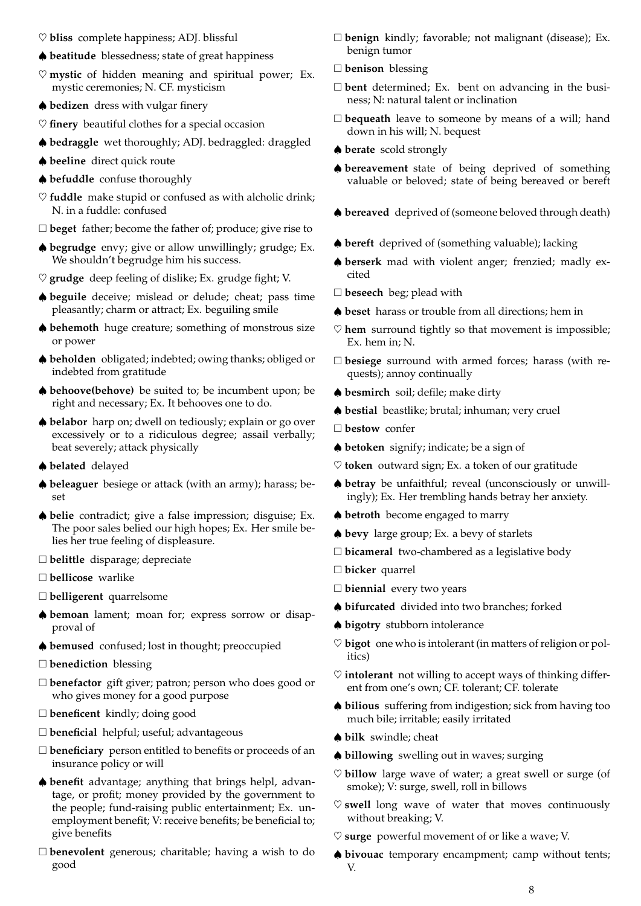♡ **bliss** complete happiness; ADJ. blissful

♠ **beatitude** blessedness; state of great happiness

♡ **mystic** of hidden meaning and spiritual power; Ex. mystic ceremonies; N. CF. mysticism

♠ **bedizen** dress with vulgar finery

♡ **finery** beautiful clothes for a special occasion

♠ **bedraggle** wet thoroughly; ADJ. bedraggled: draggled

♠ **beeline** direct quick route

♠ **befuddle** confuse thoroughly

♡ **fuddle** make stupid or confused as with alcholic drink; N. in a fuddle: confused

□ **beget** father; become the father of; produce; give rise to

♠ **begrudge** envy; give or allow unwillingly; grudge; Ex. We shouldn't begrudge him his success.

♡ **grudge** deep feeling of dislike; Ex. grudge fight; V.

♠ **beguile** deceive; mislead or delude; cheat; pass time pleasantly; charm or attract; Ex. beguiling smile

♠ **behemoth** huge creature; something of monstrous size or power

♠ **beholden** obligated; indebted; owing thanks; obliged or indebted from gratitude

♠ **behoove(behove)** be suited to; be incumbent upon; be right and necessary; Ex. It behooves one to do.

♠ **belabor** harp on; dwell on tediously; explain or go over excessively or to a ridiculous degree; assail verbally; beat severely; attack physically

♠ **belated** delayed

♠ **beleaguer** besiege or attack (with an army); harass; beset

♠ **belie** contradict; give a false impression; disguise; Ex. The poor sales belied our high hopes; Ex. Her smile belies her true feeling of displeasure.

□ **belittle** disparage; depreciate

□ **bellicose** warlike

□ **belligerent** quarrelsome

♠ **bemoan** lament; moan for; express sorrow or disapproval of

♠ **bemused** confused; lost in thought; preoccupied

□ **benediction** blessing

□ **benefactor** gift giver; patron; person who does good or who gives money for a good purpose

□ **beneficent** kindly; doing good

□ **beneficial** helpful; useful; advantageous

□ **beneficiary** person entitled to benefits or proceeds of an insurance policy or will

♠ **benefit** advantage; anything that brings helpl, advantage, or profit; money provided by the government to the people; fund-raising public entertainment; Ex. unemployment benefit; V: receive benefits; be beneficial to; give benefits

□ **benevolent** generous; charitable; having a wish to do good

□ **benign** kindly; favorable; not malignant (disease); Ex. benign tumor

□ **benison** blessing

□ **bent** determined; Ex. bent on advancing in the business; N: natural talent or inclination

□ **bequeath** leave to someone by means of a will; hand down in his will; N. bequest

♠ **berate** scold strongly

♠ **bereavement** state of being deprived of something valuable or beloved; state of being bereaved or bereft

♠ **bereaved** deprived of (someone beloved through death)

♠ **bereft** deprived of (something valuable); lacking

♠ **berserk** mad with violent anger; frenzied; madly excited

□ **beseech** beg; plead with

♠ **beset** harass or trouble from all directions; hem in

♡ **hem** surround tightly so that movement is impossible; Ex. hem in; N.

□ **besiege** surround with armed forces; harass (with requests); annoy continually

♠ **besmirch** soil; defile; make dirty

♠ **bestial** beastlike; brutal; inhuman; very cruel

□ **bestow** confer

♠ **betoken** signify; indicate; be a sign of

♡ **token** outward sign; Ex. a token of our gratitude

♠ **betray** be unfaithful; reveal (unconsciously or unwillingly); Ex. Her trembling hands betray her anxiety.

♠ **betroth** become engaged to marry

♠ **bevy** large group; Ex. a bevy of starlets

□ **bicameral** two-chambered as a legislative body

□ **bicker** quarrel

□ **biennial** every two years

♠ **bifurcated** divided into two branches; forked

♠ **bigotry** stubborn intolerance

♡ **bigot** one who is intolerant (in matters of religion or politics)

♡ **intolerant** not willing to accept ways of thinking different from one's own; CF. tolerant; CF. tolerate

♠ **bilious** suffering from indigestion; sick from having too much bile; irritable; easily irritated

♠ **bilk** swindle; cheat

♠ **billowing** swelling out in waves; surging

♡ **billow** large wave of water; a great swell or surge (of smoke); V: surge, swell, roll in billows

♡ **swell** long wave of water that moves continuously without breaking; V.

♡ **surge** powerful movement of or like a wave; V.

♠ **bivouac** temporary encampment; camp without tents; V.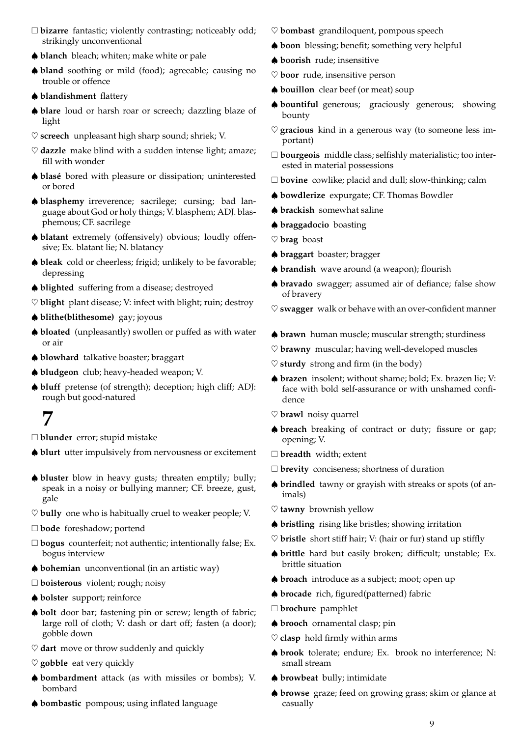□ **bizarre** fantastic; violently contrasting; noticeably odd; strikingly unconventional

♠ **blanch** bleach; whiten; make white or pale

♠ **bland** soothing or mild (food); agreeable; causing no trouble or offence

♠ **blandishment** flattery

♠ **blare** loud or harsh roar or screech; dazzling blaze of light

♡ **screech** unpleasant high sharp sound; shriek; V.

♡ **dazzle** make blind with a sudden intense light; amaze; fill with wonder

♠ **blasé** bored with pleasure or dissipation; uninterested or bored

♠ **blasphemy** irreverence; sacrilege; cursing; bad language about God or holy things; V. blasphem; ADJ. blasphemous; CF. sacrilege

♠ **blatant** extremely (offensively) obvious; loudly offensive; Ex. blatant lie; N. blatancy

♠ **bleak** cold or cheerless; frigid; unlikely to be favorable; depressing

♠ **blighted** suffering from a disease; destroyed

♡ **blight** plant disease; V: infect with blight; ruin; destroy

♠ **blithe(blithesome)** gay; joyous

♠ **bloated** (unpleasantly) swollen or puffed as with water or air

♠ **blowhard** talkative boaster; braggart

♠ **bludgeon** club; heavy-headed weapon; V.

♠ **bluff** pretense (of strength); deception; high cliff; ADJ: rough but good-natured

# 7

□ **blunder** error; stupid mistake

♠ **blurt** utter impulsively from nervousness or excitement

♠ **bluster** blow in heavy gusts; threaten emptily; bully; speak in a noisy or bullying manner; CF. breeze, gust, gale

♡ **bully** one who is habitually cruel to weaker people; V.

□ **bode** foreshadow; portend

□ **bogus** counterfeit; not authentic; intentionally false; Ex. bogus interview

♠ **bohemian** unconventional (in an artistic way)

□ **boisterous** violent; rough; noisy

♠ **bolster** support; reinforce

♠ **bolt** door bar; fastening pin or screw; length of fabric; large roll of cloth; V: dash or dart off; fasten (a door); gobble down

♡ **dart** move or throw suddenly and quickly

♡ **gobble** eat very quickly

♠ **bombardment** attack (as with missiles or bombs); V. bombard

♠ **bombastic** pompous; using inflated language

♡ **bombast** grandiloquent, pompous speech

♠ **boon** blessing; benefit; something very helpful

♠ **boorish** rude; insensitive

♡ **boor** rude, insensitive person

♠ **bouillon** clear beef (or meat) soup

♠ **bountiful** generous; graciously generous; showing bounty

♡ **gracious** kind in a generous way (to someone less important)

□ **bourgeois** middle class; selfishly materialistic; too interested in material possessions

□ **bovine** cowlike; placid and dull; slow-thinking; calm

♠ **bowdlerize** expurgate; CF. Thomas Bowdler

♠ **brackish** somewhat saline

♠ **braggadocio** boasting

♡ **brag** boast

♠ **braggart** boaster; bragger

♠ **brandish** wave around (a weapon); flourish

♠ **bravado** swagger; assumed air of defiance; false show of bravery

♡ **swagger** walk or behave with an over-confident manner

♠ **brawn** human muscle; muscular strength; sturdiness

♡ **brawny** muscular; having well-developed muscles

♡ **sturdy** strong and firm (in the body)

♠ **brazen** insolent; without shame; bold; Ex. brazen lie; V: face with bold self-assurance or with unshamed confidence

♡ **brawl** noisy quarrel

♠ **breach** breaking of contract or duty; fissure or gap; opening; V.

□ **breadth** width; extent

□ **brevity** conciseness; shortness of duration

♠ **brindled** tawny or grayish with streaks or spots (of animals)

♡ **tawny** brownish yellow

♠ **bristling** rising like bristles; showing irritation

♡ **bristle** short stiff hair; V: (hair or fur) stand up stiffly

♠ **brittle** hard but easily broken; difficult; unstable; Ex. brittle situation

♠ **broach** introduce as a subject; moot; open up

♠ **brocade** rich, figured(patterned) fabric

□ **brochure** pamphlet

♠ **brooch** ornamental clasp; pin

♡ **clasp** hold firmly within arms

♠ **brook** tolerate; endure; Ex. brook no interference; N: small stream

♠ **browbeat** bully; intimidate

♠ **browse** graze; feed on growing grass; skim or glance at casually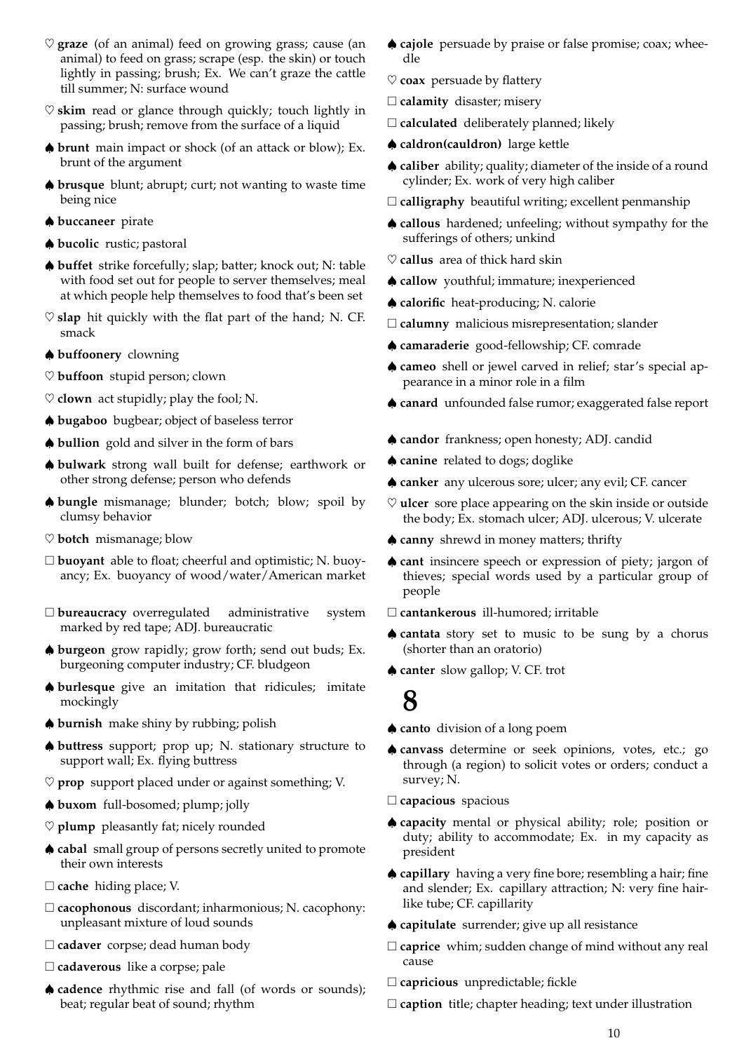♡ **graze** (of an animal) feed on growing grass; cause (an animal) to feed on grass; scrape (esp. the skin) or touch lightly in passing; brush; Ex. We can't graze the cattle till summer; N: surface wound

♡ **skim** read or glance through quickly; touch lightly in passing; brush; remove from the surface of a liquid

♠ **brunt** main impact or shock (of an attack or blow); Ex. brunt of the argument

♠ **brusque** blunt; abrupt; curt; not wanting to waste time being nice

♠ **buccaneer** pirate

♠ **bucolic** rustic; pastoral

♠ **buffet** strike forcefully; slap; batter; knock out; N: table with food set out for people to server themselves; meal at which people help themselves to food that's been set

♡ **slap** hit quickly with the flat part of the hand; N. CF. smack

♠ **buffoonery** clowning

♡ **buffoon** stupid person; clown

♡ **clown** act stupidly; play the fool; N.

♠ **bugaboo** bugbear; object of baseless terror

♠ **bullion** gold and silver in the form of bars

♠ **bulwark** strong wall built for defense; earthwork or other strong defense; person who defends

♠ **bungle** mismanage; blunder; botch; blow; spoil by clumsy behavior

♡ **botch** mismanage; blow

□ **buoyant** able to float; cheerful and optimistic; N. buoyancy; Ex. buoyancy of wood/water/American market

□ **bureaucracy** overregulated administrative system marked by red tape; ADJ. bureaucratic

♠ **burgeon** grow rapidly; grow forth; send out buds; Ex. burgeoning computer industry; CF. bludgeon

♠ **burlesque** give an imitation that ridicules; imitate mockingly

♠ **burnish** make shiny by rubbing; polish

♠ **buttress** support; prop up; N. stationary structure to support wall; Ex. flying buttress

♡ **prop** support placed under or against something; V.

♠ **buxom** full-bosomed; plump; jolly

♡ **plump** pleasantly fat; nicely rounded

♠ **cabal** small group of persons secretly united to promote their own interests

□ **cache** hiding place; V.

□ **cacophonous** discordant; inharmonious; N. cacophony: unpleasant mixture of loud sounds

□ **cadaver** corpse; dead human body

□ **cadaverous** like a corpse; pale

♠ **cadence** rhythmic rise and fall (of words or sounds); beat; regular beat of sound; rhythm

♠ **cajole** persuade by praise or false promise; coax; wheedle

♡ **coax** persuade by flattery

□ **calamity** disaster; misery

□ **calculated** deliberately planned; likely

♠ **caldron(cauldron)** large kettle

♠ **caliber** ability; quality; diameter of the inside of a round cylinder; Ex. work of very high caliber

□ **calligraphy** beautiful writing; excellent penmanship

♠ **callous** hardened; unfeeling; without sympathy for the sufferings of others; unkind

♡ **callus** area of thick hard skin

♠ **callow** youthful; immature; inexperienced

♠ **calorific** heat-producing; N. calorie

□ **calumny** malicious misrepresentation; slander

♠ **camaraderie** good-fellowship; CF. comrade

♠ **cameo** shell or jewel carved in relief; star's special appearance in a minor role in a film

♠ **canard** unfounded false rumor; exaggerated false report

♠ **candor** frankness; open honesty; ADJ. candid

♠ **canine** related to dogs; doglike

♠ **canker** any ulcerous sore; ulcer; any evil; CF. cancer

♡ **ulcer** sore place appearing on the skin inside or outside the body; Ex. stomach ulcer; ADJ. ulcerous; V. ulcerate

♠ **canny** shrewd in money matters; thrifty

♠ **cant** insincere speech or expression of piety; jargon of thieves; special words used by a particular group of people

□ **cantankerous** ill-humored; irritable

♠ **cantata** story set to music to be sung by a chorus (shorter than an oratorio)

♠ **canter** slow gallop; V. CF. trot

# 8

♠ **canto** division of a long poem

♠ **canvass** determine or seek opinions, votes, etc.; go through (a region) to solicit votes or orders; conduct a survey; N.

□ **capacious** spacious

♠ **capacity** mental or physical ability; role; position or duty; ability to accommodate; Ex. in my capacity as president

♠ **capillary** having a very fine bore; resembling a hair; fine and slender; Ex. capillary attraction; N: very fine hair-like tube; CF. capillarity

♠ **capitulate** surrender; give up all resistance

□ **caprice** whim; sudden change of mind without any real cause

□ **capricious** unpredictable; fickle

□ **caption** title; chapter heading; text under illustration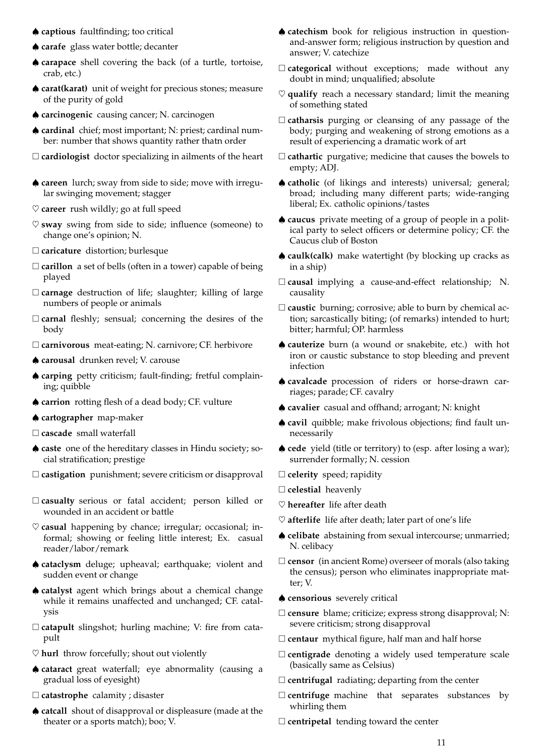♠ **captious** faultfinding; too critical

♠ **carafe** glass water bottle; decanter

♠ **carapace** shell covering the back (of a turtle, tortoise, crab, etc.)

♠ **carat(karat)** unit of weight for precious stones; measure of the purity of gold

♠ **carcinogenic** causing cancer; N. carcinogen

♠ **cardinal** chief; most important; N: priest; cardinal number: number that shows quantity rather thatn order

□ **cardiologist** doctor specializing in ailments of the heart

♠ **careen** lurch; sway from side to side; move with irregular swinging movement; stagger

♡ **career** rush wildly; go at full speed

♡ **sway** swing from side to side; influence (someone) to change one's opinion; N.

□ **caricature** distortion; burlesque

□ **carillon** a set of bells (often in a tower) capable of being played

□ **carnage** destruction of life; slaughter; killing of large numbers of people or animals

□ **carnal** fleshly; sensual; concerning the desires of the body

□ **carnivorous** meat-eating; N. carnivore; CF. herbivore

♠ **carousal** drunken revel; V. carouse

♠ **carping** petty criticism; fault-finding; fretful complaining; quibble

♠ **carrion** rotting flesh of a dead body; CF. vulture

♠ **cartographer** map-maker

□ **cascade** small waterfall

♠ **caste** one of the hereditary classes in Hindu society; social stratification; prestige

□ **castigation** punishment; severe criticism or disapproval

□ **casualty** serious or fatal accident; person killed or wounded in an accident or battle

♡ **casual** happening by chance; irregular; occasional; informal; showing or feeling little interest; Ex. casual reader/labor/remark

♠ **cataclysm** deluge; upheaval; earthquake; violent and sudden event or change

♠ **catalyst** agent which brings about a chemical change while it remains unaffected and unchanged; CF. catalysis

□ **catapult** slingshot; hurling machine; V: fire from catapult

♡ **hurl** throw forcefully; shout out violently

♠ **cataract** great waterfall; eye abnormality (causing a gradual loss of eyesight)

□ **catastrophe** calamity ; disaster

♠ **catcall** shout of disapproval or displeasure (made at the theater or a sports match); boo; V.

♠ **catechism** book for religious instruction in question-and-answer form; religious instruction by question and answer; V. catechize

□ **categorical** without exceptions; made without any doubt in mind; unqualified; absolute

♡ **qualify** reach a necessary standard; limit the meaning of something stated

□ **catharsis** purging or cleansing of any passage of the body; purging and weakening of strong emotions as a result of experiencing a dramatic work of art

□ **cathartic** purgative; medicine that causes the bowels to empty; ADJ.

♠ **catholic** (of likings and interests) universal; general; broad; including many different parts; wide-ranging liberal; Ex. catholic opinions/tastes

♠ **caucus** private meeting of a group of people in a political party to select officers or determine policy; CF. the Caucus club of Boston

♠ **caulk(calk)** make watertight (by blocking up cracks as in a ship)

□ **causal** implying a cause-and-effect relationship; N. causality

□ **caustic** burning; corrosive; able to burn by chemical action; sarcastically biting; (of remarks) intended to hurt; bitter; harmful; OP. harmless

♠ **cauterize** burn (a wound or snakebite, etc.) with hot iron or caustic substance to stop bleeding and prevent infection

♠ **cavalcade** procession of riders or horse-drawn carriages; parade; CF. cavalry

♠ **cavalier** casual and offhand; arrogant; N: knight

♠ **cavil** quibble; make frivolous objections; find fault unnecessarily

♠ **cede** yield (title or territory) to (esp. after losing a war); surrender formally; N. cession

□ **celerity** speed; rapidity

□ **celestial** heavenly

♡ **hereafter** life after death

♡ **afterlife** life after death; later part of one's life

♠ **celibate** abstaining from sexual intercourse; unmarried; N. celibacy

□ **censor** (in ancient Rome) overseer of morals (also taking the census); person who eliminates inappropriate matter; V.

♠ **censorious** severely critical

□ **censure** blame; criticize; express strong disapproval; N: severe criticism; strong disapproval

□ **centaur** mythical figure, half man and half horse

□ **centigrade** denoting a widely used temperature scale (basically same as Celsius)

□ **centrifugal** radiating; departing from the center

□ **centrifuge** machine that separates substances by whirling them

□ **centripetal** tending toward the center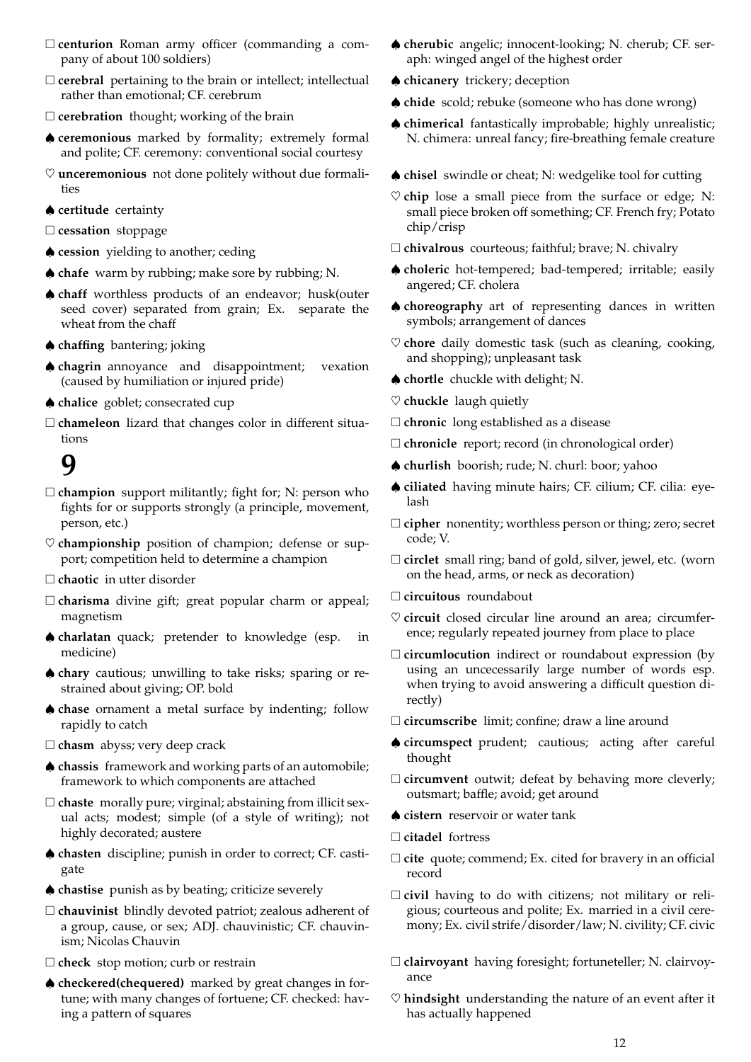□ **centurion** Roman army officer (commanding a company of about 100 soldiers)

□ **cerebral** pertaining to the brain or intellect; intellectual rather than emotional; CF. cerebrum

□ **cerebration** thought; working of the brain

♠ **ceremonious** marked by formality; extremely formal and polite; CF. ceremony: conventional social courtesy

♡ **unceremonious** not done politely without due formalities

♠ **certitude** certainty

□ **cessation** stoppage

♠ **cession** yielding to another; ceding

♠ **chafe** warm by rubbing; make sore by rubbing; N.

♠ **chaff** worthless products of an endeavor; husk(outer seed cover) separated from grain; Ex. separate the wheat from the chaff

♠ **chaffing** bantering; joking

♠ **chagrin** annoyance and disappointment; vexation (caused by humiliation or injured pride)

♠ **chalice** goblet; consecrated cup

□ **chameleon** lizard that changes color in different situations

# 9

□ **champion** support militantly; fight for; N: person who fights for or supports strongly (a principle, movement, person, etc.)

♡ **championship** position of champion; defense or support; competition held to determine a champion

□ **chaotic** in utter disorder

□ **charisma** divine gift; great popular charm or appeal; magnetism

♠ **charlatan** quack; pretender to knowledge (esp. in medicine)

♠ **chary** cautious; unwilling to take risks; sparing or restrained about giving; OP. bold

♠ **chase** ornament a metal surface by indenting; follow rapidly to catch

□ **chasm** abyss; very deep crack

♠ **chassis** framework and working parts of an automobile; framework to which components are attached

□ **chaste** morally pure; virginal; abstaining from illicit sexual acts; modest; simple (of a style of writing); not highly decorated; austere

♠ **chasten** discipline; punish in order to correct; CF. castigate

♠ **chastise** punish as by beating; criticize severely

□ **chauvinist** blindly devoted patriot; zealous adherent of a group, cause, or sex; ADJ. chauvinistic; CF. chauvinism; Nicolas Chauvin

□ **check** stop motion; curb or restrain

♠ **checkered(chequered)** marked by great changes in fortune; with many changes of fortuene; CF. checked: having a pattern of squares

♠ **cherubic** angelic; innocent-looking; N. cherub; CF. seraph: winged angel of the highest order

♠ **chicanery** trickery; deception

♠ **chide** scold; rebuke (someone who has done wrong)

♠ **chimerical** fantastically improbable; highly unrealistic; N. chimera: unreal fancy; fire-breathing female creature

♠ **chisel** swindle or cheat; N: wedgelike tool for cutting

♡ **chip** lose a small piece from the surface or edge; N: small piece broken off something; CF. French fry; Potato chip/crisp

□ **chivalrous** courteous; faithful; brave; N. chivalry

♠ **choleric** hot-tempered; bad-tempered; irritable; easily angered; CF. cholera

♠ **choreography** art of representing dances in written symbols; arrangement of dances

♡ **chore** daily domestic task (such as cleaning, cooking, and shopping); unpleasant task

♠ **chortle** chuckle with delight; N.

♡ **chuckle** laugh quietly

□ **chronic** long established as a disease

□ **chronicle** report; record (in chronological order)

♠ **churlish** boorish; rude; N. churl: boor; yahoo

♠ **ciliated** having minute hairs; CF. cilium; CF. cilia: eyelash

□ **cipher** nonentity; worthless person or thing; zero; secret code; V.

□ **circlet** small ring; band of gold, silver, jewel, etc. (worn on the head, arms, or neck as decoration)

□ **circuitous** roundabout

♡ **circuit** closed circular line around an area; circumference; regularly repeated journey from place to place

□ **circumlocution** indirect or roundabout expression (by using an uncecessarily large number of words esp. when trying to avoid answering a difficult question directly)

□ **circumscribe** limit; confine; draw a line around

♠ **circumspect** prudent; cautious; acting after careful thought

□ **circumvent** outwit; defeat by behaving more cleverly; outsmart; baffle; avoid; get around

♠ **cistern** reservoir or water tank

□ **citadel** fortress

□ **cite** quote; commend; Ex. cited for bravery in an official record

□ **civil** having to do with citizens; not military or religious; courteous and polite; Ex. married in a civil ceremony; Ex. civil strife/disorder/law; N. civility; CF. civic

□ **clairvoyant** having foresight; fortuneteller; N. clairvoyance

♡ **hindsight** understanding the nature of an event after it has actually happened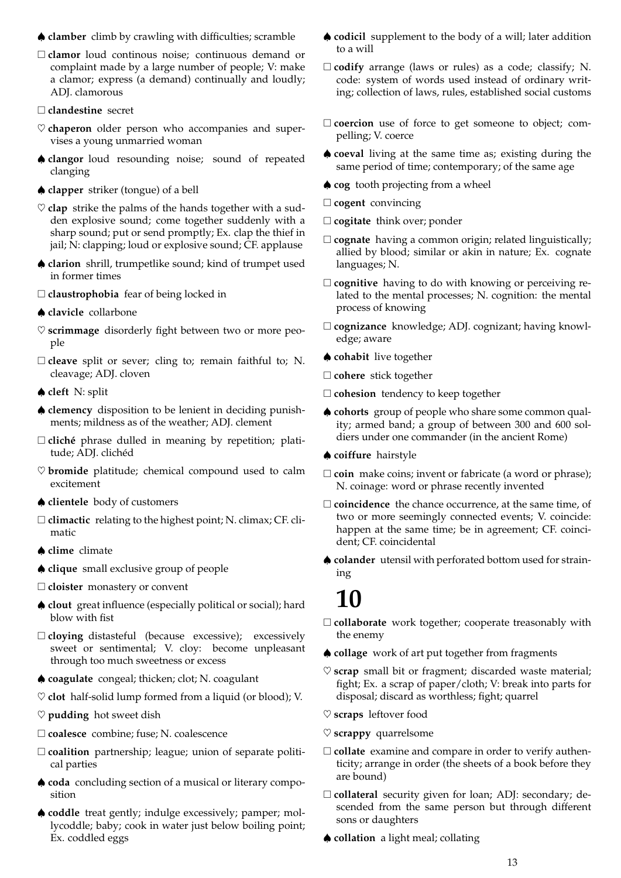♠ **clamber** climb by crawling with difficulties; scramble

□ **clamor** loud continous noise; continuous demand or complaint made by a large number of people; V: make a clamor; express (a demand) continually and loudly; ADJ. clamorous

□ **clandestine** secret

♡ **chaperon** older person who accompanies and supervises a young unmarried woman

♠ **clangor** loud resounding noise; sound of repeated clanging

♠ **clapper** striker (tongue) of a bell

♡ **clap** strike the palms of the hands together with a sudden explosive sound; come together suddenly with a sharp sound; put or send promptly; Ex. clap the thief in jail; N: clapping; loud or explosive sound; CF. applause

♠ **clarion** shrill, trumpetlike sound; kind of trumpet used in former times

□ **claustrophobia** fear of being locked in

♠ **clavicle** collarbone

♡ **scrimmage** disorderly fight between two or more people

□ **cleave** split or sever; cling to; remain faithful to; N. cleavage; ADJ. cloven

♠ **cleft** N: split

♠ **clemency** disposition to be lenient in deciding punishments; mildness as of the weather; ADJ. clement

□ **cliché** phrase dulled in meaning by repetition; platitude; ADJ. clichéd

♡ **bromide** platitude; chemical compound used to calm excitement

♠ **clientele** body of customers

□ **climactic** relating to the highest point; N. climax; CF. climatic

♠ **clime** climate

♠ **clique** small exclusive group of people

□ **cloister** monastery or convent

♠ **clout** great influence (especially political or social); hard blow with fist

□ **cloying** distasteful (because excessive); excessively sweet or sentimental; V. cloy: become unpleasant through too much sweetness or excess

♠ **coagulate** congeal; thicken; clot; N. coagulant

♡ **clot** half-solid lump formed from a liquid (or blood); V.

♡ **pudding** hot sweet dish

□ **coalesce** combine; fuse; N. coalescence

□ **coalition** partnership; league; union of separate political parties

♠ **coda** concluding section of a musical or literary composition

♠ **coddle** treat gently; indulge excessively; pamper; mollycoddle; baby; cook in water just below boiling point; Ex. coddled eggs

♠ **codicil** supplement to the body of a will; later addition to a will

□ **codify** arrange (laws or rules) as a code; classify; N. code: system of words used instead of ordinary writing; collection of laws, rules, established social customs

□ **coercion** use of force to get someone to object; compelling; V. coerce

♠ **coeval** living at the same time as; existing during the same period of time; contemporary; of the same age

♠ **cog** tooth projecting from a wheel

□ **cogent** convincing

□ **cogitate** think over; ponder

□ **cognate** having a common origin; related linguistically; allied by blood; similar or akin in nature; Ex. cognate languages; N.

□ **cognitive** having to do with knowing or perceiving related to the mental processes; N. cognition: the mental process of knowing

□ **cognizance** knowledge; ADJ. cognizant; having knowledge; aware

♠ **cohabit** live together

□ **cohere** stick together

□ **cohesion** tendency to keep together

♠ **cohorts** group of people who share some common quality; armed band; a group of between 300 and 600 soldiers under one commander (in the ancient Rome)

♠ **coiffure** hairstyle

□ **coin** make coins; invent or fabricate (a word or phrase); N. coinage: word or phrase recently invented

□ **coincidence** the chance occurrence, at the same time, of two or more seemingly connected events; V. coincide: happen at the same time; be in agreement; CF. coincident; CF. coincidental

♠ **colander** utensil with perforated bottom used for straining

# 10

□ **collaborate** work together; cooperate treasonably with the enemy

♠ **collage** work of art put together from fragments

♡ **scrap** small bit or fragment; discarded waste material; fight; Ex. a scrap of paper/cloth; V: break into parts for disposal; discard as worthless; fight; quarrel

♡ **scraps** leftover food

♡ **scrappy** quarrelsome

□ **collate** examine and compare in order to verify authenticity; arrange in order (the sheets of a book before they are bound)

□ **collateral** security given for loan; ADJ: secondary; descended from the same person but through different sons or daughters

♠ **collation** a light meal; collating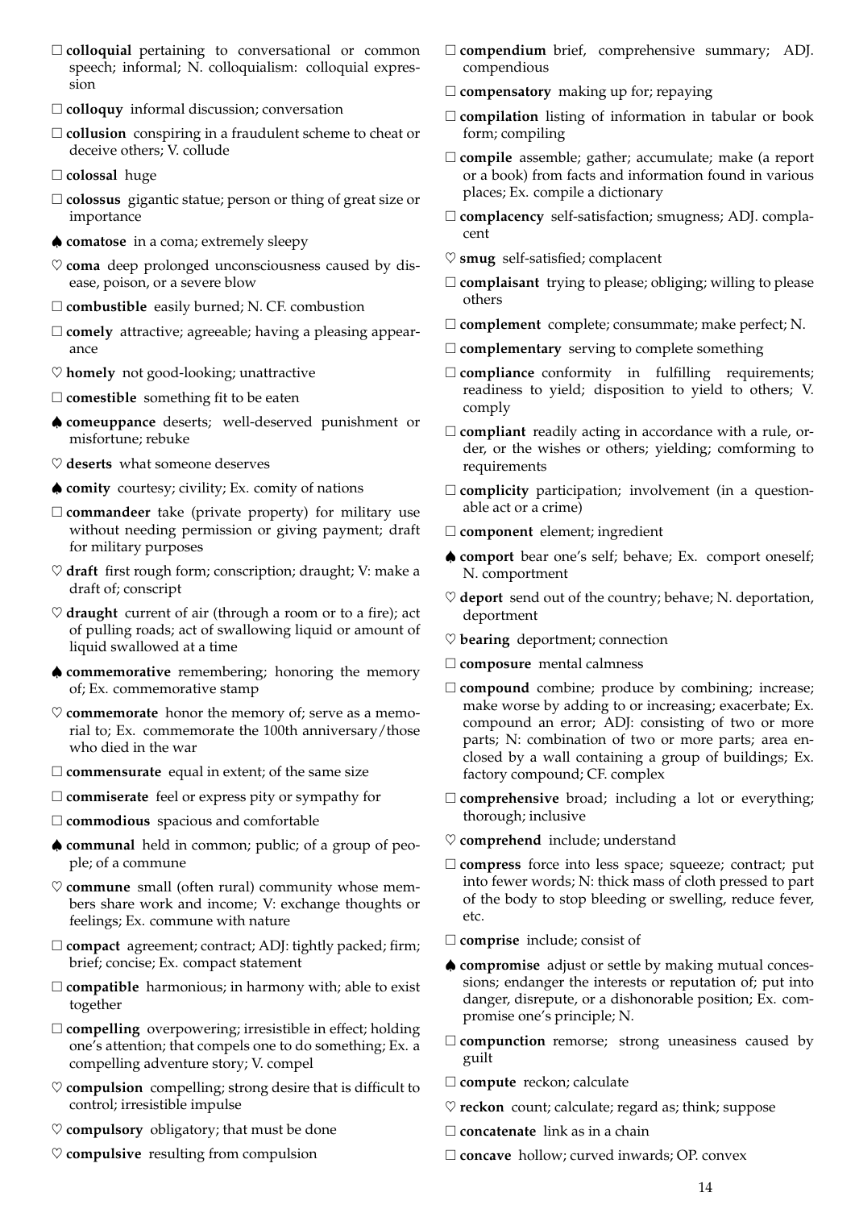- □ **colloquial** pertaining to conversational or common speech; informal; N. colloquialism: colloquial expression
- □ **colloquy** informal discussion; conversation
- □ **collusion** conspiring in a fraudulent scheme to cheat or deceive others; V. collude
- □ **colossal** huge
- □ **colossus** gigantic statue; person or thing of great size or importance
- ♠ **comatose** in a coma; extremely sleepy
- ♡ **coma** deep prolonged unconsciousness caused by disease, poison, or a severe blow
- □ **combustible** easily burned; N. CF. combustion
- □ **comely** attractive; agreeable; having a pleasing appearance
- ♡ **homely** not good-looking; unattractive
- □ **comestible** something fit to be eaten
- ♠ **comeuppance** deserts; well-deserved punishment or misfortune; rebuke
- ♡ **deserts** what someone deserves
- ♠ **comity** courtesy; civility; Ex. comity of nations
- □ **commandeer** take (private property) for military use without needing permission or giving payment; draft for military purposes
- ♡ **draft** first rough form; conscription; draught; V: make a draft of; conscript
- ♡ **draught** current of air (through a room or to a fire); act of pulling roads; act of swallowing liquid or amount of liquid swallowed at a time
- ♠ **commemorative** remembering; honoring the memory of; Ex. commemorative stamp
- ♡ **commemorate** honor the memory of; serve as a memorial to; Ex. commemorate the 100th anniversary/those who died in the war
- □ **commensurate** equal in extent; of the same size
- □ **commiserate** feel or express pity or sympathy for
- □ **commodious** spacious and comfortable
- ♠ **communal** held in common; public; of a group of people; of a commune
- ♡ **commune** small (often rural) community whose members share work and income; V: exchange thoughts or feelings; Ex. commune with nature
- □ **compact** agreement; contract; ADJ: tightly packed; firm; brief; concise; Ex. compact statement
- □ **compatible** harmonious; in harmony with; able to exist together
- □ **compelling** overpowering; irresistible in effect; holding one's attention; that compels one to do something; Ex. a compelling adventure story; V. compel
- ♡ **compulsion** compelling; strong desire that is difficult to control; irresistible impulse
- ♡ **compulsory** obligatory; that must be done
- ♡ **compulsive** resulting from compulsion
- □ **compendium** brief, comprehensive summary; ADJ. compendious
- □ **compensatory** making up for; repaying
- □ **compilation** listing of information in tabular or book form; compiling
- □ **compile** assemble; gather; accumulate; make (a report or a book) from facts and information found in various places; Ex. compile a dictionary
- □ **complacency** self-satisfaction; smugness; ADJ. complacent
- ♡ **smug** self-satisfied; complacent
- □ **complaisant** trying to please; obliging; willing to please others
- □ **complement** complete; consummate; make perfect; N.
- □ **complementary** serving to complete something
- □ **compliance** conformity in fulfilling requirements; readiness to yield; disposition to yield to others; V. comply
- □ **compliant** readily acting in accordance with a rule, order, or the wishes or others; yielding; comforming to requirements
- □ **complicity** participation; involvement (in a questionable act or a crime)
- □ **component** element; ingredient
- ♠ **comport** bear one's self; behave; Ex. comport oneself; N. comportment
- ♡ **deport** send out of the country; behave; N. deportation, deportment
- ♡ **bearing** deportment; connection
- □ **composure** mental calmness
- □ **compound** combine; produce by combining; increase; make worse by adding to or increasing; exacerbate; Ex. compound an error; ADJ: consisting of two or more parts; N: combination of two or more parts; area enclosed by a wall containing a group of buildings; Ex. factory compound; CF. complex
- □ **comprehensive** broad; including a lot or everything; thorough; inclusive
- ♡ **comprehend** include; understand
- □ **compress** force into less space; squeeze; contract; put into fewer words; N: thick mass of cloth pressed to part of the body to stop bleeding or swelling, reduce fever, etc.
- □ **comprise** include; consist of
- ♠ **compromise** adjust or settle by making mutual concessions; endanger the interests or reputation of; put into danger, disrepute, or a dishonorable position; Ex. compromise one's principle; N.
- □ **compunction** remorse; strong uneasiness caused by guilt
- □ **compute** reckon; calculate
- ♡ **reckon** count; calculate; regard as; think; suppose
- □ **concatenate** link as in a chain
- □ **concave** hollow; curved inwards; OP. convex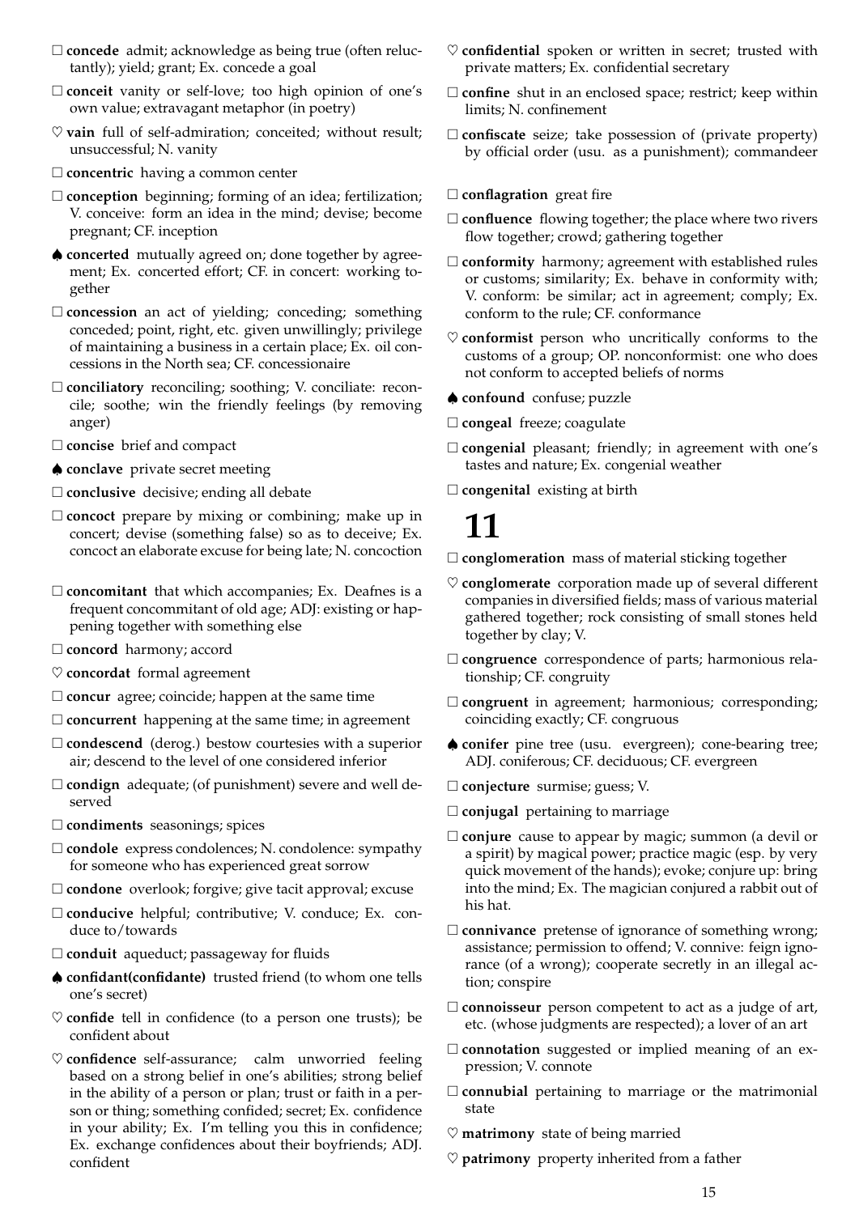□ **concede** admit; acknowledge as being true (often reluctantly); yield; grant; Ex. concede a goal

□ **conceit** vanity or self-love; too high opinion of one's own value; extravagant metaphor (in poetry)

♡ **vain** full of self-admiration; conceited; without result; unsuccessful; N. vanity

□ **concentric** having a common center

□ **conception** beginning; forming of an idea; fertilization; V. conceive: form an idea in the mind; devise; become pregnant; CF. inception

♠ **concerted** mutually agreed on; done together by agreement; Ex. concerted effort; CF. in concert: working together

□ **concession** an act of yielding; conceding; something conceded; point, right, etc. given unwillingly; privilege of maintaining a business in a certain place; Ex. oil concessions in the North sea; CF. concessionaire

□ **conciliatory** reconciling; soothing; V. conciliate: reconcile; soothe; win the friendly feelings (by removing anger)

□ **concise** brief and compact

♠ **conclave** private secret meeting

□ **conclusive** decisive; ending all debate

□ **concoct** prepare by mixing or combining; make up in concert; devise (something false) so as to deceive; Ex. concoct an elaborate excuse for being late; N. concoction

□ **concomitant** that which accompanies; Ex. Deafnes is a frequent concommitant of old age; ADJ: existing or happening together with something else

□ **concord** harmony; accord

♡ **concordat** formal agreement

□ **concur** agree; coincide; happen at the same time

□ **concurrent** happening at the same time; in agreement

□ **condescend** (derog.) bestow courtesies with a superior air; descend to the level of one considered inferior

□ **condign** adequate; (of punishment) severe and well deserved

□ **condiments** seasonings; spices

□ **condole** express condolences; N. condolence: sympathy for someone who has experienced great sorrow

□ **condone** overlook; forgive; give tacit approval; excuse

□ **conducive** helpful; contributive; V. conduce; Ex. conduce to/towards

□ **conduit** aqueduct; passageway for fluids

♠ **confidant(confidante)** trusted friend (to whom one tells one's secret)

♡ **confide** tell in confidence (to a person one trusts); be confident about

♡ **confidence** self-assurance; calm unworried feeling based on a strong belief in one's abilities; strong belief in the ability of a person or plan; trust or faith in a person or thing; something confided; secret; Ex. confidence in your ability; Ex. I'm telling you this in confidence; Ex. exchange confidences about their boyfriends; ADJ. confident

♡ **confidential** spoken or written in secret; trusted with private matters; Ex. confidential secretary

□ **confine** shut in an enclosed space; restrict; keep within limits; N. confinement

□ **confiscate** seize; take possession of (private property) by official order (usu. as a punishment); commandeer

□ **conflagration** great fire

□ **confluence** flowing together; the place where two rivers flow together; crowd; gathering together

□ **conformity** harmony; agreement with established rules or customs; similarity; Ex. behave in conformity with; V. conform: be similar; act in agreement; comply; Ex. conform to the rule; CF. conformance

♡ **conformist** person who uncritically conforms to the customs of a group; OP. nonconformist: one who does not conform to accepted beliefs of norms

♠ **confound** confuse; puzzle

□ **congeal** freeze; coagulate

□ **congenial** pleasant; friendly; in agreement with one's tastes and nature; Ex. congenial weather

□ **congenital** existing at birth

# 11

□ **conglomeration** mass of material sticking together

♡ **conglomerate** corporation made up of several different companies in diversified fields; mass of various material gathered together; rock consisting of small stones held together by clay; V.

□ **congruence** correspondence of parts; harmonious relationship; CF. congruity

□ **congruent** in agreement; harmonious; corresponding; coinciding exactly; CF. congruous

♠ **conifer** pine tree (usu. evergreen); cone-bearing tree; ADJ. coniferous; CF. deciduous; CF. evergreen

□ **conjecture** surmise; guess; V.

□ **conjugal** pertaining to marriage

□ **conjure** cause to appear by magic; summon (a devil or a spirit) by magical power; practice magic (esp. by very quick movement of the hands); evoke; conjure up: bring into the mind; Ex. The magician conjured a rabbit out of his hat.

□ **connivance** pretense of ignorance of something wrong; assistance; permission to offend; V. connive: feign ignorance (of a wrong); cooperate secretly in an illegal action; conspire

□ **connoisseur** person competent to act as a judge of art, etc. (whose judgments are respected); a lover of an art

□ **connotation** suggested or implied meaning of an expression; V. connote

□ **connubial** pertaining to marriage or the matrimonial state

♡ **matrimony** state of being married

♡ **patrimony** property inherited from a father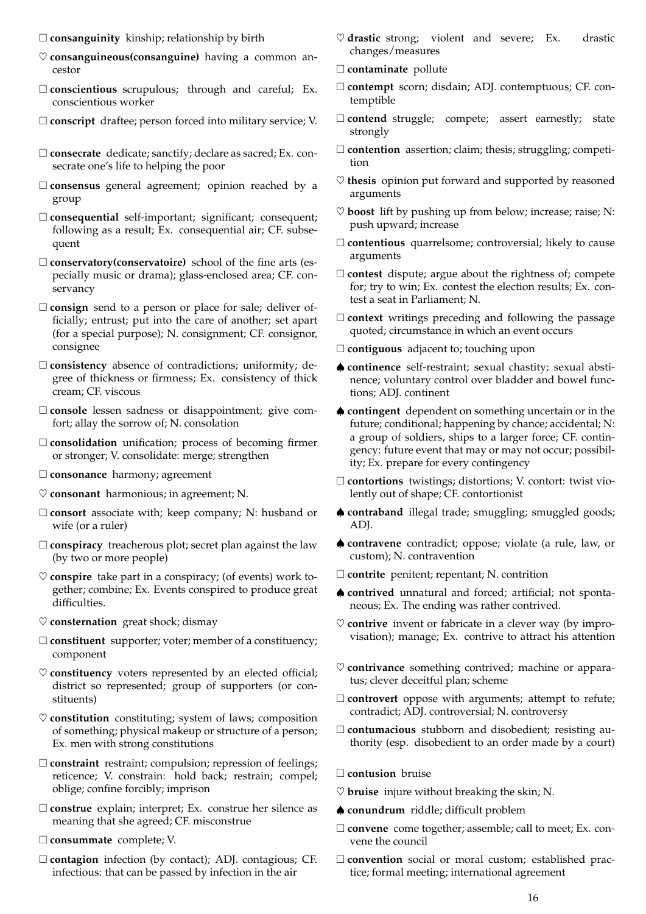□ **consanguinity** kinship; relationship by birth

♡ **consanguineous(consanguine)** having a common ancestor

□ **conscientious** scrupulous; through and careful; Ex. conscientious worker

□ **conscript** draftee; person forced into military service; V.

□ **consecrate** dedicate; sanctify; declare as sacred; Ex. consecrate one's life to helping the poor

□ **consensus** general agreement; opinion reached by a group

□ **consequential** self-important; significant; consequent; following as a result; Ex. consequential air; CF. subsequent

□ **conservatory(conservatoire)** school of the fine arts (especially music or drama); glass-enclosed area; CF. conservancy

□ **consign** send to a person or place for sale; deliver officially; entrust; put into the care of another; set apart (for a special purpose); N. consignment; CF. consignor, consignee

□ **consistency** absence of contradictions; uniformity; degree of thickness or firmness; Ex. consistency of thick cream; CF. viscous

□ **console** lessen sadness or disappointment; give comfort; allay the sorrow of; N. consolation

□ **consolidation** unification; process of becoming firmer or stronger; V. consolidate: merge; strengthen

□ **consonance** harmony; agreement

♡ **consonant** harmonious; in agreement; N.

□ **consort** associate with; keep company; N: husband or wife (or a ruler)

□ **conspiracy** treacherous plot; secret plan against the law (by two or more people)

♡ **conspire** take part in a conspiracy; (of events) work together; combine; Ex. Events conspired to produce great difficulties.

♡ **consternation** great shock; dismay

□ **constituent** supporter; voter; member of a constituency; component

♡ **constituency** voters represented by an elected official; district so represented; group of supporters (or constituents)

♡ **constitution** constituting; system of laws; composition of something; physical makeup or structure of a person; Ex. men with strong constitutions

□ **constraint** restraint; compulsion; repression of feelings; reticence; V. constrain: hold back; restrain; compel; oblige; confine forcibly; imprison

□ **construe** explain; interpret; Ex. construe her silence as meaning that she agreed; CF. misconstrue

□ **consummate** complete; V.

□ **contagion** infection (by contact); ADJ. contagious; CF. infectious: that can be passed by infection in the air

♡ **drastic** strong; violent and severe; Ex. drastic changes/measures

□ **contaminate** pollute

□ **contempt** scorn; disdain; ADJ. contemptuous; CF. contemptible

□ **contend** struggle; compete; assert earnestly; state strongly

□ **contention** assertion; claim; thesis; struggling; competition

♡ **thesis** opinion put forward and supported by reasoned arguments

♡ **boost** lift by pushing up from below; increase; raise; N: push upward; increase

□ **contentious** quarrelsome; controversial; likely to cause arguments

□ **contest** dispute; argue about the rightness of; compete for; try to win; Ex. contest the election results; Ex. contest a seat in Parliament; N.

□ **context** writings preceding and following the passage quoted; circumstance in which an event occurs

□ **contiguous** adjacent to; touching upon

♠ **continence** self-restraint; sexual chastity; sexual abstinence; voluntary control over bladder and bowel functions; ADJ. continent

♠ **contingent** dependent on something uncertain or in the future; conditional; happening by chance; accidental; N: a group of soldiers, ships to a larger force; CF. contingency: future event that may or may not occur; possibility; Ex. prepare for every contingency

□ **contortions** twistings; distortions; V. contort: twist violently out of shape; CF. contortionist

♠ **contraband** illegal trade; smuggling; smuggled goods; ADJ.

♠ **contravene** contradict; oppose; violate (a rule, law, or custom); N. contravention

□ **contrite** penitent; repentant; N. contrition

♠ **contrived** unnatural and forced; artificial; not spontaneous; Ex. The ending was rather contrived.

♡ **contrive** invent or fabricate in a clever way (by improvisation); manage; Ex. contrive to attract his attention

♡ **contrivance** something contrived; machine or apparatus; clever deceitful plan; scheme

□ **controvert** oppose with arguments; attempt to refute; contradict; ADJ. controversial; N. controversy

□ **contumacious** stubborn and disobedient; resisting authority (esp. disobedient to an order made by a court)

□ **contusion** bruise

♡ **bruise** injure without breaking the skin; N.

♠ **conundrum** riddle; difficult problem

□ **convene** come together; assemble; call to meet; Ex. convene the council

□ **convention** social or moral custom; established practice; formal meeting; international agreement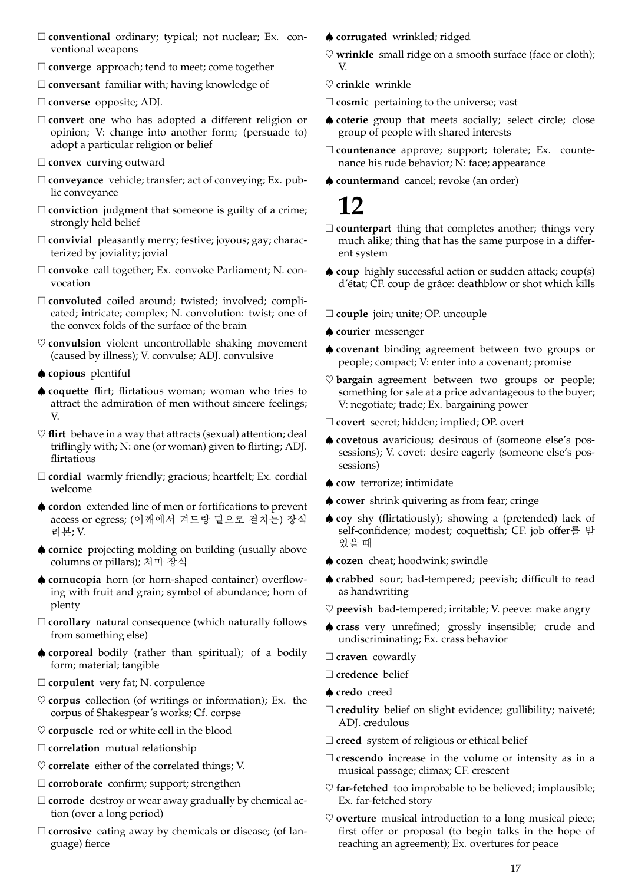- □ **conventional** ordinary; typical; not nuclear; Ex. conventional weapons
- □ **converge** approach; tend to meet; come together
- □ **conversant** familiar with; having knowledge of
- □ **converse** opposite; ADJ.
- □ **convert** one who has adopted a different religion or opinion; V: change into another form; (persuade to) adopt a particular religion or belief
- □ **convex** curving outward
- □ **conveyance** vehicle; transfer; act of conveying; Ex. public conveyance
- □ **conviction** judgment that someone is guilty of a crime; strongly held belief
- □ **convivial** pleasantly merry; festive; joyous; gay; characterized by joviality; jovial
- □ **convoke** call together; Ex. convoke Parliament; N. convocation
- □ **convoluted** coiled around; twisted; involved; complicated; intricate; complex; N. convolution: twist; one of the convex folds of the surface of the brain
- ♡ **convulsion** violent uncontrollable shaking movement (caused by illness); V. convulse; ADJ. convulsive
- ♠ **copious** plentiful
- ♠ **coquette** flirt; flirtatious woman; woman who tries to attract the admiration of men without sincere feelings; V.
- ♡ **flirt** behave in a way that attracts (sexual) attention; deal triflingly with; N: one (or woman) given to flirting; ADJ. flirtatious
- □ **cordial** warmly friendly; gracious; heartfelt; Ex. cordial welcome
- ♠ **cordon** extended line of men or fortifications to prevent access or egress; (어깨에서 겨드랑 밑으로 걸치는) 장식 리본; V.
- ♠ **cornice** projecting molding on building (usually above columns or pillars); 처마 장식
- ♠ **cornucopia** horn (or horn-shaped container) overflowing with fruit and grain; symbol of abundance; horn of plenty
- □ **corollary** natural consequence (which naturally follows from something else)
- ♠ **corporeal** bodily (rather than spiritual); of a bodily form; material; tangible
- □ **corpulent** very fat; N. corpulence
- ♡ **corpus** collection (of writings or information); Ex. the corpus of Shakespear's works; Cf. corpse
- ♡ **corpuscle** red or white cell in the blood
- □ **correlation** mutual relationship
- ♡ **correlate** either of the correlated things; V.
- □ **corroborate** confirm; support; strengthen
- □ **corrode** destroy or wear away gradually by chemical action (over a long period)
- □ **corrosive** eating away by chemicals or disease; (of language) fierce
- ♠ **corrugated** wrinkled; ridged
- ♡ **wrinkle** small ridge on a smooth surface (face or cloth); V.
- ♡ **crinkle** wrinkle
- □ **cosmic** pertaining to the universe; vast
- ♠ **coterie** group that meets socially; select circle; close group of people with shared interests
- □ **countenance** approve; support; tolerate; Ex. countenance his rude behavior; N: face; appearance
- ♠ **countermand** cancel; revoke (an order)

# 12

- □ **counterpart** thing that completes another; things very much alike; thing that has the same purpose in a different system
- ♠ **coup** highly successful action or sudden attack; coup(s) d'état; CF. coup de grâce: deathblow or shot which kills
- □ **couple** join; unite; OP. uncouple
- ♠ **courier** messenger
- ♠ **covenant** binding agreement between two groups or people; compact; V: enter into a covenant; promise
- ♡ **bargain** agreement between two groups or people; something for sale at a price advantageous to the buyer; V: negotiate; trade; Ex. bargaining power
- □ **covert** secret; hidden; implied; OP. overt
- ♠ **covetous** avaricious; desirous of (someone else's possessions); V. covet: desire eagerly (someone else's possessions)
- ♠ **cow** terrorize; intimidate
- ♠ **cower** shrink quivering as from fear; cringe
- ♠ **coy** shy (flirtatiously); showing a (pretended) lack of self-confidence; modest; coquettish; CF. job offer를 받았을 때
- ♠ **cozen** cheat; hoodwink; swindle
- ♠ **crabbed** sour; bad-tempered; peevish; difficult to read as handwriting
- ♡ **peevish** bad-tempered; irritable; V. peeve: make angry
- ♠ **crass** very unrefined; grossly insensible; crude and undiscriminating; Ex. crass behavior
- □ **craven** cowardly
- □ **credence** belief
- ♠ **credo** creed
- □ **credulity** belief on slight evidence; gullibility; naiveté; ADJ. credulous
- □ **creed** system of religious or ethical belief
- □ **crescendo** increase in the volume or intensity as in a musical passage; climax; CF. crescent
- ♡ **far-fetched** too improbable to be believed; implausible; Ex. far-fetched story
- ♡ **overture** musical introduction to a long musical piece; first offer or proposal (to begin talks in the hope of reaching an agreement); Ex. overtures for peace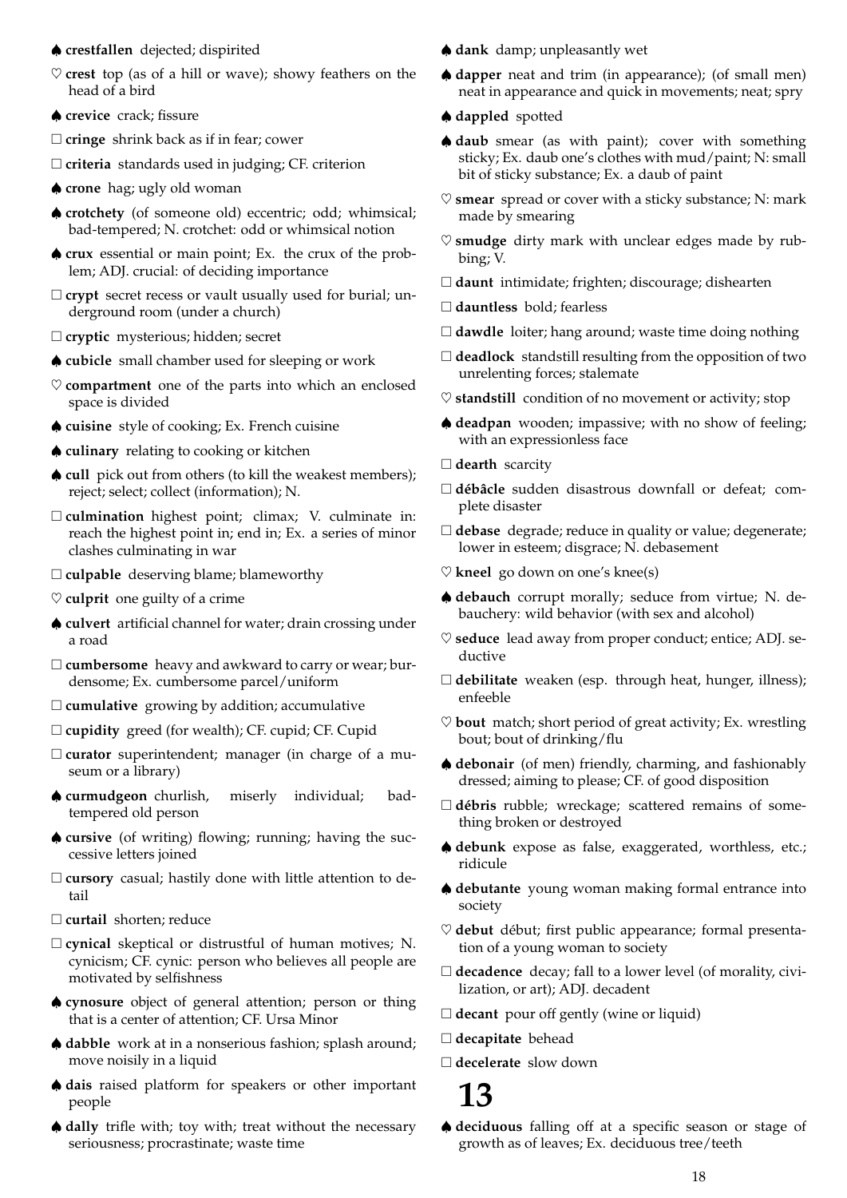♠ **crestfallen** dejected; dispirited

♡ **crest** top (as of a hill or wave); showy feathers on the head of a bird

♠ **crevice** crack; fissure

□ **cringe** shrink back as if in fear; cower

□ **criteria** standards used in judging; CF. criterion

♠ **crone** hag; ugly old woman

♠ **crotchety** (of someone old) eccentric; odd; whimsical; bad-tempered; N. crotchet: odd or whimsical notion

♠ **crux** essential or main point; Ex. the crux of the problem; ADJ. crucial: of deciding importance

□ **crypt** secret recess or vault usually used for burial; underground room (under a church)

□ **cryptic** mysterious; hidden; secret

♠ **cubicle** small chamber used for sleeping or work

♡ **compartment** one of the parts into which an enclosed space is divided

♠ **cuisine** style of cooking; Ex. French cuisine

♠ **culinary** relating to cooking or kitchen

♠ **cull** pick out from others (to kill the weakest members); reject; select; collect (information); N.

□ **culmination** highest point; climax; V. culminate in: reach the highest point in; end in; Ex. a series of minor clashes culminating in war

□ **culpable** deserving blame; blameworthy

♡ **culprit** one guilty of a crime

♠ **culvert** artificial channel for water; drain crossing under a road

□ **cumbersome** heavy and awkward to carry or wear; burdensome; Ex. cumbersome parcel/uniform

□ **cumulative** growing by addition; accumulative

□ **cupidity** greed (for wealth); CF. cupid; CF. Cupid

□ **curator** superintendent; manager (in charge of a museum or a library)

♠ **curmudgeon** churlish, miserly individual; bad-tempered old person

♠ **cursive** (of writing) flowing; running; having the successive letters joined

□ **cursory** casual; hastily done with little attention to detail

□ **curtail** shorten; reduce

□ **cynical** skeptical or distrustful of human motives; N. cynicism; CF. cynic: person who believes all people are motivated by selfishness

♠ **cynosure** object of general attention; person or thing that is a center of attention; CF. Ursa Minor

♠ **dabble** work at in a nonserious fashion; splash around; move noisily in a liquid

♠ **dais** raised platform for speakers or other important people

♠ **dally** trifle with; toy with; treat without the necessary seriousness; procrastinate; waste time

♠ **dank** damp; unpleasantly wet

♠ **dapper** neat and trim (in appearance); (of small men) neat in appearance and quick in movements; neat; spry

♠ **dappled** spotted

♠ **daub** smear (as with paint); cover with something sticky; Ex. daub one's clothes with mud/paint; N: small bit of sticky substance; Ex. a daub of paint

♡ **smear** spread or cover with a sticky substance; N: mark made by smearing

♡ **smudge** dirty mark with unclear edges made by rubbing; V.

□ **daunt** intimidate; frighten; discourage; dishearten

□ **dauntless** bold; fearless

□ **dawdle** loiter; hang around; waste time doing nothing

□ **deadlock** standstill resulting from the opposition of two unrelenting forces; stalemate

♡ **standstill** condition of no movement or activity; stop

♠ **deadpan** wooden; impassive; with no show of feeling; with an expressionless face

□ **dearth** scarcity

□ **débâcle** sudden disastrous downfall or defeat; complete disaster

□ **debase** degrade; reduce in quality or value; degenerate; lower in esteem; disgrace; N. debasement

♡ **kneel** go down on one's knee(s)

♠ **debauch** corrupt morally; seduce from virtue; N. debauchery: wild behavior (with sex and alcohol)

♡ **seduce** lead away from proper conduct; entice; ADJ. seductive

□ **debilitate** weaken (esp. through heat, hunger, illness); enfeeble

♡ **bout** match; short period of great activity; Ex. wrestling bout; bout of drinking/flu

♠ **debonair** (of men) friendly, charming, and fashionably dressed; aiming to please; CF. of good disposition

□ **débris** rubble; wreckage; scattered remains of something broken or destroyed

♠ **debunk** expose as false, exaggerated, worthless, etc.; ridicule

♠ **debutante** young woman making formal entrance into society

♡ **debut** début; first public appearance; formal presentation of a young woman to society

□ **decadence** decay; fall to a lower level (of morality, civilization, or art); ADJ. decadent

□ **decant** pour off gently (wine or liquid)

□ **decapitate** behead

□ **decelerate** slow down

# 13

♠ **deciduous** falling off at a specific season or stage of growth as of leaves; Ex. deciduous tree/teeth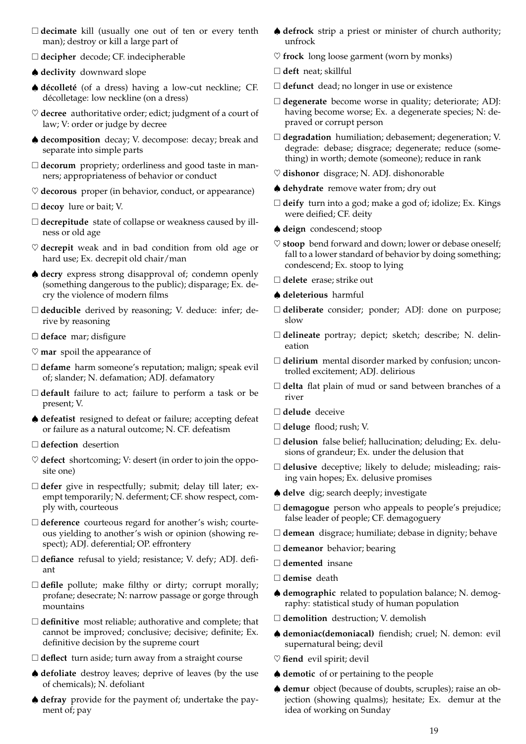□ **decimate** kill (usually one out of ten or every tenth man); destroy or kill a large part of

□ **decipher** decode; CF. indecipherable

♠ **declivity** downward slope

♠ **décolleté** (of a dress) having a low-cut neckline; CF. décolletage: low neckline (on a dress)

♡ **decree** authoritative order; edict; judgment of a court of law; V: order or judge by decree

♠ **decomposition** decay; V. decompose: decay; break and separate into simple parts

□ **decorum** propriety; orderliness and good taste in manners; appropriateness of behavior or conduct

♡ **decorous** proper (in behavior, conduct, or appearance)

□ **decoy** lure or bait; V.

□ **decrepitude** state of collapse or weakness caused by illness or old age

♡ **decrepit** weak and in bad condition from old age or hard use; Ex. decrepit old chair/man

♠ **decry** express strong disapproval of; condemn openly (something dangerous to the public); disparage; Ex. decry the violence of modern films

□ **deducible** derived by reasoning; V. deduce: infer; derive by reasoning

□ **deface** mar; disfigure

♡ **mar** spoil the appearance of

□ **defame** harm someone's reputation; malign; speak evil of; slander; N. defamation; ADJ. defamatory

□ **default** failure to act; failure to perform a task or be present; V.

♠ **defeatist** resigned to defeat or failure; accepting defeat or failure as a natural outcome; N. CF. defeatism

□ **defection** desertion

♡ **defect** shortcoming; V: desert (in order to join the opposite one)

□ **defer** give in respectfully; submit; delay till later; exempt temporarily; N. deferment; CF. show respect, comply with, courteous

□ **deference** courteous regard for another's wish; courteous yielding to another's wish or opinion (showing respect); ADJ. deferential; OP. effrontery

□ **defiance** refusal to yield; resistance; V. defy; ADJ. defiant

□ **defile** pollute; make filthy or dirty; corrupt morally; profane; desecrate; N: narrow passage or gorge through mountains

□ **definitive** most reliable; authorative and complete; that cannot be improved; conclusive; decisive; definite; Ex. definitive decision by the supreme court

□ **deflect** turn aside; turn away from a straight course

♠ **defoliate** destroy leaves; deprive of leaves (by the use of chemicals); N. defoliant

♠ **defray** provide for the payment of; undertake the payment of; pay

♠ **defrock** strip a priest or minister of church authority; unfrock

♡ **frock** long loose garment (worn by monks)

□ **deft** neat; skillful

□ **defunct** dead; no longer in use or existence

□ **degenerate** become worse in quality; deteriorate; ADJ: having become worse; Ex. a degenerate species; N: depraved or corrupt person

□ **degradation** humiliation; debasement; degeneration; V. degrade: debase; disgrace; degenerate; reduce (something) in worth; demote (someone); reduce in rank

♡ **dishonor** disgrace; N. ADJ. dishonorable

♠ **dehydrate** remove water from; dry out

□ **deify** turn into a god; make a god of; idolize; Ex. Kings were deified; CF. deity

♠ **deign** condescend; stoop

♡ **stoop** bend forward and down; lower or debase oneself; fall to a lower standard of behavior by doing something; condescend; Ex. stoop to lying

□ **delete** erase; strike out

♠ **deleterious** harmful

□ **deliberate** consider; ponder; ADJ: done on purpose; slow

□ **delineate** portray; depict; sketch; describe; N. delineation

□ **delirium** mental disorder marked by confusion; uncontrolled excitement; ADJ. delirious

□ **delta** flat plain of mud or sand between branches of a river

□ **delude** deceive

□ **deluge** flood; rush; V.

□ **delusion** false belief; hallucination; deluding; Ex. delusions of grandeur; Ex. under the delusion that

□ **delusive** deceptive; likely to delude; misleading; raising vain hopes; Ex. delusive promises

♠ **delve** dig; search deeply; investigate

□ **demagogue** person who appeals to people's prejudice; false leader of people; CF. demagoguery

□ **demean** disgrace; humiliate; debase in dignity; behave

□ **demeanor** behavior; bearing

□ **demented** insane

□ **demise** death

♠ **demographic** related to population balance; N. demography: statistical study of human population

□ **demolition** destruction; V. demolish

♠ **demoniac(demoniacal)** fiendish; cruel; N. demon: evil supernatural being; devil

♡ **fiend** evil spirit; devil

♠ **demotic** of or pertaining to the people

♠ **demur** object (because of doubts, scruples); raise an objection (showing qualms); hesitate; Ex. demur at the idea of working on Sunday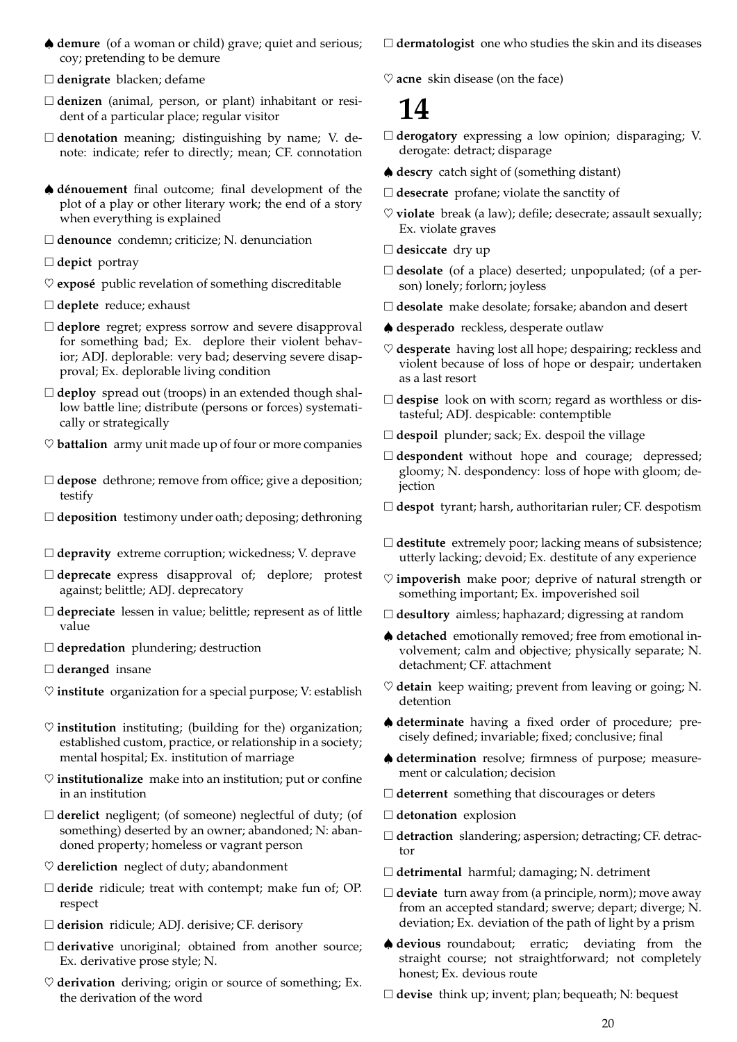♠ **demure** (of a woman or child) grave; quiet and serious; coy; pretending to be demure

□ **denigrate** blacken; defame

□ **denizen** (animal, person, or plant) inhabitant or resident of a particular place; regular visitor

□ **denotation** meaning; distinguishing by name; V. denote: indicate; refer to directly; mean; CF. connotation

♠ **dénouement** final outcome; final development of the plot of a play or other literary work; the end of a story when everything is explained

□ **denounce** condemn; criticize; N. denunciation

□ **depict** portray

♡ **exposé** public revelation of something discreditable

□ **deplete** reduce; exhaust

□ **deplore** regret; express sorrow and severe disapproval for something bad; Ex. deplore their violent behavior; ADJ. deplorable: very bad; deserving severe disapproval; Ex. deplorable living condition

□ **deploy** spread out (troops) in an extended though shallow battle line; distribute (persons or forces) systematically or strategically

♡ **battalion** army unit made up of four or more companies

□ **depose** dethrone; remove from office; give a deposition; testify

□ **deposition** testimony under oath; deposing; dethroning

□ **depravity** extreme corruption; wickedness; V. deprave

□ **deprecate** express disapproval of; deplore; protest against; belittle; ADJ. deprecatory

□ **depreciate** lessen in value; belittle; represent as of little value

□ **depredation** plundering; destruction

□ **deranged** insane

♡ **institute** organization for a special purpose; V: establish

♡ **institution** instituting; (building for the) organization; established custom, practice, or relationship in a society; mental hospital; Ex. institution of marriage

♡ **institutionalize** make into an institution; put or confine in an institution

□ **derelict** negligent; (of someone) neglectful of duty; (of something) deserted by an owner; abandoned; N: abandoned property; homeless or vagrant person

♡ **dereliction** neglect of duty; abandonment

□ **deride** ridicule; treat with contempt; make fun of; OP. respect

□ **derision** ridicule; ADJ. derisive; CF. derisory

□ **derivative** unoriginal; obtained from another source; Ex. derivative prose style; N.

♡ **derivation** deriving; origin or source of something; Ex. the derivation of the word

□ **dermatologist** one who studies the skin and its diseases

♡ **acne** skin disease (on the face)

# 14

□ **derogatory** expressing a low opinion; disparaging; V. derogate: detract; disparage

♠ **descry** catch sight of (something distant)

□ **desecrate** profane; violate the sanctity of

♡ **violate** break (a law); defile; desecrate; assault sexually; Ex. violate graves

□ **desiccate** dry up

□ **desolate** (of a place) deserted; unpopulated; (of a person) lonely; forlorn; joyless

□ **desolate** make desolate; forsake; abandon and desert

♠ **desperado** reckless, desperate outlaw

♡ **desperate** having lost all hope; despairing; reckless and violent because of loss of hope or despair; undertaken as a last resort

□ **despise** look on with scorn; regard as worthless or distasteful; ADJ. despicable: contemptible

□ **despoil** plunder; sack; Ex. despoil the village

□ **despondent** without hope and courage; depressed; gloomy; N. despondency: loss of hope with gloom; dejection

□ **despot** tyrant; harsh, authoritarian ruler; CF. despotism

□ **destitute** extremely poor; lacking means of subsistence; utterly lacking; devoid; Ex. destitute of any experience

♡ **impoverish** make poor; deprive of natural strength or something important; Ex. impoverished soil

□ **desultory** aimless; haphazard; digressing at random

♠ **detached** emotionally removed; free from emotional involvement; calm and objective; physically separate; N. detachment; CF. attachment

♡ **detain** keep waiting; prevent from leaving or going; N. detention

♠ **determinate** having a fixed order of procedure; precisely defined; invariable; fixed; conclusive; final

♠ **determination** resolve; firmness of purpose; measurement or calculation; decision

□ **deterrent** something that discourages or deters

□ **detonation** explosion

□ **detraction** slandering; aspersion; detracting; CF. detractor

□ **detrimental** harmful; damaging; N. detriment

□ **deviate** turn away from (a principle, norm); move away from an accepted standard; swerve; depart; diverge; N. deviation; Ex. deviation of the path of light by a prism

♠ **devious** roundabout; erratic; deviating from the straight course; not straightforward; not completely honest; Ex. devious route

□ **devise** think up; invent; plan; bequeath; N: bequest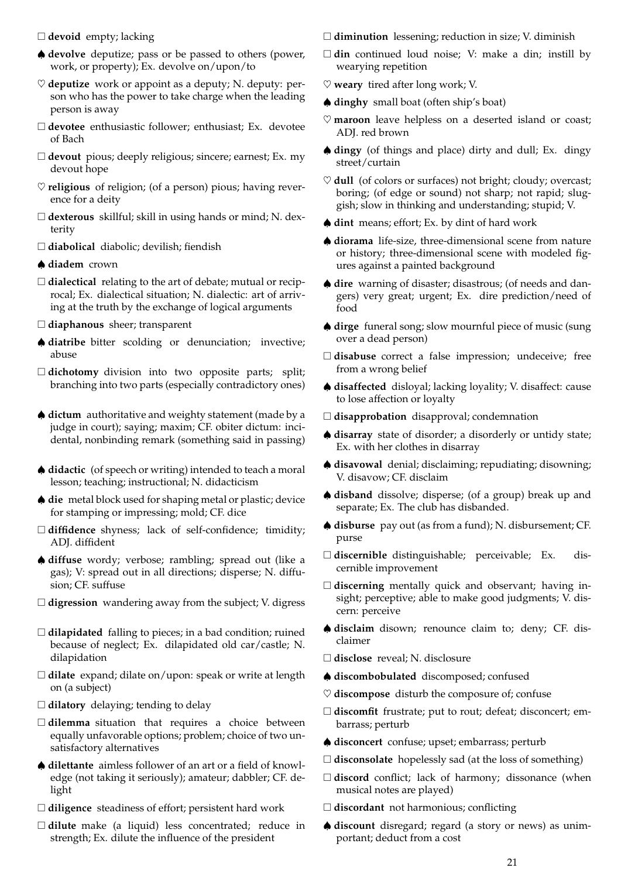□ **devoid** empty; lacking

♠ **devolve** deputize; pass or be passed to others (power, work, or property); Ex. devolve on/upon/to

♡ **deputize** work or appoint as a deputy; N. deputy: person who has the power to take charge when the leading person is away

□ **devotee** enthusiastic follower; enthusiast; Ex. devotee of Bach

□ **devout** pious; deeply religious; sincere; earnest; Ex. my devout hope

♡ **religious** of religion; (of a person) pious; having reverence for a deity

□ **dexterous** skillful; skill in using hands or mind; N. dexterity

□ **diabolical** diabolic; devilish; fiendish

♠ **diadem** crown

□ **dialectical** relating to the art of debate; mutual or reciprocal; Ex. dialectical situation; N. dialectic: art of arriving at the truth by the exchange of logical arguments

□ **diaphanous** sheer; transparent

♠ **diatribe** bitter scolding or denunciation; invective; abuse

□ **dichotomy** division into two opposite parts; split; branching into two parts (especially contradictory ones)

♠ **dictum** authoritative and weighty statement (made by a judge in court); saying; maxim; CF. obiter dictum: incidental, nonbinding remark (something said in passing)

♠ **didactic** (of speech or writing) intended to teach a moral lesson; teaching; instructional; N. didacticism

♠ **die** metal block used for shaping metal or plastic; device for stamping or impressing; mold; CF. dice

□ **diffidence** shyness; lack of self-confidence; timidity; ADJ. diffident

♠ **diffuse** wordy; verbose; rambling; spread out (like a gas); V: spread out in all directions; disperse; N. diffusion; CF. suffuse

□ **digression** wandering away from the subject; V. digress

□ **dilapidated** falling to pieces; in a bad condition; ruined because of neglect; Ex. dilapidated old car/castle; N. dilapidation

□ **dilate** expand; dilate on/upon: speak or write at length on (a subject)

□ **dilatory** delaying; tending to delay

□ **dilemma** situation that requires a choice between equally unfavorable options; problem; choice of two unsatisfactory alternatives

♠ **dilettante** aimless follower of an art or a field of knowledge (not taking it seriously); amateur; dabbler; CF. delight

□ **diligence** steadiness of effort; persistent hard work

□ **dilute** make (a liquid) less concentrated; reduce in strength; Ex. dilute the influence of the president

□ **diminution** lessening; reduction in size; V. diminish

□ **din** continued loud noise; V: make a din; instill by wearying repetition

♡ **weary** tired after long work; V.

♠ **dinghy** small boat (often ship's boat)

♡ **maroon** leave helpless on a deserted island or coast; ADJ. red brown

♠ **dingy** (of things and place) dirty and dull; Ex. dingy street/curtain

♡ **dull** (of colors or surfaces) not bright; cloudy; overcast; boring; (of edge or sound) not sharp; not rapid; sluggish; slow in thinking and understanding; stupid; V.

♠ **dint** means; effort; Ex. by dint of hard work

♠ **diorama** life-size, three-dimensional scene from nature or history; three-dimensional scene with modeled figures against a painted background

♠ **dire** warning of disaster; disastrous; (of needs and dangers) very great; urgent; Ex. dire prediction/need of food

♠ **dirge** funeral song; slow mournful piece of music (sung over a dead person)

□ **disabuse** correct a false impression; undeceive; free from a wrong belief

♠ **disaffected** disloyal; lacking loyality; V. disaffect: cause to lose affection or loyalty

□ **disapprobation** disapproval; condemnation

♠ **disarray** state of disorder; a disorderly or untidy state; Ex. with her clothes in disarray

♠ **disavowal** denial; disclaiming; repudiating; disowning; V. disavow; CF. disclaim

♠ **disband** dissolve; disperse; (of a group) break up and separate; Ex. The club has disbanded.

♠ **disburse** pay out (as from a fund); N. disbursement; CF. purse

□ **discernible** distinguishable; perceivable; Ex. discernible improvement

□ **discerning** mentally quick and observant; having insight; perceptive; able to make good judgments; V. discern: perceive

♠ **disclaim** disown; renounce claim to; deny; CF. disclaimer

□ **disclose** reveal; N. disclosure

♠ **discombobulated** discomposed; confused

♡ **discompose** disturb the composure of; confuse

□ **discomfit** frustrate; put to rout; defeat; disconcert; embarrass; perturb

♠ **disconcert** confuse; upset; embarrass; perturb

□ **disconsolate** hopelessly sad (at the loss of something)

□ **discord** conflict; lack of harmony; dissonance (when musical notes are played)

□ **discordant** not harmonious; conflicting

♠ **discount** disregard; regard (a story or news) as unimportant; deduct from a cost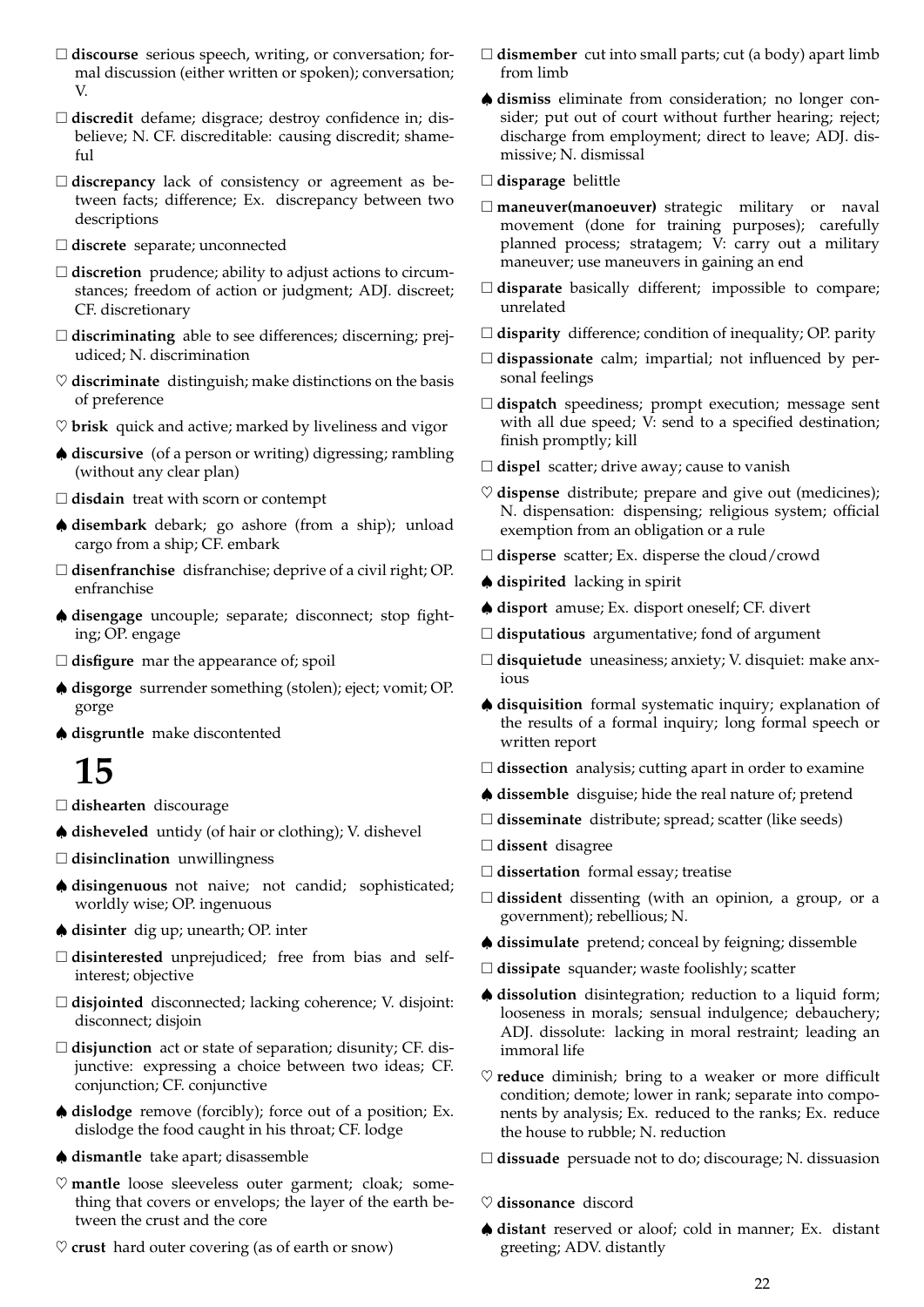□ **discourse** serious speech, writing, or conversation; formal discussion (either written or spoken); conversation; V.

□ **discredit** defame; disgrace; destroy confidence in; disbelieve; N. CF. discreditable: causing discredit; shameful

□ **discrepancy** lack of consistency or agreement as between facts; difference; Ex. discrepancy between two descriptions

□ **discrete** separate; unconnected

□ **discretion** prudence; ability to adjust actions to circumstances; freedom of action or judgment; ADJ. discreet; CF. discretionary

□ **discriminating** able to see differences; discerning; prejudiced; N. discrimination

♡ **discriminate** distinguish; make distinctions on the basis of preference

♡ **brisk** quick and active; marked by liveliness and vigor

♠ **discursive** (of a person or writing) digressing; rambling (without any clear plan)

□ **disdain** treat with scorn or contempt

♠ **disembark** debark; go ashore (from a ship); unload cargo from a ship; CF. embark

□ **disenfranchise** disfranchise; deprive of a civil right; OP. enfranchise

♠ **disengage** uncouple; separate; disconnect; stop fighting; OP. engage

□ **disfigure** mar the appearance of; spoil

♠ **disgorge** surrender something (stolen); eject; vomit; OP. gorge

♠ **disgruntle** make discontented

# 15

□ **dishearten** discourage

♠ **disheveled** untidy (of hair or clothing); V. dishevel

□ **disinclination** unwillingness

♠ **disingenuous** not naive; not candid; sophisticated; worldly wise; OP. ingenuous

♠ **disinter** dig up; unearth; OP. inter

□ **disinterested** unprejudiced; free from bias and self-interest; objective

□ **disjointed** disconnected; lacking coherence; V. disjoint: disconnect; disjoin

□ **disjunction** act or state of separation; disunity; CF. disjunctive: expressing a choice between two ideas; CF. conjunction; CF. conjunctive

♠ **dislodge** remove (forcibly); force out of a position; Ex. dislodge the food caught in his throat; CF. lodge

♠ **dismantle** take apart; disassemble

♡ **mantle** loose sleeveless outer garment; cloak; something that covers or envelops; the layer of the earth between the crust and the core

♡ **crust** hard outer covering (as of earth or snow)

□ **dismember** cut into small parts; cut (a body) apart limb from limb

♠ **dismiss** eliminate from consideration; no longer consider; put out of court without further hearing; reject; discharge from employment; direct to leave; ADJ. dismissive; N. dismissal

□ **disparage** belittle

□ **maneuver(manoeuver)** strategic military or naval movement (done for training purposes); carefully planned process; stratagem; V: carry out a military maneuver; use maneuvers in gaining an end

□ **disparate** basically different; impossible to compare; unrelated

□ **disparity** difference; condition of inequality; OP. parity

□ **dispassionate** calm; impartial; not influenced by personal feelings

□ **dispatch** speediness; prompt execution; message sent with all due speed; V: send to a specified destination; finish promptly; kill

□ **dispel** scatter; drive away; cause to vanish

♡ **dispense** distribute; prepare and give out (medicines); N. dispensation: dispensing; religious system; official exemption from an obligation or a rule

□ **disperse** scatter; Ex. disperse the cloud/crowd

♠ **dispirited** lacking in spirit

♠ **disport** amuse; Ex. disport oneself; CF. divert

□ **disputatious** argumentative; fond of argument

□ **disquietude** uneasiness; anxiety; V. disquiet: make anxious

♠ **disquisition** formal systematic inquiry; explanation of the results of a formal inquiry; long formal speech or written report

□ **dissection** analysis; cutting apart in order to examine

♠ **dissemble** disguise; hide the real nature of; pretend

□ **disseminate** distribute; spread; scatter (like seeds)

□ **dissent** disagree

□ **dissertation** formal essay; treatise

□ **dissident** dissenting (with an opinion, a group, or a government); rebellious; N.

♠ **dissimulate** pretend; conceal by feigning; dissemble

□ **dissipate** squander; waste foolishly; scatter

♠ **dissolution** disintegration; reduction to a liquid form; looseness in morals; sensual indulgence; debauchery; ADJ. dissolute: lacking in moral restraint; leading an immoral life

♡ **reduce** diminish; bring to a weaker or more difficult condition; demote; lower in rank; separate into components by analysis; Ex. reduced to the ranks; Ex. reduce the house to rubble; N. reduction

□ **dissuade** persuade not to do; discourage; N. dissuasion

♡ **dissonance** discord

♠ **distant** reserved or aloof; cold in manner; Ex. distant greeting; ADV. distantly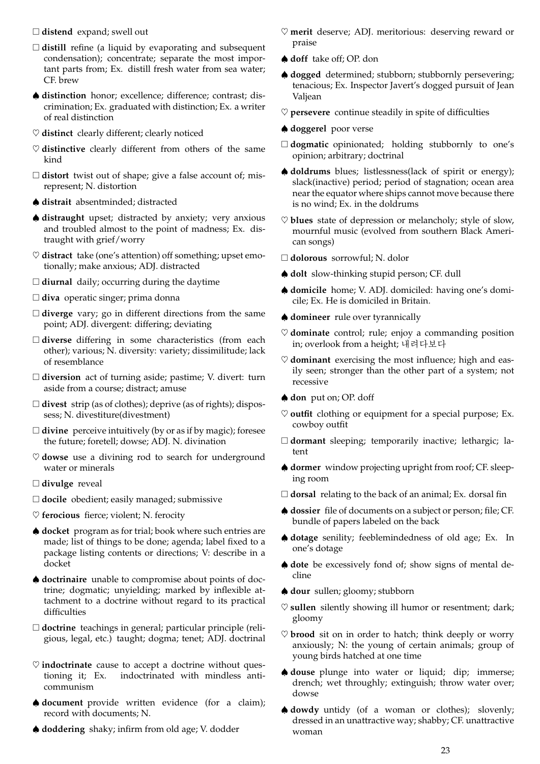□ **distend** expand; swell out

□ **distill** refine (a liquid by evaporating and subsequent condensation); concentrate; separate the most important parts from; Ex. distill fresh water from sea water; CF. brew

♠ **distinction** honor; excellence; difference; contrast; discrimination; Ex. graduated with distinction; Ex. a writer of real distinction

♡ **distinct** clearly different; clearly noticed

♡ **distinctive** clearly different from others of the same kind

□ **distort** twist out of shape; give a false account of; misrepresent; N. distortion

♠ **distrait** absentminded; distracted

♠ **distraught** upset; distracted by anxiety; very anxious and troubled almost to the point of madness; Ex. distraught with grief/worry

♡ **distract** take (one's attention) off something; upset emotionally; make anxious; ADJ. distracted

□ **diurnal** daily; occurring during the daytime

□ **diva** operatic singer; prima donna

□ **diverge** vary; go in different directions from the same point; ADJ. divergent: differing; deviating

□ **diverse** differing in some characteristics (from each other); various; N. diversity: variety; dissimilitude; lack of resemblance

□ **diversion** act of turning aside; pastime; V. divert: turn aside from a course; distract; amuse

□ **divest** strip (as of clothes); deprive (as of rights); dispossess; N. divestiture(divestment)

□ **divine** perceive intuitively (by or as if by magic); foresee the future; foretell; dowse; ADJ. N. divination

♡ **dowse** use a divining rod to search for underground water or minerals

□ **divulge** reveal

□ **docile** obedient; easily managed; submissive

♡ **ferocious** fierce; violent; N. ferocity

♠ **docket** program as for trial; book where such entries are made; list of things to be done; agenda; label fixed to a package listing contents or directions; V: describe in a docket

♠ **doctrinaire** unable to compromise about points of doctrine; dogmatic; unyielding; marked by inflexible attachment to a doctrine without regard to its practical difficulties

□ **doctrine** teachings in general; particular principle (religious, legal, etc.) taught; dogma; tenet; ADJ. doctrinal

♡ **indoctrinate** cause to accept a doctrine without questioning it; Ex. indoctrinated with mindless anticommunism

♠ **document** provide written evidence (for a claim); record with documents; N.

♠ **doddering** shaky; infirm from old age; V. dodder

♡ **merit** deserve; ADJ. meritorious: deserving reward or praise

♠ **doff** take off; OP. don

♠ **dogged** determined; stubborn; stubbornly persevering; tenacious; Ex. Inspector Javert's dogged pursuit of Jean Valjean

♡ **persevere** continue steadily in spite of difficulties

♠ **doggerel** poor verse

□ **dogmatic** opinionated; holding stubbornly to one's opinion; arbitrary; doctrinal

♠ **doldrums** blues; listlessness(lack of spirit or energy); slack(inactive) period; period of stagnation; ocean area near the equator where ships cannot move because there is no wind; Ex. in the doldrums

♡ **blues** state of depression or melancholy; style of slow, mournful music (evolved from southern Black American songs)

□ **dolorous** sorrowful; N. dolor

♠ **dolt** slow-thinking stupid person; CF. dull

♠ **domicile** home; V. ADJ. domiciled: having one's domicile; Ex. He is domiciled in Britain.

♠ **domineer** rule over tyrannically

♡ **dominate** control; rule; enjoy a commanding position in; overlook from a height; 내려다보다

♡ **dominant** exercising the most influence; high and easily seen; stronger than the other part of a system; not recessive

♠ **don** put on; OP. doff

♡ **outfit** clothing or equipment for a special purpose; Ex. cowboy outfit

□ **dormant** sleeping; temporarily inactive; lethargic; latent

♠ **dormer** window projecting upright from roof; CF. sleeping room

□ **dorsal** relating to the back of an animal; Ex. dorsal fin

♠ **dossier** file of documents on a subject or person; file; CF. bundle of papers labeled on the back

♠ **dotage** senility; feeblemindedness of old age; Ex. In one's dotage

♠ **dote** be excessively fond of; show signs of mental decline

♠ **dour** sullen; gloomy; stubborn

♡ **sullen** silently showing ill humor or resentment; dark; gloomy

♡ **brood** sit on in order to hatch; think deeply or worry anxiously; N: the young of certain animals; group of young birds hatched at one time

♠ **douse** plunge into water or liquid; dip; immerse; drench; wet throughly; extinguish; throw water over; dowse

♠ **dowdy** untidy (of a woman or clothes); slovenly; dressed in an unattractive way; shabby; CF. unattractive woman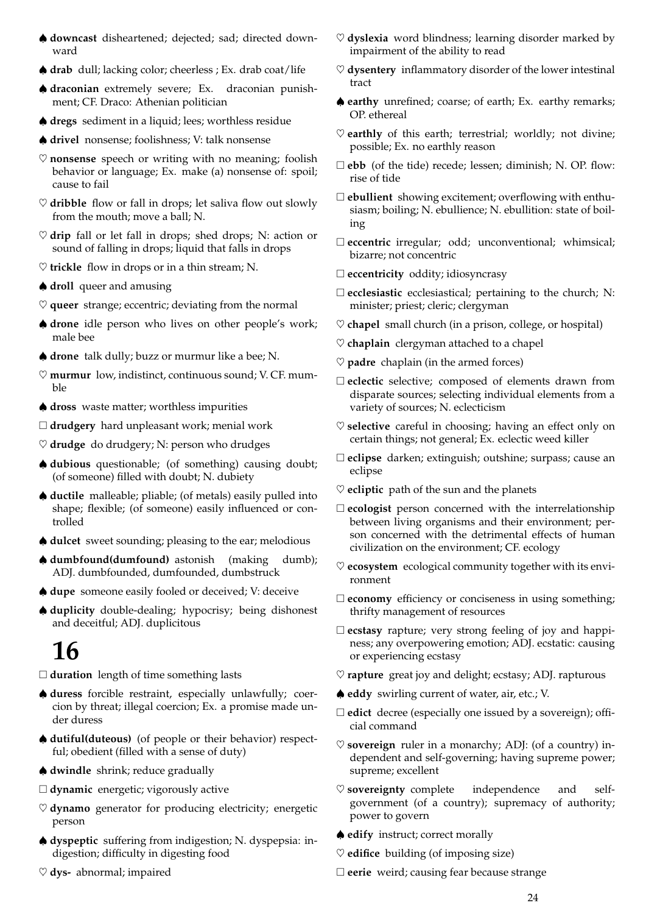♠ **downcast** disheartened; dejected; sad; directed downward

♠ **drab** dull; lacking color; cheerless ; Ex. drab coat/life

♠ **draconian** extremely severe; Ex. draconian punishment; CF. Draco: Athenian politician

♠ **dregs** sediment in a liquid; lees; worthless residue

♠ **drivel** nonsense; foolishness; V: talk nonsense

♡ **nonsense** speech or writing with no meaning; foolish behavior or language; Ex. make (a) nonsense of: spoil; cause to fail

♡ **dribble** flow or fall in drops; let saliva flow out slowly from the mouth; move a ball; N.

♡ **drip** fall or let fall in drops; shed drops; N: action or sound of falling in drops; liquid that falls in drops

♡ **trickle** flow in drops or in a thin stream; N.

♠ **droll** queer and amusing

♡ **queer** strange; eccentric; deviating from the normal

♠ **drone** idle person who lives on other people's work; male bee

♠ **drone** talk dully; buzz or murmur like a bee; N.

♡ **murmur** low, indistinct, continuous sound; V. CF. mumble

♠ **dross** waste matter; worthless impurities

□ **drudgery** hard unpleasant work; menial work

♡ **drudge** do drudgery; N: person who drudges

♠ **dubious** questionable; (of something) causing doubt; (of someone) filled with doubt; N. dubiety

♠ **ductile** malleable; pliable; (of metals) easily pulled into shape; flexible; (of someone) easily influenced or controlled

♠ **dulcet** sweet sounding; pleasing to the ear; melodious

♠ **dumbfound(dumfound)** astonish (making dumb); ADJ. dumbfounded, dumfounded, dumbstruck

♠ **dupe** someone easily fooled or deceived; V: deceive

♠ **duplicity** double-dealing; hypocrisy; being dishonest and deceitful; ADJ. duplicitous

# 16

□ **duration** length of time something lasts

♠ **duress** forcible restraint, especially unlawfully; coercion by threat; illegal coercion; Ex. a promise made under duress

♠ **dutiful(duteous)** (of people or their behavior) respectful; obedient (filled with a sense of duty)

♠ **dwindle** shrink; reduce gradually

□ **dynamic** energetic; vigorously active

♡ **dynamo** generator for producing electricity; energetic person

♠ **dyspeptic** suffering from indigestion; N. dyspepsia: indigestion; difficulty in digesting food

♡ **dys-** abnormal; impaired

♡ **dyslexia** word blindness; learning disorder marked by impairment of the ability to read

♡ **dysentery** inflammatory disorder of the lower intestinal tract

♠ **earthy** unrefined; coarse; of earth; Ex. earthy remarks; OP. ethereal

♡ **earthly** of this earth; terrestrial; worldly; not divine; possible; Ex. no earthly reason

□ **ebb** (of the tide) recede; lessen; diminish; N. OP. flow: rise of tide

□ **ebullient** showing excitement; overflowing with enthusiasm; boiling; N. ebullience; N. ebullition: state of boiling

□ **eccentric** irregular; odd; unconventional; whimsical; bizarre; not concentric

□ **eccentricity** oddity; idiosyncrasy

□ **ecclesiastic** ecclesiastical; pertaining to the church; N: minister; priest; cleric; clergyman

♡ **chapel** small church (in a prison, college, or hospital)

♡ **chaplain** clergyman attached to a chapel

♡ **padre** chaplain (in the armed forces)

□ **eclectic** selective; composed of elements drawn from disparate sources; selecting individual elements from a variety of sources; N. eclecticism

♡ **selective** careful in choosing; having an effect only on certain things; not general; Ex. eclectic weed killer

□ **eclipse** darken; extinguish; outshine; surpass; cause an eclipse

♡ **ecliptic** path of the sun and the planets

□ **ecologist** person concerned with the interrelationship between living organisms and their environment; person concerned with the detrimental effects of human civilization on the environment; CF. ecology

♡ **ecosystem** ecological community together with its environment

□ **economy** efficiency or conciseness in using something; thrifty management of resources

□ **ecstasy** rapture; very strong feeling of joy and happiness; any overpowering emotion; ADJ. ecstatic: causing or experiencing ecstasy

♡ **rapture** great joy and delight; ecstasy; ADJ. rapturous

♠ **eddy** swirling current of water, air, etc.; V.

□ **edict** decree (especially one issued by a sovereign); official command

♡ **sovereign** ruler in a monarchy; ADJ: (of a country) independent and self-governing; having supreme power; supreme; excellent

♡ **sovereignty** complete independence and self-government (of a country); supremacy of authority; power to govern

♠ **edify** instruct; correct morally

♡ **edifice** building (of imposing size)

□ **eerie** weird; causing fear because strange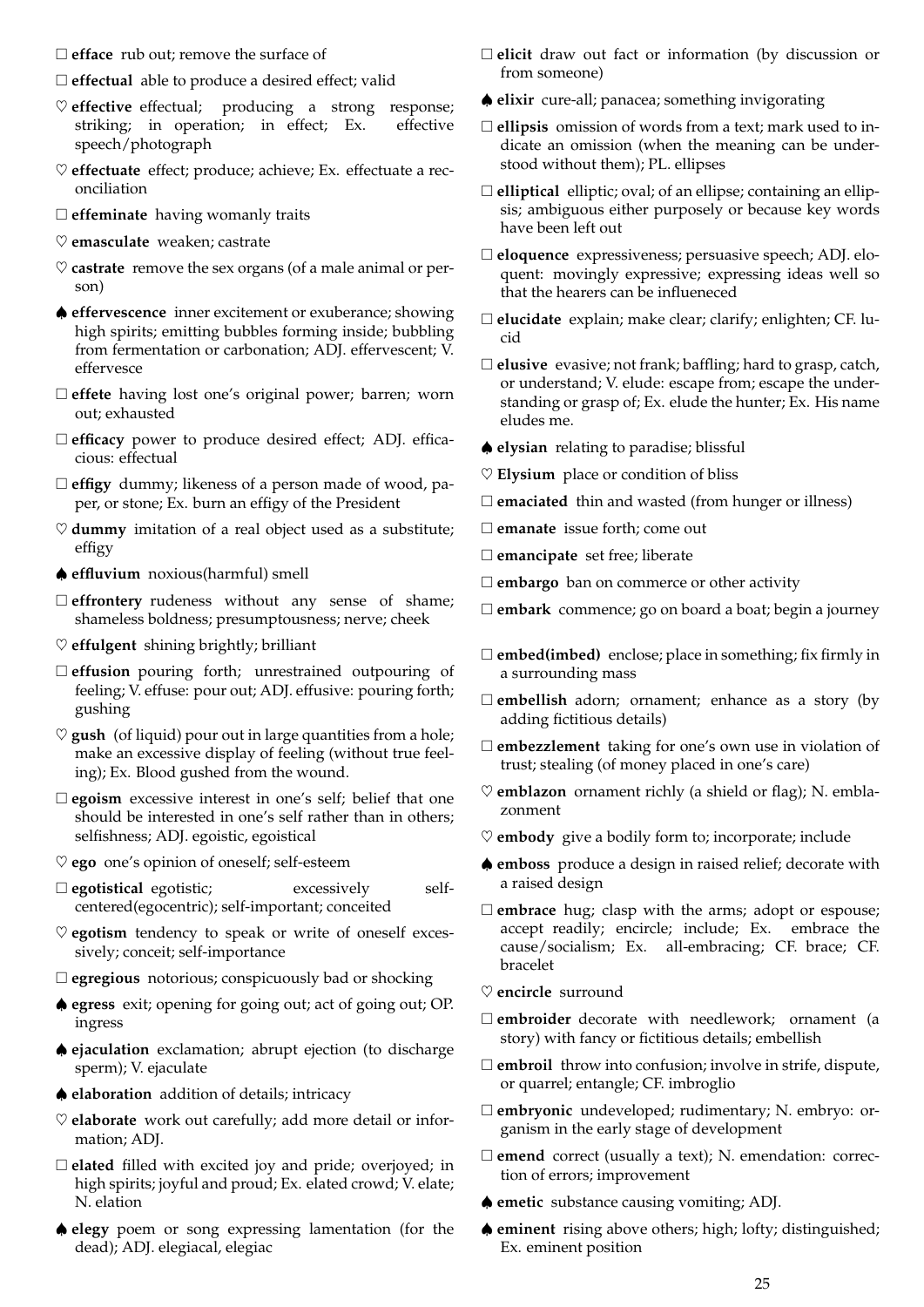□ **efface** rub out; remove the surface of

□ **effectual** able to produce a desired effect; valid

♡ **effective** effectual; producing a strong response; striking; in operation; in effect; Ex. effective speech/photograph

♡ **effectuate** effect; produce; achieve; Ex. effectuate a reconciliation

□ **effeminate** having womanly traits

♡ **emasculate** weaken; castrate

♡ **castrate** remove the sex organs (of a male animal or person)

♠ **effervescence** inner excitement or exuberance; showing high spirits; emitting bubbles forming inside; bubbling from fermentation or carbonation; ADJ. effervescent; V. effervesce

□ **effete** having lost one's original power; barren; worn out; exhausted

□ **efficacy** power to produce desired effect; ADJ. efficacious: effectual

□ **effigy** dummy; likeness of a person made of wood, paper, or stone; Ex. burn an effigy of the President

♡ **dummy** imitation of a real object used as a substitute; effigy

♠ **effluvium** noxious(harmful) smell

□ **effrontery** rudeness without any sense of shame; shameless boldness; presumptousness; nerve; cheek

♡ **effulgent** shining brightly; brilliant

□ **effusion** pouring forth; unrestrained outpouring of feeling; V. effuse: pour out; ADJ. effusive: pouring forth; gushing

♡ **gush** (of liquid) pour out in large quantities from a hole; make an excessive display of feeling (without true feeling); Ex. Blood gushed from the wound.

□ **egoism** excessive interest in one's self; belief that one should be interested in one's self rather than in others; selfishness; ADJ. egoistic, egoistical

♡ **ego** one's opinion of oneself; self-esteem

□ **egotistical** egotistic; excessively self-centered(egocentric); self-important; conceited

♡ **egotism** tendency to speak or write of oneself excessively; conceit; self-importance

□ **egregious** notorious; conspicuously bad or shocking

♠ **egress** exit; opening for going out; act of going out; OP. ingress

♠ **ejaculation** exclamation; abrupt ejection (to discharge sperm); V. ejaculate

♠ **elaboration** addition of details; intricacy

♡ **elaborate** work out carefully; add more detail or information; ADJ.

□ **elated** filled with excited joy and pride; overjoyed; in high spirits; joyful and proud; Ex. elated crowd; V. elate; N. elation

♠ **elegy** poem or song expressing lamentation (for the dead); ADJ. elegiacal, elegiac

□ **elicit** draw out fact or information (by discussion or from someone)

♠ **elixir** cure-all; panacea; something invigorating

□ **ellipsis** omission of words from a text; mark used to indicate an omission (when the meaning can be understood without them); PL. ellipses

□ **elliptical** elliptic; oval; of an ellipse; containing an ellipsis; ambiguous either purposely or because key words have been left out

□ **eloquence** expressiveness; persuasive speech; ADJ. eloquent: movingly expressive; expressing ideas well so that the hearers can be influeneced

□ **elucidate** explain; make clear; clarify; enlighten; CF. lucid

□ **elusive** evasive; not frank; baffling; hard to grasp, catch, or understand; V. elude: escape from; escape the understanding or grasp of; Ex. elude the hunter; Ex. His name eludes me.

♠ **elysian** relating to paradise; blissful

♡ **Elysium** place or condition of bliss

□ **emaciated** thin and wasted (from hunger or illness)

□ **emanate** issue forth; come out

□ **emancipate** set free; liberate

□ **embargo** ban on commerce or other activity

□ **embark** commence; go on board a boat; begin a journey

□ **embed(imbed)** enclose; place in something; fix firmly in a surrounding mass

□ **embellish** adorn; ornament; enhance as a story (by adding fictitious details)

□ **embezzlement** taking for one's own use in violation of trust; stealing (of money placed in one's care)

♡ **emblazon** ornament richly (a shield or flag); N. emblazonment

♡ **embody** give a bodily form to; incorporate; include

♠ **emboss** produce a design in raised relief; decorate with a raised design

□ **embrace** hug; clasp with the arms; adopt or espouse; accept readily; encircle; include; Ex. embrace the cause/socialism; Ex. all-embracing; CF. brace; CF. bracelet

♡ **encircle** surround

□ **embroider** decorate with needlework; ornament (a story) with fancy or fictitious details; embellish

□ **embroil** throw into confusion; involve in strife, dispute, or quarrel; entangle; CF. imbroglio

□ **embryonic** undeveloped; rudimentary; N. embryo: organism in the early stage of development

□ **emend** correct (usually a text); N. emendation: correction of errors; improvement

♠ **emetic** substance causing vomiting; ADJ.

♠ **eminent** rising above others; high; lofty; distinguished; Ex. eminent position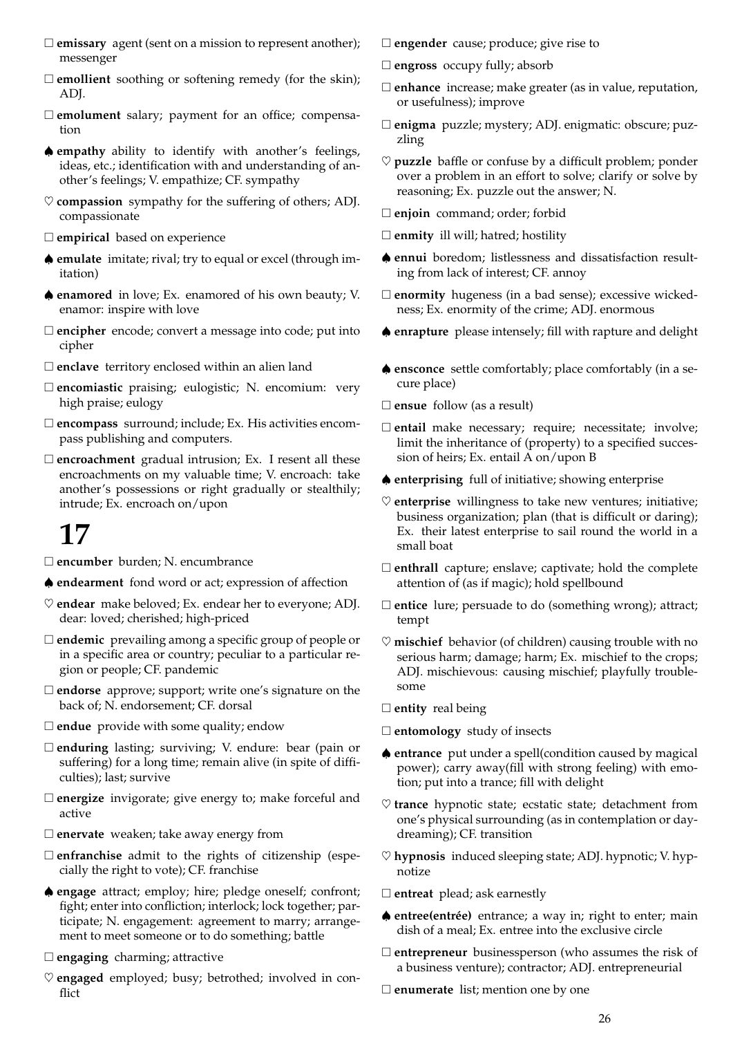□ **emissary** agent (sent on a mission to represent another); messenger

□ **emollient** soothing or softening remedy (for the skin); ADJ.

□ **emolument** salary; payment for an office; compensation

♠ **empathy** ability to identify with another's feelings, ideas, etc.; identification with and understanding of another's feelings; V. empathize; CF. sympathy

♡ **compassion** sympathy for the suffering of others; ADJ. compassionate

□ **empirical** based on experience

♠ **emulate** imitate; rival; try to equal or excel (through imitation)

♠ **enamored** in love; Ex. enamored of his own beauty; V. enamor: inspire with love

□ **encipher** encode; convert a message into code; put into cipher

□ **enclave** territory enclosed within an alien land

□ **encomiastic** praising; eulogistic; N. encomium: very high praise; eulogy

□ **encompass** surround; include; Ex. His activities encompass publishing and computers.

□ **encroachment** gradual intrusion; Ex. I resent all these encroachments on my valuable time; V. encroach: take another's possessions or right gradually or stealthily; intrude; Ex. encroach on/upon

# 17

□ **encumber** burden; N. encumbrance

♠ **endearment** fond word or act; expression of affection

♡ **endear** make beloved; Ex. endear her to everyone; ADJ. dear: loved; cherished; high-priced

□ **endemic** prevailing among a specific group of people or in a specific area or country; peculiar to a particular region or people; CF. pandemic

□ **endorse** approve; support; write one's signature on the back of; N. endorsement; CF. dorsal

□ **endue** provide with some quality; endow

□ **enduring** lasting; surviving; V. endure: bear (pain or suffering) for a long time; remain alive (in spite of difficulties); last; survive

□ **energize** invigorate; give energy to; make forceful and active

□ **enervate** weaken; take away energy from

□ **enfranchise** admit to the rights of citizenship (especially the right to vote); CF. franchise

♠ **engage** attract; employ; hire; pledge oneself; confront; fight; enter into confliction; interlock; lock together; participate; N. engagement: agreement to marry; arrangement to meet someone or to do something; battle

□ **engaging** charming; attractive

♡ **engaged** employed; busy; betrothed; involved in conflict

□ **engender** cause; produce; give rise to

□ **engross** occupy fully; absorb

□ **enhance** increase; make greater (as in value, reputation, or usefulness); improve

□ **enigma** puzzle; mystery; ADJ. enigmatic: obscure; puzzling

♡ **puzzle** baffle or confuse by a difficult problem; ponder over a problem in an effort to solve; clarify or solve by reasoning; Ex. puzzle out the answer; N.

□ **enjoin** command; order; forbid

□ **enmity** ill will; hatred; hostility

♠ **ennui** boredom; listlessness and dissatisfaction resulting from lack of interest; CF. annoy

□ **enormity** hugeness (in a bad sense); excessive wickedness; Ex. enormity of the crime; ADJ. enormous

♠ **enrapture** please intensely; fill with rapture and delight

♠ **ensconce** settle comfortably; place comfortably (in a secure place)

□ **ensue** follow (as a result)

□ **entail** make necessary; require; necessitate; involve; limit the inheritance of (property) to a specified succession of heirs; Ex. entail A on/upon B

♠ **enterprising** full of initiative; showing enterprise

♡ **enterprise** willingness to take new ventures; initiative; business organization; plan (that is difficult or daring); Ex. their latest enterprise to sail round the world in a small boat

□ **enthrall** capture; enslave; captivate; hold the complete attention of (as if magic); hold spellbound

□ **entice** lure; persuade to do (something wrong); attract; tempt

♡ **mischief** behavior (of children) causing trouble with no serious harm; damage; harm; Ex. mischief to the crops; ADJ. mischievous: causing mischief; playfully troublesome

□ **entity** real being

□ **entomology** study of insects

♠ **entrance** put under a spell(condition caused by magical power); carry away(fill with strong feeling) with emotion; put into a trance; fill with delight

♡ **trance** hypnotic state; ecstatic state; detachment from one's physical surrounding (as in contemplation or daydreaming); CF. transition

♡ **hypnosis** induced sleeping state; ADJ. hypnotic; V. hypnotize

□ **entreat** plead; ask earnestly

♠ **entree(entrée)** entrance; a way in; right to enter; main dish of a meal; Ex. entree into the exclusive circle

□ **entrepreneur** businessperson (who assumes the risk of a business venture); contractor; ADJ. entrepreneurial

□ **enumerate** list; mention one by one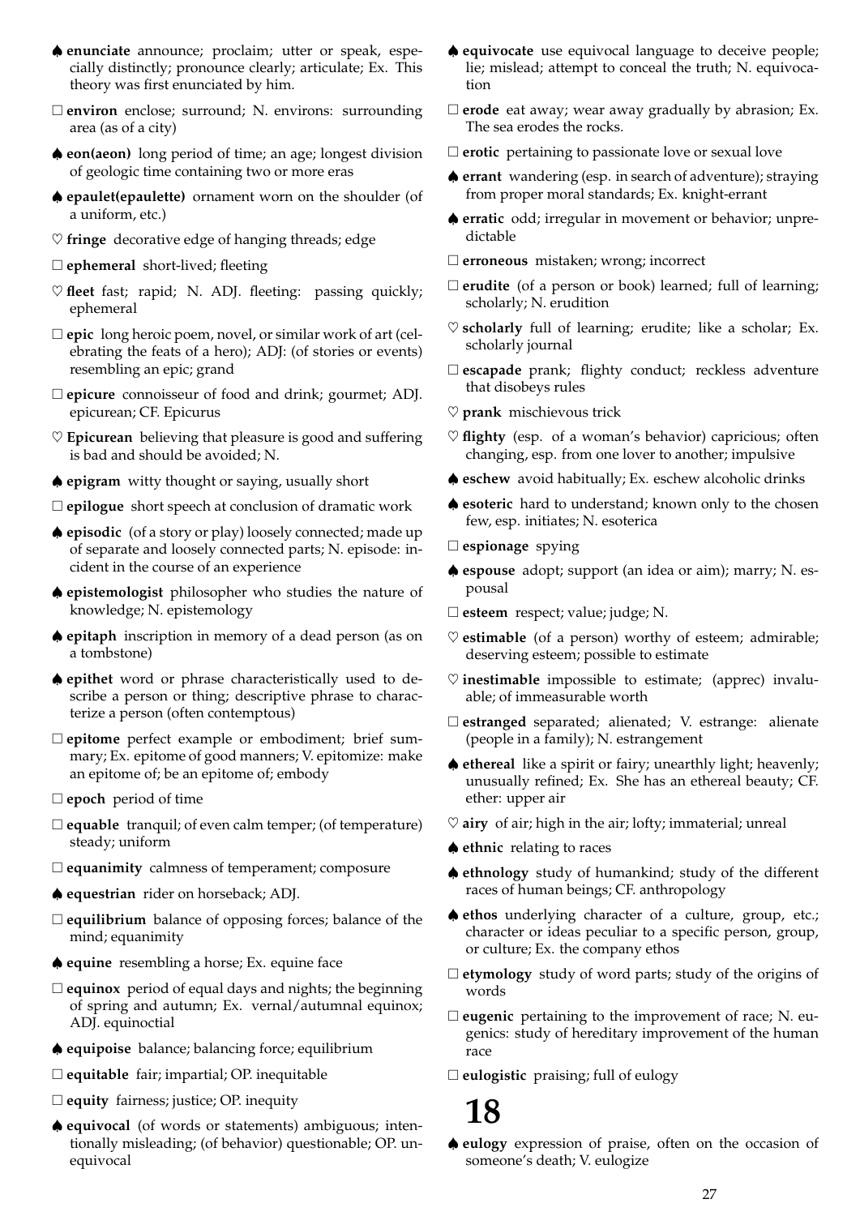♠ **enunciate** announce; proclaim; utter or speak, especially distinctly; pronounce clearly; articulate; Ex. This theory was first enunciated by him.

□ **environ** enclose; surround; N. environs: surrounding area (as of a city)

♠ **eon(aeon)** long period of time; an age; longest division of geologic time containing two or more eras

♠ **epaulet(epaulette)** ornament worn on the shoulder (of a uniform, etc.)

♡ **fringe** decorative edge of hanging threads; edge

□ **ephemeral** short-lived; fleeting

♡ **fleet** fast; rapid; N. ADJ. fleeting: passing quickly; ephemeral

□ **epic** long heroic poem, novel, or similar work of art (celebrating the feats of a hero); ADJ: (of stories or events) resembling an epic; grand

□ **epicure** connoisseur of food and drink; gourmet; ADJ. epicurean; CF. Epicurus

♡ **Epicurean** believing that pleasure is good and suffering is bad and should be avoided; N.

♠ **epigram** witty thought or saying, usually short

□ **epilogue** short speech at conclusion of dramatic work

♠ **episodic** (of a story or play) loosely connected; made up of separate and loosely connected parts; N. episode: incident in the course of an experience

♠ **epistemologist** philosopher who studies the nature of knowledge; N. epistemology

♠ **epitaph** inscription in memory of a dead person (as on a tombstone)

♠ **epithet** word or phrase characteristically used to describe a person or thing; descriptive phrase to characterize a person (often contemptuous)

□ **epitome** perfect example or embodiment; brief summary; Ex. epitome of good manners; V. epitomize: make an epitome of; be an epitome of; embody

□ **epoch** period of time

□ **equable** tranquil; of even calm temper; (of temperature) steady; uniform

□ **equanimity** calmness of temperament; composure

♠ **equestrian** rider on horseback; ADJ.

□ **equilibrium** balance of opposing forces; balance of the mind; equanimity

♠ **equine** resembling a horse; Ex. equine face

□ **equinox** period of equal days and nights; the beginning of spring and autumn; Ex. vernal/autumnal equinox; ADJ. equinoctial

♠ **equipoise** balance; balancing force; equilibrium

□ **equitable** fair; impartial; OP. inequitable

□ **equity** fairness; justice; OP. inequity

♠ **equivocal** (of words or statements) ambiguous; intentionally misleading; (of behavior) questionable; OP. unequivocal

♠ **equivocate** use equivocal language to deceive people; lie; mislead; attempt to conceal the truth; N. equivocation

□ **erode** eat away; wear away gradually by abrasion; Ex. The sea erodes the rocks.

□ **erotic** pertaining to passionate love or sexual love

♠ **errant** wandering (esp. in search of adventure); straying from proper moral standards; Ex. knight-errant

♠ **erratic** odd; irregular in movement or behavior; unpredictable

□ **erroneous** mistaken; wrong; incorrect

□ **erudite** (of a person or book) learned; full of learning; scholarly; N. erudition

♡ **scholarly** full of learning; erudite; like a scholar; Ex. scholarly journal

□ **escapade** prank; flighty conduct; reckless adventure that disobeys rules

♡ **prank** mischievous trick

♡ **flighty** (esp. of a woman's behavior) capricious; often changing, esp. from one lover to another; impulsive

♠ **eschew** avoid habitually; Ex. eschew alcoholic drinks

♠ **esoteric** hard to understand; known only to the chosen few, esp. initiates; N. esoterica

□ **espionage** spying

♠ **espouse** adopt; support (an idea or aim); marry; N. espousal

□ **esteem** respect; value; judge; N.

♡ **estimable** (of a person) worthy of esteem; admirable; deserving esteem; possible to estimate

♡ **inestimable** impossible to estimate; (apprec) invaluable; of immeasurable worth

□ **estranged** separated; alienated; V. estrange: alienate (people in a family); N. estrangement

♠ **ethereal** like a spirit or fairy; unearthly light; heavenly; unusually refined; Ex. She has an ethereal beauty; CF. ether: upper air

♡ **airy** of air; high in the air; lofty; immaterial; unreal

♠ **ethnic** relating to races

♠ **ethnology** study of humankind; study of the different races of human beings; CF. anthropology

♠ **ethos** underlying character of a culture, group, etc.; character or ideas peculiar to a specific person, group, or culture; Ex. the company ethos

□ **etymology** study of word parts; study of the origins of words

□ **eugenic** pertaining to the improvement of race; N. eugenics: study of hereditary improvement of the human race

□ **eulogistic** praising; full of eulogy

# 18

♠ **eulogy** expression of praise, often on the occasion of someone's death; V. eulogize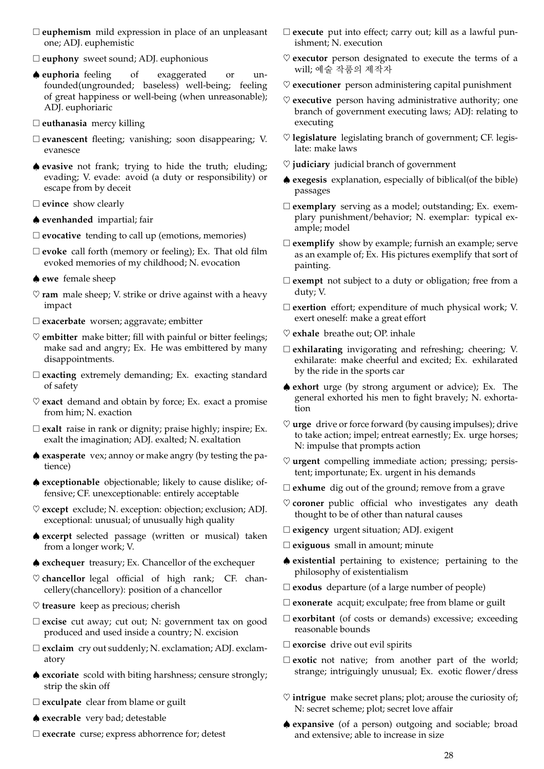□ **euphemism** mild expression in place of an unpleasant one; ADJ. euphemistic

□ **euphony** sweet sound; ADJ. euphonious

♠ **euphoria** feeling of exaggerated or unfounded(ungrounded; baseless) well-being; feeling of great happiness or well-being (when unreasonable); ADJ. euphoriaric

□ **euthanasia** mercy killing

□ **evanescent** fleeting; vanishing; soon disappearing; V. evanesce

♠ **evasive** not frank; trying to hide the truth; eluding; evading; V. evade: avoid (a duty or responsibility) or escape from by deceit

□ **evince** show clearly

♠ **evenhanded** impartial; fair

□ **evocative** tending to call up (emotions, memories)

□ **evoke** call forth (memory or feeling); Ex. That old film evoked memories of my childhood; N. evocation

♠ **ewe** female sheep

♡ **ram** male sheep; V. strike or drive against with a heavy impact

□ **exacerbate** worsen; aggravate; embitter

♡ **embitter** make bitter; fill with painful or bitter feelings; make sad and angry; Ex. He was embittered by many disappointments.

□ **exacting** extremely demanding; Ex. exacting standard of safety

♡ **exact** demand and obtain by force; Ex. exact a promise from him; N. exaction

□ **exalt** raise in rank or dignity; praise highly; inspire; Ex. exalt the imagination; ADJ. exalted; N. exaltation

♠ **exasperate** vex; annoy or make angry (by testing the patience)

♠ **exceptionable** objectionable; likely to cause dislike; offensive; CF. unexceptionable: entirely acceptable

♡ **except** exclude; N. exception: objection; exclusion; ADJ. exceptional: unusual; of unusually high quality

♠ **excerpt** selected passage (written or musical) taken from a longer work; V.

♠ **exchequer** treasury; Ex. Chancellor of the exchequer

♡ **chancellor** legal official of high rank; CF. chancellery(chancellory): position of a chancellor

♡ **treasure** keep as precious; cherish

□ **excise** cut away; cut out; N: government tax on good produced and used inside a country; N. excision

□ **exclaim** cry out suddenly; N. exclamation; ADJ. exclamatory

♠ **excoriate** scold with biting harshness; censure strongly; strip the skin off

□ **exculpate** clear from blame or guilt

♠ **execrable** very bad; detestable

□ **execrate** curse; express abhorrence for; detest

□ **execute** put into effect; carry out; kill as a lawful punishment; N. execution

♡ **executor** person designated to execute the terms of a will; 예술 작품의 제작자

♡ **executioner** person administering capital punishment

♡ **executive** person having administrative authority; one branch of government executing laws; ADJ: relating to executing

♡ **legislature** legislating branch of government; CF. legislate: make laws

♡ **judiciary** judicial branch of government

♠ **exegesis** explanation, especially of biblical(of the bible) passages

□ **exemplary** serving as a model; outstanding; Ex. exemplary punishment/behavior; N. exemplar: typical example; model

□ **exemplify** show by example; furnish an example; serve as an example of; Ex. His pictures exemplify that sort of painting.

□ **exempt** not subject to a duty or obligation; free from a duty; V.

□ **exertion** effort; expenditure of much physical work; V. exert oneself: make a great effort

♡ **exhale** breathe out; OP. inhale

□ **exhilarating** invigorating and refreshing; cheering; V. exhilarate: make cheerful and excited; Ex. exhilarated by the ride in the sports car

♠ **exhort** urge (by strong argument or advice); Ex. The general exhorted his men to fight bravely; N. exhortation

♡ **urge** drive or force forward (by causing impulses); drive to take action; impel; entreat earnestly; Ex. urge horses; N: impulse that prompts action

♡ **urgent** compelling immediate action; pressing; persistent; importunate; Ex. urgent in his demands

□ **exhume** dig out of the ground; remove from a grave

♡ **coroner** public official who investigates any death thought to be of other than natural causes

□ **exigency** urgent situation; ADJ. exigent

□ **exiguous** small in amount; minute

♠ **existential** pertaining to existence; pertaining to the philosophy of existentialism

□ **exodus** departure (of a large number of people)

□ **exonerate** acquit; exculpate; free from blame or guilt

□ **exorbitant** (of costs or demands) excessive; exceeding reasonable bounds

□ **exorcise** drive out evil spirits

□ **exotic** not native; from another part of the world; strange; intriguingly unusual; Ex. exotic flower/dress

♡ **intrigue** make secret plans; plot; arouse the curiosity of; N: secret scheme; plot; secret love affair

♠ **expansive** (of a person) outgoing and sociable; broad and extensive; able to increase in size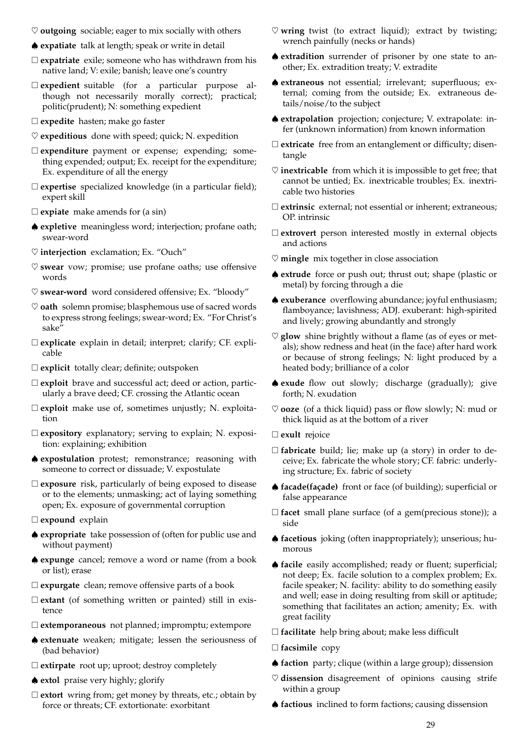♡ **outgoing** sociable; eager to mix socially with others

♠ **expatiate** talk at length; speak or write in detail

□ **expatriate** exile; someone who has withdrawn from his native land; V: exile; banish; leave one's country

□ **expedient** suitable (for a particular purpose although not necessarily morally correct); practical; politic(prudent); N: something expedient

□ **expedite** hasten; make go faster

♡ **expeditious** done with speed; quick; N. expedition

□ **expenditure** payment or expense; expending; something expended; output; Ex. receipt for the expenditure; Ex. expenditure of all the energy

□ **expertise** specialized knowledge (in a particular field); expert skill

□ **expiate** make amends for (a sin)

♠ **expletive** meaningless word; interjection; profane oath; swear-word

♡ **interjection** exclamation; Ex. "Ouch"

♡ **swear** vow; promise; use profane oaths; use offensive words

♡ **swear-word** word considered offensive; Ex. "bloody"

♡ **oath** solemn promise; blasphemous use of sacred words to express strong feelings; swear-word; Ex. "For Christ's sake"

□ **explicate** explain in detail; interpret; clarify; CF. explicable

□ **explicit** totally clear; definite; outspoken

□ **exploit** brave and successful act; deed or action, particularly a brave deed; CF. crossing the Atlantic ocean

□ **exploit** make use of, sometimes unjustly; N. exploitation

□ **expository** explanatory; serving to explain; N. exposition: explaining; exhibition

♠ **expostulation** protest; remonstrance; reasoning with someone to correct or dissuade; V. expostulate

□ **exposure** risk, particularly of being exposed to disease or to the elements; unmasking; act of laying something open; Ex. exposure of governmental corruption

□ **expound** explain

♠ **expropriate** take possession of (often for public use and without payment)

♠ **expunge** cancel; remove a word or name (from a book or list); erase

□ **expurgate** clean; remove offensive parts of a book

□ **extant** (of something written or painted) still in existence

□ **extemporaneous** not planned; impromptu; extempore

♠ **extenuate** weaken; mitigate; lessen the seriousness of (bad behavior)

□ **extirpate** root up; uproot; destroy completely

♠ **extol** praise very highly; glorify

□ **extort** wring from; get money by threats, etc.; obtain by force or threats; CF. extortionate: exorbitant

♡ **wring** twist (to extract liquid); extract by twisting; wrench painfully (necks or hands)

♠ **extradition** surrender of prisoner by one state to another; Ex. extradition treaty; V. extradite

♠ **extraneous** not essential; irrelevant; superfluous; external; coming from the outside; Ex. extraneous details/noise/to the subject

♠ **extrapolation** projection; conjecture; V. extrapolate: infer (unknown information) from known information

□ **extricate** free from an entanglement or difficulty; disentangle

♡ **inextricable** from which it is impossible to get free; that cannot be untied; Ex. inextricable troubles; Ex. inextricable two histories

□ **extrinsic** external; not essential or inherent; extraneous; OP. intrinsic

□ **extrovert** person interested mostly in external objects and actions

♡ **mingle** mix together in close association

♠ **extrude** force or push out; thrust out; shape (plastic or metal) by forcing through a die

♠ **exuberance** overflowing abundance; joyful enthusiasm; flamboyance; lavishness; ADJ. exuberant: high-spirited and lively; growing abundantly and strongly

♡ **glow** shine brightly without a flame (as of eyes or metals); show redness and heat (in the face) after hard work or because of strong feelings; N: light produced by a heated body; brilliance of a color

♠ **exude** flow out slowly; discharge (gradually); give forth; N. exudation

♡ **ooze** (of a thick liquid) pass or flow slowly; N: mud or thick liquid as at the bottom of a river

□ **exult** rejoice

□ **fabricate** build; lie; make up (a story) in order to deceive; Ex. fabricate the whole story; CF. fabric: underlying structure; Ex. fabric of society

♠ **facade(façade)** front or face (of building); superficial or false appearance

□ **facet** small plane surface (of a gem(precious stone)); a side

♠ **facetious** joking (often inappropriately); unserious; humorous

♠ **facile** easily accomplished; ready or fluent; superficial; not deep; Ex. facile solution to a complex problem; Ex. facile speaker; N. facility: ability to do something easily and well; ease in doing resulting from skill or aptitude; something that facilitates an action; amenity; Ex. with great facility

□ **facilitate** help bring about; make less difficult

□ **facsimile** copy

♠ **faction** party; clique (within a large group); dissension

♡ **dissension** disagreement of opinions causing strife within a group

♠ **factious** inclined to form factions; causing dissension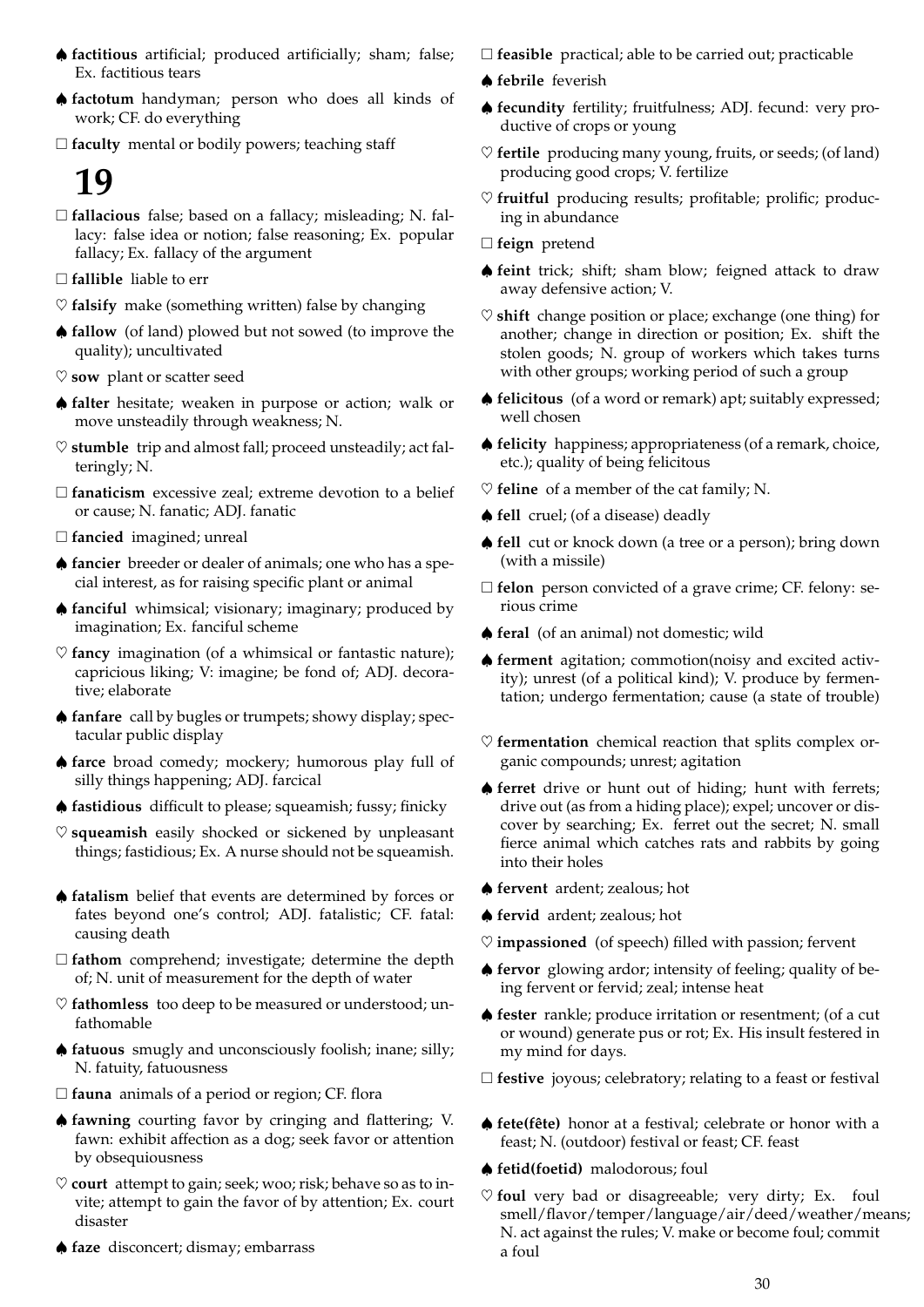♠ **factitious** artificial; produced artificially; sham; false; Ex. factitious tears

♠ **factotum** handyman; person who does all kinds of work; CF. do everything

□ **faculty** mental or bodily powers; teaching staff

# 19

□ **fallacious** false; based on a fallacy; misleading; N. fallacy: false idea or notion; false reasoning; Ex. popular fallacy; Ex. fallacy of the argument

□ **fallible** liable to err

♡ **falsify** make (something written) false by changing

♠ **fallow** (of land) plowed but not sowed (to improve the quality); uncultivated

♡ **sow** plant or scatter seed

♠ **falter** hesitate; weaken in purpose or action; walk or move unsteadily through weakness; N.

♡ **stumble** trip and almost fall; proceed unsteadily; act falteringly; N.

□ **fanaticism** excessive zeal; extreme devotion to a belief or cause; N. fanatic; ADJ. fanatic

□ **fancied** imagined; unreal

♠ **fancier** breeder or dealer of animals; one who has a special interest, as for raising specific plant or animal

♠ **fanciful** whimsical; visionary; imaginary; produced by imagination; Ex. fanciful scheme

♡ **fancy** imagination (of a whimsical or fantastic nature); capricious liking; V: imagine; be fond of; ADJ. decorative; elaborate

♠ **fanfare** call by bugles or trumpets; showy display; spectacular public display

♠ **farce** broad comedy; mockery; humorous play full of silly things happening; ADJ. farcical

♠ **fastidious** difficult to please; squeamish; fussy; finicky

♡ **squeamish** easily shocked or sickened by unpleasant things; fastidious; Ex. A nurse should not be squeamish.

♠ **fatalism** belief that events are determined by forces or fates beyond one's control; ADJ. fatalistic; CF. fatal: causing death

□ **fathom** comprehend; investigate; determine the depth of; N. unit of measurement for the depth of water

♡ **fathomless** too deep to be measured or understood; unfathomable

♠ **fatuous** smugly and unconsciously foolish; inane; silly; N. fatuity, fatuousness

□ **fauna** animals of a period or region; CF. flora

♠ **fawning** courting favor by cringing and flattering; V. fawn: exhibit affection as a dog; seek favor or attention by obsequiousness

♡ **court** attempt to gain; seek; woo; risk; behave so as to invite; attempt to gain the favor of by attention; Ex. court disaster

♠ **faze** disconcert; dismay; embarrass

□ **feasible** practical; able to be carried out; practicable

♠ **febrile** feverish

♠ **fecundity** fertility; fruitfulness; ADJ. fecund: very productive of crops or young

♡ **fertile** producing many young, fruits, or seeds; (of land) producing good crops; V. fertilize

♡ **fruitful** producing results; profitable; prolific; producing in abundance

□ **feign** pretend

♠ **feint** trick; shift; sham blow; feigned attack to draw away defensive action; V.

♡ **shift** change position or place; exchange (one thing) for another; change in direction or position; Ex. shift the stolen goods; N. group of workers which takes turns with other groups; working period of such a group

♠ **felicitous** (of a word or remark) apt; suitably expressed; well chosen

♠ **felicity** happiness; appropriateness (of a remark, choice, etc.); quality of being felicitous

♡ **feline** of a member of the cat family; N.

♠ **fell** cruel; (of a disease) deadly

♠ **fell** cut or knock down (a tree or a person); bring down (with a missile)

□ **felon** person convicted of a grave crime; CF. felony: serious crime

♠ **feral** (of an animal) not domestic; wild

♠ **ferment** agitation; commotion(noisy and excited activity); unrest (of a political kind); V. produce by fermentation; undergo fermentation; cause (a state of trouble)

♡ **fermentation** chemical reaction that splits complex organic compounds; unrest; agitation

♠ **ferret** drive or hunt out of hiding; hunt with ferrets; drive out (as from a hiding place); expel; uncover or discover by searching; Ex. ferret out the secret; N. small fierce animal which catches rats and rabbits by going into their holes

♠ **fervent** ardent; zealous; hot

♠ **fervid** ardent; zealous; hot

♡ **impassioned** (of speech) filled with passion; fervent

♠ **fervor** glowing ardor; intensity of feeling; quality of being fervent or fervid; zeal; intense heat

♠ **fester** rankle; produce irritation or resentment; (of a cut or wound) generate pus or rot; Ex. His insult festered in my mind for days.

□ **festive** joyous; celebratory; relating to a feast or festival

♠ **fete(fête)** honor at a festival; celebrate or honor with a feast; N. (outdoor) festival or feast; CF. feast

♠ **fetid(foetid)** malodorous; foul

♡ **foul** very bad or disagreeable; very dirty; Ex. foul smell/flavor/temper/language/air/deed/weather/means; N. act against the rules; V. make or become foul; commit a foul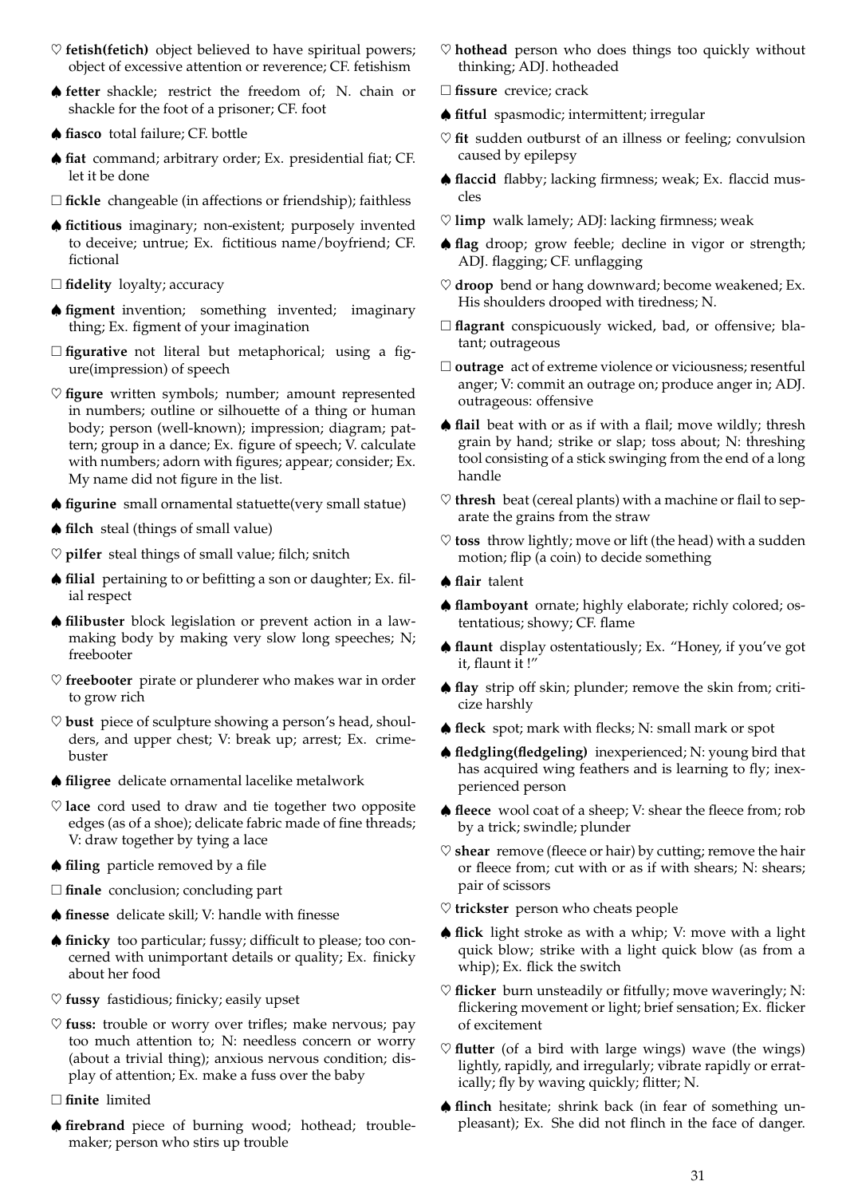♡ **fetish(fetich)** object believed to have spiritual powers; object of excessive attention or reverence; CF. fetishism

♠ **fetter** shackle; restrict the freedom of; N. chain or shackle for the foot of a prisoner; CF. foot

♠ **fiasco** total failure; CF. bottle

♠ **fiat** command; arbitrary order; Ex. presidential fiat; CF. let it be done

□ **fickle** changeable (in affections or friendship); faithless

♠ **fictitious** imaginary; non-existent; purposely invented to deceive; untrue; Ex. fictitious name/boyfriend; CF. fictional

□ **fidelity** loyalty; accuracy

♠ **figment** invention; something invented; imaginary thing; Ex. figment of your imagination

□ **figurative** not literal but metaphorical; using a figure(impression) of speech

♡ **figure** written symbols; number; amount represented in numbers; outline or silhouette of a thing or human body; person (well-known); impression; diagram; pattern; group in a dance; Ex. figure of speech; V. calculate with numbers; adorn with figures; appear; consider; Ex. My name did not figure in the list.

♠ **figurine** small ornamental statuette(very small statue)

♠ **filch** steal (things of small value)

♡ **pilfer** steal things of small value; filch; snitch

♠ **filial** pertaining to or befitting a son or daughter; Ex. filial respect

♠ **filibuster** block legislation or prevent action in a lawmaking body by making very slow long speeches; N; freebooter

♡ **freebooter** pirate or plunderer who makes war in order to grow rich

♡ **bust** piece of sculpture showing a person's head, shoulders, and upper chest; V: break up; arrest; Ex. crimebuster

♠ **filigree** delicate ornamental lacelike metalwork

♡ **lace** cord used to draw and tie together two opposite edges (as of a shoe); delicate fabric made of fine threads; V: draw together by tying a lace

♠ **filing** particle removed by a file

□ **finale** conclusion; concluding part

♠ **finesse** delicate skill; V: handle with finesse

♠ **finicky** too particular; fussy; difficult to please; too concerned with unimportant details or quality; Ex. finicky about her food

♡ **fussy** fastidious; finicky; easily upset

♡ **fuss:** trouble or worry over trifles; make nervous; pay too much attention to; N: needless concern or worry (about a trivial thing); anxious nervous condition; display of attention; Ex. make a fuss over the baby

□ **finite** limited

♠ **firebrand** piece of burning wood; hothead; troublemaker; person who stirs up trouble

♡ **hothead** person who does things too quickly without thinking; ADJ. hotheaded

□ **fissure** crevice; crack

♠ **fitful** spasmodic; intermittent; irregular

♡ **fit** sudden outburst of an illness or feeling; convulsion caused by epilepsy

♠ **flaccid** flabby; lacking firmness; weak; Ex. flaccid muscles

♡ **limp** walk lamely; ADJ: lacking firmness; weak

♠ **flag** droop; grow feeble; decline in vigor or strength; ADJ. flagging; CF. unflagging

♡ **droop** bend or hang downward; become weakened; Ex. His shoulders drooped with tiredness; N.

□ **flagrant** conspicuously wicked, bad, or offensive; blatant; outrageous

□ **outrage** act of extreme violence or viciousness; resentful anger; V: commit an outrage on; produce anger in; ADJ. outrageous: offensive

♠ **flail** beat with or as if with a flail; move wildly; thresh grain by hand; strike or slap; toss about; N: threshing tool consisting of a stick swinging from the end of a long handle

♡ **thresh** beat (cereal plants) with a machine or flail to separate the grains from the straw

♡ **toss** throw lightly; move or lift (the head) with a sudden motion; flip (a coin) to decide something

♠ **flair** talent

♠ **flamboyant** ornate; highly elaborate; richly colored; ostentatious; showy; CF. flame

♠ **flaunt** display ostentatiously; Ex. "Honey, if you've got it, flaunt it !"

♠ **flay** strip off skin; plunder; remove the skin from; criticize harshly

♠ **fleck** spot; mark with flecks; N: small mark or spot

♠ **fledgling(fledgeling)** inexperienced; N: young bird that has acquired wing feathers and is learning to fly; inexperienced person

♠ **fleece** wool coat of a sheep; V: shear the fleece from; rob by a trick; swindle; plunder

♡ **shear** remove (fleece or hair) by cutting; remove the hair or fleece from; cut with or as if with shears; N: shears; pair of scissors

♡ **trickster** person who cheats people

♠ **flick** light stroke as with a whip; V: move with a light quick blow; strike with a light quick blow (as from a whip); Ex. flick the switch

♡ **flicker** burn unsteadily or fitfully; move waveringly; N: flickering movement or light; brief sensation; Ex. flicker of excitement

♡ **flutter** (of a bird with large wings) wave (the wings) lightly, rapidly, and irregularly; vibrate rapidly or erratically; fly by waving quickly; flitter; N.

♠ **flinch** hesitate; shrink back (in fear of something unpleasant); Ex. She did not flinch in the face of danger.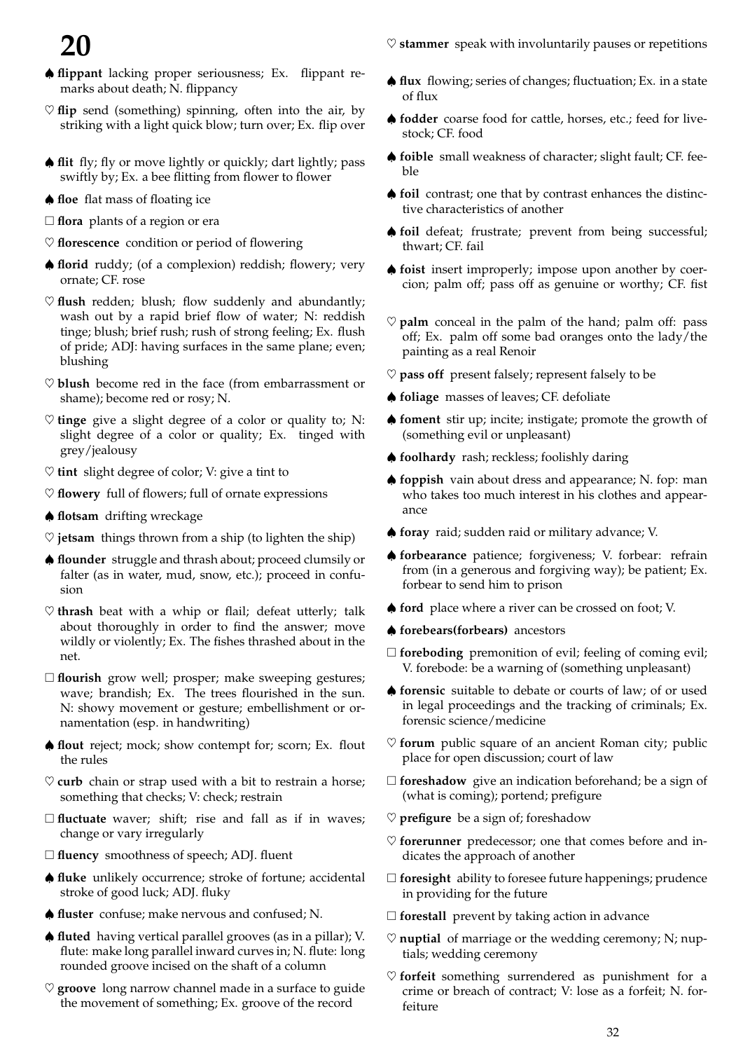# 20

♠ **flippant** lacking proper seriousness; Ex. flippant remarks about death; N. flippancy

♡ **flip** send (something) spinning, often into the air, by striking with a light quick blow; turn over; Ex. flip over

♠ **flit** fly; fly or move lightly or quickly; dart lightly; pass swiftly by; Ex. a bee flitting from flower to flower

♠ **floe** flat mass of floating ice

□ **flora** plants of a region or era

♡ **florescence** condition or period of flowering

♠ **florid** ruddy; (of a complexion) reddish; flowery; very ornate; CF. rose

♡ **flush** redden; blush; flow suddenly and abundantly; wash out by a rapid brief flow of water; N: reddish tinge; blush; brief rush; rush of strong feeling; Ex. flush of pride; ADJ: having surfaces in the same plane; even; blushing

♡ **blush** become red in the face (from embarrassment or shame); become red or rosy; N.

♡ **tinge** give a slight degree of a color or quality to; N: slight degree of a color or quality; Ex. tinged with grey/jealousy

♡ **tint** slight degree of color; V: give a tint to

♡ **flowery** full of flowers; full of ornate expressions

♠ **flotsam** drifting wreckage

♡ **jetsam** things thrown from a ship (to lighten the ship)

♠ **flounder** struggle and thrash about; proceed clumsily or falter (as in water, mud, snow, etc.); proceed in confusion

♡ **thrash** beat with a whip or flail; defeat utterly; talk about thoroughly in order to find the answer; move wildly or violently; Ex. The fishes thrashed about in the net.

□ **flourish** grow well; prosper; make sweeping gestures; wave; brandish; Ex. The trees flourished in the sun. N: showy movement or gesture; embellishment or ornamentation (esp. in handwriting)

♠ **flout** reject; mock; show contempt for; scorn; Ex. flout the rules

♡ **curb** chain or strap used with a bit to restrain a horse; something that checks; V: check; restrain

□ **fluctuate** waver; shift; rise and fall as if in waves; change or vary irregularly

□ **fluency** smoothness of speech; ADJ. fluent

♠ **fluke** unlikely occurrence; stroke of fortune; accidental stroke of good luck; ADJ. fluky

♠ **fluster** confuse; make nervous and confused; N.

♠ **fluted** having vertical parallel grooves (as in a pillar); V. flute: make long parallel inward curves in; N. flute: long rounded groove incised on the shaft of a column

♡ **groove** long narrow channel made in a surface to guide the movement of something; Ex. groove of the record

♡ **stammer** speak with involuntarily pauses or repetitions

♠ **flux** flowing; series of changes; fluctuation; Ex. in a state of flux

♠ **fodder** coarse food for cattle, horses, etc.; feed for livestock; CF. food

♠ **foible** small weakness of character; slight fault; CF. feeble

♠ **foil** contrast; one that by contrast enhances the distinctive characteristics of another

♠ **foil** defeat; frustrate; prevent from being successful; thwart; CF. fail

♠ **foist** insert improperly; impose upon another by coercion; palm off; pass off as genuine or worthy; CF. fist

♡ **palm** conceal in the palm of the hand; palm off: pass off; Ex. palm off some bad oranges onto the lady/the painting as a real Renoir

♡ **pass off** present falsely; represent falsely to be

♠ **foliage** masses of leaves; CF. defoliate

♠ **foment** stir up; incite; instigate; promote the growth of (something evil or unpleasant)

♠ **foolhardy** rash; reckless; foolishly daring

♠ **foppish** vain about dress and appearance; N. fop: man who takes too much interest in his clothes and appearance

♠ **foray** raid; sudden raid or military advance; V.

♠ **forbearance** patience; forgiveness; V. forbear: refrain from (in a generous and forgiving way); be patient; Ex. forbear to send him to prison

♠ **ford** place where a river can be crossed on foot; V.

♠ **forebears(forbears)** ancestors

□ **foreboding** premonition of evil; feeling of coming evil; V. forebode: be a warning of (something unpleasant)

♠ **forensic** suitable to debate or courts of law; of or used in legal proceedings and the tracking of criminals; Ex. forensic science/medicine

♡ **forum** public square of an ancient Roman city; public place for open discussion; court of law

□ **foreshadow** give an indication beforehand; be a sign of (what is coming); portend; prefigure

♡ **prefigure** be a sign of; foreshadow

♡ **forerunner** predecessor; one that comes before and indicates the approach of another

□ **foresight** ability to foresee future happenings; prudence in providing for the future

□ **forestall** prevent by taking action in advance

♡ **nuptial** of marriage or the wedding ceremony; N; nuptials; wedding ceremony

♡ **forfeit** something surrendered as punishment for a crime or breach of contract; V: lose as a forfeit; N. forfeiture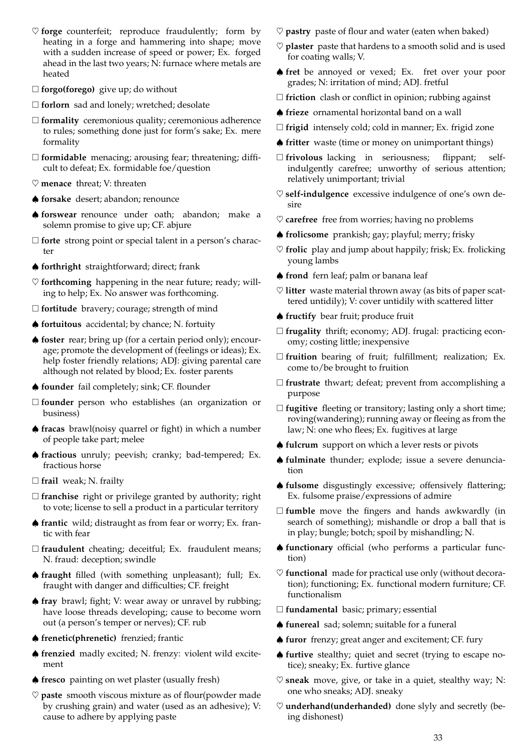♡ **forge** counterfeit; reproduce fraudulently; form by heating in a forge and hammering into shape; move with a sudden increase of speed or power; Ex. forged ahead in the last two years; N: furnace where metals are heated

□ **forgo(forego)** give up; do without

□ **forlorn** sad and lonely; wretched; desolate

□ **formality** ceremonious quality; ceremonious adherence to rules; something done just for form's sake; Ex. mere formality

□ **formidable** menacing; arousing fear; threatening; difficult to defeat; Ex. formidable foe/question

♡ **menace** threat; V: threaten

♠ **forsake** desert; abandon; renounce

♠ **forswear** renounce under oath; abandon; make a solemn promise to give up; CF. abjure

□ **forte** strong point or special talent in a person's character

♠ **forthright** straightforward; direct; frank

♡ **forthcoming** happening in the near future; ready; willing to help; Ex. No answer was forthcoming.

□ **fortitude** bravery; courage; strength of mind

♠ **fortuitous** accidental; by chance; N. fortuity

♠ **foster** rear; bring up (for a certain period only); encourage; promote the development of (feelings or ideas); Ex. help foster friendly relations; ADJ: giving parental care although not related by blood; Ex. foster parents

♠ **founder** fail completely; sink; CF. flounder

□ **founder** person who establishes (an organization or business)

♠ **fracas** brawl(noisy quarrel or fight) in which a number of people take part; melee

♠ **fractious** unruly; peevish; cranky; bad-tempered; Ex. fractious horse

□ **frail** weak; N. frailty

□ **franchise** right or privilege granted by authority; right to vote; license to sell a product in a particular territory

♠ **frantic** wild; distraught as from fear or worry; Ex. frantic with fear

□ **fraudulent** cheating; deceitful; Ex. fraudulent means; N. fraud: deception; swindle

♠ **fraught** filled (with something unpleasant); full; Ex. fraught with danger and difficulties; CF. freight

♠ **fray** brawl; fight; V: wear away or unravel by rubbing; have loose threads developing; cause to become worn out (a person's temper or nerves); CF. rub

♠ **frenetic(phrenetic)** frenzied; frantic

♠ **frenzied** madly excited; N. frenzy: violent wild excitement

♠ **fresco** painting on wet plaster (usually fresh)

♡ **paste** smooth viscous mixture as of flour(powder made by crushing grain) and water (used as an adhesive); V: cause to adhere by applying paste

♡ **pastry** paste of flour and water (eaten when baked)

♡ **plaster** paste that hardens to a smooth solid and is used for coating walls; V.

♠ **fret** be annoyed or vexed; Ex. fret over your poor grades; N: irritation of mind; ADJ. fretful

□ **friction** clash or conflict in opinion; rubbing against

♠ **frieze** ornamental horizontal band on a wall

□ **frigid** intensely cold; cold in manner; Ex. frigid zone

♠ **fritter** waste (time or money on unimportant things)

□ **frivolous** lacking in seriousness; flippant; self-indulgently carefree; unworthy of serious attention; relatively unimportant; trivial

♡ **self-indulgence** excessive indulgence of one's own desire

♡ **carefree** free from worries; having no problems

♠ **frolicsome** prankish; gay; playful; merry; frisky

♡ **frolic** play and jump about happily; frisk; Ex. frolicking young lambs

♠ **frond** fern leaf; palm or banana leaf

♡ **litter** waste material thrown away (as bits of paper scattered untidily); V: cover untidily with scattered litter

♠ **fructify** bear fruit; produce fruit

□ **frugality** thrift; economy; ADJ. frugal: practicing economy; costing little; inexpensive

□ **fruition** bearing of fruit; fulfillment; realization; Ex. come to/be brought to fruition

□ **frustrate** thwart; defeat; prevent from accomplishing a purpose

□ **fugitive** fleeting or transitory; lasting only a short time; roving(wandering); running away or fleeing as from the law; N: one who flees; Ex. fugitives at large

♠ **fulcrum** support on which a lever rests or pivots

♠ **fulminate** thunder; explode; issue a severe denunciation

♠ **fulsome** disgustingly excessive; offensively flattering; Ex. fulsome praise/expressions of admire

□ **fumble** move the fingers and hands awkwardly (in search of something); mishandle or drop a ball that is in play; bungle; botch; spoil by mishandling; N.

♠ **functionary** official (who performs a particular function)

♡ **functional** made for practical use only (without decoration); functioning; Ex. functional modern furniture; CF. functionalism

□ **fundamental** basic; primary; essential

♠ **funereal** sad; solemn; suitable for a funeral

♠ **furor** frenzy; great anger and excitement; CF. fury

♠ **furtive** stealthy; quiet and secret (trying to escape notice); sneaky; Ex. furtive glance

♡ **sneak** move, give, or take in a quiet, stealthy way; N: one who sneaks; ADJ. sneaky

♡ **underhand(underhanded)** done slyly and secretly (being dishonest)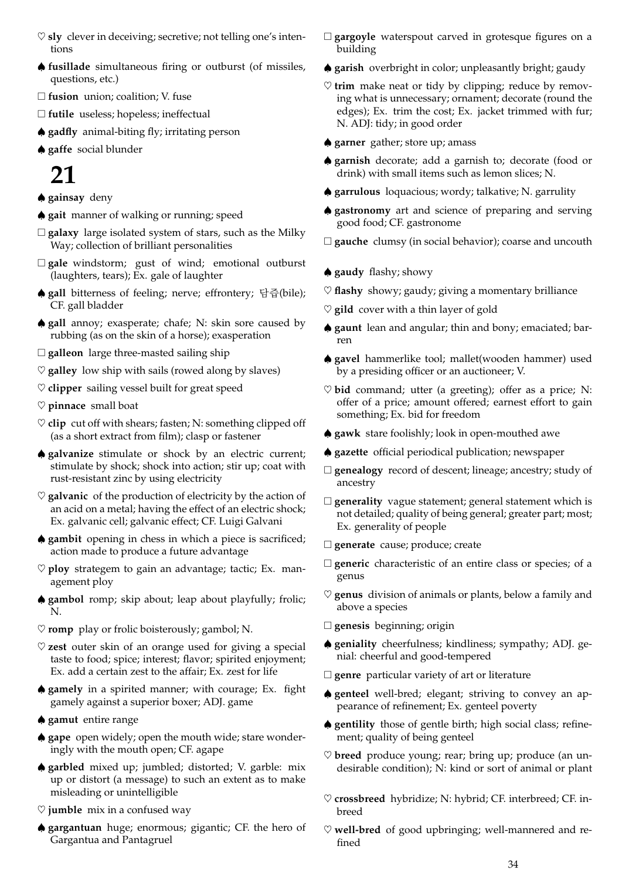♡ **sly** clever in deceiving; secretive; not telling one's intentions

♠ **fusillade** simultaneous firing or outburst (of missiles, questions, etc.)

□ **fusion** union; coalition; V. fuse

□ **futile** useless; hopeless; ineffectual

♠ **gadfly** animal-biting fly; irritating person

♠ **gaffe** social blunder

# 21

♠ **gainsay** deny

♠ **gait** manner of walking or running; speed

□ **galaxy** large isolated system of stars, such as the Milky Way; collection of brilliant personalities

□ **gale** windstorm; gust of wind; emotional outburst (laughters, tears); Ex. gale of laughter

♠ **gall** bitterness of feeling; nerve; effrontery; 담즙(bile); CF. gall bladder

♠ **gall** annoy; exasperate; chafe; N: skin sore caused by rubbing (as on the skin of a horse); exasperation

□ **galleon** large three-masted sailing ship

♡ **galley** low ship with sails (rowed along by slaves)

♡ **clipper** sailing vessel built for great speed

♡ **pinnace** small boat

♡ **clip** cut off with shears; fasten; N: something clipped off (as a short extract from film); clasp or fastener

♠ **galvanize** stimulate or shock by an electric current; stimulate by shock; shock into action; stir up; coat with rust-resistant zinc by using electricity

♡ **galvanic** of the production of electricity by the action of an acid on a metal; having the effect of an electric shock; Ex. galvanic cell; galvanic effect; CF. Luigi Galvani

♠ **gambit** opening in chess in which a piece is sacrificed; action made to produce a future advantage

♡ **ploy** strategem to gain an advantage; tactic; Ex. management ploy

♠ **gambol** romp; skip about; leap about playfully; frolic; N.

♡ **romp** play or frolic boisterously; gambol; N.

♡ **zest** outer skin of an orange used for giving a special taste to food; spice; interest; flavor; spirited enjoyment; Ex. add a certain zest to the affair; Ex. zest for life

♠ **gamely** in a spirited manner; with courage; Ex. fight gamely against a superior boxer; ADJ. game

♠ **gamut** entire range

♠ **gape** open widely; open the mouth wide; stare wonderingly with the mouth open; CF. agape

♠ **garbled** mixed up; jumbled; distorted; V. garble: mix up or distort (a message) to such an extent as to make misleading or unintelligible

♡ **jumble** mix in a confused way

♠ **gargantuan** huge; enormous; gigantic; CF. the hero of Gargantua and Pantagruel

□ **gargoyle** waterspout carved in grotesque figures on a building

♠ **garish** overbright in color; unpleasantly bright; gaudy

♡ **trim** make neat or tidy by clipping; reduce by removing what is unnecessary; ornament; decorate (round the edges); Ex. trim the cost; Ex. jacket trimmed with fur; N. ADJ: tidy; in good order

♠ **garner** gather; store up; amass

♠ **garnish** decorate; add a garnish to; decorate (food or drink) with small items such as lemon slices; N.

♠ **garrulous** loquacious; wordy; talkative; N. garrulity

♠ **gastronomy** art and science of preparing and serving good food; CF. gastronome

□ **gauche** clumsy (in social behavior); coarse and uncouth

♠ **gaudy** flashy; showy

♡ **flashy** showy; gaudy; giving a momentary brilliance

♡ **gild** cover with a thin layer of gold

♠ **gaunt** lean and angular; thin and bony; emaciated; barren

♠ **gavel** hammerlike tool; mallet(wooden hammer) used by a presiding officer or an auctioneer; V.

♡ **bid** command; utter (a greeting); offer as a price; N: offer of a price; amount offered; earnest effort to gain something; Ex. bid for freedom

♠ **gawk** stare foolishly; look in open-mouthed awe

♠ **gazette** official periodical publication; newspaper

□ **genealogy** record of descent; lineage; ancestry; study of ancestry

□ **generality** vague statement; general statement which is not detailed; quality of being general; greater part; most; Ex. generality of people

□ **generate** cause; produce; create

□ **generic** characteristic of an entire class or species; of a genus

♡ **genus** division of animals or plants, below a family and above a species

□ **genesis** beginning; origin

♠ **geniality** cheerfulness; kindliness; sympathy; ADJ. genial: cheerful and good-tempered

□ **genre** particular variety of art or literature

♠ **genteel** well-bred; elegant; striving to convey an appearance of refinement; Ex. genteel poverty

♠ **gentility** those of gentle birth; high social class; refinement; quality of being genteel

♡ **breed** produce young; rear; bring up; produce (an undesirable condition); N: kind or sort of animal or plant

♡ **crossbreed** hybridize; N: hybrid; CF. interbreed; CF. inbreed

♡ **well-bred** of good upbringing; well-mannered and refined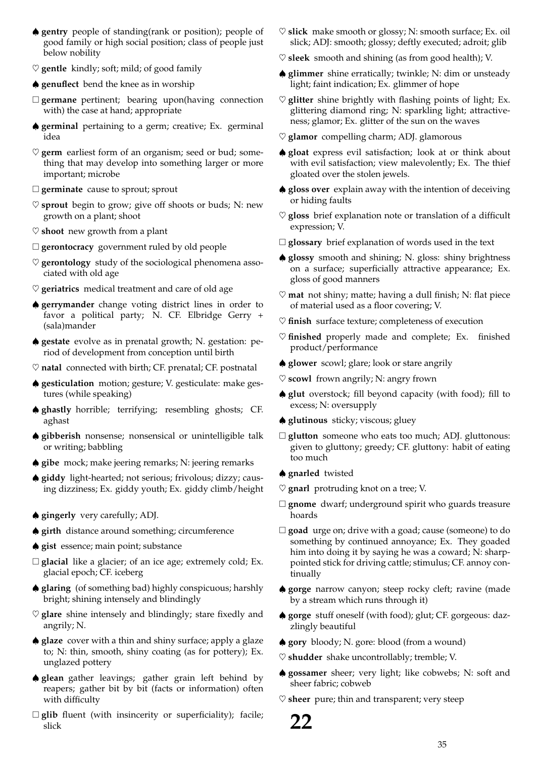♠ **gentry** people of standing(rank or position); people of good family or high social position; class of people just below nobility

♡ **gentle** kindly; soft; mild; of good family

♠ **genuflect** bend the knee as in worship

□ **germane** pertinent; bearing upon(having connection with) the case at hand; appropriate

♠ **germinal** pertaining to a germ; creative; Ex. germinal idea

♡ **germ** earliest form of an organism; seed or bud; something that may develop into something larger or more important; microbe

□ **germinate** cause to sprout; sprout

♡ **sprout** begin to grow; give off shoots or buds; N: new growth on a plant; shoot

♡ **shoot** new growth from a plant

□ **gerontocracy** government ruled by old people

♡ **gerontology** study of the sociological phenomena associated with old age

♡ **geriatrics** medical treatment and care of old age

♠ **gerrymander** change voting district lines in order to favor a political party; N. CF. Elbridge Gerry + (sala)mander

♠ **gestate** evolve as in prenatal growth; N. gestation: period of development from conception until birth

♡ **natal** connected with birth; CF. prenatal; CF. postnatal

♠ **gesticulation** motion; gesture; V. gesticulate: make gestures (while speaking)

♠ **ghastly** horrible; terrifying; resembling ghosts; CF. aghast

♠ **gibberish** nonsense; nonsensical or unintelligible talk or writing; babbling

♠ **gibe** mock; make jeering remarks; N: jeering remarks

♠ **giddy** light-hearted; not serious; frivolous; dizzy; causing dizziness; Ex. giddy youth; Ex. giddy climb/height

♠ **gingerly** very carefully; ADJ.

♠ **girth** distance around something; circumference

♠ **gist** essence; main point; substance

□ **glacial** like a glacier; of an ice age; extremely cold; Ex. glacial epoch; CF. iceberg

♠ **glaring** (of something bad) highly conspicuous; harshly bright; shining intensely and blindingly

♡ **glare** shine intensely and blindingly; stare fixedly and angrily; N.

♠ **glaze** cover with a thin and shiny surface; apply a glaze to; N: thin, smooth, shiny coating (as for pottery); Ex. unglazed pottery

♠ **glean** gather leavings; gather grain left behind by reapers; gather bit by bit (facts or information) often with difficulty

□ **glib** fluent (with insincerity or superficiality); facile; slick

♡ **slick** make smooth or glossy; N: smooth surface; Ex. oil slick; ADJ: smooth; glossy; deftly executed; adroit; glib

♡ **sleek** smooth and shining (as from good health); V.

♠ **glimmer** shine erratically; twinkle; N: dim or unsteady light; faint indication; Ex. glimmer of hope

♡ **glitter** shine brightly with flashing points of light; Ex. glittering diamond ring; N: sparkling light; attractiveness; glamor; Ex. glitter of the sun on the waves

♡ **glamor** compelling charm; ADJ. glamorous

♠ **gloat** express evil satisfaction; look at or think about with evil satisfaction; view malevolently; Ex. The thief gloated over the stolen jewels.

♠ **gloss over** explain away with the intention of deceiving or hiding faults

♡ **gloss** brief explanation note or translation of a difficult expression; V.

□ **glossary** brief explanation of words used in the text

♠ **glossy** smooth and shining; N. gloss: shiny brightness on a surface; superficially attractive appearance; Ex. gloss of good manners

♡ **mat** not shiny; matte; having a dull finish; N: flat piece of material used as a floor covering; V.

♡ **finish** surface texture; completeness of execution

♡ **finished** properly made and complete; Ex. finished product/performance

♠ **glower** scowl; glare; look or stare angrily

♡ **scowl** frown angrily; N: angry frown

♠ **glut** overstock; fill beyond capacity (with food); fill to excess; N: oversupply

♠ **glutinous** sticky; viscous; gluey

□ **glutton** someone who eats too much; ADJ. gluttonous: given to gluttony; greedy; CF. gluttony: habit of eating too much

♠ **gnarled** twisted

♡ **gnarl** protruding knot on a tree; V.

□ **gnome** dwarf; underground spirit who guards treasure hoards

□ **goad** urge on; drive with a goad; cause (someone) to do something by continued annoyance; Ex. They goaded him into doing it by saying he was a coward; N: sharp-pointed stick for driving cattle; stimulus; CF. annoy continually

♠ **gorge** narrow canyon; steep rocky cleft; ravine (made by a stream which runs through it)

♠ **gorge** stuff oneself (with food); glut; CF. gorgeous: dazzlingly beautiful

♠ **gory** bloody; N. gore: blood (from a wound)

♡ **shudder** shake uncontrollably; tremble; V.

♠ **gossamer** sheer; very light; like cobwebs; N: soft and sheer fabric; cobweb

♡ **sheer** pure; thin and transparent; very steep

**22**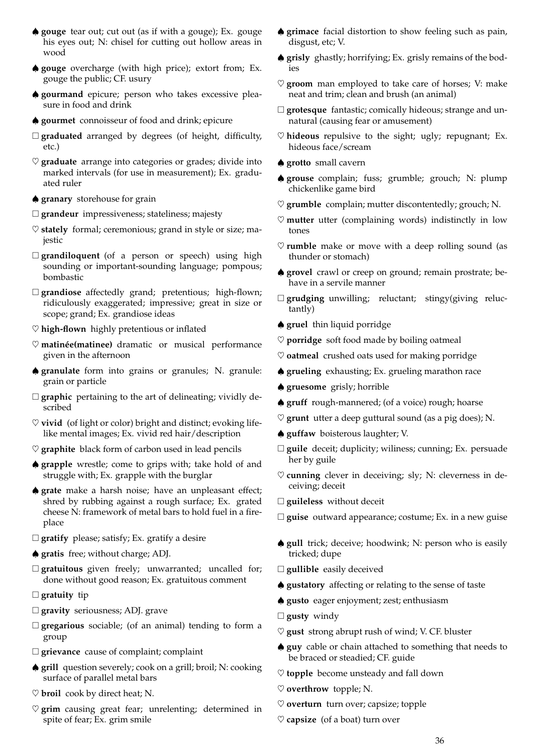♠ **gouge** tear out; cut out (as if with a gouge); Ex. gouge his eyes out; N: chisel for cutting out hollow areas in wood

♠ **gouge** overcharge (with high price); extort from; Ex. gouge the public; CF. usury

♠ **gourmand** epicure; person who takes excessive pleasure in food and drink

♠ **gourmet** connoisseur of food and drink; epicure

□ **graduated** arranged by degrees (of height, difficulty, etc.)

♡ **graduate** arrange into categories or grades; divide into marked intervals (for use in measurement); Ex. graduated ruler

♠ **granary** storehouse for grain

□ **grandeur** impressiveness; stateliness; majesty

♡ **stately** formal; ceremonious; grand in style or size; majestic

□ **grandiloquent** (of a person or speech) using high sounding or important-sounding language; pompous; bombastic

□ **grandiose** affectedly grand; pretentious; high-flown; ridiculously exaggerated; impressive; great in size or scope; grand; Ex. grandiose ideas

♡ **high-flown** highly pretentious or inflated

♡ **matinée(matinee)** dramatic or musical performance given in the afternoon

♠ **granulate** form into grains or granules; N. granule: grain or particle

□ **graphic** pertaining to the art of delineating; vividly described

♡ **vivid** (of light or color) bright and distinct; evoking lifelike mental images; Ex. vivid red hair/description

♡ **graphite** black form of carbon used in lead pencils

♠ **grapple** wrestle; come to grips with; take hold of and struggle with; Ex. grapple with the burglar

♠ **grate** make a harsh noise; have an unpleasant effect; shred by rubbing against a rough surface; Ex. grated cheese N: framework of metal bars to hold fuel in a fireplace

□ **gratify** please; satisfy; Ex. gratify a desire

♠ **gratis** free; without charge; ADJ.

□ **gratuitous** given freely; unwarranted; uncalled for; done without good reason; Ex. gratuitous comment

□ **gratuity** tip

□ **gravity** seriousness; ADJ. grave

□ **gregarious** sociable; (of an animal) tending to form a group

□ **grievance** cause of complaint; complaint

♠ **grill** question severely; cook on a grill; broil; N: cooking surface of parallel metal bars

♡ **broil** cook by direct heat; N.

♡ **grim** causing great fear; unrelenting; determined in spite of fear; Ex. grim smile

♠ **grimace** facial distortion to show feeling such as pain, disgust, etc; V.

♠ **grisly** ghastly; horrifying; Ex. grisly remains of the bodies

♡ **groom** man employed to take care of horses; V: make neat and trim; clean and brush (an animal)

□ **grotesque** fantastic; comically hideous; strange and unnatural (causing fear or amusement)

♡ **hideous** repulsive to the sight; ugly; repugnant; Ex. hideous face/scream

♠ **grotto** small cavern

♠ **grouse** complain; fuss; grumble; grouch; N: plump chickenlike game bird

♡ **grumble** complain; mutter discontentedly; grouch; N.

♡ **mutter** utter (complaining words) indistinctly in low tones

♡ **rumble** make or move with a deep rolling sound (as thunder or stomach)

♠ **grovel** crawl or creep on ground; remain prostrate; behave in a servile manner

□ **grudging** unwilling; reluctant; stingy(giving reluctantly)

♠ **gruel** thin liquid porridge

♡ **porridge** soft food made by boiling oatmeal

♡ **oatmeal** crushed oats used for making porridge

♠ **grueling** exhausting; Ex. grueling marathon race

♠ **gruesome** grisly; horrible

♠ **gruff** rough-mannered; (of a voice) rough; hoarse

♡ **grunt** utter a deep guttural sound (as a pig does); N.

♠ **guffaw** boisterous laughter; V.

□ **guile** deceit; duplicity; wiliness; cunning; Ex. persuade her by guile

♡ **cunning** clever in deceiving; sly; N: cleverness in deceiving; deceit

□ **guileless** without deceit

□ **guise** outward appearance; costume; Ex. in a new guise

♠ **gull** trick; deceive; hoodwink; N: person who is easily tricked; dupe

□ **gullible** easily deceived

♠ **gustatory** affecting or relating to the sense of taste

♠ **gusto** eager enjoyment; zest; enthusiasm

□ **gusty** windy

♡ **gust** strong abrupt rush of wind; V. CF. bluster

♠ **guy** cable or chain attached to something that needs to be braced or steadied; CF. guide

♡ **topple** become unsteady and fall down

♡ **overthrow** topple; N.

♡ **overturn** turn over; capsize; topple

♡ **capsize** (of a boat) turn over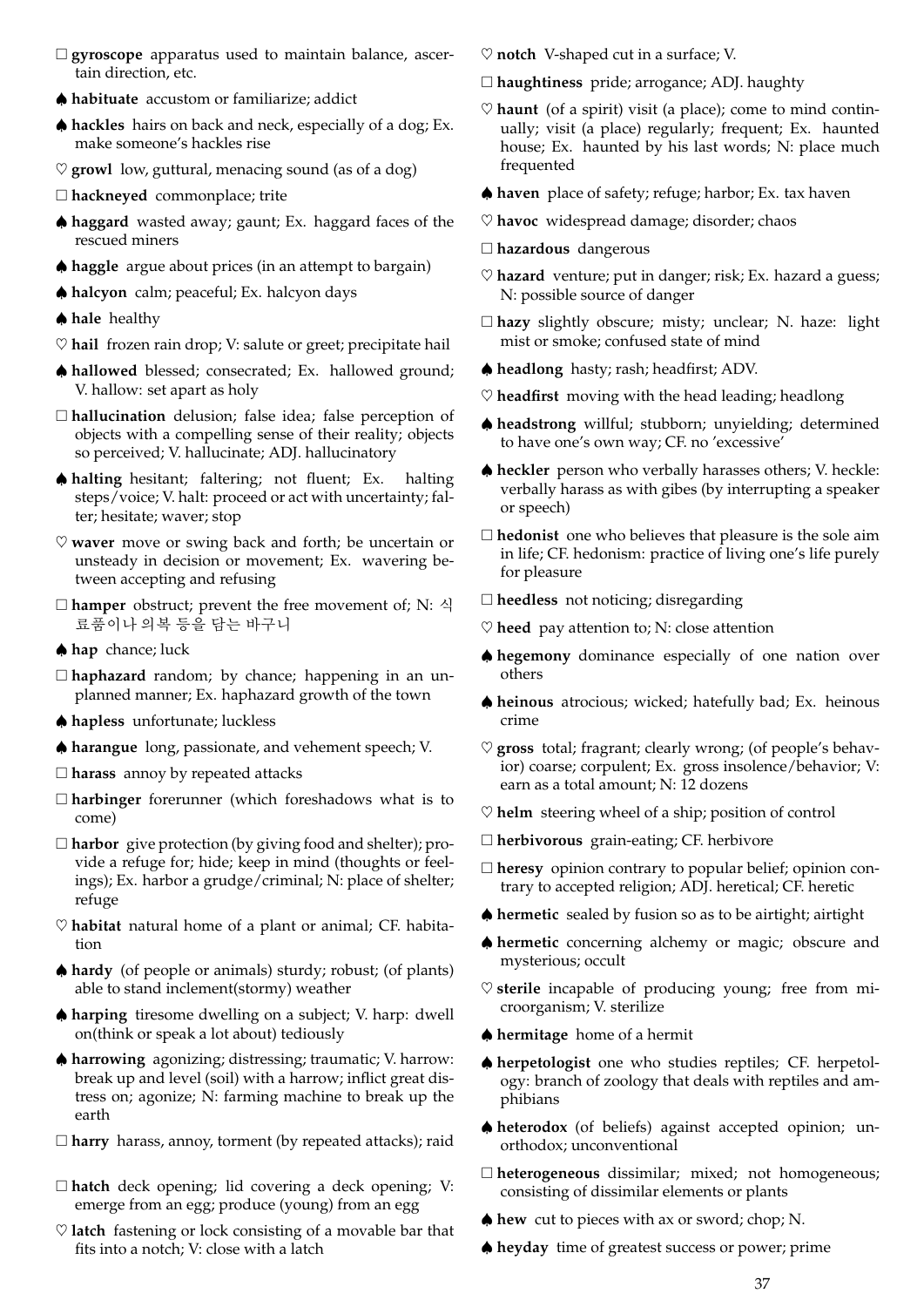□ **gyroscope** apparatus used to maintain balance, ascertain direction, etc.

♠ **habituate** accustom or familiarize; addict

♠ **hackles** hairs on back and neck, especially of a dog; Ex. make someone's hackles rise

♡ **growl** low, guttural, menacing sound (as of a dog)

□ **hackneyed** commonplace; trite

♠ **haggard** wasted away; gaunt; Ex. haggard faces of the rescued miners

♠ **haggle** argue about prices (in an attempt to bargain)

♠ **halcyon** calm; peaceful; Ex. halcyon days

♠ **hale** healthy

♡ **hail** frozen rain drop; V: salute or greet; precipitate hail

♠ **hallowed** blessed; consecrated; Ex. hallowed ground; V. hallow: set apart as holy

□ **hallucination** delusion; false idea; false perception of objects with a compelling sense of their reality; objects so perceived; V. hallucinate; ADJ. hallucinatory

♠ **halting** hesitant; faltering; not fluent; Ex. halting steps/voice; V. halt: proceed or act with uncertainty; falter; hesitate; waver; stop

♡ **waver** move or swing back and forth; be uncertain or unsteady in decision or movement; Ex. wavering between accepting and refusing

□ **hamper** obstruct; prevent the free movement of; N: 식료품이나 의복 등을 담는 바구니

♠ **hap** chance; luck

□ **haphazard** random; by chance; happening in an unplanned manner; Ex. haphazard growth of the town

♠ **hapless** unfortunate; luckless

♠ **harangue** long, passionate, and vehement speech; V.

□ **harass** annoy by repeated attacks

□ **harbinger** forerunner (which foreshadows what is to come)

□ **harbor** give protection (by giving food and shelter); provide a refuge for; hide; keep in mind (thoughts or feelings); Ex. harbor a grudge/criminal; N: place of shelter; refuge

♡ **habitat** natural home of a plant or animal; CF. habitation

♠ **hardy** (of people or animals) sturdy; robust; (of plants) able to stand inclement(stormy) weather

♠ **harping** tiresome dwelling on a subject; V. harp: dwell on(think or speak a lot about) tediously

♠ **harrowing** agonizing; distressing; traumatic; V. harrow: break up and level (soil) with a harrow; inflict great distress on; agonize; N: farming machine to break up the earth

□ **harry** harass, annoy, torment (by repeated attacks); raid

□ **hatch** deck opening; lid covering a deck opening; V: emerge from an egg; produce (young) from an egg

♡ **latch** fastening or lock consisting of a movable bar that fits into a notch; V: close with a latch

♡ **notch** V-shaped cut in a surface; V.

□ **haughtiness** pride; arrogance; ADJ. haughty

♡ **haunt** (of a spirit) visit (a place); come to mind continually; visit (a place) regularly; frequent; Ex. haunted house; Ex. haunted by his last words; N: place much frequented

♠ **haven** place of safety; refuge; harbor; Ex. tax haven

♡ **havoc** widespread damage; disorder; chaos

□ **hazardous** dangerous

♡ **hazard** venture; put in danger; risk; Ex. hazard a guess; N: possible source of danger

□ **hazy** slightly obscure; misty; unclear; N. haze: light mist or smoke; confused state of mind

♠ **headlong** hasty; rash; headfirst; ADV.

♡ **headfirst** moving with the head leading; headlong

♠ **headstrong** willful; stubborn; unyielding; determined to have one's own way; CF. no 'excessive'

♠ **heckler** person who verbally harasses others; V. heckle: verbally harass as with gibes (by interrupting a speaker or speech)

□ **hedonist** one who believes that pleasure is the sole aim in life; CF. hedonism: practice of living one's life purely for pleasure

□ **heedless** not noticing; disregarding

♡ **heed** pay attention to; N: close attention

♠ **hegemony** dominance especially of one nation over others

♠ **heinous** atrocious; wicked; hatefully bad; Ex. heinous crime

♡ **gross** total; fragrant; clearly wrong; (of people's behavior) coarse; corpulent; Ex. gross insolence/behavior; V: earn as a total amount; N: 12 dozens

♡ **helm** steering wheel of a ship; position of control

□ **herbivorous** grain-eating; CF. herbivore

□ **heresy** opinion contrary to popular belief; opinion contrary to accepted religion; ADJ. heretical; CF. heretic

♠ **hermetic** sealed by fusion so as to be airtight; airtight

♠ **hermetic** concerning alchemy or magic; obscure and mysterious; occult

♡ **sterile** incapable of producing young; free from microorganism; V. sterilize

♠ **hermitage** home of a hermit

♠ **herpetologist** one who studies reptiles; CF. herpetology: branch of zoology that deals with reptiles and amphibians

♠ **heterodox** (of beliefs) against accepted opinion; unorthodox; unconventional

□ **heterogeneous** dissimilar; mixed; not homogeneous; consisting of dissimilar elements or plants

♠ **hew** cut to pieces with ax or sword; chop; N.

♠ **heyday** time of greatest success or power; prime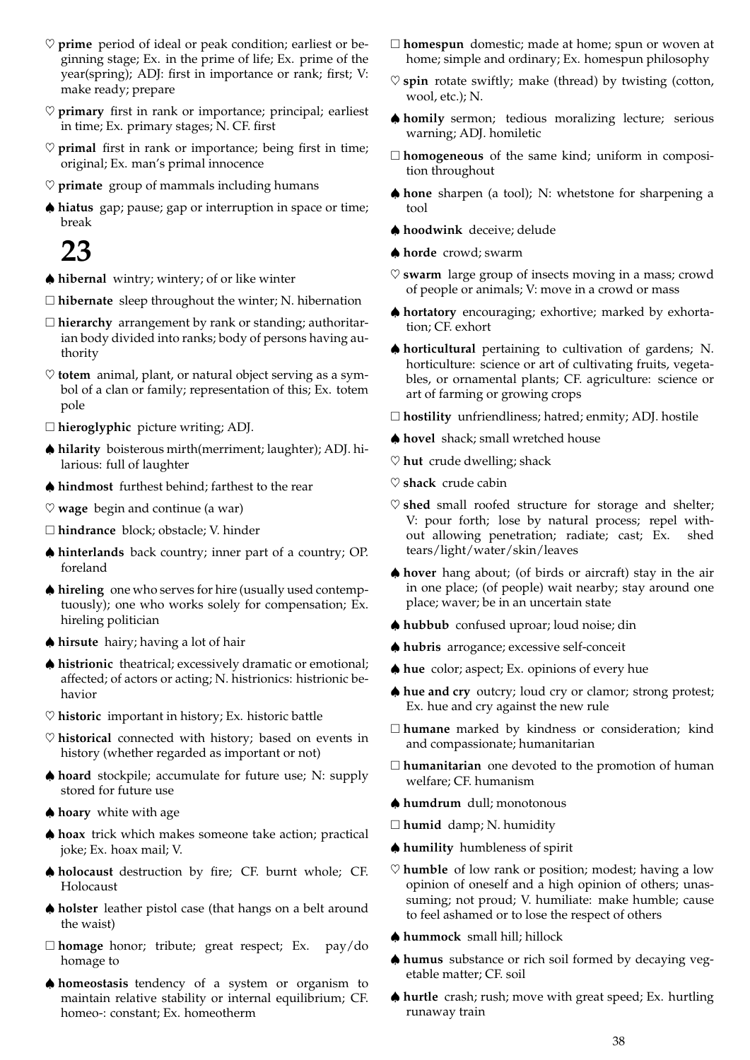♡ **prime** period of ideal or peak condition; earliest or beginning stage; Ex. in the prime of life; Ex. prime of the year(spring); ADJ: first in importance or rank; first; V: make ready; prepare

♡ **primary** first in rank or importance; principal; earliest in time; Ex. primary stages; N. CF. first

♡ **primal** first in rank or importance; being first in time; original; Ex. man's primal innocence

♡ **primate** group of mammals including humans

♠ **hiatus** gap; pause; gap or interruption in space or time; break

# 23

♠ **hibernal** wintry; wintery; of or like winter

□ **hibernate** sleep throughout the winter; N. hibernation

□ **hierarchy** arrangement by rank or standing; authoritarian body divided into ranks; body of persons having authority

♡ **totem** animal, plant, or natural object serving as a symbol of a clan or family; representation of this; Ex. totem pole

□ **hieroglyphic** picture writing; ADJ.

♠ **hilarity** boisterous mirth(merriment; laughter); ADJ. hilarious: full of laughter

♠ **hindmost** furthest behind; farthest to the rear

♡ **wage** begin and continue (a war)

□ **hindrance** block; obstacle; V. hinder

♠ **hinterlands** back country; inner part of a country; OP. foreland

♠ **hireling** one who serves for hire (usually used contemptuously); one who works solely for compensation; Ex. hireling politician

♠ **hirsute** hairy; having a lot of hair

♠ **histrionic** theatrical; excessively dramatic or emotional; affected; of actors or acting; N. histrionics: histrionic behavior

♡ **historic** important in history; Ex. historic battle

♡ **historical** connected with history; based on events in history (whether regarded as important or not)

♠ **hoard** stockpile; accumulate for future use; N: supply stored for future use

♠ **hoary** white with age

♠ **hoax** trick which makes someone take action; practical joke; Ex. hoax mail; V.

♠ **holocaust** destruction by fire; CF. burnt whole; CF. Holocaust

♠ **holster** leather pistol case (that hangs on a belt around the waist)

□ **homage** honor; tribute; great respect; Ex. pay/do homage to

♠ **homeostasis** tendency of a system or organism to maintain relative stability or internal equilibrium; CF. homeo-: constant; Ex. homeotherm

□ **homespun** domestic; made at home; spun or woven at home; simple and ordinary; Ex. homespun philosophy

♡ **spin** rotate swiftly; make (thread) by twisting (cotton, wool, etc.); N.

♠ **homily** sermon; tedious moralizing lecture; serious warning; ADJ. homiletic

□ **homogeneous** of the same kind; uniform in composition throughout

♠ **hone** sharpen (a tool); N: whetstone for sharpening a tool

♠ **hoodwink** deceive; delude

♠ **horde** crowd; swarm

♡ **swarm** large group of insects moving in a mass; crowd of people or animals; V: move in a crowd or mass

♠ **hortatory** encouraging; exhortive; marked by exhortation; CF. exhort

♠ **horticultural** pertaining to cultivation of gardens; N. horticulture: science or art of cultivating fruits, vegetables, or ornamental plants; CF. agriculture: science or art of farming or growing crops

□ **hostility** unfriendliness; hatred; enmity; ADJ. hostile

♠ **hovel** shack; small wretched house

♡ **hut** crude dwelling; shack

♡ **shack** crude cabin

♡ **shed** small roofed structure for storage and shelter; V: pour forth; lose by natural process; repel without allowing penetration; radiate; cast; Ex. shed tears/light/water/skin/leaves

♠ **hover** hang about; (of birds or aircraft) stay in the air in one place; (of people) wait nearby; stay around one place; waver; be in an uncertain state

♠ **hubbub** confused uproar; loud noise; din

♠ **hubris** arrogance; excessive self-conceit

♠ **hue** color; aspect; Ex. opinions of every hue

♠ **hue and cry** outcry; loud cry or clamor; strong protest; Ex. hue and cry against the new rule

□ **humane** marked by kindness or consideration; kind and compassionate; humanitarian

□ **humanitarian** one devoted to the promotion of human welfare; CF. humanism

♠ **humdrum** dull; monotonous

□ **humid** damp; N. humidity

♠ **humility** humbleness of spirit

♡ **humble** of low rank or position; modest; having a low opinion of oneself and a high opinion of others; unassuming; not proud; V. humiliate: make humble; cause to feel ashamed or to lose the respect of others

♠ **hummock** small hill; hillock

♠ **humus** substance or rich soil formed by decaying vegetable matter; CF. soil

♠ **hurtle** crash; rush; move with great speed; Ex. hurtling runaway train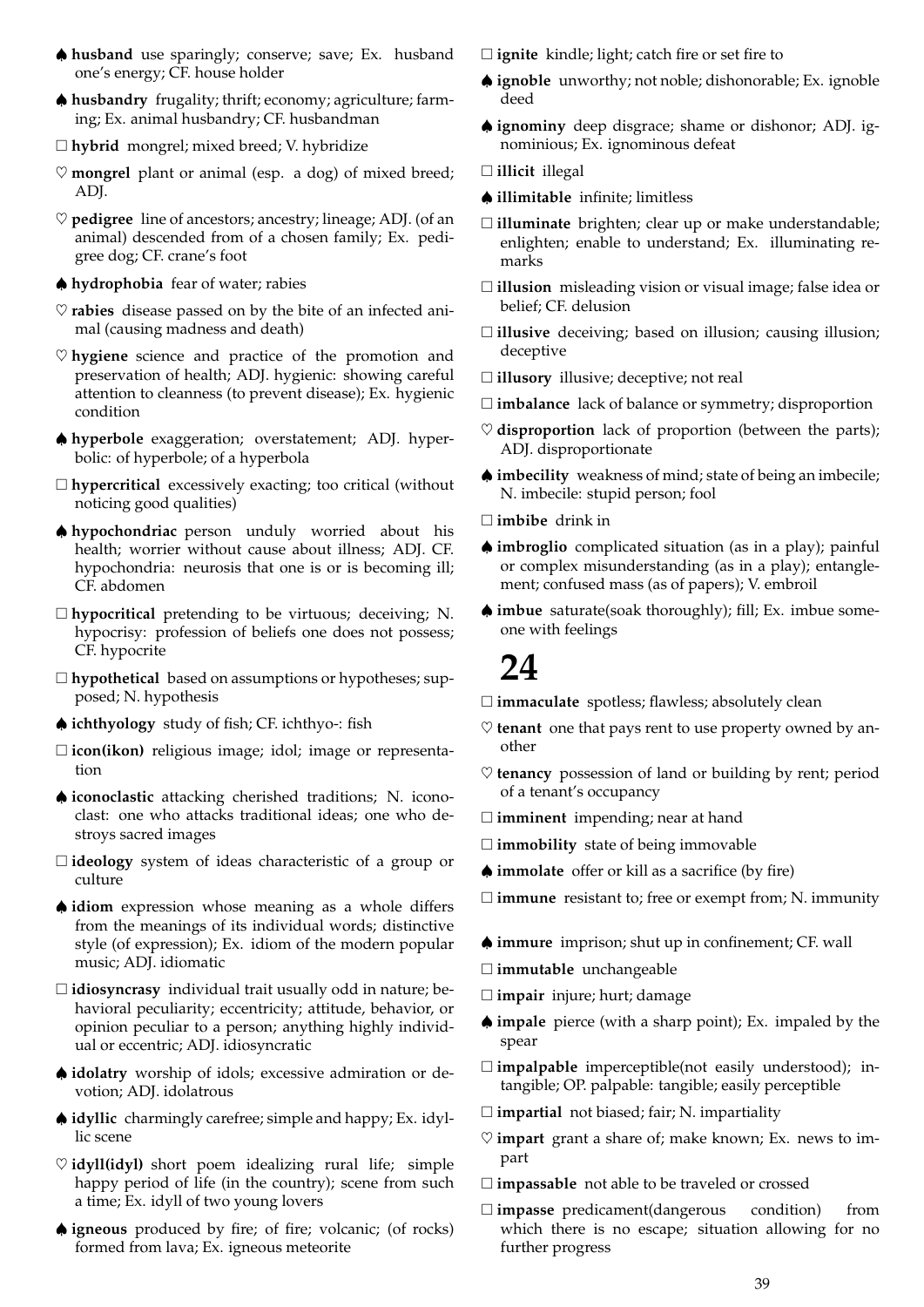♠ **husband** use sparingly; conserve; save; Ex. husband one's energy; CF. house holder

♠ **husbandry** frugality; thrift; economy; agriculture; farming; Ex. animal husbandry; CF. husbandman

□ **hybrid** mongrel; mixed breed; V. hybridize

♡ **mongrel** plant or animal (esp. a dog) of mixed breed; ADJ.

♡ **pedigree** line of ancestors; ancestry; lineage; ADJ. (of an animal) descended from of a chosen family; Ex. pedigree dog; CF. crane's foot

♠ **hydrophobia** fear of water; rabies

♡ **rabies** disease passed on by the bite of an infected animal (causing madness and death)

♡ **hygiene** science and practice of the promotion and preservation of health; ADJ. hygienic: showing careful attention to cleanness (to prevent disease); Ex. hygienic condition

♠ **hyperbole** exaggeration; overstatement; ADJ. hyperbolic: of hyperbole; of a hyperbola

□ **hypercritical** excessively exacting; too critical (without noticing good qualities)

♠ **hypochondriac** person unduly worried about his health; worrier without cause about illness; ADJ. CF. hypochondria: neurosis that one is or is becoming ill; CF. abdomen

□ **hypocritical** pretending to be virtuous; deceiving; N. hypocrisy: profession of beliefs one does not possess; CF. hypocrite

□ **hypothetical** based on assumptions or hypotheses; supposed; N. hypothesis

♠ **ichthyology** study of fish; CF. ichthyo-: fish

□ **icon(ikon)** religious image; idol; image or representation

♠ **iconoclastic** attacking cherished traditions; N. iconoclast: one who attacks traditional ideas; one who destroys sacred images

□ **ideology** system of ideas characteristic of a group or culture

♠ **idiom** expression whose meaning as a whole differs from the meanings of its individual words; distinctive style (of expression); Ex. idiom of the modern popular music; ADJ. idiomatic

□ **idiosyncrasy** individual trait usually odd in nature; behavioral peculiarity; eccentricity; attitude, behavior, or opinion peculiar to a person; anything highly individual or eccentric; ADJ. idiosyncratic

♠ **idolatry** worship of idols; excessive admiration or devotion; ADJ. idolatrous

♠ **idyllic** charmingly carefree; simple and happy; Ex. idyllic scene

♡ **idyll(idyl)** short poem idealizing rural life; simple happy period of life (in the country); scene from such a time; Ex. idyll of two young lovers

♠ **igneous** produced by fire; of fire; volcanic; (of rocks) formed from lava; Ex. igneous meteorite

□ **ignite** kindle; light; catch fire or set fire to

♠ **ignoble** unworthy; not noble; dishonorable; Ex. ignoble deed

♠ **ignominy** deep disgrace; shame or dishonor; ADJ. ignominious; Ex. ignominous defeat

□ **illicit** illegal

♠ **illimitable** infinite; limitless

□ **illuminate** brighten; clear up or make understandable; enlighten; enable to understand; Ex. illuminating remarks

□ **illusion** misleading vision or visual image; false idea or belief; CF. delusion

□ **illusive** deceiving; based on illusion; causing illusion; deceptive

□ **illusory** illusive; deceptive; not real

□ **imbalance** lack of balance or symmetry; disproportion

♡ **disproportion** lack of proportion (between the parts); ADJ. disproportionate

♠ **imbecility** weakness of mind; state of being an imbecile; N. imbecile: stupid person; fool

□ **imbibe** drink in

♠ **imbroglio** complicated situation (as in a play); painful or complex misunderstanding (as in a play); entanglement; confused mass (as of papers); V. embroil

♠ **imbue** saturate(soak thoroughly); fill; Ex. imbue someone with feelings

# 24

□ **immaculate** spotless; flawless; absolutely clean

♡ **tenant** one that pays rent to use property owned by another

♡ **tenancy** possession of land or building by rent; period of a tenant's occupancy

□ **imminent** impending; near at hand

□ **immobility** state of being immovable

♠ **immolate** offer or kill as a sacrifice (by fire)

□ **immune** resistant to; free or exempt from; N. immunity

♠ **immure** imprison; shut up in confinement; CF. wall

□ **immutable** unchangeable

□ **impair** injure; hurt; damage

♠ **impale** pierce (with a sharp point); Ex. impaled by the spear

□ **impalpable** imperceptible(not easily understood); intangible; OP. palpable: tangible; easily perceptible

□ **impartial** not biased; fair; N. impartiality

♡ **impart** grant a share of; make known; Ex. news to impart

□ **impassable** not able to be traveled or crossed

□ **impasse** predicament(dangerous condition) from which there is no escape; situation allowing for no further progress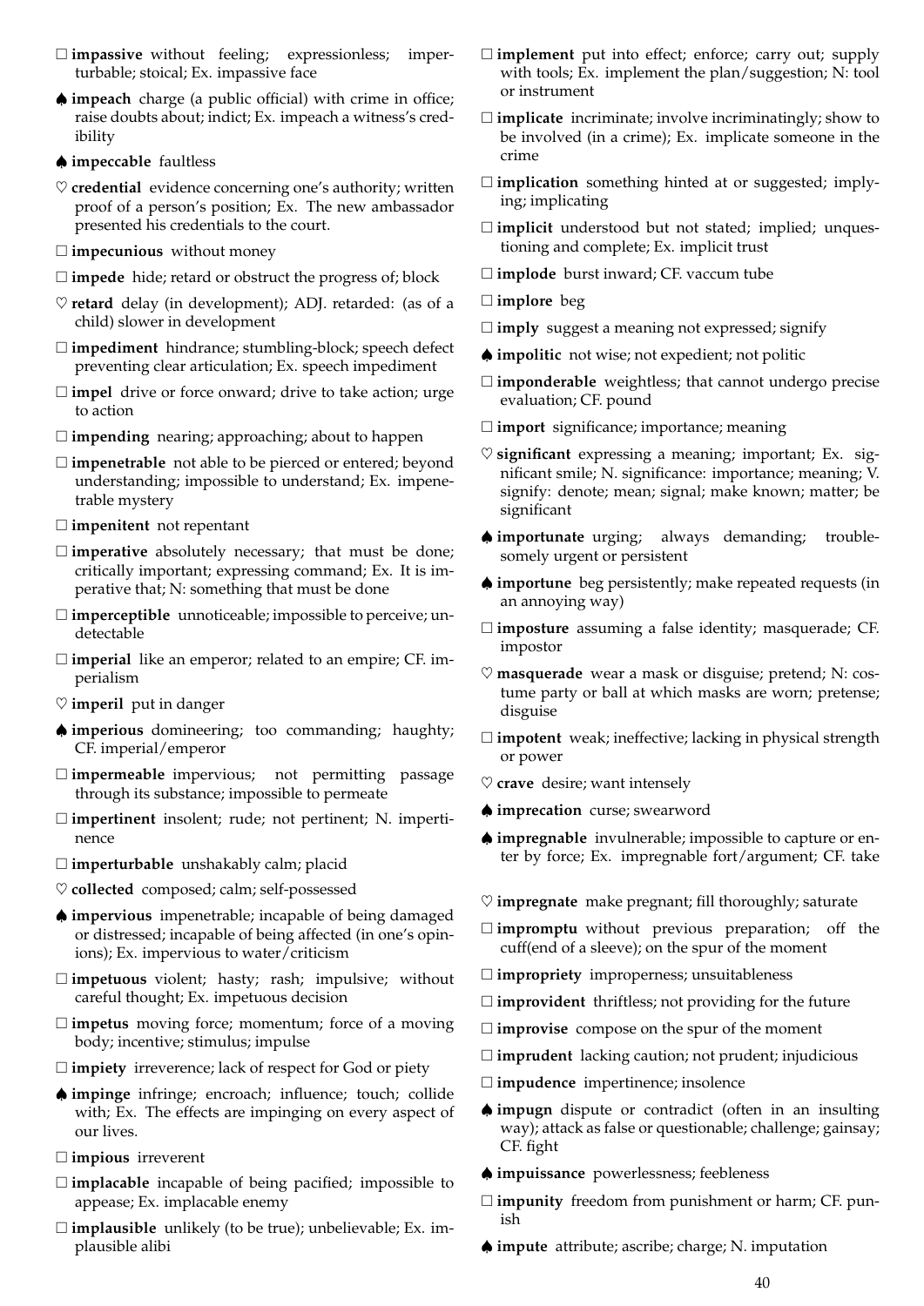□ **impassive** without feeling; expressionless; imperturbable; stoical; Ex. impassive face

♠ **impeach** charge (a public official) with crime in office; raise doubts about; indict; Ex. impeach a witness's credibility

♠ **impeccable** faultless

♡ **credential** evidence concerning one's authority; written proof of a person's position; Ex. The new ambassador presented his credentials to the court.

□ **impecunious** without money

□ **impede** hide; retard or obstruct the progress of; block

♡ **retard** delay (in development); ADJ. retarded: (as of a child) slower in development

□ **impediment** hindrance; stumbling-block; speech defect preventing clear articulation; Ex. speech impediment

□ **impel** drive or force onward; drive to take action; urge to action

□ **impending** nearing; approaching; about to happen

□ **impenetrable** not able to be pierced or entered; beyond understanding; impossible to understand; Ex. impenetrable mystery

□ **impenitent** not repentant

□ **imperative** absolutely necessary; that must be done; critically important; expressing command; Ex. It is imperative that; N: something that must be done

□ **imperceptible** unnoticeable; impossible to perceive; undetectable

□ **imperial** like an emperor; related to an empire; CF. imperialism

♡ **imperil** put in danger

♠ **imperious** domineering; too commanding; haughty; CF. imperial/emperor

□ **impermeable** impervious; not permitting passage through its substance; impossible to permeate

□ **impertinent** insolent; rude; not pertinent; N. impertinence

□ **imperturbable** unshakably calm; placid

♡ **collected** composed; calm; self-possessed

♠ **impervious** impenetrable; incapable of being damaged or distressed; incapable of being affected (in one's opinions); Ex. impervious to water/criticism

□ **impetuous** violent; hasty; rash; impulsive; without careful thought; Ex. impetuous decision

□ **impetus** moving force; momentum; force of a moving body; incentive; stimulus; impulse

□ **impiety** irreverence; lack of respect for God or piety

♠ **impinge** infringe; encroach; influence; touch; collide with; Ex. The effects are impinging on every aspect of our lives.

□ **impious** irreverent

□ **implacable** incapable of being pacified; impossible to appease; Ex. implacable enemy

□ **implausible** unlikely (to be true); unbelievable; Ex. implausible alibi

□ **implement** put into effect; enforce; carry out; supply with tools; Ex. implement the plan/suggestion; N: tool or instrument

□ **implicate** incriminate; involve incriminatingly; show to be involved (in a crime); Ex. implicate someone in the crime

□ **implication** something hinted at or suggested; implying; implicating

□ **implicit** understood but not stated; implied; unquestioning and complete; Ex. implicit trust

□ **implode** burst inward; CF. vaccum tube

□ **implore** beg

□ **imply** suggest a meaning not expressed; signify

♠ **impolitic** not wise; not expedient; not politic

□ **imponderable** weightless; that cannot undergo precise evaluation; CF. pound

□ **import** significance; importance; meaning

♡ **significant** expressing a meaning; important; Ex. significant smile; N. significance: importance; meaning; V. signify: denote; mean; signal; make known; matter; be significant

♠ **importunate** urging; always demanding; troublesomely urgent or persistent

♠ **importune** beg persistently; make repeated requests (in an annoying way)

□ **imposture** assuming a false identity; masquerade; CF. impostor

♡ **masquerade** wear a mask or disguise; pretend; N: costume party or ball at which masks are worn; pretense; disguise

□ **impotent** weak; ineffective; lacking in physical strength or power

♡ **crave** desire; want intensely

♠ **imprecation** curse; swearword

♠ **impregnable** invulnerable; impossible to capture or enter by force; Ex. impregnable fort/argument; CF. take

♡ **impregnate** make pregnant; fill thoroughly; saturate

□ **impromptu** without previous preparation; off the cuff(end of a sleeve); on the spur of the moment

□ **impropriety** improperness; unsuitableness

□ **improvident** thriftless; not providing for the future

□ **improvise** compose on the spur of the moment

□ **imprudent** lacking caution; not prudent; injudicious

□ **impudence** impertinence; insolence

♠ **impugn** dispute or contradict (often in an insulting way); attack as false or questionable; challenge; gainsay; CF. fight

♠ **impuissance** powerlessness; feebleness

□ **impunity** freedom from punishment or harm; CF. punish

♠ **impute** attribute; ascribe; charge; N. imputation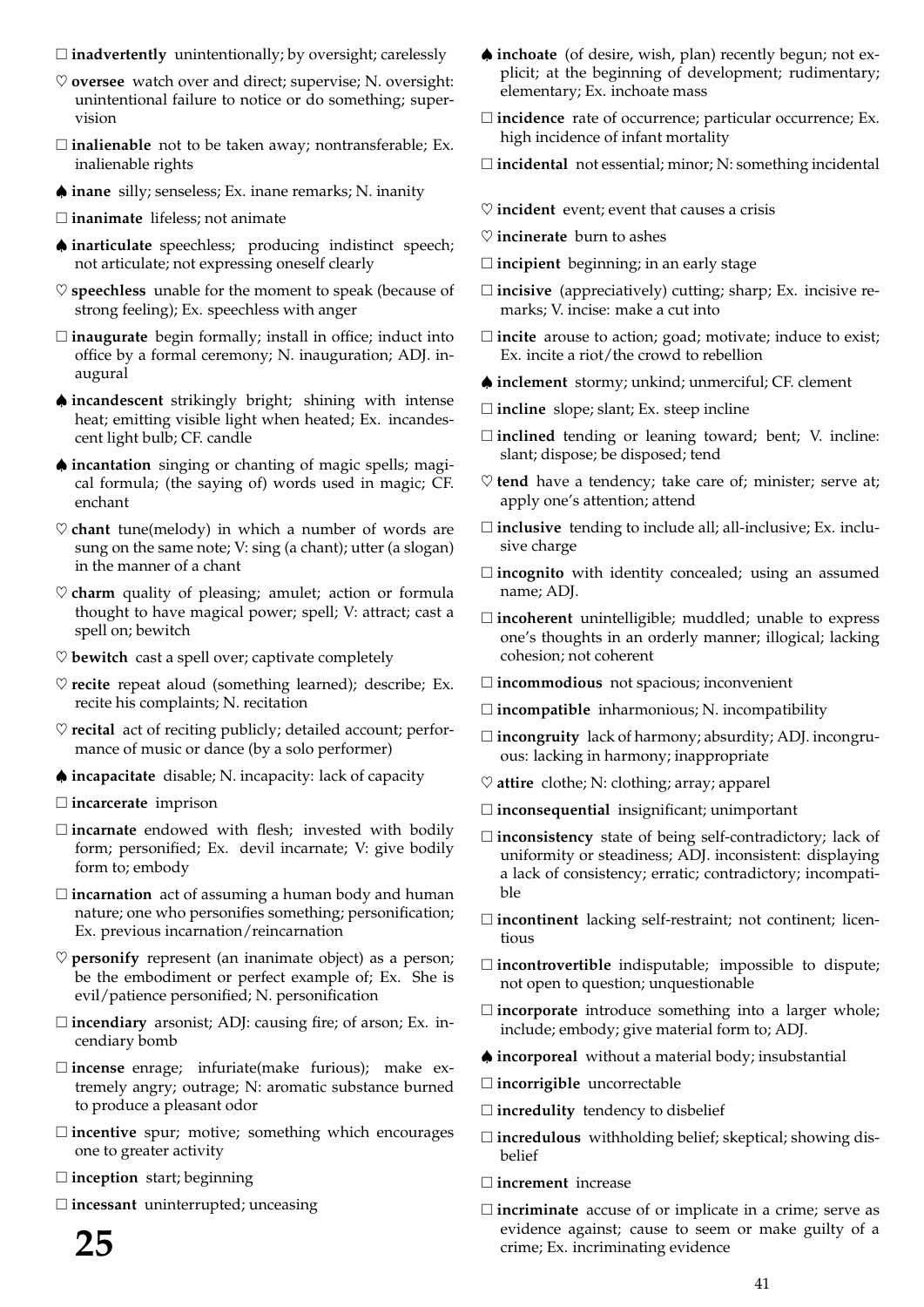□ **inadvertently** unintentionally; by oversight; carelessly

♡ **oversee** watch over and direct; supervise; N. oversight: unintentional failure to notice or do something; supervision

□ **inalienable** not to be taken away; nontransferable; Ex. inalienable rights

♠ **inane** silly; senseless; Ex. inane remarks; N. inanity

□ **inanimate** lifeless; not animate

♠ **inarticulate** speechless; producing indistinct speech; not articulate; not expressing oneself clearly

♡ **speechless** unable for the moment to speak (because of strong feeling); Ex. speechless with anger

□ **inaugurate** begin formally; install in office; induct into office by a formal ceremony; N. inauguration; ADJ. inaugural

♠ **incandescent** strikingly bright; shining with intense heat; emitting visible light when heated; Ex. incandescent light bulb; CF. candle

♠ **incantation** singing or chanting of magic spells; magical formula; (the saying of) words used in magic; CF. enchant

♡ **chant** tune(melody) in which a number of words are sung on the same note; V: sing (a chant); utter (a slogan) in the manner of a chant

♡ **charm** quality of pleasing; amulet; action or formula thought to have magical power; spell; V: attract; cast a spell on; bewitch

♡ **bewitch** cast a spell over; captivate completely

♡ **recite** repeat aloud (something learned); describe; Ex. recite his complaints; N. recitation

♡ **recital** act of reciting publicly; detailed account; performance of music or dance (by a solo performer)

♠ **incapacitate** disable; N. incapacity: lack of capacity

□ **incarcerate** imprison

□ **incarnate** endowed with flesh; invested with bodily form; personified; Ex. devil incarnate; V: give bodily form to; embody

□ **incarnation** act of assuming a human body and human nature; one who personifies something; personification; Ex. previous incarnation/reincarnation

♡ **personify** represent (an inanimate object) as a person; be the embodiment or perfect example of; Ex. She is evil/patience personified; N. personification

□ **incendiary** arsonist; ADJ: causing fire; of arson; Ex. incendiary bomb

□ **incense** enrage; infuriate(make furious); make extremely angry; outrage; N: aromatic substance burned to produce a pleasant odor

□ **incentive** spur; motive; something which encourages one to greater activity

□ **inception** start; beginning

□ **incessant** uninterrupted; unceasing

# 25

♠ **inchoate** (of desire, wish, plan) recently begun; not explicit; at the beginning of development; rudimentary; elementary; Ex. inchoate mass

□ **incidence** rate of occurrence; particular occurrence; Ex. high incidence of infant mortality

□ **incidental** not essential; minor; N: something incidental

♡ **incident** event; event that causes a crisis

♡ **incinerate** burn to ashes

□ **incipient** beginning; in an early stage

□ **incisive** (appreciatively) cutting; sharp; Ex. incisive remarks; V. incise: make a cut into

□ **incite** arouse to action; goad; motivate; induce to exist; Ex. incite a riot/the crowd to rebellion

♠ **inclement** stormy; unkind; unmerciful; CF. clement

□ **incline** slope; slant; Ex. steep incline

□ **inclined** tending or leaning toward; bent; V. incline: slant; dispose; be disposed; tend

♡ **tend** have a tendency; take care of; minister; serve at; apply one's attention; attend

□ **inclusive** tending to include all; all-inclusive; Ex. inclusive charge

□ **incognito** with identity concealed; using an assumed name; ADJ.

□ **incoherent** unintelligible; muddled; unable to express one's thoughts in an orderly manner; illogical; lacking cohesion; not coherent

□ **incommodious** not spacious; inconvenient

□ **incompatible** inharmonious; N. incompatibility

□ **incongruity** lack of harmony; absurdity; ADJ. incongruous: lacking in harmony; inappropriate

♡ **attire** clothe; N: clothing; array; apparel

□ **inconsequential** insignificant; unimportant

□ **inconsistency** state of being self-contradictory; lack of uniformity or steadiness; ADJ. inconsistent: displaying a lack of consistency; erratic; contradictory; incompatible

□ **incontinent** lacking self-restraint; not continent; licentious

□ **incontrovertible** indisputable; impossible to dispute; not open to question; unquestionable

□ **incorporate** introduce something into a larger whole; include; embody; give material form to; ADJ.

♠ **incorporeal** without a material body; insubstantial

□ **incorrigible** uncorrectable

□ **incredulity** tendency to disbelief

□ **incredulous** withholding belief; skeptical; showing disbelief

□ **increment** increase

□ **incriminate** accuse of or implicate in a crime; serve as evidence against; cause to seem or make guilty of a crime; Ex. incriminating evidence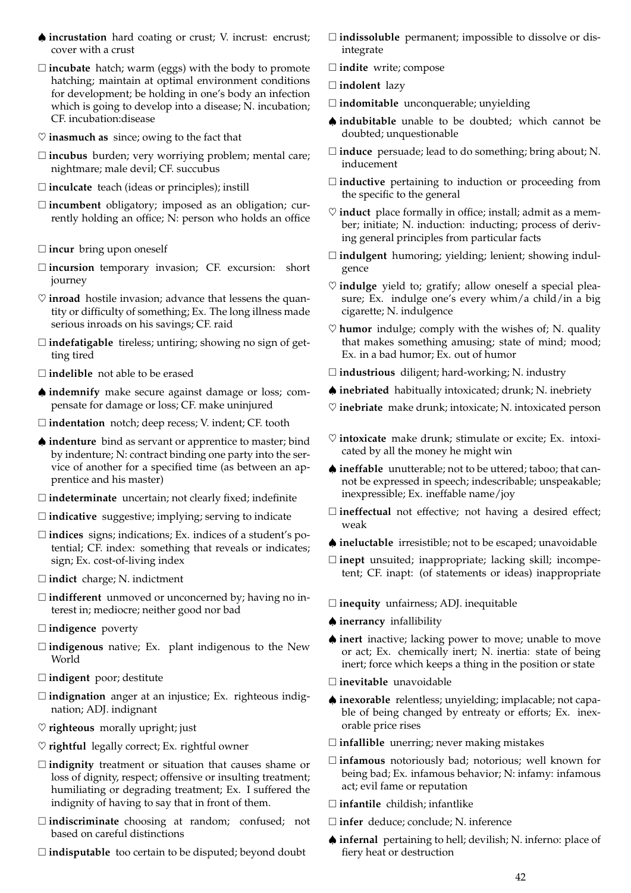♠ **incrustation** hard coating or crust; V. incrust: encrust; cover with a crust

□ **incubate** hatch; warm (eggs) with the body to promote hatching; maintain at optimal environment conditions for development; be holding in one's body an infection which is going to develop into a disease; N. incubation; CF. incubation:disease

♡ **inasmuch as** since; owing to the fact that

□ **incubus** burden; very worriying problem; mental care; nightmare; male devil; CF. succubus

□ **inculcate** teach (ideas or principles); instill

□ **incumbent** obligatory; imposed as an obligation; currently holding an office; N: person who holds an office

□ **incur** bring upon oneself

□ **incursion** temporary invasion; CF. excursion: short journey

♡ **inroad** hostile invasion; advance that lessens the quantity or difficulty of something; Ex. The long illness made serious inroads on his savings; CF. raid

□ **indefatigable** tireless; untiring; showing no sign of getting tired

□ **indelible** not able to be erased

♠ **indemnify** make secure against damage or loss; compensate for damage or loss; CF. make uninjured

□ **indentation** notch; deep recess; V. indent; CF. tooth

♠ **indenture** bind as servant or apprentice to master; bind by indenture; N: contract binding one party into the service of another for a specified time (as between an apprentice and his master)

□ **indeterminate** uncertain; not clearly fixed; indefinite

□ **indicative** suggestive; implying; serving to indicate

□ **indices** signs; indications; Ex. indices of a student's potential; CF. index: something that reveals or indicates; sign; Ex. cost-of-living index

□ **indict** charge; N. indictment

□ **indifferent** unmoved or unconcerned by; having no interest in; mediocre; neither good nor bad

□ **indigence** poverty

□ **indigenous** native; Ex. plant indigenous to the New World

□ **indigent** poor; destitute

□ **indignation** anger at an injustice; Ex. righteous indignation; ADJ. indignant

♡ **righteous** morally upright; just

♡ **rightful** legally correct; Ex. rightful owner

□ **indignity** treatment or situation that causes shame or loss of dignity, respect; offensive or insulting treatment; humiliating or degrading treatment; Ex. I suffered the indignity of having to say that in front of them.

□ **indiscriminate** choosing at random; confused; not based on careful distinctions

□ **indisputable** too certain to be disputed; beyond doubt

□ **indissoluble** permanent; impossible to dissolve or disintegrate

□ **indite** write; compose

□ **indolent** lazy

□ **indomitable** unconquerable; unyielding

♠ **indubitable** unable to be doubted; which cannot be doubted; unquestionable

□ **induce** persuade; lead to do something; bring about; N. inducement

□ **inductive** pertaining to induction or proceeding from the specific to the general

♡ **induct** place formally in office; install; admit as a member; initiate; N. induction: inducting; process of deriving general principles from particular facts

□ **indulgent** humoring; yielding; lenient; showing indulgence

♡ **indulge** yield to; gratify; allow oneself a special pleasure; Ex. indulge one's every whim/a child/in a big cigarette; N. indulgence

♡ **humor** indulge; comply with the wishes of; N. quality that makes something amusing; state of mind; mood; Ex. in a bad humor; Ex. out of humor

□ **industrious** diligent; hard-working; N. industry

♠ **inebriated** habitually intoxicated; drunk; N. inebriety

♡ **inebriate** make drunk; intoxicate; N. intoxicated person

♡ **intoxicate** make drunk; stimulate or excite; Ex. intoxicated by all the money he might win

♠ **ineffable** unutterable; not to be uttered; taboo; that cannot be expressed in speech; indescribable; unspeakable; inexpressible; Ex. ineffable name/joy

□ **ineffectual** not effective; not having a desired effect; weak

♠ **ineluctable** irresistible; not to be escaped; unavoidable

□ **inept** unsuited; inappropriate; lacking skill; incompetent; CF. inapt: (of statements or ideas) inappropriate

□ **inequity** unfairness; ADJ. inequitable

♠ **inerrancy** infallibility

♠ **inert** inactive; lacking power to move; unable to move or act; Ex. chemically inert; N. inertia: state of being inert; force which keeps a thing in the position or state

□ **inevitable** unavoidable

♠ **inexorable** relentless; unyielding; implacable; not capable of being changed by entreaty or efforts; Ex. inexorable price rises

□ **infallible** unerring; never making mistakes

□ **infamous** notoriously bad; notorious; well known for being bad; Ex. infamous behavior; N: infamy: infamous act; evil fame or reputation

□ **infantile** childish; infantlike

□ **infer** deduce; conclude; N. inference

♠ **infernal** pertaining to hell; devilish; N. inferno: place of fiery heat or destruction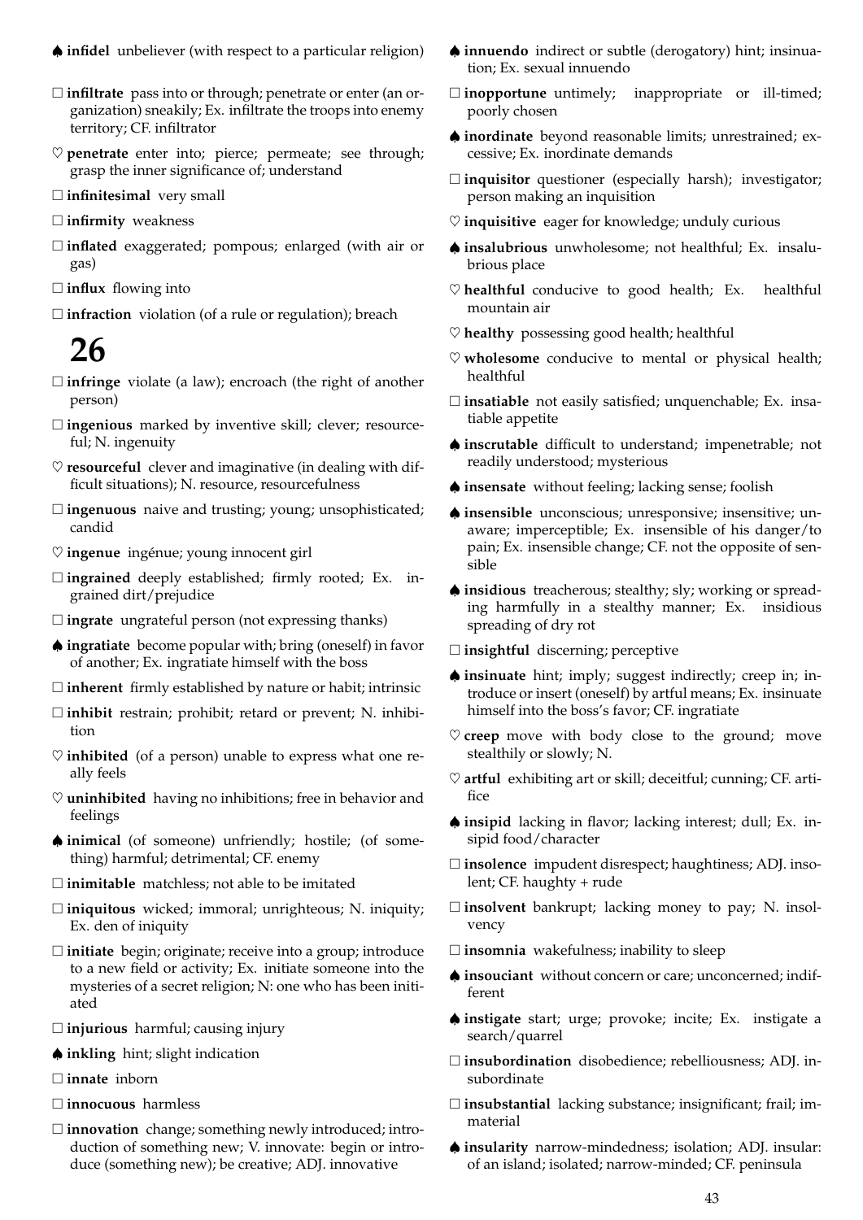♠ **infidel** unbeliever (with respect to a particular religion)

□ **infiltrate** pass into or through; penetrate or enter (an organization) sneakily; Ex. infiltrate the troops into enemy territory; CF. infiltrator

♡ **penetrate** enter into; pierce; permeate; see through; grasp the inner significance of; understand

□ **infinitesimal** very small

□ **infirmity** weakness

□ **inflated** exaggerated; pompous; enlarged (with air or gas)

□ **influx** flowing into

□ **infraction** violation (of a rule or regulation); breach

# 26

□ **infringe** violate (a law); encroach (the right of another person)

□ **ingenious** marked by inventive skill; clever; resourceful; N. ingenuity

♡ **resourceful** clever and imaginative (in dealing with difficult situations); N. resource, resourcefulness

□ **ingenuous** naive and trusting; young; unsophisticated; candid

♡ **ingenue** ingénue; young innocent girl

□ **ingrained** deeply established; firmly rooted; Ex. ingrained dirt/prejudice

□ **ingrate** ungrateful person (not expressing thanks)

♠ **ingratiate** become popular with; bring (oneself) in favor of another; Ex. ingratiate himself with the boss

□ **inherent** firmly established by nature or habit; intrinsic

□ **inhibit** restrain; prohibit; retard or prevent; N. inhibition

♡ **inhibited** (of a person) unable to express what one really feels

♡ **uninhibited** having no inhibitions; free in behavior and feelings

♠ **inimical** (of someone) unfriendly; hostile; (of something) harmful; detrimental; CF. enemy

□ **inimitable** matchless; not able to be imitated

□ **iniquitous** wicked; immoral; unrighteous; N. iniquity; Ex. den of iniquity

□ **initiate** begin; originate; receive into a group; introduce to a new field or activity; Ex. initiate someone into the mysteries of a secret religion; N: one who has been initiated

□ **injurious** harmful; causing injury

♠ **inkling** hint; slight indication

□ **innate** inborn

□ **innocuous** harmless

□ **innovation** change; something newly introduced; introduction of something new; V. innovate: begin or introduce (something new); be creative; ADJ. innovative

♠ **innuendo** indirect or subtle (derogatory) hint; insinuation; Ex. sexual innuendo

□ **inopportune** untimely; inappropriate or ill-timed; poorly chosen

♠ **inordinate** beyond reasonable limits; unrestrained; excessive; Ex. inordinate demands

□ **inquisitor** questioner (especially harsh); investigator; person making an inquisition

♡ **inquisitive** eager for knowledge; unduly curious

♠ **insalubrious** unwholesome; not healthful; Ex. insalubrious place

♡ **healthful** conducive to good health; Ex. healthful mountain air

♡ **healthy** possessing good health; healthful

♡ **wholesome** conducive to mental or physical health; healthful

□ **insatiable** not easily satisfied; unquenchable; Ex. insatiable appetite

♠ **inscrutable** difficult to understand; impenetrable; not readily understood; mysterious

♠ **insensate** without feeling; lacking sense; foolish

♠ **insensible** unconscious; unresponsive; insensitive; unaware; imperceptible; Ex. insensible of his danger/to pain; Ex. insensible change; CF. not the opposite of sensible

♠ **insidious** treacherous; stealthy; sly; working or spreading harmfully in a stealthy manner; Ex. insidious spreading of dry rot

□ **insightful** discerning; perceptive

♠ **insinuate** hint; imply; suggest indirectly; creep in; introduce or insert (oneself) by artful means; Ex. insinuate himself into the boss's favor; CF. ingratiate

♡ **creep** move with body close to the ground; move stealthily or slowly; N.

♡ **artful** exhibiting art or skill; deceitful; cunning; CF. artifice

♠ **insipid** lacking in flavor; lacking interest; dull; Ex. insipid food/character

□ **insolence** impudent disrespect; haughtiness; ADJ. insolent; CF. haughty + rude

□ **insolvent** bankrupt; lacking money to pay; N. insolvency

□ **insomnia** wakefulness; inability to sleep

♠ **insouciant** without concern or care; unconcerned; indifferent

♠ **instigate** start; urge; provoke; incite; Ex. instigate a search/quarrel

□ **insubordination** disobedience; rebelliousness; ADJ. insubordinate

□ **insubstantial** lacking substance; insignificant; frail; immaterial

♠ **insularity** narrow-mindedness; isolation; ADJ. insular: of an island; isolated; narrow-minded; CF. peninsula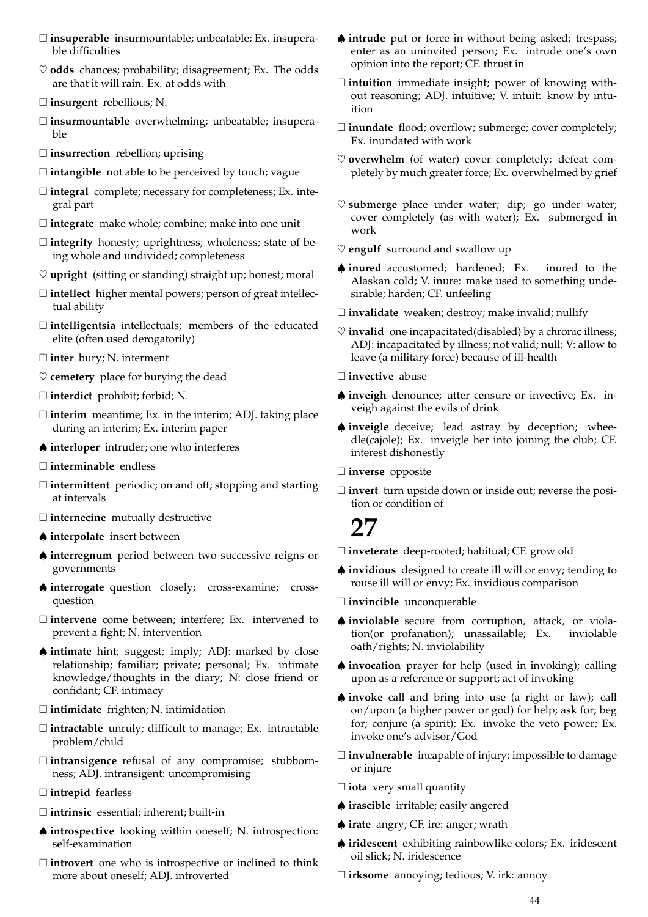□ **insuperable** insurmountable; unbeatable; Ex. insuperable difficulties

♡ **odds** chances; probability; disagreement; Ex. The odds are that it will rain. Ex. at odds with

□ **insurgent** rebellious; N.

□ **insurmountable** overwhelming; unbeatable; insuperable

□ **insurrection** rebellion; uprising

□ **intangible** not able to be perceived by touch; vague

□ **integral** complete; necessary for completeness; Ex. integral part

□ **integrate** make whole; combine; make into one unit

□ **integrity** honesty; uprightness; wholeness; state of being whole and undivided; completeness

♡ **upright** (sitting or standing) straight up; honest; moral

□ **intellect** higher mental powers; person of great intellectual ability

□ **intelligentsia** intellectuals; members of the educated elite (often used derogatorily)

□ **inter** bury; N. interment

♡ **cemetery** place for burying the dead

□ **interdict** prohibit; forbid; N.

□ **interim** meantime; Ex. in the interim; ADJ. taking place during an interim; Ex. interim paper

♠ **interloper** intruder; one who interferes

□ **interminable** endless

□ **intermittent** periodic; on and off; stopping and starting at intervals

□ **internecine** mutually destructive

♠ **interpolate** insert between

♠ **interregnum** period between two successive reigns or governments

♠ **interrogate** question closely; cross-examine; cross-question

□ **intervene** come between; interfere; Ex. intervened to prevent a fight; N. intervention

♠ **intimate** hint; suggest; imply; ADJ: marked by close relationship; familiar; private; personal; Ex. intimate knowledge/thoughts in the diary; N: close friend or confidant; CF. intimacy

□ **intimidate** frighten; N. intimidation

□ **intractable** unruly; difficult to manage; Ex. intractable problem/child

□ **intransigence** refusal of any compromise; stubbornness; ADJ. intransigent: uncompromising

□ **intrepid** fearless

□ **intrinsic** essential; inherent; built-in

♠ **introspective** looking within oneself; N. introspection: self-examination

□ **introvert** one who is introspective or inclined to think more about oneself; ADJ. introverted

♠ **intrude** put or force in without being asked; trespass; enter as an uninvited person; Ex. intrude one's own opinion into the report; CF. thrust in

□ **intuition** immediate insight; power of knowing without reasoning; ADJ. intuitive; V. intuit: know by intuition

□ **inundate** flood; overflow; submerge; cover completely; Ex. inundated with work

♡ **overwhelm** (of water) cover completely; defeat completely by much greater force; Ex. overwhelmed by grief

♡ **submerge** place under water; dip; go under water; cover completely (as with water); Ex. submerged in work

♡ **engulf** surround and swallow up

♠ **inured** accustomed; hardened; Ex. inured to the Alaskan cold; V. inure: make used to something undesirable; harden; CF. unfeeling

□ **invalidate** weaken; destroy; make invalid; nullify

♡ **invalid** one incapacitated(disabled) by a chronic illness; ADJ: incapacitated by illness; not valid; null; V: allow to leave (a military force) because of ill-health

□ **invective** abuse

♠ **inveigh** denounce; utter censure or invective; Ex. inveigh against the evils of drink

♠ **inveigle** deceive; lead astray by deception; wheedle(cajole); Ex. inveigle her into joining the club; CF. interest dishonestly

□ **inverse** opposite

□ **invert** turn upside down or inside out; reverse the position or condition of

# 27

□ **inveterate** deep-rooted; habitual; CF. grow old

♠ **invidious** designed to create ill will or envy; tending to rouse ill will or envy; Ex. invidious comparison

□ **invincible** unconquerable

♠ **inviolable** secure from corruption, attack, or violation(or profanation); unassailable; Ex. inviolable oath/rights; N. inviolability

♠ **invocation** prayer for help (used in invoking); calling upon as a reference or support; act of invoking

♠ **invoke** call and bring into use (a right or law); call on/upon (a higher power or god) for help; ask for; beg for; conjure (a spirit); Ex. invoke the veto power; Ex. invoke one's advisor/God

□ **invulnerable** incapable of injury; impossible to damage or injure

□ **iota** very small quantity

♠ **irascible** irritable; easily angered

♠ **irate** angry; CF. ire: anger; wrath

♠ **iridescent** exhibiting rainbowlike colors; Ex. iridescent oil slick; N. iridescence

□ **irksome** annoying; tedious; V. irk: annoy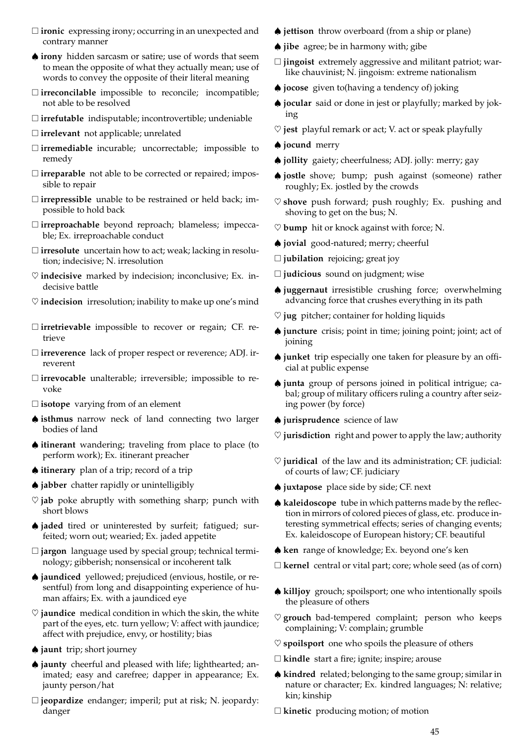□ **ironic** expressing irony; occurring in an unexpected and contrary manner

♠ **irony** hidden sarcasm or satire; use of words that seem to mean the opposite of what they actually mean; use of words to convey the opposite of their literal meaning

□ **irreconcilable** impossible to reconcile; incompatible; not able to be resolved

□ **irrefutable** indisputable; incontrovertible; undeniable

□ **irrelevant** not applicable; unrelated

□ **irremediable** incurable; uncorrectable; impossible to remedy

□ **irreparable** not able to be corrected or repaired; impossible to repair

□ **irrepressible** unable to be restrained or held back; impossible to hold back

□ **irreproachable** beyond reproach; blameless; impeccable; Ex. irreproachable conduct

□ **irresolute** uncertain how to act; weak; lacking in resolution; indecisive; N. irresolution

♡ **indecisive** marked by indecision; inconclusive; Ex. indecisive battle

♡ **indecision** irresolution; inability to make up one's mind

□ **irretrievable** impossible to recover or regain; CF. retrieve

□ **irreverence** lack of proper respect or reverence; ADJ. irreverent

□ **irrevocable** unalterable; irreversible; impossible to revoke

□ **isotope** varying from of an element

♠ **isthmus** narrow neck of land connecting two larger bodies of land

♠ **itinerant** wandering; traveling from place to place (to perform work); Ex. itinerant preacher

♠ **itinerary** plan of a trip; record of a trip

♠ **jabber** chatter rapidly or unintelligibly

♡ **jab** poke abruptly with something sharp; punch with short blows

♠ **jaded** tired or uninterested by surfeit; fatigued; surfeited; worn out; wearied; Ex. jaded appetite

□ **jargon** language used by special group; technical terminology; gibberish; nonsensical or incoherent talk

♠ **jaundiced** yellowed; prejudiced (envious, hostile, or resentful) from long and disappointing experience of human affairs; Ex. with a jaundiced eye

♡ **jaundice** medical condition in which the skin, the white part of the eyes, etc. turn yellow; V: affect with jaundice; affect with prejudice, envy, or hostility; bias

♠ **jaunt** trip; short journey

♠ **jaunty** cheerful and pleased with life; lighthearted; animated; easy and carefree; dapper in appearance; Ex. jaunty person/hat

□ **jeopardize** endanger; imperil; put at risk; N. jeopardy: danger

♠ **jettison** throw overboard (from a ship or plane)

♠ **jibe** agree; be in harmony with; gibe

□ **jingoist** extremely aggressive and militant patriot; warlike chauvinist; N. jingoism: extreme nationalism

♠ **jocose** given to(having a tendency of) joking

♠ **jocular** said or done in jest or playfully; marked by joking

♡ **jest** playful remark or act; V. act or speak playfully

♠ **jocund** merry

♠ **jollity** gaiety; cheerfulness; ADJ. jolly: merry; gay

♠ **jostle** shove; bump; push against (someone) rather roughly; Ex. jostled by the crowds

♡ **shove** push forward; push roughly; Ex. pushing and shoving to get on the bus; N.

♡ **bump** hit or knock against with force; N.

♠ **jovial** good-natured; merry; cheerful

□ **jubilation** rejoicing; great joy

□ **judicious** sound on judgment; wise

♠ **juggernaut** irresistible crushing force; overwhelming advancing force that crushes everything in its path

♡ **jug** pitcher; container for holding liquids

♠ **juncture** crisis; point in time; joining point; joint; act of joining

♠ **junket** trip especially one taken for pleasure by an official at public expense

♠ **junta** group of persons joined in political intrigue; cabal; group of military officers ruling a country after seizing power (by force)

♠ **jurisprudence** science of law

♡ **jurisdiction** right and power to apply the law; authority

♡ **juridical** of the law and its administration; CF. judicial: of courts of law; CF. judiciary

♠ **juxtapose** place side by side; CF. next

♠ **kaleidoscope** tube in which patterns made by the reflection in mirrors of colored pieces of glass, etc. produce interesting symmetrical effects; series of changing events; Ex. kaleidoscope of European history; CF. beautiful

♠ **ken** range of knowledge; Ex. beyond one's ken

□ **kernel** central or vital part; core; whole seed (as of corn)

♠ **killjoy** grouch; spoilsport; one who intentionally spoils the pleasure of others

♡ **grouch** bad-tempered complaint; person who keeps complaining; V: complain; grumble

♡ **spoilsport** one who spoils the pleasure of others

□ **kindle** start a fire; ignite; inspire; arouse

♠ **kindred** related; belonging to the same group; similar in nature or character; Ex. kindred languages; N: relative; kin; kinship

□ **kinetic** producing motion; of motion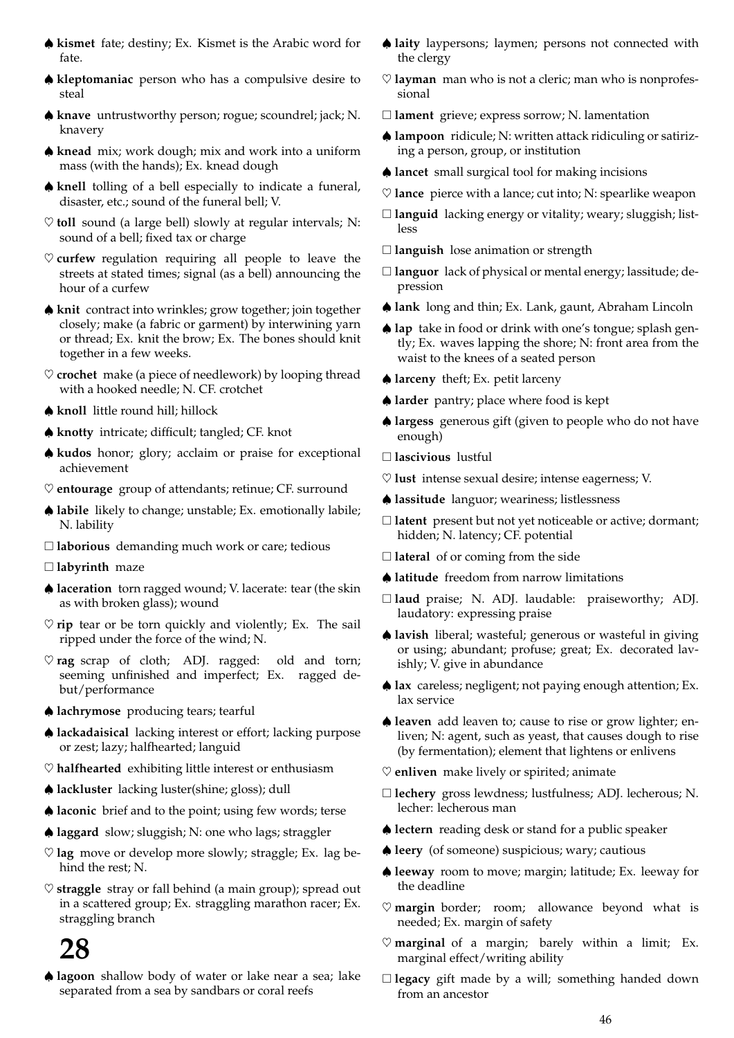♠ **kismet** fate; destiny; Ex. Kismet is the Arabic word for fate.

♠ **kleptomaniac** person who has a compulsive desire to steal

♠ **knave** untrustworthy person; rogue; scoundrel; jack; N. knavery

♠ **knead** mix; work dough; mix and work into a uniform mass (with the hands); Ex. knead dough

♠ **knell** tolling of a bell especially to indicate a funeral, disaster, etc.; sound of the funeral bell; V.

♡ **toll** sound (a large bell) slowly at regular intervals; N: sound of a bell; fixed tax or charge

♡ **curfew** regulation requiring all people to leave the streets at stated times; signal (as a bell) announcing the hour of a curfew

♠ **knit** contract into wrinkles; grow together; join together closely; make (a fabric or garment) by interwining yarn or thread; Ex. knit the brow; Ex. The bones should knit together in a few weeks.

♡ **crochet** make (a piece of needlework) by looping thread with a hooked needle; N. CF. crotchet

♠ **knoll** little round hill; hillock

♠ **knotty** intricate; difficult; tangled; CF. knot

♠ **kudos** honor; glory; acclaim or praise for exceptional achievement

♡ **entourage** group of attendants; retinue; CF. surround

♠ **labile** likely to change; unstable; Ex. emotionally labile; N. lability

□ **laborious** demanding much work or care; tedious

□ **labyrinth** maze

♠ **laceration** torn ragged wound; V. lacerate: tear (the skin as with broken glass); wound

♡ **rip** tear or be torn quickly and violently; Ex. The sail ripped under the force of the wind; N.

♡ **rag** scrap of cloth; ADJ. ragged: old and torn; seeming unfinished and imperfect; Ex. ragged debut/performance

♠ **lachrymose** producing tears; tearful

♠ **lackadaisical** lacking interest or effort; lacking purpose or zest; lazy; halfhearted; languid

♡ **halfhearted** exhibiting little interest or enthusiasm

♠ **lackluster** lacking luster(shine; gloss); dull

♠ **laconic** brief and to the point; using few words; terse

♠ **laggard** slow; sluggish; N: one who lags; straggler

♡ **lag** move or develop more slowly; straggle; Ex. lag behind the rest; N.

♡ **straggle** stray or fall behind (a main group); spread out in a scattered group; Ex. straggling marathon racer; Ex. straggling branch

# 28

♠ **lagoon** shallow body of water or lake near a sea; lake separated from a sea by sandbars or coral reefs

♠ **laity** laypersons; laymen; persons not connected with the clergy

♡ **layman** man who is not a cleric; man who is nonprofessional

□ **lament** grieve; express sorrow; N. lamentation

♠ **lampoon** ridicule; N: written attack ridiculing or satirizing a person, group, or institution

♠ **lancet** small surgical tool for making incisions

♡ **lance** pierce with a lance; cut into; N: spearlike weapon

□ **languid** lacking energy or vitality; weary; sluggish; listless

□ **languish** lose animation or strength

□ **languor** lack of physical or mental energy; lassitude; depression

♠ **lank** long and thin; Ex. Lank, gaunt, Abraham Lincoln

♠ **lap** take in food or drink with one's tongue; splash gently; Ex. waves lapping the shore; N: front area from the waist to the knees of a seated person

♠ **larceny** theft; Ex. petit larceny

♠ **larder** pantry; place where food is kept

♠ **largess** generous gift (given to people who do not have enough)

□ **lascivious** lustful

♡ **lust** intense sexual desire; intense eagerness; V.

♠ **lassitude** languor; weariness; listlessness

□ **latent** present but not yet noticeable or active; dormant; hidden; N. latency; CF. potential

□ **lateral** of or coming from the side

♠ **latitude** freedom from narrow limitations

□ **laud** praise; N. ADJ. laudable: praiseworthy; ADJ. laudatory: expressing praise

♠ **lavish** liberal; wasteful; generous or wasteful in giving or using; abundant; profuse; great; Ex. decorated lavishly; V. give in abundance

♠ **lax** careless; negligent; not paying enough attention; Ex. lax service

♠ **leaven** add leaven to; cause to rise or grow lighter; enliven; N: agent, such as yeast, that causes dough to rise (by fermentation); element that lightens or enlivens

♡ **enliven** make lively or spirited; animate

□ **lechery** gross lewdness; lustfulness; ADJ. lecherous; N. lecher: lecherous man

♠ **lectern** reading desk or stand for a public speaker

♠ **leery** (of someone) suspicious; wary; cautious

♠ **leeway** room to move; margin; latitude; Ex. leeway for the deadline

♡ **margin** border; room; allowance beyond what is needed; Ex. margin of safety

♡ **marginal** of a margin; barely within a limit; Ex. marginal effect/writing ability

□ **legacy** gift made by a will; something handed down from an ancestor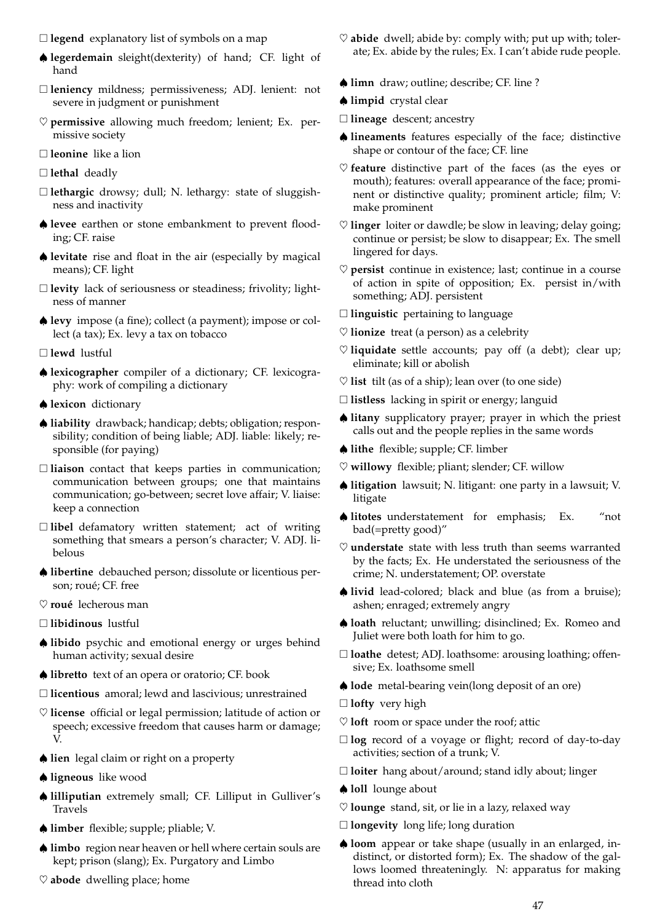□ **legend** explanatory list of symbols on a map

♠ **legerdemain** sleight(dexterity) of hand; CF. light of hand

□ **leniency** mildness; permissiveness; ADJ. lenient: not severe in judgment or punishment

♡ **permissive** allowing much freedom; lenient; Ex. permissive society

□ **leonine** like a lion

□ **lethal** deadly

□ **lethargic** drowsy; dull; N. lethargy: state of sluggishness and inactivity

♠ **levee** earthen or stone embankment to prevent flooding; CF. raise

♠ **levitate** rise and float in the air (especially by magical means); CF. light

□ **levity** lack of seriousness or steadiness; frivolity; lightness of manner

♠ **levy** impose (a fine); collect (a payment); impose or collect (a tax); Ex. levy a tax on tobacco

□ **lewd** lustful

♠ **lexicographer** compiler of a dictionary; CF. lexicography: work of compiling a dictionary

♠ **lexicon** dictionary

♠ **liability** drawback; handicap; debts; obligation; responsibility; condition of being liable; ADJ. liable: likely; responsible (for paying)

□ **liaison** contact that keeps parties in communication; communication between groups; one that maintains communication; go-between; secret love affair; V. liaise: keep a connection

□ **libel** defamatory written statement; act of writing something that smears a person's character; V. ADJ. libelous

♠ **libertine** debauched person; dissolute or licentious person; roué; CF. free

♡ **roué** lecherous man

□ **libidinous** lustful

♠ **libido** psychic and emotional energy or urges behind human activity; sexual desire

♠ **libretto** text of an opera or oratorio; CF. book

□ **licentious** amoral; lewd and lascivious; unrestrained

♡ **license** official or legal permission; latitude of action or speech; excessive freedom that causes harm or damage; V.

♠ **lien** legal claim or right on a property

♠ **ligneous** like wood

♠ **lilliputian** extremely small; CF. Lilliput in Gulliver's Travels

♠ **limber** flexible; supple; pliable; V.

♠ **limbo** region near heaven or hell where certain souls are kept; prison (slang); Ex. Purgatory and Limbo

♡ **abode** dwelling place; home

♡ **abide** dwell; abide by: comply with; put up with; tolerate; Ex. abide by the rules; Ex. I can't abide rude people.

♠ **limn** draw; outline; describe; CF. line ?

♠ **limpid** crystal clear

□ **lineage** descent; ancestry

♠ **lineaments** features especially of the face; distinctive shape or contour of the face; CF. line

♡ **feature** distinctive part of the faces (as the eyes or mouth); features: overall appearance of the face; prominent or distinctive quality; prominent article; film; V: make prominent

♡ **linger** loiter or dawdle; be slow in leaving; delay going; continue or persist; be slow to disappear; Ex. The smell lingered for days.

♡ **persist** continue in existence; last; continue in a course of action in spite of opposition; Ex. persist in/with something; ADJ. persistent

□ **linguistic** pertaining to language

♡ **lionize** treat (a person) as a celebrity

♡ **liquidate** settle accounts; pay off (a debt); clear up; eliminate; kill or abolish

♡ **list** tilt (as of a ship); lean over (to one side)

□ **listless** lacking in spirit or energy; languid

♠ **litany** supplicatory prayer; prayer in which the priest calls out and the people replies in the same words

♠ **lithe** flexible; supple; CF. limber

♡ **willowy** flexible; pliant; slender; CF. willow

♠ **litigation** lawsuit; N. litigant: one party in a lawsuit; V. litigate

♠ **litotes** understatement for emphasis; Ex. "not bad(=pretty good)"

♡ **understate** state with less truth than seems warranted by the facts; Ex. He understated the seriousness of the crime; N. understatement; OP. overstate

♠ **livid** lead-colored; black and blue (as from a bruise); ashen; enraged; extremely angry

♠ **loath** reluctant; unwilling; disinclined; Ex. Romeo and Juliet were both loath for him to go.

□ **loathe** detest; ADJ. loathsome: arousing loathing; offensive; Ex. loathsome smell

♠ **lode** metal-bearing vein(long deposit of an ore)

□ **lofty** very high

♡ **loft** room or space under the roof; attic

□ **log** record of a voyage or flight; record of day-to-day activities; section of a trunk; V.

□ **loiter** hang about/around; stand idly about; linger

♠ **loll** lounge about

♡ **lounge** stand, sit, or lie in a lazy, relaxed way

□ **longevity** long life; long duration

♠ **loom** appear or take shape (usually in an enlarged, indistinct, or distorted form); Ex. The shadow of the gallows loomed threateningly. N: apparatus for making thread into cloth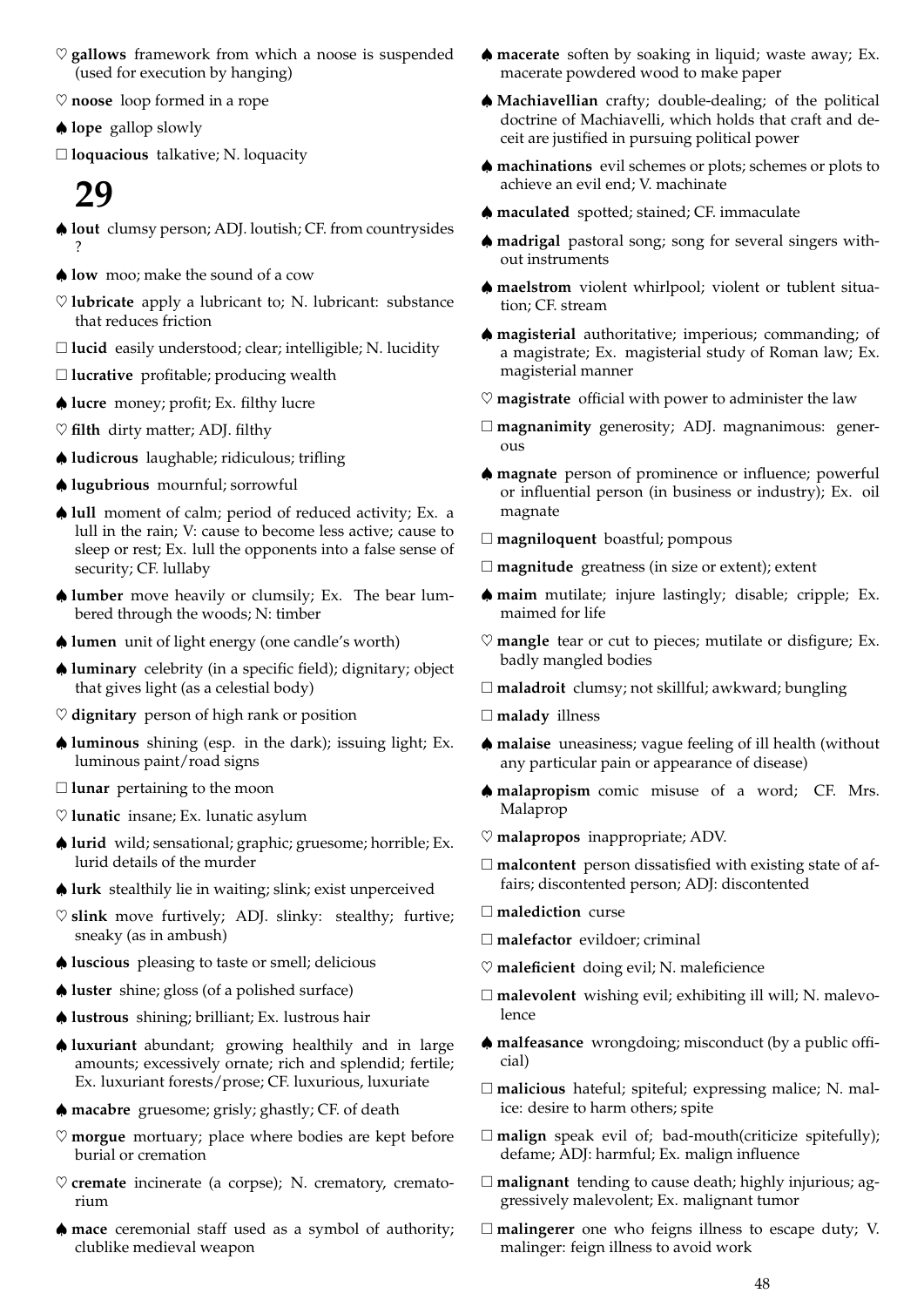♡ **gallows** framework from which a noose is suspended (used for execution by hanging)

♡ **noose** loop formed in a rope

♠ **lope** gallop slowly

□ **loquacious** talkative; N. loquacity

# 29

♠ **lout** clumsy person; ADJ. loutish; CF. from countrysides ?

♠ **low** moo; make the sound of a cow

♡ **lubricate** apply a lubricant to; N. lubricant: substance that reduces friction

□ **lucid** easily understood; clear; intelligible; N. lucidity

□ **lucrative** profitable; producing wealth

♠ **lucre** money; profit; Ex. filthy lucre

♡ **filth** dirty matter; ADJ. filthy

♠ **ludicrous** laughable; ridiculous; trifling

♠ **lugubrious** mournful; sorrowful

♠ **lull** moment of calm; period of reduced activity; Ex. a lull in the rain; V: cause to become less active; cause to sleep or rest; Ex. lull the opponents into a false sense of security; CF. lullaby

♠ **lumber** move heavily or clumsily; Ex. The bear lumbered through the woods; N: timber

♠ **lumen** unit of light energy (one candle's worth)

♠ **luminary** celebrity (in a specific field); dignitary; object that gives light (as a celestial body)

♡ **dignitary** person of high rank or position

♠ **luminous** shining (esp. in the dark); issuing light; Ex. luminous paint/road signs

□ **lunar** pertaining to the moon

♡ **lunatic** insane; Ex. lunatic asylum

♠ **lurid** wild; sensational; graphic; gruesome; horrible; Ex. lurid details of the murder

♠ **lurk** stealthily lie in waiting; slink; exist unperceived

♡ **slink** move furtively; ADJ. slinky: stealthy; furtive; sneaky (as in ambush)

♠ **luscious** pleasing to taste or smell; delicious

♠ **luster** shine; gloss (of a polished surface)

♠ **lustrous** shining; brilliant; Ex. lustrous hair

♠ **luxuriant** abundant; growing healthily and in large amounts; excessively ornate; rich and splendid; fertile; Ex. luxuriant forests/prose; CF. luxurious, luxuriate

♠ **macabre** gruesome; grisly; ghastly; CF. of death

♡ **morgue** mortuary; place where bodies are kept before burial or cremation

♡ **cremate** incinerate (a corpse); N. crematory, crematorium

♠ **mace** ceremonial staff used as a symbol of authority; clublike medieval weapon

♠ **macerate** soften by soaking in liquid; waste away; Ex. macerate powdered wood to make paper

♠ **Machiavellian** crafty; double-dealing; of the political doctrine of Machiavelli, which holds that craft and deceit are justified in pursuing political power

♠ **machinations** evil schemes or plots; schemes or plots to achieve an evil end; V. machinate

♠ **maculated** spotted; stained; CF. immaculate

♠ **madrigal** pastoral song; song for several singers without instruments

♠ **maelstrom** violent whirlpool; violent or tublent situation; CF. stream

♠ **magisterial** authoritative; imperious; commanding; of a magistrate; Ex. magisterial study of Roman law; Ex. magisterial manner

♡ **magistrate** official with power to administer the law

□ **magnanimity** generosity; ADJ. magnanimous: generous

♠ **magnate** person of prominence or influence; powerful or influential person (in business or industry); Ex. oil magnate

□ **magniloquent** boastful; pompous

□ **magnitude** greatness (in size or extent); extent

♠ **maim** mutilate; injure lastingly; disable; cripple; Ex. maimed for life

♡ **mangle** tear or cut to pieces; mutilate or disfigure; Ex. badly mangled bodies

□ **maladroit** clumsy; not skillful; awkward; bungling

□ **malady** illness

♠ **malaise** uneasiness; vague feeling of ill health (without any particular pain or appearance of disease)

♠ **malapropism** comic misuse of a word; CF. Mrs. Malaprop

♡ **malapropos** inappropriate; ADV.

□ **malcontent** person dissatisfied with existing state of affairs; discontented person; ADJ: discontented

□ **malediction** curse

□ **malefactor** evildoer; criminal

♡ **maleficient** doing evil; N. maleficience

□ **malevolent** wishing evil; exhibiting ill will; N. malevolence

♠ **malfeasance** wrongdoing; misconduct (by a public official)

□ **malicious** hateful; spiteful; expressing malice; N. malice: desire to harm others; spite

□ **malign** speak evil of; bad-mouth(criticize spitefully); defame; ADJ: harmful; Ex. malign influence

□ **malignant** tending to cause death; highly injurious; aggressively malevolent; Ex. malignant tumor

□ **malingerer** one who feigns illness to escape duty; V. malinger: feign illness to avoid work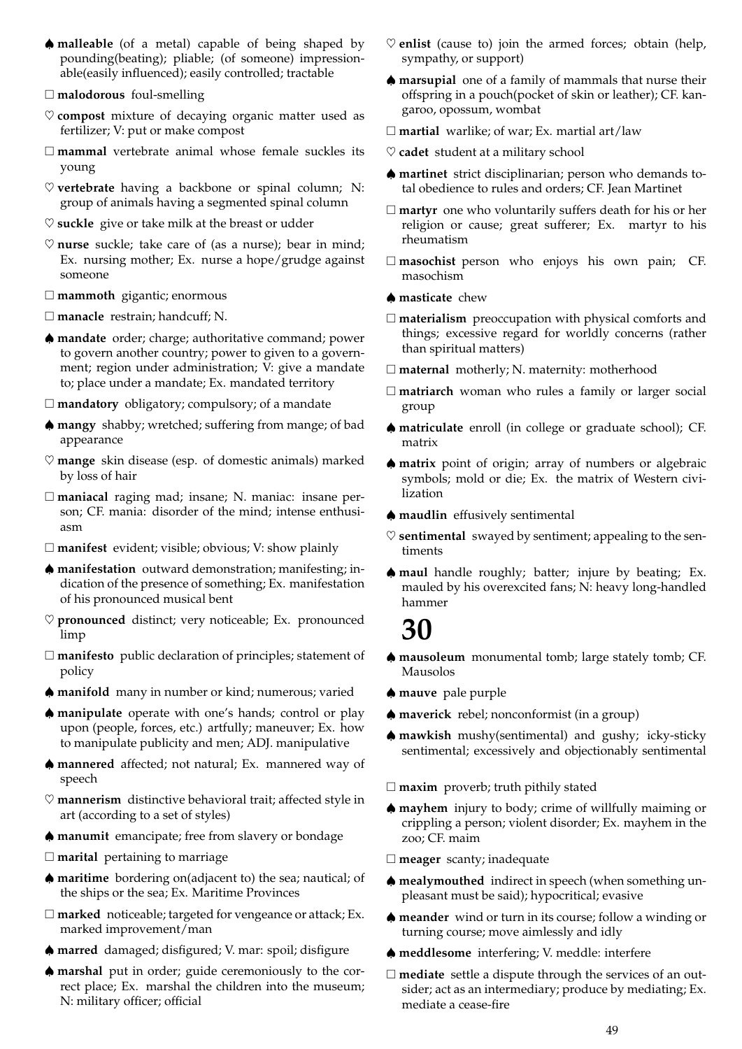♠ **malleable** (of a metal) capable of being shaped by pounding(beating); pliable; (of someone) impressionable(easily influenced); easily controlled; tractable

□ **malodorous** foul-smelling

♡ **compost** mixture of decaying organic matter used as fertilizer; V: put or make compost

□ **mammal** vertebrate animal whose female suckles its young

♡ **vertebrate** having a backbone or spinal column; N: group of animals having a segmented spinal column

♡ **suckle** give or take milk at the breast or udder

♡ **nurse** suckle; take care of (as a nurse); bear in mind; Ex. nursing mother; Ex. nurse a hope/grudge against someone

□ **mammoth** gigantic; enormous

□ **manacle** restrain; handcuff; N.

♠ **mandate** order; charge; authoritative command; power to govern another country; power to given to a government; region under administration; V: give a mandate to; place under a mandate; Ex. mandated territory

□ **mandatory** obligatory; compulsory; of a mandate

♠ **mangy** shabby; wretched; suffering from mange; of bad appearance

♡ **mange** skin disease (esp. of domestic animals) marked by loss of hair

□ **maniacal** raging mad; insane; N. maniac: insane person; CF. mania: disorder of the mind; intense enthusiasm

□ **manifest** evident; visible; obvious; V: show plainly

♠ **manifestation** outward demonstration; manifesting; indication of the presence of something; Ex. manifestation of his pronounced musical bent

♡ **pronounced** distinct; very noticeable; Ex. pronounced limp

□ **manifesto** public declaration of principles; statement of policy

♠ **manifold** many in number or kind; numerous; varied

♠ **manipulate** operate with one's hands; control or play upon (people, forces, etc.) artfully; maneuver; Ex. how to manipulate publicity and men; ADJ. manipulative

♠ **mannered** affected; not natural; Ex. mannered way of speech

♡ **mannerism** distinctive behavioral trait; affected style in art (according to a set of styles)

♠ **manumit** emancipate; free from slavery or bondage

□ **marital** pertaining to marriage

♠ **maritime** bordering on(adjacent to) the sea; nautical; of the ships or the sea; Ex. Maritime Provinces

□ **marked** noticeable; targeted for vengeance or attack; Ex. marked improvement/man

♠ **marred** damaged; disfigured; V. mar: spoil; disfigure

♠ **marshal** put in order; guide ceremoniously to the correct place; Ex. marshal the children into the museum; N: military officer; official

♡ **enlist** (cause to) join the armed forces; obtain (help, sympathy, or support)

♠ **marsupial** one of a family of mammals that nurse their offspring in a pouch(pocket of skin or leather); CF. kangaroo, opossum, wombat

□ **martial** warlike; of war; Ex. martial art/law

♡ **cadet** student at a military school

♠ **martinet** strict disciplinarian; person who demands total obedience to rules and orders; CF. Jean Martinet

□ **martyr** one who voluntarily suffers death for his or her religion or cause; great sufferer; Ex. martyr to his rheumatism

□ **masochist** person who enjoys his own pain; CF. masochism

♠ **masticate** chew

□ **materialism** preoccupation with physical comforts and things; excessive regard for worldly concerns (rather than spiritual matters)

□ **maternal** motherly; N. maternity: motherhood

□ **matriarch** woman who rules a family or larger social group

♠ **matriculate** enroll (in college or graduate school); CF. matrix

♠ **matrix** point of origin; array of numbers or algebraic symbols; mold or die; Ex. the matrix of Western civilization

♠ **maudlin** effusively sentimental

♡ **sentimental** swayed by sentiment; appealing to the sentiments

♠ **maul** handle roughly; batter; injure by beating; Ex. mauled by his overexcited fans; N: heavy long-handled hammer

# 30

♠ **mausoleum** monumental tomb; large stately tomb; CF. Mausolos

♠ **mauve** pale purple

♠ **maverick** rebel; nonconformist (in a group)

♠ **mawkish** mushy(sentimental) and gushy; icky-sticky sentimental; excessively and objectionably sentimental

□ **maxim** proverb; truth pithily stated

♠ **mayhem** injury to body; crime of willfully maiming or crippling a person; violent disorder; Ex. mayhem in the zoo; CF. maim

□ **meager** scanty; inadequate

♠ **mealymouthed** indirect in speech (when something unpleasant must be said); hypocritical; evasive

♠ **meander** wind or turn in its course; follow a winding or turning course; move aimlessly and idly

♠ **meddlesome** interfering; V. meddle: interfere

□ **mediate** settle a dispute through the services of an outsider; act as an intermediary; produce by mediating; Ex. mediate a cease-fire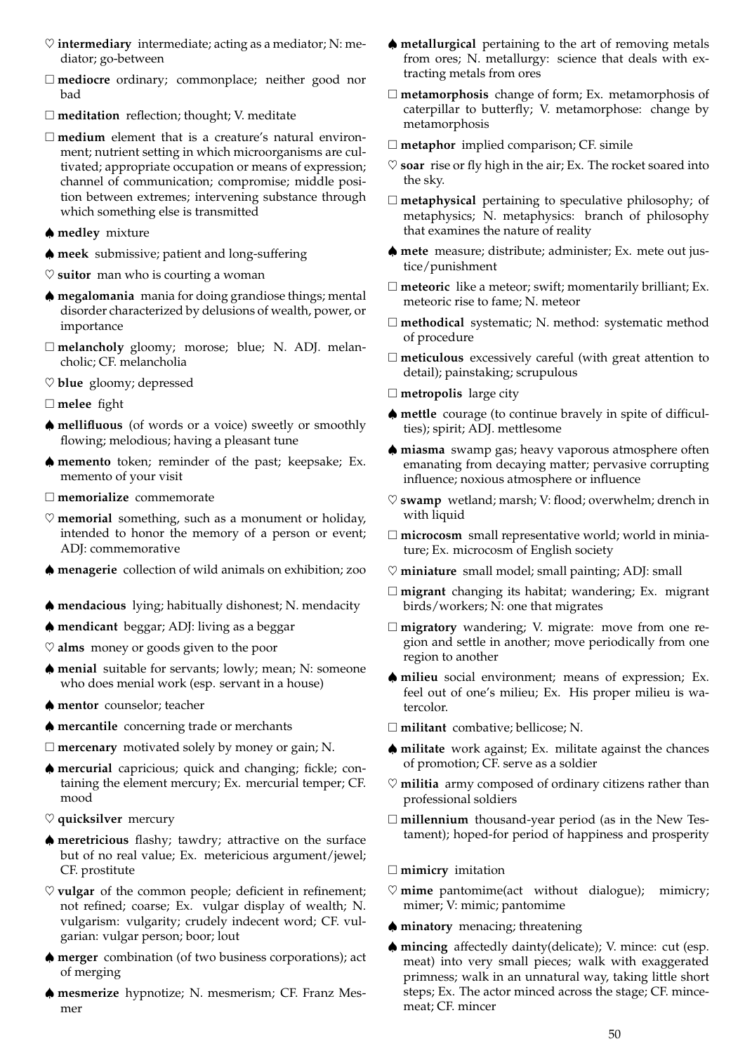♡ **intermediary** intermediate; acting as a mediator; N: mediator; go-between

□ **mediocre** ordinary; commonplace; neither good nor bad

□ **meditation** reflection; thought; V. meditate

□ **medium** element that is a creature's natural environment; nutrient setting in which microorganisms are cultivated; appropriate occupation or means of expression; channel of communication; compromise; middle position between extremes; intervening substance through which something else is transmitted

♠ **medley** mixture

♠ **meek** submissive; patient and long-suffering

♡ **suitor** man who is courting a woman

♠ **megalomania** mania for doing grandiose things; mental disorder characterized by delusions of wealth, power, or importance

□ **melancholy** gloomy; morose; blue; N. ADJ. melancholic; CF. melancholia

♡ **blue** gloomy; depressed

□ **melee** fight

♠ **mellifluous** (of words or a voice) sweetly or smoothly flowing; melodious; having a pleasant tune

♠ **memento** token; reminder of the past; keepsake; Ex. memento of your visit

□ **memorialize** commemorate

♡ **memorial** something, such as a monument or holiday, intended to honor the memory of a person or event; ADJ: commemorative

♠ **menagerie** collection of wild animals on exhibition; zoo

♠ **mendacious** lying; habitually dishonest; N. mendacity

♠ **mendicant** beggar; ADJ: living as a beggar

♡ **alms** money or goods given to the poor

♠ **menial** suitable for servants; lowly; mean; N: someone who does menial work (esp. servant in a house)

♠ **mentor** counselor; teacher

♠ **mercantile** concerning trade or merchants

□ **mercenary** motivated solely by money or gain; N.

♠ **mercurial** capricious; quick and changing; fickle; containing the element mercury; Ex. mercurial temper; CF. mood

♡ **quicksilver** mercury

♠ **meretricious** flashy; tawdry; attractive on the surface but of no real value; Ex. metericious argument/jewel; CF. prostitute

♡ **vulgar** of the common people; deficient in refinement; not refined; coarse; Ex. vulgar display of wealth; N. vulgarism: vulgarity; crudely indecent word; CF. vulgarian: vulgar person; boor; lout

♠ **merger** combination (of two business corporations); act of merging

♠ **mesmerize** hypnotize; N. mesmerism; CF. Franz Mesmer

♠ **metallurgical** pertaining to the art of removing metals from ores; N. metallurgy: science that deals with extracting metals from ores

□ **metamorphosis** change of form; Ex. metamorphosis of caterpillar to butterfly; V. metamorphose: change by metamorphosis

□ **metaphor** implied comparison; CF. simile

♡ **soar** rise or fly high in the air; Ex. The rocket soared into the sky.

□ **metaphysical** pertaining to speculative philosophy; of metaphysics; N. metaphysics: branch of philosophy that examines the nature of reality

♠ **mete** measure; distribute; administer; Ex. mete out justice/punishment

□ **meteoric** like a meteor; swift; momentarily brilliant; Ex. meteoric rise to fame; N. meteor

□ **methodical** systematic; N. method: systematic method of procedure

□ **meticulous** excessively careful (with great attention to detail); painstaking; scrupulous

□ **metropolis** large city

♠ **mettle** courage (to continue bravely in spite of difficulties); spirit; ADJ. mettlesome

♠ **miasma** swamp gas; heavy vaporous atmosphere often emanating from decaying matter; pervasive corrupting influence; noxious atmosphere or influence

♡ **swamp** wetland; marsh; V: flood; overwhelm; drench in with liquid

□ **microcosm** small representative world; world in miniature; Ex. microcosm of English society

♡ **miniature** small model; small painting; ADJ: small

□ **migrant** changing its habitat; wandering; Ex. migrant birds/workers; N: one that migrates

□ **migratory** wandering; V. migrate: move from one region and settle in another; move periodically from one region to another

♠ **milieu** social environment; means of expression; Ex. feel out of one's milieu; Ex. His proper milieu is watercolor.

□ **militant** combative; bellicose; N.

♠ **militate** work against; Ex. militate against the chances of promotion; CF. serve as a soldier

♡ **militia** army composed of ordinary citizens rather than professional soldiers

□ **millennium** thousand-year period (as in the New Testament); hoped-for period of happiness and prosperity

□ **mimicry** imitation

♡ **mime** pantomime(act without dialogue); mimicry; mimer; V: mimic; pantomime

♠ **minatory** menacing; threatening

♠ **mincing** affectedly dainty(delicate); V. mince: cut (esp. meat) into very small pieces; walk with exaggerated primness; walk in an unnatural way, taking little short steps; Ex. The actor minced across the stage; CF. mincemeat; CF. mincer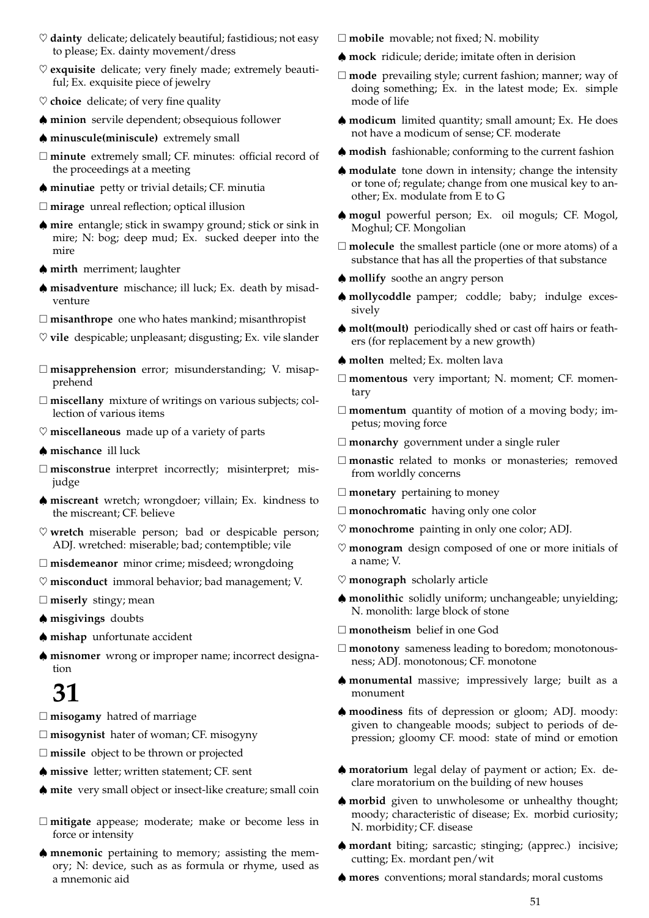♡ **dainty** delicate; delicately beautiful; fastidious; not easy to please; Ex. dainty movement/dress

♡ **exquisite** delicate; very finely made; extremely beautiful; Ex. exquisite piece of jewelry

♡ **choice** delicate; of very fine quality

♠ **minion** servile dependent; obsequious follower

♠ **minuscule(miniscule)** extremely small

□ **minute** extremely small; CF. minutes: official record of the proceedings at a meeting

♠ **minutiae** petty or trivial details; CF. minutia

□ **mirage** unreal reflection; optical illusion

♠ **mire** entangle; stick in swampy ground; stick or sink in mire; N: bog; deep mud; Ex. sucked deeper into the mire

♠ **mirth** merriment; laughter

♠ **misadventure** mischance; ill luck; Ex. death by misadventure

□ **misanthrope** one who hates mankind; misanthropist

♡ **vile** despicable; unpleasant; disgusting; Ex. vile slander

□ **misapprehension** error; misunderstanding; V. misapprehend

□ **miscellany** mixture of writings on various subjects; collection of various items

♡ **miscellaneous** made up of a variety of parts

♠ **mischance** ill luck

□ **misconstrue** interpret incorrectly; misinterpret; misjudge

♠ **miscreant** wretch; wrongdoer; villain; Ex. kindness to the miscreant; CF. believe

♡ **wretch** miserable person; bad or despicable person; ADJ. wretched: miserable; bad; contemptible; vile

□ **misdemeanor** minor crime; misdeed; wrongdoing

♡ **misconduct** immoral behavior; bad management; V.

□ **miserly** stingy; mean

♠ **misgivings** doubts

♠ **mishap** unfortunate accident

♠ **misnomer** wrong or improper name; incorrect designation

# 31

□ **misogamy** hatred of marriage

□ **misogynist** hater of woman; CF. misogyny

□ **missile** object to be thrown or projected

♠ **missive** letter; written statement; CF. sent

♠ **mite** very small object or insect-like creature; small coin

□ **mitigate** appease; moderate; make or become less in force or intensity

♠ **mnemonic** pertaining to memory; assisting the memory; N: device, such as as formula or rhyme, used as a mnemonic aid

□ **mobile** movable; not fixed; N. mobility

♠ **mock** ridicule; deride; imitate often in derision

□ **mode** prevailing style; current fashion; manner; way of doing something; Ex. in the latest mode; Ex. simple mode of life

♠ **modicum** limited quantity; small amount; Ex. He does not have a modicum of sense; CF. moderate

♠ **modish** fashionable; conforming to the current fashion

♠ **modulate** tone down in intensity; change the intensity or tone of; regulate; change from one musical key to another; Ex. modulate from E to G

♠ **mogul** powerful person; Ex. oil moguls; CF. Mogol, Moghul; CF. Mongolian

□ **molecule** the smallest particle (one or more atoms) of a substance that has all the properties of that substance

♠ **mollify** soothe an angry person

♠ **mollycoddle** pamper; coddle; baby; indulge excessively

♠ **molt(moult)** periodically shed or cast off hairs or feathers (for replacement by a new growth)

♠ **molten** melted; Ex. molten lava

□ **momentous** very important; N. moment; CF. momentary

□ **momentum** quantity of motion of a moving body; impetus; moving force

□ **monarchy** government under a single ruler

□ **monastic** related to monks or monasteries; removed from worldly concerns

□ **monetary** pertaining to money

□ **monochromatic** having only one color

♡ **monochrome** painting in only one color; ADJ.

♡ **monogram** design composed of one or more initials of a name; V.

♡ **monograph** scholarly article

♠ **monolithic** solidly uniform; unchangeable; unyielding; N. monolith: large block of stone

□ **monotheism** belief in one God

□ **monotony** sameness leading to boredom; monotonousness; ADJ. monotonous; CF. monotone

♠ **monumental** massive; impressively large; built as a monument

♠ **moodiness** fits of depression or gloom; ADJ. moody: given to changeable moods; subject to periods of depression; gloomy CF. mood: state of mind or emotion

♠ **moratorium** legal delay of payment or action; Ex. declare moratorium on the building of new houses

♠ **morbid** given to unwholesome or unhealthy thought; moody; characteristic of disease; Ex. morbid curiosity; N. morbidity; CF. disease

♠ **mordant** biting; sarcastic; stinging; (apprec.) incisive; cutting; Ex. mordant pen/wit

♠ **mores** conventions; moral standards; moral customs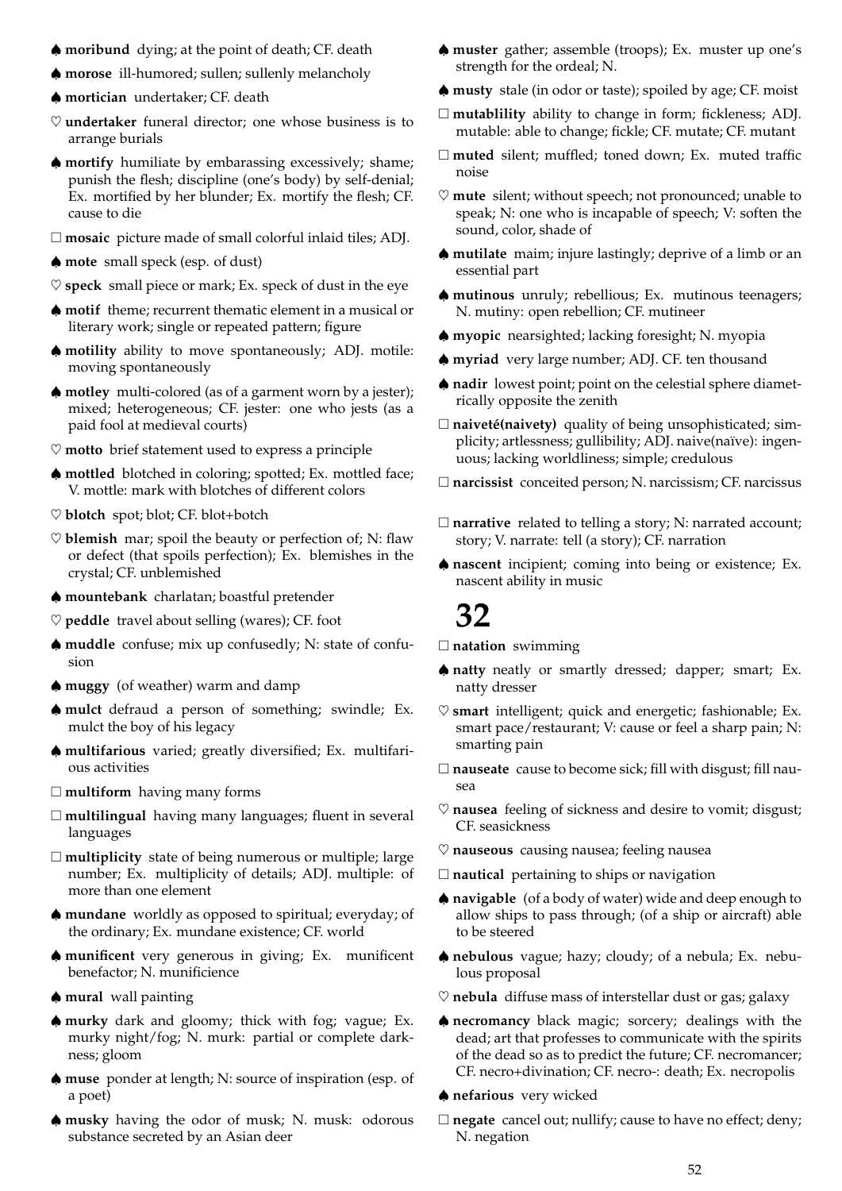♠ **moribund** dying; at the point of death; CF. death

♠ **morose** ill-humored; sullen; sullenly melancholy

♠ **mortician** undertaker; CF. death

♡ **undertaker** funeral director; one whose business is to arrange burials

♠ **mortify** humiliate by embarassing excessively; shame; punish the flesh; discipline (one's body) by self-denial; Ex. mortified by her blunder; Ex. mortify the flesh; CF. cause to die

□ **mosaic** picture made of small colorful inlaid tiles; ADJ.

♠ **mote** small speck (esp. of dust)

♡ **speck** small piece or mark; Ex. speck of dust in the eye

♠ **motif** theme; recurrent thematic element in a musical or literary work; single or repeated pattern; figure

♠ **motility** ability to move spontaneously; ADJ. motile: moving spontaneously

♠ **motley** multi-colored (as of a garment worn by a jester); mixed; heterogeneous; CF. jester: one who jests (as a paid fool at medieval courts)

♡ **motto** brief statement used to express a principle

♠ **mottled** blotched in coloring; spotted; Ex. mottled face; V. mottle: mark with blotches of different colors

♡ **blotch** spot; blot; CF. blot+botch

♡ **blemish** mar; spoil the beauty or perfection of; N: flaw or defect (that spoils perfection); Ex. blemishes in the crystal; CF. unblemished

♠ **mountebank** charlatan; boastful pretender

♡ **peddle** travel about selling (wares); CF. foot

♠ **muddle** confuse; mix up confusedly; N: state of confusion

♠ **muggy** (of weather) warm and damp

♠ **mulct** defraud a person of something; swindle; Ex. mulct the boy of his legacy

♠ **multifarious** varied; greatly diversified; Ex. multifarious activities

□ **multiform** having many forms

□ **multilingual** having many languages; fluent in several languages

□ **multiplicity** state of being numerous or multiple; large number; Ex. multiplicity of details; ADJ. multiple: of more than one element

♠ **mundane** worldly as opposed to spiritual; everyday; of the ordinary; Ex. mundane existence; CF. world

♠ **munificent** very generous in giving; Ex. munificent benefactor; N. munificience

♠ **mural** wall painting

♠ **murky** dark and gloomy; thick with fog; vague; Ex. murky night/fog; N. murk: partial or complete darkness; gloom

♠ **muse** ponder at length; N: source of inspiration (esp. of a poet)

♠ **musky** having the odor of musk; N. musk: odorous substance secreted by an Asian deer

♠ **muster** gather; assemble (troops); Ex. muster up one's strength for the ordeal; N.

♠ **musty** stale (in odor or taste); spoiled by age; CF. moist

□ **mutablility** ability to change in form; fickleness; ADJ. mutable: able to change; fickle; CF. mutate; CF. mutant

□ **muted** silent; muffled; toned down; Ex. muted traffic noise

♡ **mute** silent; without speech; not pronounced; unable to speak; N: one who is incapable of speech; V: soften the sound, color, shade of

♠ **mutilate** maim; injure lastingly; deprive of a limb or an essential part

♠ **mutinous** unruly; rebellious; Ex. mutinous teenagers; N. mutiny: open rebellion; CF. mutineer

♠ **myopic** nearsighted; lacking foresight; N. myopia

♠ **myriad** very large number; ADJ. CF. ten thousand

♠ **nadir** lowest point; point on the celestial sphere diametrically opposite the zenith

□ **naiveté(naivety)** quality of being unsophisticated; simplicity; artlessness; gullibility; ADJ. naive(naïve): ingenuous; lacking worldliness; simple; credulous

□ **narcissist** conceited person; N. narcissism; CF. narcissus

□ **narrative** related to telling a story; N: narrated account; story; V. narrate: tell (a story); CF. narration

♠ **nascent** incipient; coming into being or existence; Ex. nascent ability in music

# 32

□ **natation** swimming

♠ **natty** neatly or smartly dressed; dapper; smart; Ex. natty dresser

♡ **smart** intelligent; quick and energetic; fashionable; Ex. smart pace/restaurant; V: cause or feel a sharp pain; N: smarting pain

□ **nauseate** cause to become sick; fill with disgust; fill nausea

♡ **nausea** feeling of sickness and desire to vomit; disgust; CF. seasickness

♡ **nauseous** causing nausea; feeling nausea

□ **nautical** pertaining to ships or navigation

♠ **navigable** (of a body of water) wide and deep enough to allow ships to pass through; (of a ship or aircraft) able to be steered

♠ **nebulous** vague; hazy; cloudy; of a nebula; Ex. nebulous proposal

♡ **nebula** diffuse mass of interstellar dust or gas; galaxy

♠ **necromancy** black magic; sorcery; dealings with the dead; art that professes to communicate with the spirits of the dead so as to predict the future; CF. necromancer; CF. necro+divination; CF. necro-: death; Ex. necropolis

♠ **nefarious** very wicked

□ **negate** cancel out; nullify; cause to have no effect; deny; N. negation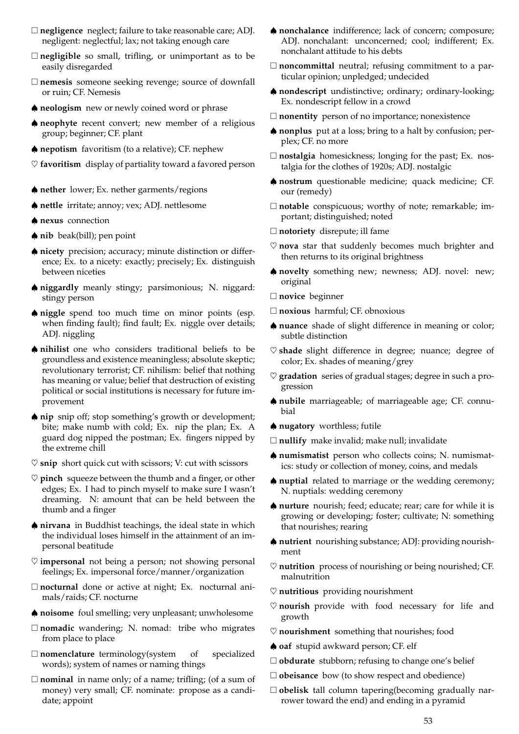□ **negligence** neglect; failure to take reasonable care; ADJ. negligent: neglectful; lax; not taking enough care

□ **negligible** so small, trifling, or unimportant as to be easily disregarded

□ **nemesis** someone seeking revenge; source of downfall or ruin; CF. Nemesis

♠ **neologism** new or newly coined word or phrase

♠ **neophyte** recent convert; new member of a religious group; beginner; CF. plant

♠ **nepotism** favoritism (to a relative); CF. nephew

♡ **favoritism** display of partiality toward a favored person

♠ **nether** lower; Ex. nether garments/regions

♠ **nettle** irritate; annoy; vex; ADJ. nettlesome

♠ **nexus** connection

♠ **nib** beak(bill); pen point

♠ **nicety** precision; accuracy; minute distinction or difference; Ex. to a nicety: exactly; precisely; Ex. distinguish between niceties

♠ **niggardly** meanly stingy; parsimonious; N. niggard: stingy person

♠ **niggle** spend too much time on minor points (esp. when finding fault); find fault; Ex. niggle over details; ADJ. niggling

♠ **nihilist** one who considers traditional beliefs to be groundless and existence meaningless; absolute skeptic; revolutionary terrorist; CF. nihilism: belief that nothing has meaning or value; belief that destruction of existing political or social institutions is necessary for future improvement

♠ **nip** snip off; stop something's growth or development; bite; make numb with cold; Ex. nip the plan; Ex. A guard dog nipped the postman; Ex. fingers nipped by the extreme chill

♡ **snip** short quick cut with scissors; V: cut with scissors

♡ **pinch** squeeze between the thumb and a finger, or other edges; Ex. I had to pinch myself to make sure I wasn't dreaming. N: amount that can be held between the thumb and a finger

♠ **nirvana** in Buddhist teachings, the ideal state in which the individual loses himself in the attainment of an impersonal beatitude

♡ **impersonal** not being a person; not showing personal feelings; Ex. impersonal force/manner/organization

□ **nocturnal** done or active at night; Ex. nocturnal animals/raids; CF. nocturne

♠ **noisome** foul smelling; very unpleasant; unwholesome

□ **nomadic** wandering; N. nomad: tribe who migrates from place to place

□ **nomenclature** terminology(system of specialized words); system of names or naming things

□ **nominal** in name only; of a name; trifling; (of a sum of money) very small; CF. nominate: propose as a candidate; appoint

♠ **nonchalance** indifference; lack of concern; composure; ADJ. nonchalant: unconcerned; cool; indifferent; Ex. nonchalant attitude to his debts

□ **noncommittal** neutral; refusing commitment to a particular opinion; unpledged; undecided

♠ **nondescript** undistinctive; ordinary; ordinary-looking; Ex. nondescript fellow in a crowd

□ **nonentity** person of no importance; nonexistence

♠ **nonplus** put at a loss; bring to a halt by confusion; perplex; CF. no more

□ **nostalgia** homesickness; longing for the past; Ex. nostalgia for the clothes of 1920s; ADJ. nostalgic

♠ **nostrum** questionable medicine; quack medicine; CF. our (remedy)

□ **notable** conspicuous; worthy of note; remarkable; important; distinguished; noted

□ **notoriety** disrepute; ill fame

♡ **nova** star that suddenly becomes much brighter and then returns to its original brightness

♠ **novelty** something new; newness; ADJ. novel: new; original

□ **novice** beginner

□ **noxious** harmful; CF. obnoxious

♠ **nuance** shade of slight difference in meaning or color; subtle distinction

♡ **shade** slight difference in degree; nuance; degree of color; Ex. shades of meaning/grey

♡ **gradation** series of gradual stages; degree in such a progression

♠ **nubile** marriageable; of marriageable age; CF. connubial

♠ **nugatory** worthless; futile

□ **nullify** make invalid; make null; invalidate

♠ **numismatist** person who collects coins; N. numismatics: study or collection of money, coins, and medals

♠ **nuptial** related to marriage or the wedding ceremony; N. nuptials: wedding ceremony

♠ **nurture** nourish; feed; educate; rear; care for while it is growing or developing; foster; cultivate; N: something that nourishes; rearing

♠ **nutrient** nourishing substance; ADJ: providing nourishment

♡ **nutrition** process of nourishing or being nourished; CF. malnutrition

♡ **nutritious** providing nourishment

♡ **nourish** provide with food necessary for life and growth

♡ **nourishment** something that nourishes; food

♠ **oaf** stupid awkward person; CF. elf

□ **obdurate** stubborn; refusing to change one's belief

□ **obeisance** bow (to show respect and obedience)

□ **obelisk** tall column tapering(becoming gradually narrower toward the end) and ending in a pyramid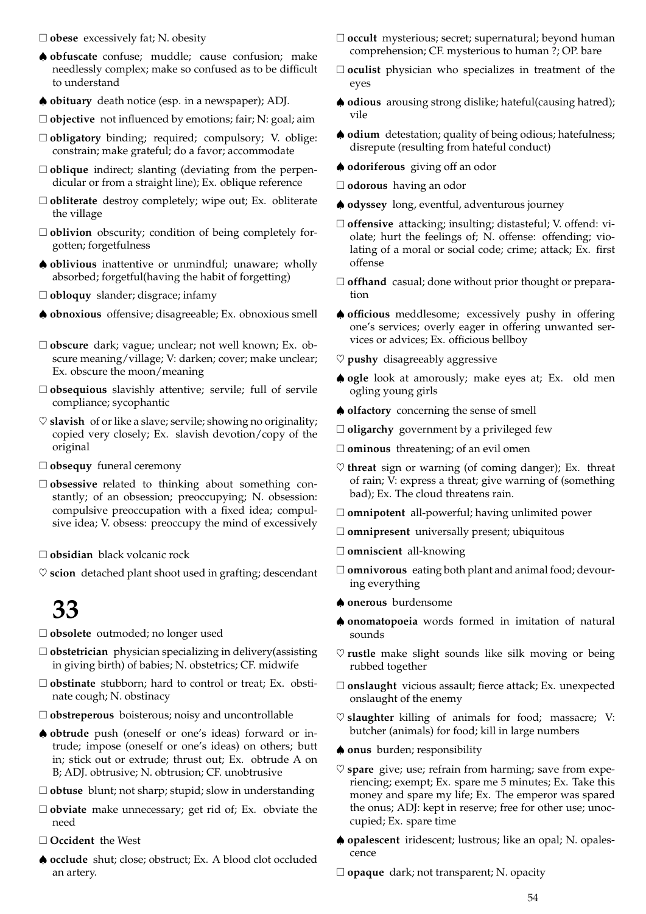□ **obese** excessively fat; N. obesity

♠ **obfuscate** confuse; muddle; cause confusion; make needlessly complex; make so confused as to be difficult to understand

♠ **obituary** death notice (esp. in a newspaper); ADJ.

□ **objective** not influenced by emotions; fair; N: goal; aim

□ **obligatory** binding; required; compulsory; V. oblige: constrain; make grateful; do a favor; accommodate

□ **oblique** indirect; slanting (deviating from the perpendicular or from a straight line); Ex. oblique reference

□ **obliterate** destroy completely; wipe out; Ex. obliterate the village

□ **oblivion** obscurity; condition of being completely forgotten; forgetfulness

♠ **oblivious** inattentive or unmindful; unaware; wholly absorbed; forgetful(having the habit of forgetting)

□ **obloquy** slander; disgrace; infamy

♠ **obnoxious** offensive; disagreeable; Ex. obnoxious smell

□ **obscure** dark; vague; unclear; not well known; Ex. obscure meaning/village; V: darken; cover; make unclear; Ex. obscure the moon/meaning

□ **obsequious** slavishly attentive; servile; full of servile compliance; sycophantic

♡ **slavish** of or like a slave; servile; showing no originality; copied very closely; Ex. slavish devotion/copy of the original

□ **obsequy** funeral ceremony

□ **obsessive** related to thinking about something constantly; of an obsession; preoccupying; N. obsession: compulsive preoccupation with a fixed idea; compulsive idea; V. obsess: preoccupy the mind of excessively

□ **obsidian** black volcanic rock

♡ **scion** detached plant shoot used in grafting; descendant

# 33

□ **obsolete** outmoded; no longer used

□ **obstetrician** physician specializing in delivery(assisting in giving birth) of babies; N. obstetrics; CF. midwife

□ **obstinate** stubborn; hard to control or treat; Ex. obstinate cough; N. obstinacy

□ **obstreperous** boisterous; noisy and uncontrollable

♠ **obtrude** push (oneself or one's ideas) forward or intrude; impose (oneself or one's ideas) on others; butt in; stick out or extrude; thrust out; Ex. obtrude A on B; ADJ. obtrusive; N. obtrusion; CF. unobtrusive

□ **obtuse** blunt; not sharp; stupid; slow in understanding

□ **obviate** make unnecessary; get rid of; Ex. obviate the need

□ **Occident** the West

♠ **occlude** shut; close; obstruct; Ex. A blood clot occluded an artery.

□ **occult** mysterious; secret; supernatural; beyond human comprehension; CF. mysterious to human ?; OP. bare

□ **oculist** physician who specializes in treatment of the eyes

♠ **odious** arousing strong dislike; hateful(causing hatred); vile

♠ **odium** detestation; quality of being odious; hatefulness; disrepute (resulting from hateful conduct)

♠ **odoriferous** giving off an odor

□ **odorous** having an odor

♠ **odyssey** long, eventful, adventurous journey

□ **offensive** attacking; insulting; distasteful; V. offend: violate; hurt the feelings of; N. offense: offending; violating of a moral or social code; crime; attack; Ex. first offense

□ **offhand** casual; done without prior thought or preparation

♠ **officious** meddlesome; excessively pushy in offering one's services; overly eager in offering unwanted services or advices; Ex. officious bellboy

♡ **pushy** disagreeably aggressive

♠ **ogle** look at amorously; make eyes at; Ex. old men ogling young girls

♠ **olfactory** concerning the sense of smell

□ **oligarchy** government by a privileged few

□ **ominous** threatening; of an evil omen

♡ **threat** sign or warning (of coming danger); Ex. threat of rain; V: express a threat; give warning of (something bad); Ex. The cloud threatens rain.

□ **omnipotent** all-powerful; having unlimited power

□ **omnipresent** universally present; ubiquitous

□ **omniscient** all-knowing

□ **omnivorous** eating both plant and animal food; devouring everything

♠ **onerous** burdensome

♠ **onomatopoeia** words formed in imitation of natural sounds

♡ **rustle** make slight sounds like silk moving or being rubbed together

□ **onslaught** vicious assault; fierce attack; Ex. unexpected onslaught of the enemy

♡ **slaughter** killing of animals for food; massacre; V: butcher (animals) for food; kill in large numbers

♠ **onus** burden; responsibility

♡ **spare** give; use; refrain from harming; save from experiencing; exempt; Ex. spare me 5 minutes; Ex. Take this money and spare my life; Ex. The emperor was spared the onus; ADJ: kept in reserve; free for other use; unoccupied; Ex. spare time

♠ **opalescent** iridescent; lustrous; like an opal; N. opalescence

□ **opaque** dark; not transparent; N. opacity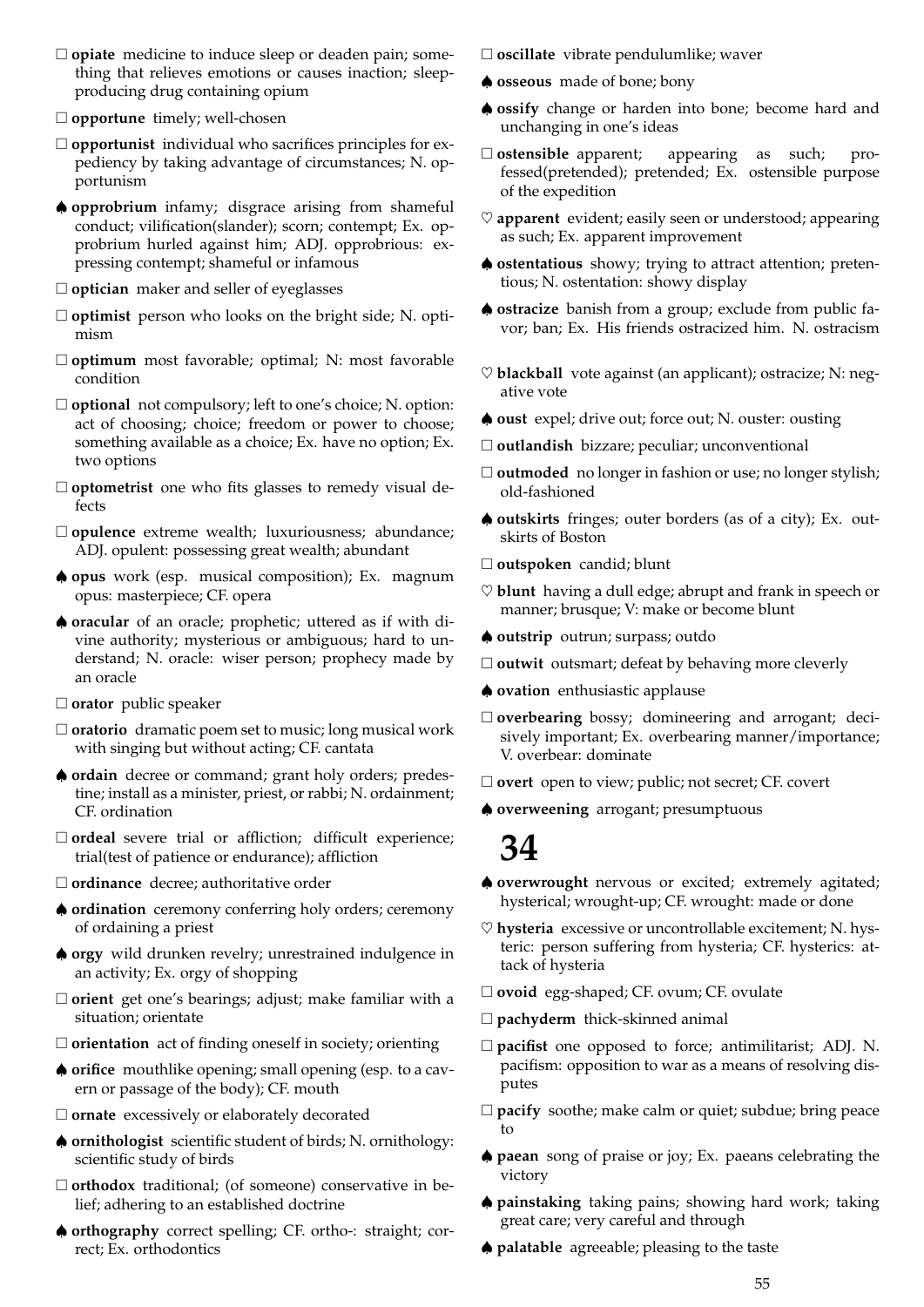□ **opiate** medicine to induce sleep or deaden pain; something that relieves emotions or causes inaction; sleep-producing drug containing opium

□ **opportune** timely; well-chosen

□ **opportunist** individual who sacrifices principles for expediency by taking advantage of circumstances; N. opportunism

♠ **opprobrium** infamy; disgrace arising from shameful conduct; vilification(slander); scorn; contempt; Ex. opprobrium hurled against him; ADJ. opprobrious: expressing contempt; shameful or infamous

□ **optician** maker and seller of eyeglasses

□ **optimist** person who looks on the bright side; N. optimism

□ **optimum** most favorable; optimal; N: most favorable condition

□ **optional** not compulsory; left to one's choice; N. option: act of choosing; choice; freedom or power to choose; something available as a choice; Ex. have no option; Ex. two options

□ **optometrist** one who fits glasses to remedy visual defects

□ **opulence** extreme wealth; luxuriousness; abundance; ADJ. opulent: possessing great wealth; abundant

♠ **opus** work (esp. musical composition); Ex. magnum opus: masterpiece; CF. opera

♠ **oracular** of an oracle; prophetic; uttered as if with divine authority; mysterious or ambiguous; hard to understand; N. oracle: wiser person; prophecy made by an oracle

□ **orator** public speaker

□ **oratorio** dramatic poem set to music; long musical work with singing but without acting; CF. cantata

♠ **ordain** decree or command; grant holy orders; predestine; install as a minister, priest, or rabbi; N. ordainment; CF. ordination

□ **ordeal** severe trial or affliction; difficult experience; trial(test of patience or endurance); affliction

□ **ordinance** decree; authoritative order

♠ **ordination** ceremony conferring holy orders; ceremony of ordaining a priest

♠ **orgy** wild drunken revelry; unrestrained indulgence in an activity; Ex. orgy of shopping

□ **orient** get one's bearings; adjust; make familiar with a situation; orientate

□ **orientation** act of finding oneself in society; orienting

♠ **orifice** mouthlike opening; small opening (esp. to a cavern or passage of the body); CF. mouth

□ **ornate** excessively or elaborately decorated

♠ **ornithologist** scientific student of birds; N. ornithology: scientific study of birds

□ **orthodox** traditional; (of someone) conservative in belief; adhering to an established doctrine

♠ **orthography** correct spelling; CF. ortho-: straight; correct; Ex. orthodontics

□ **oscillate** vibrate pendulumlike; waver

♠ **osseous** made of bone; bony

♠ **ossify** change or harden into bone; become hard and unchanging in one's ideas

□ **ostensible** apparent; appearing as such; professed(pretended); pretended; Ex. ostensible purpose of the expedition

♡ **apparent** evident; easily seen or understood; appearing as such; Ex. apparent improvement

♠ **ostentatious** showy; trying to attract attention; pretentious; N. ostentation: showy display

♠ **ostracize** banish from a group; exclude from public favor; ban; Ex. His friends ostracized him. N. ostracism

♡ **blackball** vote against (an applicant); ostracize; N: negative vote

♠ **oust** expel; drive out; force out; N. ouster: ousting

□ **outlandish** bizzare; peculiar; unconventional

□ **outmoded** no longer in fashion or use; no longer stylish; old-fashioned

♠ **outskirts** fringes; outer borders (as of a city); Ex. outskirts of Boston

□ **outspoken** candid; blunt

♡ **blunt** having a dull edge; abrupt and frank in speech or manner; brusque; V: make or become blunt

♠ **outstrip** outrun; surpass; outdo

□ **outwit** outsmart; defeat by behaving more cleverly

♠ **ovation** enthusiastic applause

□ **overbearing** bossy; domineering and arrogant; decisively important; Ex. overbearing manner/importance; V. overbear: dominate

□ **overt** open to view; public; not secret; CF. covert

♠ **overweening** arrogant; presumptuous

# 34

♠ **overwrought** nervous or excited; extremely agitated; hysterical; wrought-up; CF. wrought: made or done

♡ **hysteria** excessive or uncontrollable excitement; N. hysteric: person suffering from hysteria; CF. hysterics: attack of hysteria

□ **ovoid** egg-shaped; CF. ovum; CF. ovulate

□ **pachyderm** thick-skinned animal

□ **pacifist** one opposed to force; antimilitarist; ADJ. N. pacifism: opposition to war as a means of resolving disputes

□ **pacify** soothe; make calm or quiet; subdue; bring peace to

♠ **paean** song of praise or joy; Ex. paeans celebrating the victory

♠ **painstaking** taking pains; showing hard work; taking great care; very careful and through

♠ **palatable** agreeable; pleasing to the taste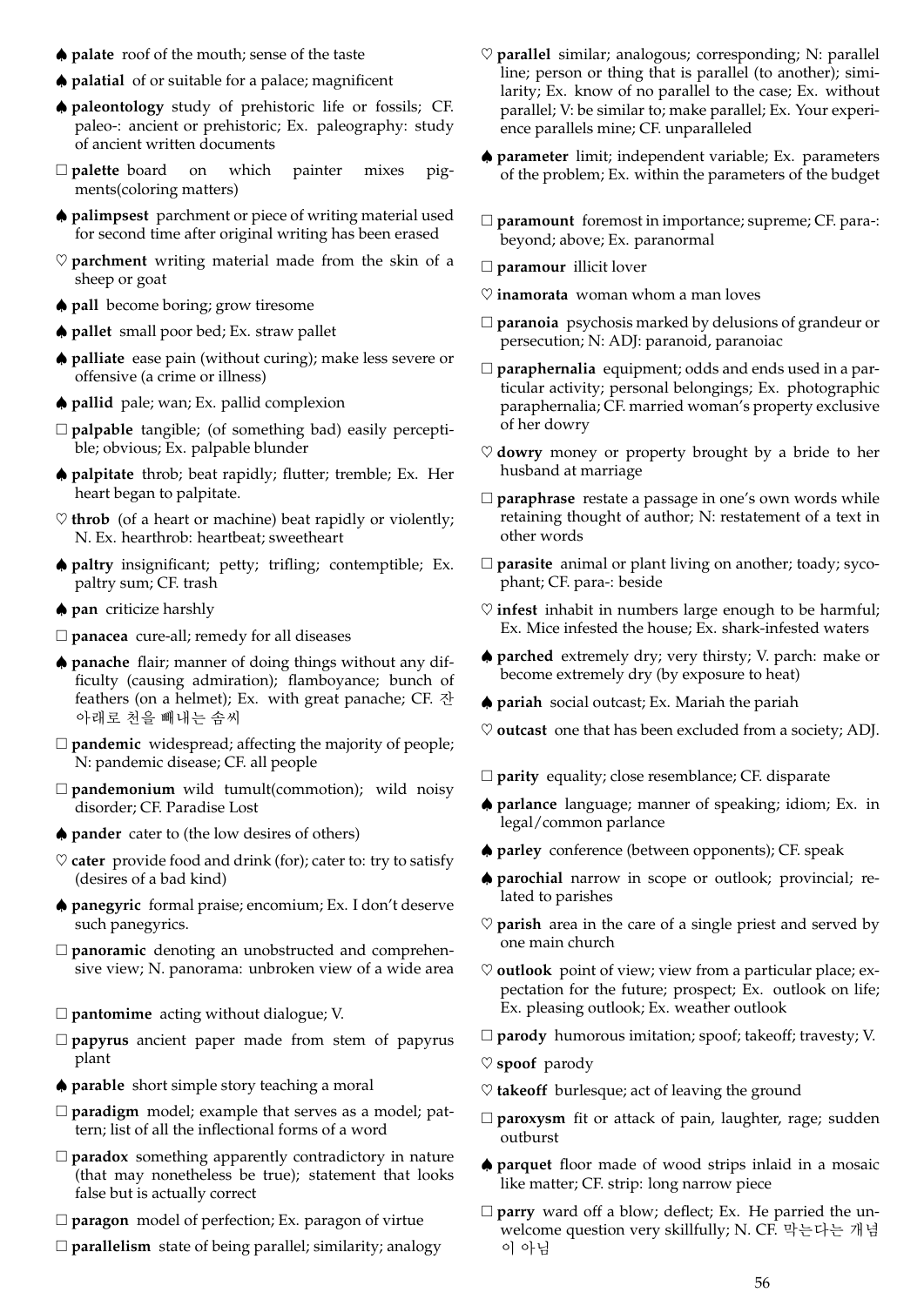♠ **palate** roof of the mouth; sense of the taste

♠ **palatial** of or suitable for a palace; magnificent

♠ **paleontology** study of prehistoric life or fossils; CF. paleo-: ancient or prehistoric; Ex. paleography: study of ancient written documents

□ **palette** board on which painter mixes pigments(coloring matters)

♠ **palimpsest** parchment or piece of writing material used for second time after original writing has been erased

♡ **parchment** writing material made from the skin of a sheep or goat

♠ **pall** become boring; grow tiresome

♠ **pallet** small poor bed; Ex. straw pallet

♠ **palliate** ease pain (without curing); make less severe or offensive (a crime or illness)

♠ **pallid** pale; wan; Ex. pallid complexion

□ **palpable** tangible; (of something bad) easily perceptible; obvious; Ex. palpable blunder

♠ **palpitate** throb; beat rapidly; flutter; tremble; Ex. Her heart began to palpitate.

♡ **throb** (of a heart or machine) beat rapidly or violently; N. Ex. hearthrob: heartbeat; sweetheart

♠ **paltry** insignificant; petty; trifling; contemptible; Ex. paltry sum; CF. trash

♠ **pan** criticize harshly

□ **panacea** cure-all; remedy for all diseases

♠ **panache** flair; manner of doing things without any difficulty (causing admiration); flamboyance; bunch of feathers (on a helmet); Ex. with great panache; CF. 잔 아래로 천을 빼내는 솜씨

□ **pandemic** widespread; affecting the majority of people; N: pandemic disease; CF. all people

□ **pandemonium** wild tumult(commotion); wild noisy disorder; CF. Paradise Lost

♠ **pander** cater to (the low desires of others)

♡ **cater** provide food and drink (for); cater to: try to satisfy (desires of a bad kind)

♠ **panegyric** formal praise; encomium; Ex. I don't deserve such panegyrics.

□ **panoramic** denoting an unobstructed and comprehensive view; N. panorama: unbroken view of a wide area

□ **pantomime** acting without dialogue; V.

□ **papyrus** ancient paper made from stem of papyrus plant

♠ **parable** short simple story teaching a moral

□ **paradigm** model; example that serves as a model; pattern; list of all the inflectional forms of a word

□ **paradox** something apparently contradictory in nature (that may nonetheless be true); statement that looks false but is actually correct

□ **paragon** model of perfection; Ex. paragon of virtue

□ **parallelism** state of being parallel; similarity; analogy

♡ **parallel** similar; analogous; corresponding; N: parallel line; person or thing that is parallel (to another); similarity; Ex. know of no parallel to the case; Ex. without parallel; V: be similar to; make parallel; Ex. Your experience parallels mine; CF. unparalleled

♠ **parameter** limit; independent variable; Ex. parameters of the problem; Ex. within the parameters of the budget

□ **paramount** foremost in importance; supreme; CF. para-: beyond; above; Ex. paranormal

□ **paramour** illicit lover

♡ **inamorata** woman whom a man loves

□ **paranoia** psychosis marked by delusions of grandeur or persecution; N: ADJ: paranoid, paranoiac

□ **paraphernalia** equipment; odds and ends used in a particular activity; personal belongings; Ex. photographic paraphernalia; CF. married woman's property exclusive of her dowry

♡ **dowry** money or property brought by a bride to her husband at marriage

□ **paraphrase** restate a passage in one's own words while retaining thought of author; N: restatement of a text in other words

□ **parasite** animal or plant living on another; toady; sycophant; CF. para-: beside

♡ **infest** inhabit in numbers large enough to be harmful; Ex. Mice infested the house; Ex. shark-infested waters

♠ **parched** extremely dry; very thirsty; V. parch: make or become extremely dry (by exposure to heat)

♠ **pariah** social outcast; Ex. Mariah the pariah

♡ **outcast** one that has been excluded from a society; ADJ.

□ **parity** equality; close resemblance; CF. disparate

♠ **parlance** language; manner of speaking; idiom; Ex. in legal/common parlance

♠ **parley** conference (between opponents); CF. speak

♠ **parochial** narrow in scope or outlook; provincial; related to parishes

♡ **parish** area in the care of a single priest and served by one main church

♡ **outlook** point of view; view from a particular place; expectation for the future; prospect; Ex. outlook on life; Ex. pleasing outlook; Ex. weather outlook

□ **parody** humorous imitation; spoof; takeoff; travesty; V.

♡ **spoof** parody

♡ **takeoff** burlesque; act of leaving the ground

□ **paroxysm** fit or attack of pain, laughter, rage; sudden outburst

♠ **parquet** floor made of wood strips inlaid in a mosaic like matter; CF. strip: long narrow piece

□ **parry** ward off a blow; deflect; Ex. He parried the unwelcome question very skillfully; N. CF. 막는다는 개념이 아님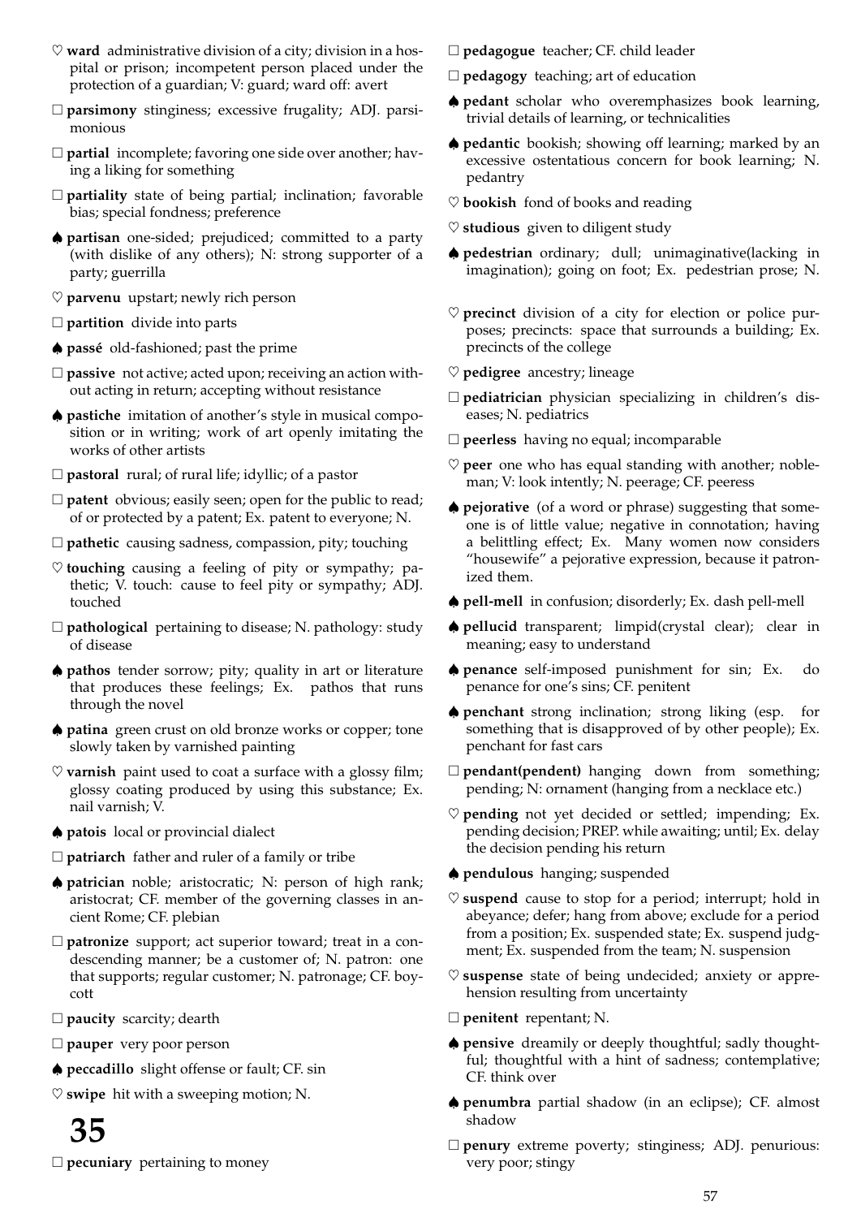♡ **ward** administrative division of a city; division in a hospital or prison; incompetent person placed under the protection of a guardian; V: guard; ward off: avert

□ **parsimony** stinginess; excessive frugality; ADJ. parsimonious

□ **partial** incomplete; favoring one side over another; having a liking for something

□ **partiality** state of being partial; inclination; favorable bias; special fondness; preference

♠ **partisan** one-sided; prejudiced; committed to a party (with dislike of any others); N: strong supporter of a party; guerrilla

♡ **parvenu** upstart; newly rich person

□ **partition** divide into parts

♠ **passé** old-fashioned; past the prime

□ **passive** not active; acted upon; receiving an action without acting in return; accepting without resistance

♠ **pastiche** imitation of another's style in musical composition or in writing; work of art openly imitating the works of other artists

□ **pastoral** rural; of rural life; idyllic; of a pastor

□ **patent** obvious; easily seen; open for the public to read; of or protected by a patent; Ex. patent to everyone; N.

□ **pathetic** causing sadness, compassion, pity; touching

♡ **touching** causing a feeling of pity or sympathy; pathetic; V. touch: cause to feel pity or sympathy; ADJ. touched

□ **pathological** pertaining to disease; N. pathology: study of disease

♠ **pathos** tender sorrow; pity; quality in art or literature that produces these feelings; Ex. pathos that runs through the novel

♠ **patina** green crust on old bronze works or copper; tone slowly taken by varnished painting

♡ **varnish** paint used to coat a surface with a glossy film; glossy coating produced by using this substance; Ex. nail varnish; V.

♠ **patois** local or provincial dialect

□ **patriarch** father and ruler of a family or tribe

♠ **patrician** noble; aristocratic; N: person of high rank; aristocrat; CF. member of the governing classes in ancient Rome; CF. plebian

□ **patronize** support; act superior toward; treat in a condescending manner; be a customer of; N. patron: one that supports; regular customer; N. patronage; CF. boycott

□ **paucity** scarcity; dearth

□ **pauper** very poor person

♠ **peccadillo** slight offense or fault; CF. sin

♡ **swipe** hit with a sweeping motion; N.

# 35

□ **pecuniary** pertaining to money

□ **pedagogue** teacher; CF. child leader

□ **pedagogy** teaching; art of education

♠ **pedant** scholar who overemphasizes book learning, trivial details of learning, or technicalities

♠ **pedantic** bookish; showing off learning; marked by an excessive ostentatious concern for book learning; N. pedantry

♡ **bookish** fond of books and reading

♡ **studious** given to diligent study

♠ **pedestrian** ordinary; dull; unimaginative(lacking in imagination); going on foot; Ex. pedestrian prose; N.

♡ **precinct** division of a city for election or police purposes; precincts: space that surrounds a building; Ex. precincts of the college

♡ **pedigree** ancestry; lineage

□ **pediatrician** physician specializing in children's diseases; N. pediatrics

□ **peerless** having no equal; incomparable

♡ **peer** one who has equal standing with another; nobleman; V: look intently; N. peerage; CF. peeress

♠ **pejorative** (of a word or phrase) suggesting that someone is of little value; negative in connotation; having a belittling effect; Ex. Many women now considers "housewife" a pejorative expression, because it patronized them.

♠ **pell-mell** in confusion; disorderly; Ex. dash pell-mell

♠ **pellucid** transparent; limpid(crystal clear); clear in meaning; easy to understand

♠ **penance** self-imposed punishment for sin; Ex. do penance for one's sins; CF. penitent

♠ **penchant** strong inclination; strong liking (esp. for something that is disapproved of by other people); Ex. penchant for fast cars

□ **pendant(pendent)** hanging down from something; pending; N: ornament (hanging from a necklace etc.)

♡ **pending** not yet decided or settled; impending; Ex. pending decision; PREP. while awaiting; until; Ex. delay the decision pending his return

♠ **pendulous** hanging; suspended

♡ **suspend** cause to stop for a period; interrupt; hold in abeyance; defer; hang from above; exclude for a period from a position; Ex. suspended state; Ex. suspend judgment; Ex. suspended from the team; N. suspension

♡ **suspense** state of being undecided; anxiety or apprehension resulting from uncertainty

□ **penitent** repentant; N.

♠ **pensive** dreamily or deeply thoughtful; sadly thoughtful; thoughtful with a hint of sadness; contemplative; CF. think over

♠ **penumbra** partial shadow (in an eclipse); CF. almost shadow

□ **penury** extreme poverty; stinginess; ADJ. penurious: very poor; stingy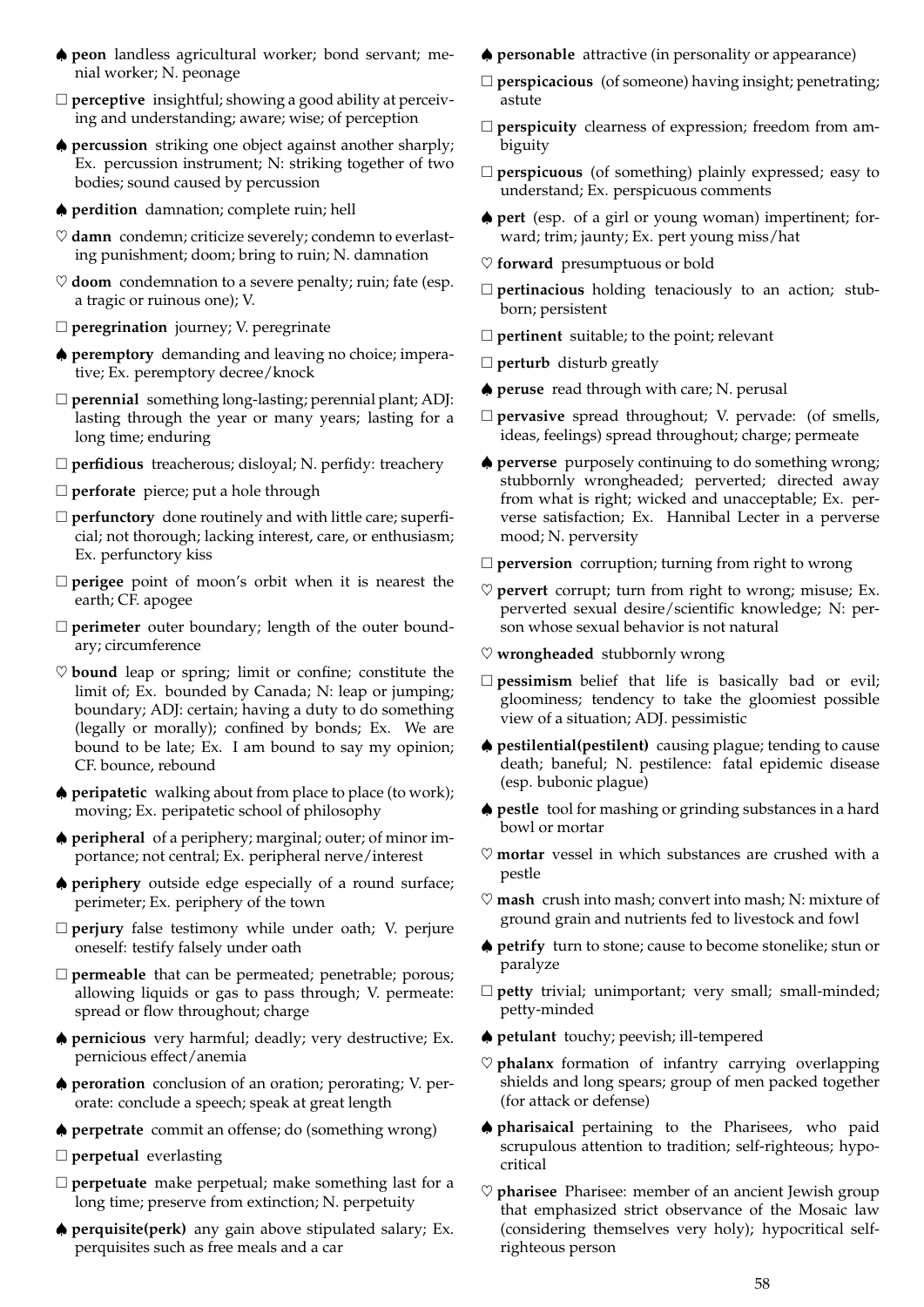♠ **peon** landless agricultural worker; bond servant; menial worker; N. peonage

□ **perceptive** insightful; showing a good ability at perceiving and understanding; aware; wise; of perception

♠ **percussion** striking one object against another sharply; Ex. percussion instrument; N: striking together of two bodies; sound caused by percussion

♠ **perdition** damnation; complete ruin; hell

♡ **damn** condemn; criticize severely; condemn to everlasting punishment; doom; bring to ruin; N. damnation

♡ **doom** condemnation to a severe penalty; ruin; fate (esp. a tragic or ruinous one); V.

□ **peregrination** journey; V. peregrinate

♠ **peremptory** demanding and leaving no choice; imperative; Ex. peremptory decree/knock

□ **perennial** something long-lasting; perennial plant; ADJ: lasting through the year or many years; lasting for a long time; enduring

□ **perfidious** treacherous; disloyal; N. perfidy: treachery

□ **perforate** pierce; put a hole through

□ **perfunctory** done routinely and with little care; superficial; not thorough; lacking interest, care, or enthusiasm; Ex. perfunctory kiss

□ **perigee** point of moon's orbit when it is nearest the earth; CF. apogee

□ **perimeter** outer boundary; length of the outer boundary; circumference

♡ **bound** leap or spring; limit or confine; constitute the limit of; Ex. bounded by Canada; N: leap or jumping; boundary; ADJ: certain; having a duty to do something (legally or morally); confined by bonds; Ex. We are bound to be late; Ex. I am bound to say my opinion; CF. bounce, rebound

♠ **peripatetic** walking about from place to place (to work); moving; Ex. peripatetic school of philosophy

♠ **peripheral** of a periphery; marginal; outer; of minor importance; not central; Ex. peripheral nerve/interest

♠ **periphery** outside edge especially of a round surface; perimeter; Ex. periphery of the town

□ **perjury** false testimony while under oath; V. perjure oneself: testify falsely under oath

□ **permeable** that can be permeated; penetrable; porous; allowing liquids or gas to pass through; V. permeate: spread or flow throughout; charge

♠ **pernicious** very harmful; deadly; very destructive; Ex. pernicious effect/anemia

♠ **peroration** conclusion of an oration; perorating; V. perorate: conclude a speech; speak at great length

♠ **perpetrate** commit an offense; do (something wrong)

□ **perpetual** everlasting

□ **perpetuate** make perpetual; make something last for a long time; preserve from extinction; N. perpetuity

♠ **perquisite(perk)** any gain above stipulated salary; Ex. perquisites such as free meals and a car

♠ **personable** attractive (in personality or appearance)

□ **perspicacious** (of someone) having insight; penetrating; astute

□ **perspicuity** clearness of expression; freedom from ambiguity

□ **perspicuous** (of something) plainly expressed; easy to understand; Ex. perspicuous comments

♠ **pert** (esp. of a girl or young woman) impertinent; forward; trim; jaunty; Ex. pert young miss/hat

♡ **forward** presumptuous or bold

□ **pertinacious** holding tenaciously to an action; stubborn; persistent

□ **pertinent** suitable; to the point; relevant

□ **perturb** disturb greatly

♠ **peruse** read through with care; N. perusal

□ **pervasive** spread throughout; V. pervade: (of smells, ideas, feelings) spread throughout; charge; permeate

♠ **perverse** purposely continuing to do something wrong; stubbornly wrongheaded; perverted; directed away from what is right; wicked and unacceptable; Ex. perverse satisfaction; Ex. Hannibal Lecter in a perverse mood; N. perversity

□ **perversion** corruption; turning from right to wrong

♡ **pervert** corrupt; turn from right to wrong; misuse; Ex. perverted sexual desire/scientific knowledge; N: person whose sexual behavior is not natural

♡ **wrongheaded** stubbornly wrong

□ **pessimism** belief that life is basically bad or evil; gloominess; tendency to take the gloomiest possible view of a situation; ADJ. pessimistic

♠ **pestilential(pestilent)** causing plague; tending to cause death; baneful; N. pestilence: fatal epidemic disease (esp. bubonic plague)

♠ **pestle** tool for mashing or grinding substances in a hard bowl or mortar

♡ **mortar** vessel in which substances are crushed with a pestle

♡ **mash** crush into mash; convert into mash; N: mixture of ground grain and nutrients fed to livestock and fowl

♠ **petrify** turn to stone; cause to become stonelike; stun or paralyze

□ **petty** trivial; unimportant; very small; small-minded; petty-minded

♠ **petulant** touchy; peevish; ill-tempered

♡ **phalanx** formation of infantry carrying overlapping shields and long spears; group of men packed together (for attack or defense)

♠ **pharisaical** pertaining to the Pharisees, who paid scrupulous attention to tradition; self-righteous; hypocritical

♡ **pharisee** Pharisee: member of an ancient Jewish group that emphasized strict observance of the Mosaic law (considering themselves very holy); hypocritical self-righteous person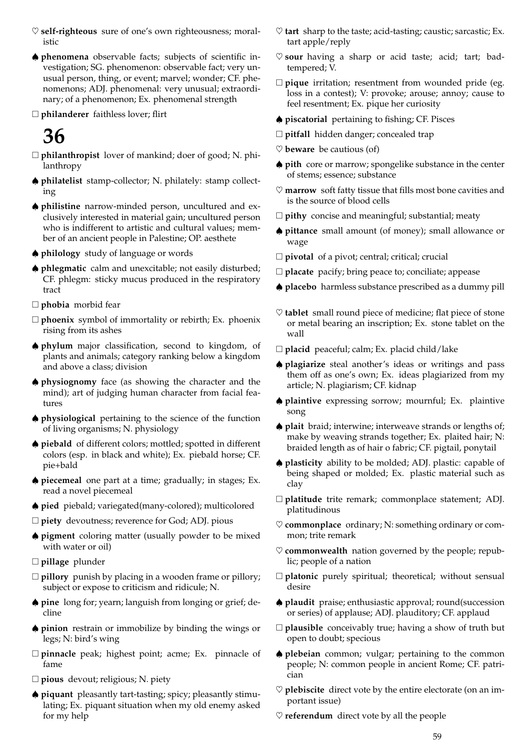♡ **self-righteous** sure of one's own righteousness; moralistic

♠ **phenomena** observable facts; subjects of scientific investigation; SG. phenomenon: observable fact; very unusual person, thing, or event; marvel; wonder; CF. phenomenons; ADJ. phenomenal: very unusual; extraordinary; of a phenomenon; Ex. phenomenal strength

□ **philanderer** faithless lover; flirt

# 36

□ **philanthropist** lover of mankind; doer of good; N. philanthropy

♠ **philatelist** stamp-collector; N. philately: stamp collecting

♠ **philistine** narrow-minded person, uncultured and exclusively interested in material gain; uncultured person who is indifferent to artistic and cultural values; member of an ancient people in Palestine; OP. aesthete

♠ **philology** study of language or words

♠ **phlegmatic** calm and unexcitable; not easily disturbed; CF. phlegm: sticky mucus produced in the respiratory tract

□ **phobia** morbid fear

□ **phoenix** symbol of immortality or rebirth; Ex. phoenix rising from its ashes

♠ **phylum** major classification, second to kingdom, of plants and animals; category ranking below a kingdom and above a class; division

♠ **physiognomy** face (as showing the character and the mind); art of judging human character from facial features

♠ **physiological** pertaining to the science of the function of living organisms; N. physiology

♠ **piebald** of different colors; mottled; spotted in different colors (esp. in black and white); Ex. piebald horse; CF. pie+bald

♠ **piecemeal** one part at a time; gradually; in stages; Ex. read a novel piecemeal

♠ **pied** piebald; variegated(many-colored); multicolored

□ **piety** devoutness; reverence for God; ADJ. pious

♠ **pigment** coloring matter (usually powder to be mixed with water or oil)

□ **pillage** plunder

□ **pillory** punish by placing in a wooden frame or pillory; subject or expose to criticism and ridicule; N.

♠ **pine** long for; yearn; languish from longing or grief; decline

♠ **pinion** restrain or immobilize by binding the wings or legs; N: bird's wing

□ **pinnacle** peak; highest point; acme; Ex. pinnacle of fame

□ **pious** devout; religious; N. piety

♠ **piquant** pleasantly tart-tasting; spicy; pleasantly stimulating; Ex. piquant situation when my old enemy asked for my help

♡ **tart** sharp to the taste; acid-tasting; caustic; sarcastic; Ex. tart apple/reply

♡ **sour** having a sharp or acid taste; acid; tart; bad-tempered; V.

□ **pique** irritation; resentment from wounded pride (eg. loss in a contest); V: provoke; arouse; annoy; cause to feel resentment; Ex. pique her curiosity

♠ **piscatorial** pertaining to fishing; CF. Pisces

□ **pitfall** hidden danger; concealed trap

♡ **beware** be cautious (of)

♠ **pith** core or marrow; spongelike substance in the center of stems; essence; substance

♡ **marrow** soft fatty tissue that fills most bone cavities and is the source of blood cells

□ **pithy** concise and meaningful; substantial; meaty

♠ **pittance** small amount (of money); small allowance or wage

□ **pivotal** of a pivot; central; critical; crucial

□ **placate** pacify; bring peace to; conciliate; appease

♠ **placebo** harmless substance prescribed as a dummy pill

♡ **tablet** small round piece of medicine; flat piece of stone or metal bearing an inscription; Ex. stone tablet on the wall

□ **placid** peaceful; calm; Ex. placid child/lake

♠ **plagiarize** steal another's ideas or writings and pass them off as one's own; Ex. ideas plagiarized from my article; N. plagiarism; CF. kidnap

♠ **plaintive** expressing sorrow; mournful; Ex. plaintive song

♠ **plait** braid; interwine; interweave strands or lengths of; make by weaving strands together; Ex. plaited hair; N: braided length as of hair o fabric; CF. pigtail, ponytail

♠ **plasticity** ability to be molded; ADJ. plastic: capable of being shaped or molded; Ex. plastic material such as clay

□ **platitude** trite remark; commonplace statement; ADJ. platitudinous

♡ **commonplace** ordinary; N: something ordinary or common; trite remark

♡ **commonwealth** nation governed by the people; republic; people of a nation

□ **platonic** purely spiritual; theoretical; without sensual desire

♠ **plaudit** praise; enthusiastic approval; round(succession or series) of applause; ADJ. plauditory; CF. applaud

□ **plausible** conceivably true; having a show of truth but open to doubt; specious

♠ **plebeian** common; vulgar; pertaining to the common people; N: common people in ancient Rome; CF. patrician

♡ **plebiscite** direct vote by the entire electorate (on an important issue)

♡ **referendum** direct vote by all the people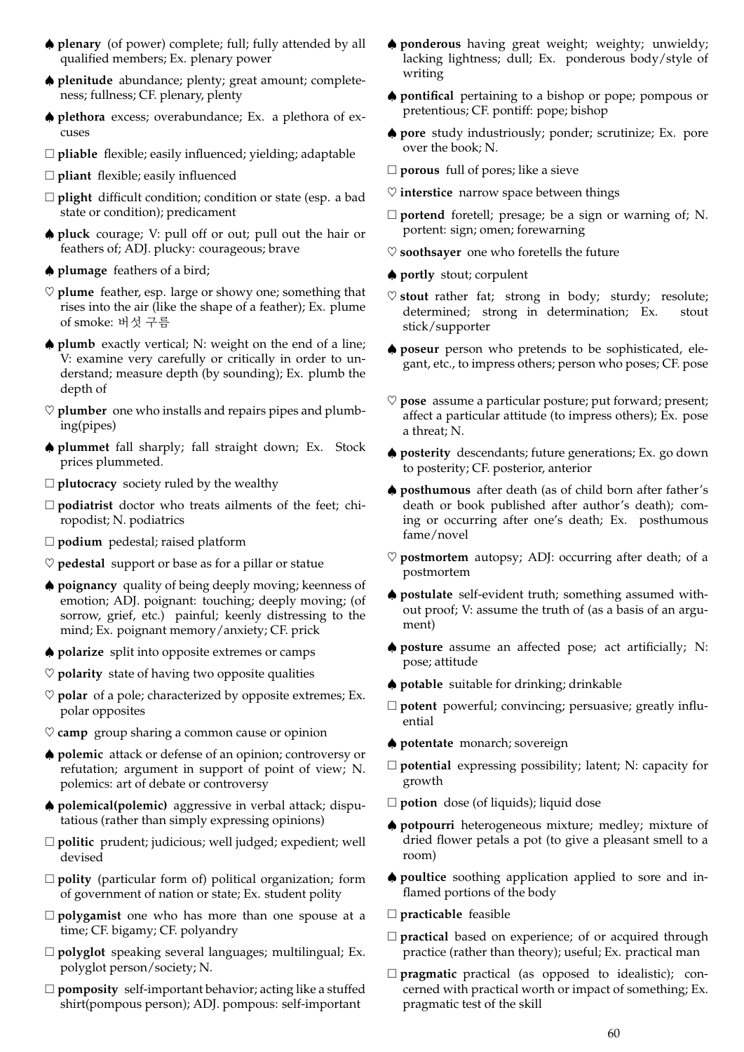♠ **plenary** (of power) complete; full; fully attended by all qualified members; Ex. plenary power

♠ **plenitude** abundance; plenty; great amount; completeness; fullness; CF. plenary, plenty

♠ **plethora** excess; overabundance; Ex. a plethora of excuses

□ **pliable** flexible; easily influenced; yielding; adaptable

□ **pliant** flexible; easily influenced

□ **plight** difficult condition; condition or state (esp. a bad state or condition); predicament

♠ **pluck** courage; V: pull off or out; pull out the hair or feathers of; ADJ. plucky: courageous; brave

♠ **plumage** feathers of a bird;

♡ **plume** feather, esp. large or showy one; something that rises into the air (like the shape of a feather); Ex. plume of smoke: 버섯 구름

♠ **plumb** exactly vertical; N: weight on the end of a line; V: examine very carefully or critically in order to understand; measure depth (by sounding); Ex. plumb the depth of

♡ **plumber** one who installs and repairs pipes and plumbing(pipes)

♠ **plummet** fall sharply; fall straight down; Ex. Stock prices plummeted.

□ **plutocracy** society ruled by the wealthy

□ **podiatrist** doctor who treats ailments of the feet; chiropodist; N. podiatrics

□ **podium** pedestal; raised platform

♡ **pedestal** support or base as for a pillar or statue

♠ **poignancy** quality of being deeply moving; keenness of emotion; ADJ. poignant: touching; deeply moving; (of sorrow, grief, etc.) painful; keenly distressing to the mind; Ex. poignant memory/anxiety; CF. prick

♠ **polarize** split into opposite extremes or camps

♡ **polarity** state of having two opposite qualities

♡ **polar** of a pole; characterized by opposite extremes; Ex. polar opposites

♡ **camp** group sharing a common cause or opinion

♠ **polemic** attack or defense of an opinion; controversy or refutation; argument in support of point of view; N. polemics: art of debate or controversy

♠ **polemical(polemic)** aggressive in verbal attack; disputatious (rather than simply expressing opinions)

□ **politic** prudent; judicious; well judged; expedient; well devised

□ **polity** (particular form of) political organization; form of government of nation or state; Ex. student polity

□ **polygamist** one who has more than one spouse at a time; CF. bigamy; CF. polyandry

□ **polyglot** speaking several languages; multilingual; Ex. polyglot person/society; N.

□ **pomposity** self-important behavior; acting like a stuffed shirt(pompous person); ADJ. pompous: self-important

♠ **ponderous** having great weight; weighty; unwieldy; lacking lightness; dull; Ex. ponderous body/style of writing

♠ **pontifical** pertaining to a bishop or pope; pompous or pretentious; CF. pontiff: pope; bishop

♠ **pore** study industriously; ponder; scrutinize; Ex. pore over the book; N.

□ **porous** full of pores; like a sieve

♡ **interstice** narrow space between things

□ **portend** foretell; presage; be a sign or warning of; N. portent: sign; omen; forewarning

♡ **soothsayer** one who foretells the future

♠ **portly** stout; corpulent

♡ **stout** rather fat; strong in body; sturdy; resolute; determined; strong in determination; Ex. stout stick/supporter

♠ **poseur** person who pretends to be sophisticated, elegant, etc., to impress others; person who poses; CF. pose

♡ **pose** assume a particular posture; put forward; present; affect a particular attitude (to impress others); Ex. pose a threat; N.

♠ **posterity** descendants; future generations; Ex. go down to posterity; CF. posterior, anterior

♠ **posthumous** after death (as of child born after father's death or book published after author's death); coming or occurring after one's death; Ex. posthumous fame/novel

♡ **postmortem** autopsy; ADJ: occurring after death; of a postmortem

♠ **postulate** self-evident truth; something assumed without proof; V: assume the truth of (as a basis of an argument)

♠ **posture** assume an affected pose; act artificially; N: pose; attitude

♠ **potable** suitable for drinking; drinkable

□ **potent** powerful; convincing; persuasive; greatly influential

♠ **potentate** monarch; sovereign

□ **potential** expressing possibility; latent; N: capacity for growth

□ **potion** dose (of liquids); liquid dose

♠ **potpourri** heterogeneous mixture; medley; mixture of dried flower petals a pot (to give a pleasant smell to a room)

♠ **poultice** soothing application applied to sore and inflamed portions of the body

□ **practicable** feasible

□ **practical** based on experience; of or acquired through practice (rather than theory); useful; Ex. practical man

□ **pragmatic** practical (as opposed to idealistic); concerned with practical worth or impact of something; Ex. pragmatic test of the skill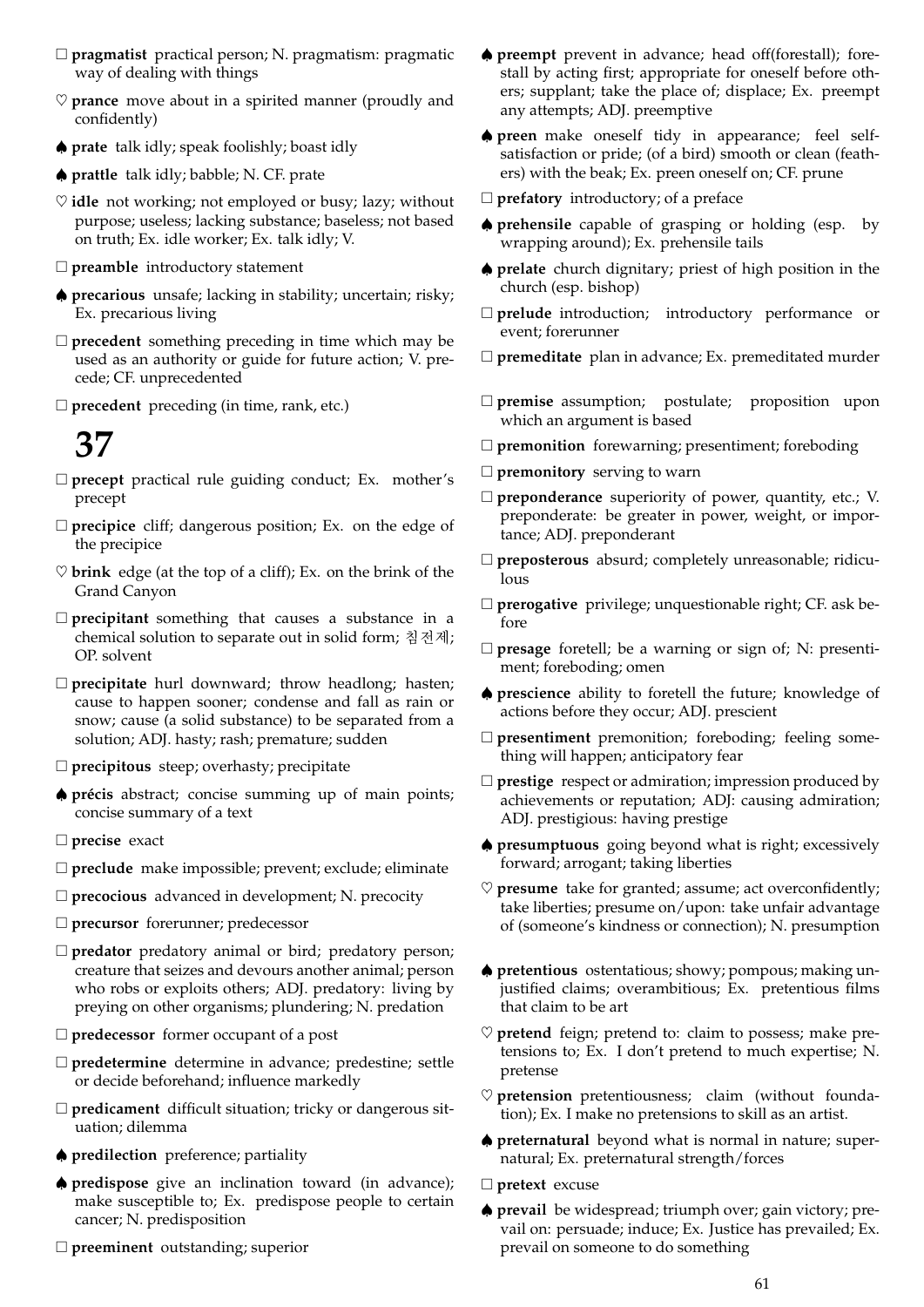□ **pragmatist** practical person; N. pragmatism: pragmatic way of dealing with things

♡ **prance** move about in a spirited manner (proudly and confidently)

♠ **prate** talk idly; speak foolishly; boast idly

♠ **prattle** talk idly; babble; N. CF. prate

♡ **idle** not working; not employed or busy; lazy; without purpose; useless; lacking substance; baseless; not based on truth; Ex. idle worker; Ex. talk idly; V.

□ **preamble** introductory statement

♠ **precarious** unsafe; lacking in stability; uncertain; risky; Ex. precarious living

□ **precedent** something preceding in time which may be used as an authority or guide for future action; V. precede; CF. unprecedented

□ **precedent** preceding (in time, rank, etc.)

# 37

□ **precept** practical rule guiding conduct; Ex. mother's precept

□ **precipice** cliff; dangerous position; Ex. on the edge of the precipice

♡ **brink** edge (at the top of a cliff); Ex. on the brink of the Grand Canyon

□ **precipitant** something that causes a substance in a chemical solution to separate out in solid form; 침전제; OP. solvent

□ **precipitate** hurl downward; throw headlong; hasten; cause to happen sooner; condense and fall as rain or snow; cause (a solid substance) to be separated from a solution; ADJ. hasty; rash; premature; sudden

□ **precipitous** steep; overhasty; precipitate

♠ **précis** abstract; concise summing up of main points; concise summary of a text

□ **precise** exact

□ **preclude** make impossible; prevent; exclude; eliminate

□ **precocious** advanced in development; N. precocity

□ **precursor** forerunner; predecessor

□ **predator** predatory animal or bird; predatory person; creature that seizes and devours another animal; person who robs or exploits others; ADJ. predatory: living by preying on other organisms; plundering; N. predation

□ **predecessor** former occupant of a post

□ **predetermine** determine in advance; predestine; settle or decide beforehand; influence markedly

□ **predicament** difficult situation; tricky or dangerous situation; dilemma

♠ **predilection** preference; partiality

♠ **predispose** give an inclination toward (in advance); make susceptible to; Ex. predispose people to certain cancer; N. predisposition

□ **preeminent** outstanding; superior

♠ **preempt** prevent in advance; head off(forestall); forestall by acting first; appropriate for oneself before others; supplant; take the place of; displace; Ex. preempt any attempts; ADJ. preemptive

♠ **preen** make oneself tidy in appearance; feel self-satisfaction or pride; (of a bird) smooth or clean (feathers) with the beak; Ex. preen oneself on; CF. prune

□ **prefatory** introductory; of a preface

♠ **prehensile** capable of grasping or holding (esp. by wrapping around); Ex. prehensile tails

♠ **prelate** church dignitary; priest of high position in the church (esp. bishop)

□ **prelude** introduction; introductory performance or event; forerunner

□ **premeditate** plan in advance; Ex. premeditated murder

□ **premise** assumption; postulate; proposition upon which an argument is based

□ **premonition** forewarning; presentiment; foreboding

□ **premonitory** serving to warn

□ **preponderance** superiority of power, quantity, etc.; V. preponderate: be greater in power, weight, or importance; ADJ. preponderant

□ **preposterous** absurd; completely unreasonable; ridiculous

□ **prerogative** privilege; unquestionable right; CF. ask before

□ **presage** foretell; be a warning or sign of; N: presentiment; foreboding; omen

♠ **prescience** ability to foretell the future; knowledge of actions before they occur; ADJ. prescient

□ **presentiment** premonition; foreboding; feeling something will happen; anticipatory fear

□ **prestige** respect or admiration; impression produced by achievements or reputation; ADJ: causing admiration; ADJ. prestigious: having prestige

♠ **presumptuous** going beyond what is right; excessively forward; arrogant; taking liberties

♡ **presume** take for granted; assume; act overconfidently; take liberties; presume on/upon: take unfair advantage of (someone's kindness or connection); N. presumption

♠ **pretentious** ostentatious; showy; pompous; making unjustified claims; overambitious; Ex. pretentious films that claim to be art

♡ **pretend** feign; pretend to: claim to possess; make pretensions to; Ex. I don't pretend to much expertise; N. pretense

♡ **pretension** pretentiousness; claim (without foundation); Ex. I make no pretensions to skill as an artist.

♠ **preternatural** beyond what is normal in nature; supernatural; Ex. preternatural strength/forces

□ **pretext** excuse

♠ **prevail** be widespread; triumph over; gain victory; prevail on: persuade; induce; Ex. Justice has prevailed; Ex. prevail on someone to do something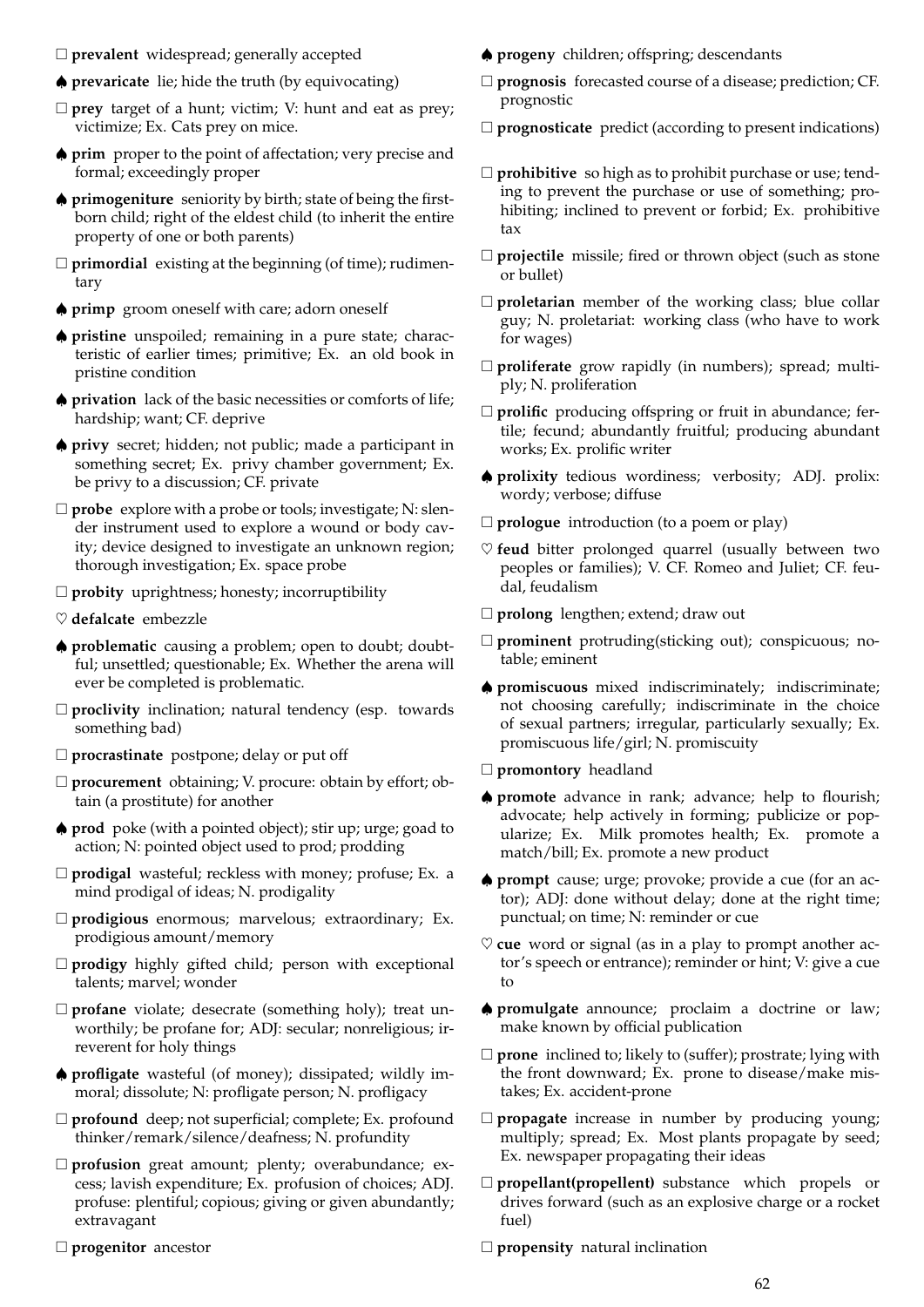□ **prevalent** widespread; generally accepted

♠ **prevaricate** lie; hide the truth (by equivocating)

□ **prey** target of a hunt; victim; V: hunt and eat as prey; victimize; Ex. Cats prey on mice.

♠ **prim** proper to the point of affectation; very precise and formal; exceedingly proper

♠ **primogeniture** seniority by birth; state of being the first-born child; right of the eldest child (to inherit the entire property of one or both parents)

□ **primordial** existing at the beginning (of time); rudimentary

♠ **primp** groom oneself with care; adorn oneself

♠ **pristine** unspoiled; remaining in a pure state; characteristic of earlier times; primitive; Ex. an old book in pristine condition

♠ **privation** lack of the basic necessities or comforts of life; hardship; want; CF. deprive

♠ **privy** secret; hidden; not public; made a participant in something secret; Ex. privy chamber government; Ex. be privy to a discussion; CF. private

□ **probe** explore with a probe or tools; investigate; N: slender instrument used to explore a wound or body cavity; device designed to investigate an unknown region; thorough investigation; Ex. space probe

□ **probity** uprightness; honesty; incorruptibility

♡ **defalcate** embezzle

♠ **problematic** causing a problem; open to doubt; doubtful; unsettled; questionable; Ex. Whether the arena will ever be completed is problematic.

□ **proclivity** inclination; natural tendency (esp. towards something bad)

□ **procrastinate** postpone; delay or put off

□ **procurement** obtaining; V. procure: obtain by effort; obtain (a prostitute) for another

♠ **prod** poke (with a pointed object); stir up; urge; goad to action; N: pointed object used to prod; prodding

□ **prodigal** wasteful; reckless with money; profuse; Ex. a mind prodigal of ideas; N. prodigality

□ **prodigious** enormous; marvelous; extraordinary; Ex. prodigious amount/memory

□ **prodigy** highly gifted child; person with exceptional talents; marvel; wonder

□ **profane** violate; desecrate (something holy); treat unworthily; be profane for; ADJ: secular; nonreligious; irreverent for holy things

♠ **profligate** wasteful (of money); dissipated; wildly immoral; dissolute; N: profligate person; N. profligacy

□ **profound** deep; not superficial; complete; Ex. profound thinker/remark/silence/deafness; N. profundity

□ **profusion** great amount; plenty; overabundance; excess; lavish expenditure; Ex. profusion of choices; ADJ. profuse: plentiful; copious; giving or given abundantly; extravagant

□ **progenitor** ancestor

♠ **progeny** children; offspring; descendants

□ **prognosis** forecasted course of a disease; prediction; CF. prognostic

□ **prognosticate** predict (according to present indications)

□ **prohibitive** so high as to prohibit purchase or use; tending to prevent the purchase or use of something; prohibiting; inclined to prevent or forbid; Ex. prohibitive tax

□ **projectile** missile; fired or thrown object (such as stone or bullet)

□ **proletarian** member of the working class; blue collar guy; N. proletariat: working class (who have to work for wages)

□ **proliferate** grow rapidly (in numbers); spread; multiply; N. proliferation

□ **prolific** producing offspring or fruit in abundance; fertile; fecund; abundantly fruitful; producing abundant works; Ex. prolific writer

♠ **prolixity** tedious wordiness; verbosity; ADJ. prolix: wordy; verbose; diffuse

□ **prologue** introduction (to a poem or play)

♡ **feud** bitter prolonged quarrel (usually between two peoples or families); V. CF. Romeo and Juliet; CF. feudal, feudalism

□ **prolong** lengthen; extend; draw out

□ **prominent** protruding(sticking out); conspicuous; notable; eminent

♠ **promiscuous** mixed indiscriminately; indiscriminate; not choosing carefully; indiscriminate in the choice of sexual partners; irregular, particularly sexually; Ex. promiscuous life/girl; N. promiscuity

□ **promontory** headland

♠ **promote** advance in rank; advance; help to flourish; advocate; help actively in forming; publicize or popularize; Ex. Milk promotes health; Ex. promote a match/bill; Ex. promote a new product

♠ **prompt** cause; urge; provoke; provide a cue (for an actor); ADJ: done without delay; done at the right time; punctual; on time; N: reminder or cue

♡ **cue** word or signal (as in a play to prompt another actor's speech or entrance); reminder or hint; V: give a cue to

♠ **promulgate** announce; proclaim a doctrine or law; make known by official publication

□ **prone** inclined to; likely to (suffer); prostrate; lying with the front downward; Ex. prone to disease/make mistakes; Ex. accident-prone

□ **propagate** increase in number by producing young; multiply; spread; Ex. Most plants propagate by seed; Ex. newspaper propagating their ideas

□ **propellant(propellent)** substance which propels or drives forward (such as an explosive charge or a rocket fuel)

□ **propensity** natural inclination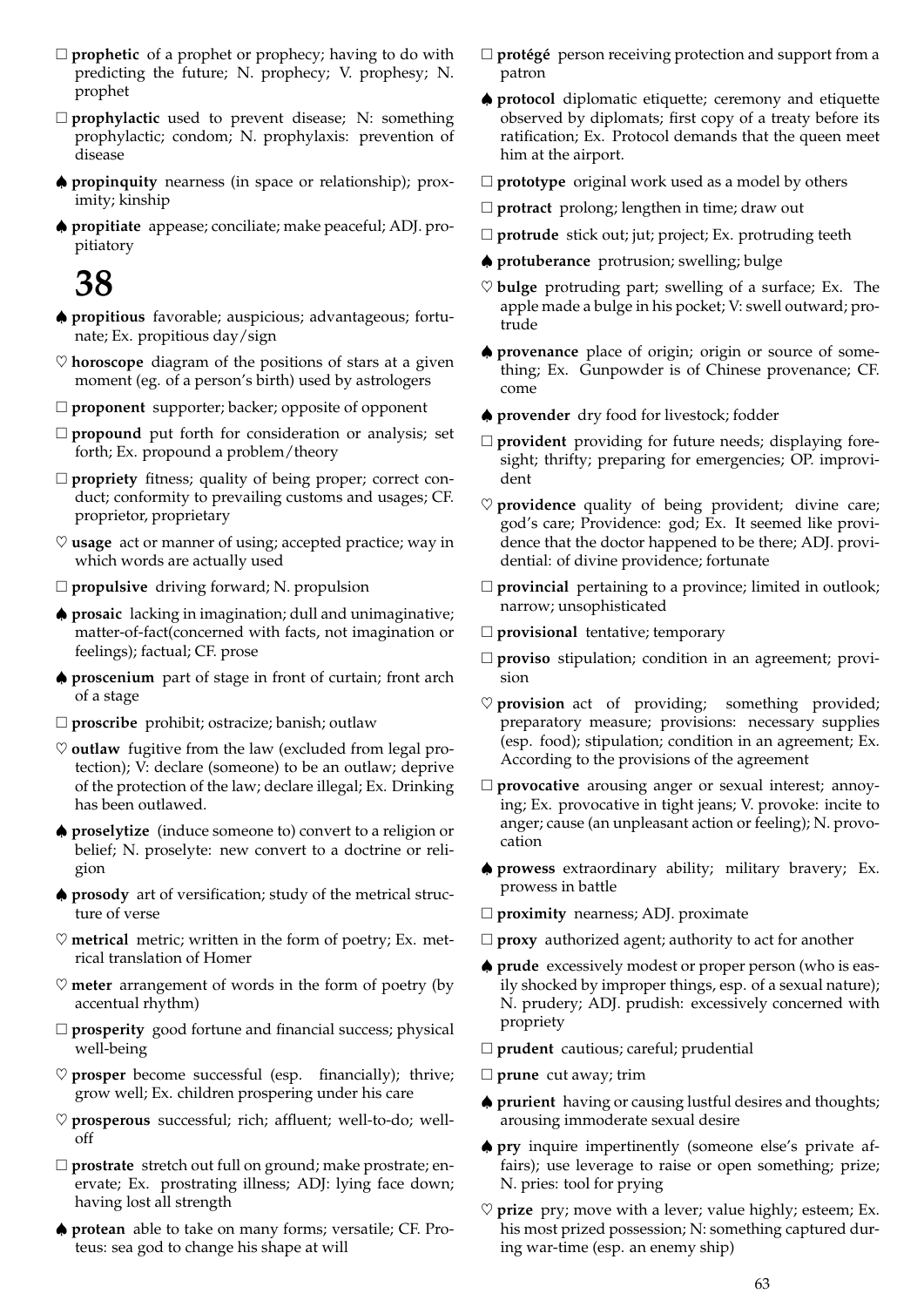□ **prophetic** of a prophet or prophecy; having to do with predicting the future; N. prophecy; V. prophesy; N. prophet

□ **prophylactic** used to prevent disease; N: something prophylactic; condom; N. prophylaxis: prevention of disease

♠ **propinquity** nearness (in space or relationship); proximity; kinship

♠ **propitiate** appease; conciliate; make peaceful; ADJ. propitiatory

# 38

♠ **propitious** favorable; auspicious; advantageous; fortunate; Ex. propitious day/sign

♡ **horoscope** diagram of the positions of stars at a given moment (eg. of a person's birth) used by astrologers

□ **proponent** supporter; backer; opposite of opponent

□ **propound** put forth for consideration or analysis; set forth; Ex. propound a problem/theory

□ **propriety** fitness; quality of being proper; correct conduct; conformity to prevailing customs and usages; CF. proprietor, proprietary

♡ **usage** act or manner of using; accepted practice; way in which words are actually used

□ **propulsive** driving forward; N. propulsion

♠ **prosaic** lacking in imagination; dull and unimaginative; matter-of-fact(concerned with facts, not imagination or feelings); factual; CF. prose

♠ **proscenium** part of stage in front of curtain; front arch of a stage

□ **proscribe** prohibit; ostracize; banish; outlaw

♡ **outlaw** fugitive from the law (excluded from legal protection); V: declare (someone) to be an outlaw; deprive of the protection of the law; declare illegal; Ex. Drinking has been outlawed.

♠ **proselytize** (induce someone to) convert to a religion or belief; N. proselyte: new convert to a doctrine or religion

♠ **prosody** art of versification; study of the metrical structure of verse

♡ **metrical** metric; written in the form of poetry; Ex. metrical translation of Homer

♡ **meter** arrangement of words in the form of poetry (by accentual rhythm)

□ **prosperity** good fortune and financial success; physical well-being

♡ **prosper** become successful (esp. financially); thrive; grow well; Ex. children prospering under his care

♡ **prosperous** successful; rich; affluent; well-to-do; well-off

□ **prostrate** stretch out full on ground; make prostrate; enervate; Ex. prostrating illness; ADJ: lying face down; having lost all strength

♠ **protean** able to take on many forms; versatile; CF. Proteus: sea god to change his shape at will

□ **protégé** person receiving protection and support from a patron

♠ **protocol** diplomatic etiquette; ceremony and etiquette observed by diplomats; first copy of a treaty before its ratification; Ex. Protocol demands that the queen meet him at the airport.

□ **prototype** original work used as a model by others

□ **protract** prolong; lengthen in time; draw out

□ **protrude** stick out; jut; project; Ex. protruding teeth

♠ **protuberance** protrusion; swelling; bulge

♡ **bulge** protruding part; swelling of a surface; Ex. The apple made a bulge in his pocket; V: swell outward; protrude

♠ **provenance** place of origin; origin or source of something; Ex. Gunpowder is of Chinese provenance; CF. come

♠ **provender** dry food for livestock; fodder

□ **provident** providing for future needs; displaying foresight; thrifty; preparing for emergencies; OP. improvident

♡ **providence** quality of being provident; divine care; god's care; Providence: god; Ex. It seemed like providence that the doctor happened to be there; ADJ. providential: of divine providence; fortunate

□ **provincial** pertaining to a province; limited in outlook; narrow; unsophisticated

□ **provisional** tentative; temporary

□ **proviso** stipulation; condition in an agreement; provision

♡ **provision** act of providing; something provided; preparatory measure; provisions: necessary supplies (esp. food); stipulation; condition in an agreement; Ex. According to the provisions of the agreement

□ **provocative** arousing anger or sexual interest; annoying; Ex. provocative in tight jeans; V. provoke: incite to anger; cause (an unpleasant action or feeling); N. provocation

♠ **prowess** extraordinary ability; military bravery; Ex. prowess in battle

□ **proximity** nearness; ADJ. proximate

□ **proxy** authorized agent; authority to act for another

♠ **prude** excessively modest or proper person (who is easily shocked by improper things, esp. of a sexual nature); N. prudery; ADJ. prudish: excessively concerned with propriety

□ **prudent** cautious; careful; prudential

□ **prune** cut away; trim

♠ **prurient** having or causing lustful desires and thoughts; arousing immoderate sexual desire

♠ **pry** inquire impertinently (someone else's private affairs); use leverage to raise or open something; prize; N. pries: tool for prying

♡ **prize** pry; move with a lever; value highly; esteem; Ex. his most prized possession; N: something captured during war-time (esp. an enemy ship)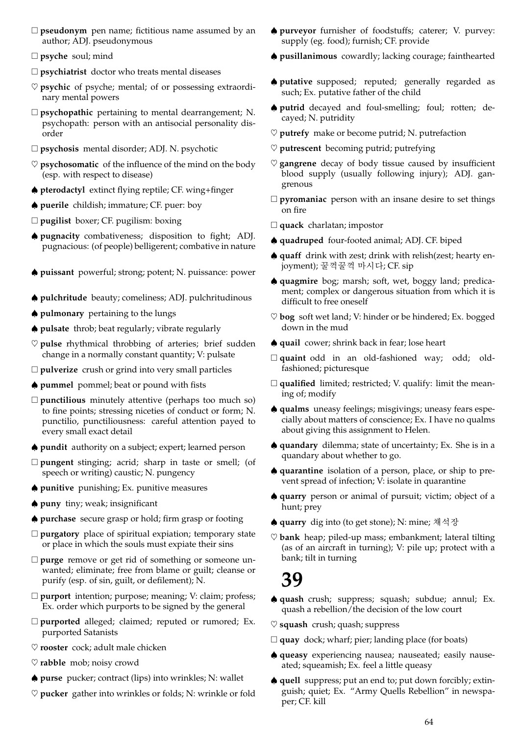□ **pseudonym** pen name; fictitious name assumed by an author; ADJ. pseudonymous

□ **psyche** soul; mind

□ **psychiatrist** doctor who treats mental diseases

♡ **psychic** of psyche; mental; of or possessing extraordinary mental powers

□ **psychopathic** pertaining to mental dearrangement; N. psychopath: person with an antisocial personality disorder

□ **psychosis** mental disorder; ADJ. N. psychotic

♡ **psychosomatic** of the influence of the mind on the body (esp. with respect to disease)

♠ **pterodactyl** extinct flying reptile; CF. wing+finger

♠ **puerile** childish; immature; CF. puer: boy

□ **pugilist** boxer; CF. pugilism: boxing

♠ **pugnacity** combativeness; disposition to fight; ADJ. pugnacious: (of people) belligerent; combative in nature

♠ **puissant** powerful; strong; potent; N. puissance: power

♠ **pulchritude** beauty; comeliness; ADJ. pulchritudinous

♠ **pulmonary** pertaining to the lungs

♠ **pulsate** throb; beat regularly; vibrate regularly

♡ **pulse** rhythmical throbbing of arteries; brief sudden change in a normally constant quantity; V: pulsate

□ **pulverize** crush or grind into very small particles

♠ **pummel** pommel; beat or pound with fists

□ **punctilious** minutely attentive (perhaps too much so) to fine points; stressing niceties of conduct or form; N. punctilio, punctiliousness: careful attention payed to every small exact detail

♠ **pundit** authority on a subject; expert; learned person

□ **pungent** stinging; acrid; sharp in taste or smell; (of speech or writing) caustic; N. pungency

♠ **punitive** punishing; Ex. punitive measures

♠ **puny** tiny; weak; insignificant

♠ **purchase** secure grasp or hold; firm grasp or footing

□ **purgatory** place of spiritual expiation; temporary state or place in which the souls must expiate their sins

□ **purge** remove or get rid of something or someone unwanted; eliminate; free from blame or guilt; cleanse or purify (esp. of sin, guilt, or defilement); N.

□ **purport** intention; purpose; meaning; V: claim; profess; Ex. order which purports to be signed by the general

□ **purported** alleged; claimed; reputed or rumored; Ex. purported Satanists

♡ **rooster** cock; adult male chicken

♡ **rabble** mob; noisy crowd

♠ **purse** pucker; contract (lips) into wrinkles; N: wallet

♡ **pucker** gather into wrinkles or folds; N: wrinkle or fold

♠ **purveyor** furnisher of foodstuffs; caterer; V. purvey: supply (eg. food); furnish; CF. provide

♠ **pusillanimous** cowardly; lacking courage; fainthearted

♠ **putative** supposed; reputed; generally regarded as such; Ex. putative father of the child

♠ **putrid** decayed and foul-smelling; foul; rotten; decayed; N. putridity

♡ **putrefy** make or become putrid; N. putrefaction

♡ **putrescent** becoming putrid; putrefying

♡ **gangrene** decay of body tissue caused by insufficient blood supply (usually following injury); ADJ. gangrenous

□ **pyromaniac** person with an insane desire to set things on fire

□ **quack** charlatan; impostor

♠ **quadruped** four-footed animal; ADJ. CF. biped

♠ **quaff** drink with zest; drink with relish(zest; hearty enjoyment); 꿀꺽꿀꺽 마시다; CF. sip

♠ **quagmire** bog; marsh; soft, wet, boggy land; predicament; complex or dangerous situation from which it is difficult to free oneself

♡ **bog** soft wet land; V: hinder or be hindered; Ex. bogged down in the mud

♠ **quail** cower; shrink back in fear; lose heart

□ **quaint** odd in an old-fashioned way; odd; old-fashioned; picturesque

□ **qualified** limited; restricted; V. qualify: limit the meaning of; modify

♠ **qualms** uneasy feelings; misgivings; uneasy fears especially about matters of conscience; Ex. I have no qualms about giving this assignment to Helen.

♠ **quandary** dilemma; state of uncertainty; Ex. She is in a quandary about whether to go.

♠ **quarantine** isolation of a person, place, or ship to prevent spread of infection; V: isolate in quarantine

♠ **quarry** person or animal of pursuit; victim; object of a hunt; prey

♠ **quarry** dig into (to get stone); N: mine; 채석장

♡ **bank** heap; piled-up mass; embankment; lateral tilting (as of an aircraft in turning); V: pile up; protect with a bank; tilt in turning

# 39

♠ **quash** crush; suppress; squash; subdue; annul; Ex. quash a rebellion/the decision of the low court

♡ **squash** crush; quash; suppress

□ **quay** dock; wharf; pier; landing place (for boats)

♠ **queasy** experiencing nausea; nauseated; easily nauseated; squeamish; Ex. feel a little queasy

♠ **quell** suppress; put an end to; put down forcibly; extinguish; quiet; Ex. "Army Quells Rebellion" in newspaper; CF. kill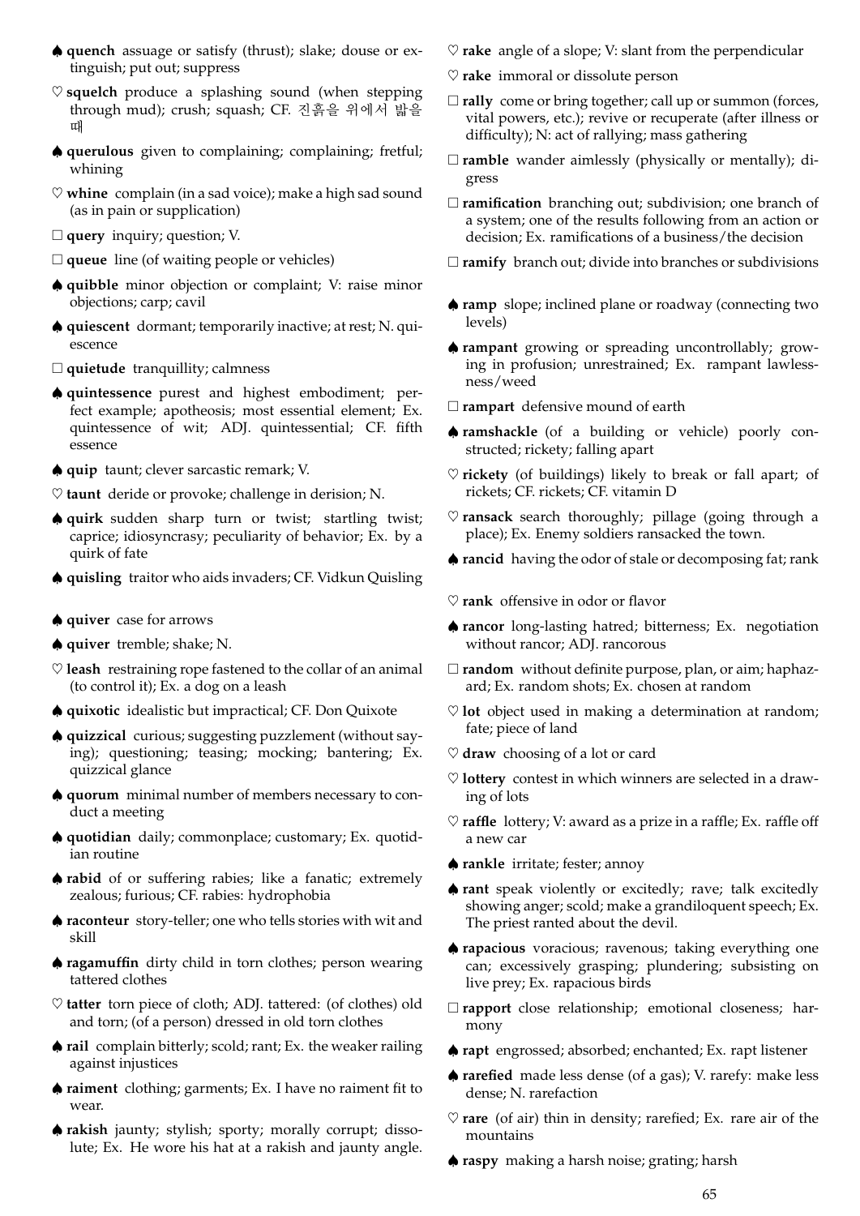♠ **quench** assuage or satisfy (thrust); slake; douse or extinguish; put out; suppress

♡ **squelch** produce a splashing sound (when stepping through mud); crush; squash; CF. 진흙을 위에서 밟을 때

♠ **querulous** given to complaining; complaining; fretful; whining

♡ **whine** complain (in a sad voice); make a high sad sound (as in pain or supplication)

□ **query** inquiry; question; V.

□ **queue** line (of waiting people or vehicles)

♠ **quibble** minor objection or complaint; V: raise minor objections; carp; cavil

♠ **quiescent** dormant; temporarily inactive; at rest; N. quiescence

□ **quietude** tranquillity; calmness

♠ **quintessence** purest and highest embodiment; perfect example; apotheosis; most essential element; Ex. quintessence of wit; ADJ. quintessential; CF. fifth essence

♠ **quip** taunt; clever sarcastic remark; V.

♡ **taunt** deride or provoke; challenge in derision; N.

♠ **quirk** sudden sharp turn or twist; startling twist; caprice; idiosyncrasy; peculiarity of behavior; Ex. by a quirk of fate

♠ **quisling** traitor who aids invaders; CF. Vidkun Quisling

♠ **quiver** case for arrows

♠ **quiver** tremble; shake; N.

♡ **leash** restraining rope fastened to the collar of an animal (to control it); Ex. a dog on a leash

♠ **quixotic** idealistic but impractical; CF. Don Quixote

♠ **quizzical** curious; suggesting puzzlement (without saying); questioning; teasing; mocking; bantering; Ex. quizzical glance

♠ **quorum** minimal number of members necessary to conduct a meeting

♠ **quotidian** daily; commonplace; customary; Ex. quotidian routine

♠ **rabid** of or suffering rabies; like a fanatic; extremely zealous; furious; CF. rabies: hydrophobia

♠ **raconteur** story-teller; one who tells stories with wit and skill

♠ **ragamuffin** dirty child in torn clothes; person wearing tattered clothes

♡ **tatter** torn piece of cloth; ADJ. tattered: (of clothes) old and torn; (of a person) dressed in old torn clothes

♠ **rail** complain bitterly; scold; rant; Ex. the weaker railing against injustices

♠ **raiment** clothing; garments; Ex. I have no raiment fit to wear.

♠ **rakish** jaunty; stylish; sporty; morally corrupt; dissolute; Ex. He wore his hat at a rakish and jaunty angle.

♡ **rake** angle of a slope; V: slant from the perpendicular

♡ **rake** immoral or dissolute person

□ **rally** come or bring together; call up or summon (forces, vital powers, etc.); revive or recuperate (after illness or difficulty); N: act of rallying; mass gathering

□ **ramble** wander aimlessly (physically or mentally); digress

□ **ramification** branching out; subdivision; one branch of a system; one of the results following from an action or decision; Ex. ramifications of a business/the decision

□ **ramify** branch out; divide into branches or subdivisions

♠ **ramp** slope; inclined plane or roadway (connecting two levels)

♠ **rampant** growing or spreading uncontrollably; growing in profusion; unrestrained; Ex. rampant lawlessness/weed

□ **rampart** defensive mound of earth

♠ **ramshackle** (of a building or vehicle) poorly constructed; rickety; falling apart

♡ **rickety** (of buildings) likely to break or fall apart; of rickets; CF. rickets; CF. vitamin D

♡ **ransack** search thoroughly; pillage (going through a place); Ex. Enemy soldiers ransacked the town.

♠ **rancid** having the odor of stale or decomposing fat; rank

♡ **rank** offensive in odor or flavor

♠ **rancor** long-lasting hatred; bitterness; Ex. negotiation without rancor; ADJ. rancorous

□ **random** without definite purpose, plan, or aim; haphazard; Ex. random shots; Ex. chosen at random

♡ **lot** object used in making a determination at random; fate; piece of land

♡ **draw** choosing of a lot or card

♡ **lottery** contest in which winners are selected in a drawing of lots

♡ **raffle** lottery; V: award as a prize in a raffle; Ex. raffle off a new car

♠ **rankle** irritate; fester; annoy

♠ **rant** speak violently or excitedly; rave; talk excitedly showing anger; scold; make a grandiloquent speech; Ex. The priest ranted about the devil.

♠ **rapacious** voracious; ravenous; taking everything one can; excessively grasping; plundering; subsisting on live prey; Ex. rapacious birds

□ **rapport** close relationship; emotional closeness; harmony

♠ **rapt** engrossed; absorbed; enchanted; Ex. rapt listener

♠ **rarefied** made less dense (of a gas); V. rarefy: make less dense; N. rarefaction

♡ **rare** (of air) thin in density; rarefied; Ex. rare air of the mountains

♠ **raspy** making a harsh noise; grating; harsh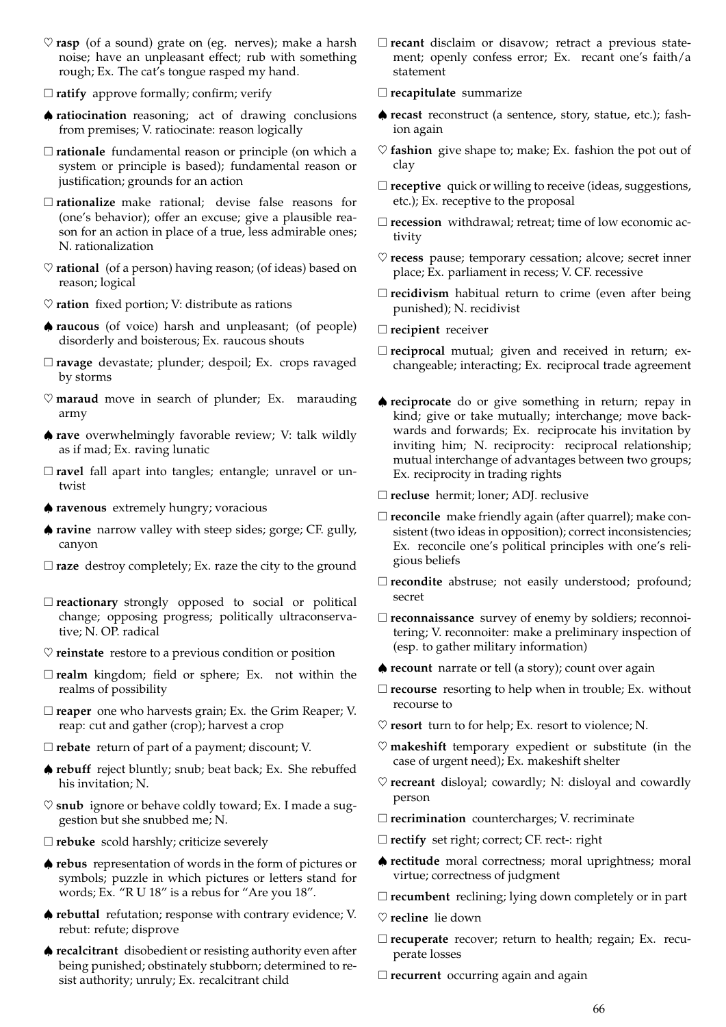♡ **rasp** (of a sound) grate on (eg. nerves); make a harsh noise; have an unpleasant effect; rub with something rough; Ex. The cat's tongue rasped my hand.

□ **ratify** approve formally; confirm; verify

♠ **ratiocination** reasoning; act of drawing conclusions from premises; V. ratiocinate: reason logically

□ **rationale** fundamental reason or principle (on which a system or principle is based); fundamental reason or justification; grounds for an action

□ **rationalize** make rational; devise false reasons for (one's behavior); offer an excuse; give a plausible reason for an action in place of a true, less admirable ones; N. rationalization

♡ **rational** (of a person) having reason; (of ideas) based on reason; logical

♡ **ration** fixed portion; V: distribute as rations

♠ **raucous** (of voice) harsh and unpleasant; (of people) disorderly and boisterous; Ex. raucous shouts

□ **ravage** devastate; plunder; despoil; Ex. crops ravaged by storms

♡ **maraud** move in search of plunder; Ex. marauding army

♠ **rave** overwhelmingly favorable review; V: talk wildly as if mad; Ex. raving lunatic

□ **ravel** fall apart into tangles; entangle; unravel or untwist

♠ **ravenous** extremely hungry; voracious

♠ **ravine** narrow valley with steep sides; gorge; CF. gully, canyon

□ **raze** destroy completely; Ex. raze the city to the ground

□ **reactionary** strongly opposed to social or political change; opposing progress; politically ultraconservative; N. OP. radical

♡ **reinstate** restore to a previous condition or position

□ **realm** kingdom; field or sphere; Ex. not within the realms of possibility

□ **reaper** one who harvests grain; Ex. the Grim Reaper; V. reap: cut and gather (crop); harvest a crop

□ **rebate** return of part of a payment; discount; V.

♠ **rebuff** reject bluntly; snub; beat back; Ex. She rebuffed his invitation; N.

♡ **snub** ignore or behave coldly toward; Ex. I made a suggestion but she snubbed me; N.

□ **rebuke** scold harshly; criticize severely

♠ **rebus** representation of words in the form of pictures or symbols; puzzle in which pictures or letters stand for words; Ex. "R U 18" is a rebus for "Are you 18".

♠ **rebuttal** refutation; response with contrary evidence; V. rebut: refute; disprove

♠ **recalcitrant** disobedient or resisting authority even after being punished; obstinately stubborn; determined to resist authority; unruly; Ex. recalcitrant child

□ **recant** disclaim or disavow; retract a previous statement; openly confess error; Ex. recant one's faith/a statement

□ **recapitulate** summarize

♠ **recast** reconstruct (a sentence, story, statue, etc.); fashion again

♡ **fashion** give shape to; make; Ex. fashion the pot out of clay

□ **receptive** quick or willing to receive (ideas, suggestions, etc.); Ex. receptive to the proposal

□ **recession** withdrawal; retreat; time of low economic activity

♡ **recess** pause; temporary cessation; alcove; secret inner place; Ex. parliament in recess; V. CF. recessive

□ **recidivism** habitual return to crime (even after being punished); N. recidivist

□ **recipient** receiver

□ **reciprocal** mutual; given and received in return; exchangeable; interacting; Ex. reciprocal trade agreement

♠ **reciprocate** do or give something in return; repay in kind; give or take mutually; interchange; move backwards and forwards; Ex. reciprocate his invitation by inviting him; N. reciprocity: reciprocal relationship; mutual interchange of advantages between two groups; Ex. reciprocity in trading rights

□ **recluse** hermit; loner; ADJ. reclusive

□ **reconcile** make friendly again (after quarrel); make consistent (two ideas in opposition); correct inconsistencies; Ex. reconcile one's political principles with one's religious beliefs

□ **recondite** abstruse; not easily understood; profound; secret

□ **reconnaissance** survey of enemy by soldiers; reconnoitering; V. reconnoiter: make a preliminary inspection of (esp. to gather military information)

♠ **recount** narrate or tell (a story); count over again

□ **recourse** resorting to help when in trouble; Ex. without recourse to

♡ **resort** turn to for help; Ex. resort to violence; N.

♡ **makeshift** temporary expedient or substitute (in the case of urgent need); Ex. makeshift shelter

♡ **recreant** disloyal; cowardly; N: disloyal and cowardly person

□ **recrimination** countercharges; V. recriminate

□ **rectify** set right; correct; CF. rect-: right

♠ **rectitude** moral correctness; moral uprightness; moral virtue; correctness of judgment

□ **recumbent** reclining; lying down completely or in part

♡ **recline** lie down

□ **recuperate** recover; return to health; regain; Ex. recuperate losses

□ **recurrent** occurring again and again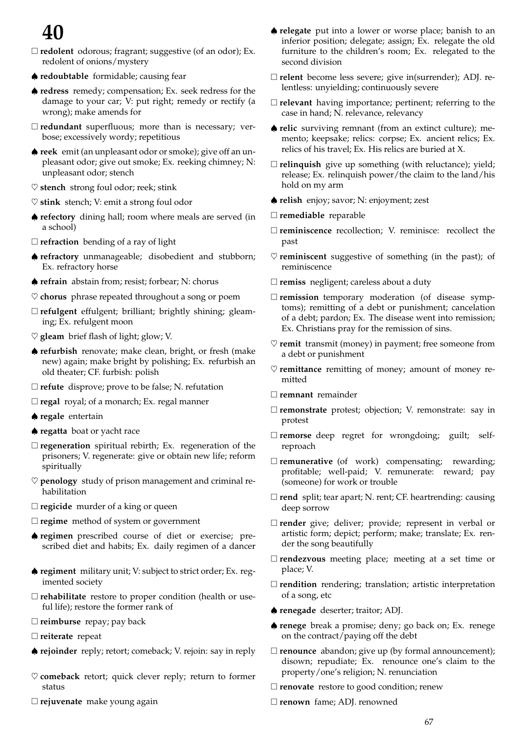# 40

- □ **redolent** odorous; fragrant; suggestive (of an odor); Ex. redolent of onions/mystery
- ♠ **redoubtable** formidable; causing fear
- ♠ **redress** remedy; compensation; Ex. seek redress for the damage to your car; V: put right; remedy or rectify (a wrong); make amends for
- □ **redundant** superfluous; more than is necessary; verbose; excessively wordy; repetitious
- ♠ **reek** emit (an unpleasant odor or smoke); give off an unpleasant odor; give out smoke; Ex. reeking chimney; N: unpleasant odor; stench
- ♡ **stench** strong foul odor; reek; stink
- ♡ **stink** stench; V: emit a strong foul odor
- ♠ **refectory** dining hall; room where meals are served (in a school)
- □ **refraction** bending of a ray of light
- ♠ **refractory** unmanageable; disobedient and stubborn; Ex. refractory horse
- ♠ **refrain** abstain from; resist; forbear; N: chorus
- ♡ **chorus** phrase repeated throughout a song or poem
- □ **refulgent** effulgent; brilliant; brightly shining; gleaming; Ex. refulgent moon
- ♡ **gleam** brief flash of light; glow; V.
- ♠ **refurbish** renovate; make clean, bright, or fresh (make new) again; make bright by polishing; Ex. refurbish an old theater; CF. furbish: polish
- □ **refute** disprove; prove to be false; N. refutation
- □ **regal** royal; of a monarch; Ex. regal manner
- ♠ **regale** entertain
- ♠ **regatta** boat or yacht race
- □ **regeneration** spiritual rebirth; Ex. regeneration of the prisoners; V. regenerate: give or obtain new life; reform spiritually
- ♡ **penology** study of prison management and criminal rehabilitation
- □ **regicide** murder of a king or queen
- □ **regime** method of system or government
- ♠ **regimen** prescribed course of diet or exercise; prescribed diet and habits; Ex. daily regimen of a dancer
- ♠ **regiment** military unit; V: subject to strict order; Ex. regimented society
- □ **rehabilitate** restore to proper condition (health or useful life); restore the former rank of
- □ **reimburse** repay; pay back
- □ **reiterate** repeat
- ♠ **rejoinder** reply; retort; comeback; V. rejoin: say in reply
- ♡ **comeback** retort; quick clever reply; return to former status
- □ **rejuvenate** make young again
- ♠ **relegate** put into a lower or worse place; banish to an inferior position; delegate; assign; Ex. relegate the old furniture to the children's room; Ex. relegated to the second division
- □ **relent** become less severe; give in(surrender); ADJ. relentless: unyielding; continuously severe
- □ **relevant** having importance; pertinent; referring to the case in hand; N. relevance, relevancy
- ♠ **relic** surviving remnant (from an extinct culture); memento; keepsake; relics: corpse; Ex. ancient relics; Ex. relics of his travel; Ex. His relics are buried at X.
- □ **relinquish** give up something (with reluctance); yield; release; Ex. relinquish power/the claim to the land/his hold on my arm
- ♠ **relish** enjoy; savor; N: enjoyment; zest
- □ **remediable** reparable
- □ **reminiscence** recollection; V. reminisce: recollect the past
- ♡ **reminiscent** suggestive of something (in the past); of reminiscence
- □ **remiss** negligent; careless about a duty
- □ **remission** temporary moderation (of disease symptoms); remitting of a debt or punishment; cancelation of a debt; pardon; Ex. The disease went into remission; Ex. Christians pray for the remission of sins.
- ♡ **remit** transmit (money) in payment; free someone from a debt or punishment
- ♡ **remittance** remitting of money; amount of money remitted
- □ **remnant** remainder
- □ **remonstrate** protest; objection; V. remonstrate: say in protest
- □ **remorse** deep regret for wrongdoing; guilt; self-reproach
- □ **remunerative** (of work) compensating; rewarding; profitable; well-paid; V. remunerate: reward; pay (someone) for work or trouble
- □ **rend** split; tear apart; N. rent; CF. heartrending: causing deep sorrow
- □ **render** give; deliver; provide; represent in verbal or artistic form; depict; perform; make; translate; Ex. render the song beautifully
- □ **rendezvous** meeting place; meeting at a set time or place; V.
- □ **rendition** rendering; translation; artistic interpretation of a song, etc
- ♠ **renegade** deserter; traitor; ADJ.
- ♠ **renege** break a promise; deny; go back on; Ex. renege on the contract/paying off the debt
- □ **renounce** abandon; give up (by formal announcement); disown; repudiate; Ex. renounce one's claim to the property/one's religion; N. renunciation
- □ **renovate** restore to good condition; renew
- □ **renown** fame; ADJ. renowned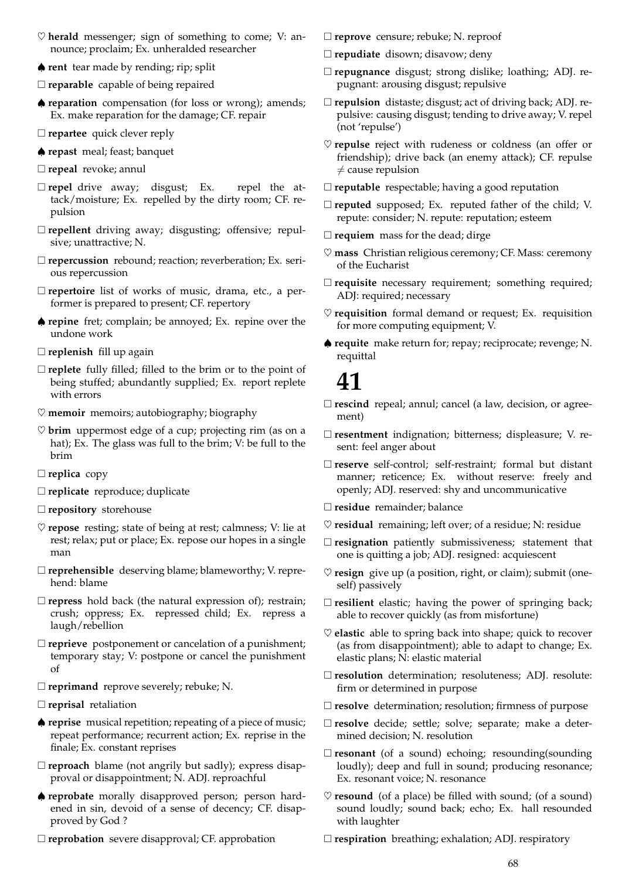♡ **herald** messenger; sign of something to come; V: announce; proclaim; Ex. unheralded researcher

♠ **rent** tear made by rending; rip; split

□ **reparable** capable of being repaired

♠ **reparation** compensation (for loss or wrong); amends; Ex. make reparation for the damage; CF. repair

□ **repartee** quick clever reply

♠ **repast** meal; feast; banquet

□ **repeal** revoke; annul

□ **repel** drive away; disgust; Ex. repel the attack/moisture; Ex. repelled by the dirty room; CF. repulsion

□ **repellent** driving away; disgusting; offensive; repulsive; unattractive; N.

□ **repercussion** rebound; reaction; reverberation; Ex. serious repercussion

□ **repertoire** list of works of music, drama, etc., a performer is prepared to present; CF. repertory

♠ **repine** fret; complain; be annoyed; Ex. repine over the undone work

□ **replenish** fill up again

□ **replete** fully filled; filled to the brim or to the point of being stuffed; abundantly supplied; Ex. report replete with errors

♡ **memoir** memoirs; autobiography; biography

♡ **brim** uppermost edge of a cup; projecting rim (as on a hat); Ex. The glass was full to the brim; V: be full to the brim

□ **replica** copy

□ **replicate** reproduce; duplicate

□ **repository** storehouse

♡ **repose** resting; state of being at rest; calmness; V: lie at rest; relax; put or place; Ex. repose our hopes in a single man

□ **reprehensible** deserving blame; blameworthy; V. reprehend: blame

□ **repress** hold back (the natural expression of); restrain; crush; oppress; Ex. repressed child; Ex. repress a laugh/rebellion

□ **reprieve** postponement or cancelation of a punishment; temporary stay; V: postpone or cancel the punishment of

□ **reprimand** reprove severely; rebuke; N.

□ **reprisal** retaliation

♠ **reprise** musical repetition; repeating of a piece of music; repeat performance; recurrent action; Ex. reprise in the finale; Ex. constant reprises

□ **reproach** blame (not angrily but sadly); express disapproval or disappointment; N. ADJ. reproachful

♠ **reprobate** morally disapproved person; person hardened in sin, devoid of a sense of decency; CF. disapproved by God ?

□ **reprobation** severe disapproval; CF. approbation

□ **reprove** censure; rebuke; N. reproof

□ **repudiate** disown; disavow; deny

□ **repugnance** disgust; strong dislike; loathing; ADJ. repugnant: arousing disgust; repulsive

□ **repulsion** distaste; disgust; act of driving back; ADJ. repulsive: causing disgust; tending to drive away; V. repel (not 'repulse')

♡ **repulse** reject with rudeness or coldness (an offer or friendship); drive back (an enemy attack); CF. repulse $\neq$ cause repulsion

□ **reputable** respectable; having a good reputation

□ **reputed** supposed; Ex. reputed father of the child; V. repute: consider; N. repute: reputation; esteem

□ **requiem** mass for the dead; dirge

♡ **mass** Christian religious ceremony; CF. Mass: ceremony of the Eucharist

□ **requisite** necessary requirement; something required; ADJ: required; necessary

♡ **requisition** formal demand or request; Ex. requisition for more computing equipment; V.

♠ **requite** make return for; repay; reciprocate; revenge; N. requittal

# 41

□ **rescind** repeal; annul; cancel (a law, decision, or agreement)

□ **resentment** indignation; bitterness; displeasure; V. resent: feel anger about

□ **reserve** self-control; self-restraint; formal but distant manner; reticence; Ex. without reserve: freely and openly; ADJ. reserved: shy and uncommunicative

□ **residue** remainder; balance

♡ **residual** remaining; left over; of a residue; N: residue

□ **resignation** patiently submissiveness; statement that one is quitting a job; ADJ. resigned: acquiescent

♡ **resign** give up (a position, right, or claim); submit (oneself) passively

□ **resilient** elastic; having the power of springing back; able to recover quickly (as from misfortune)

♡ **elastic** able to spring back into shape; quick to recover (as from disappointment); able to adapt to change; Ex. elastic plans; N: elastic material

□ **resolution** determination; resoluteness; ADJ. resolute: firm or determined in purpose

□ **resolve** determination; resolution; firmness of purpose

□ **resolve** decide; settle; solve; separate; make a determined decision; N. resolution

□ **resonant** (of a sound) echoing; resounding(sounding loudly); deep and full in sound; producing resonance; Ex. resonant voice; N. resonance

♡ **resound** (of a place) be filled with sound; (of a sound) sound loudly; sound back; echo; Ex. hall resounded with laughter

□ **respiration** breathing; exhalation; ADJ. respiratory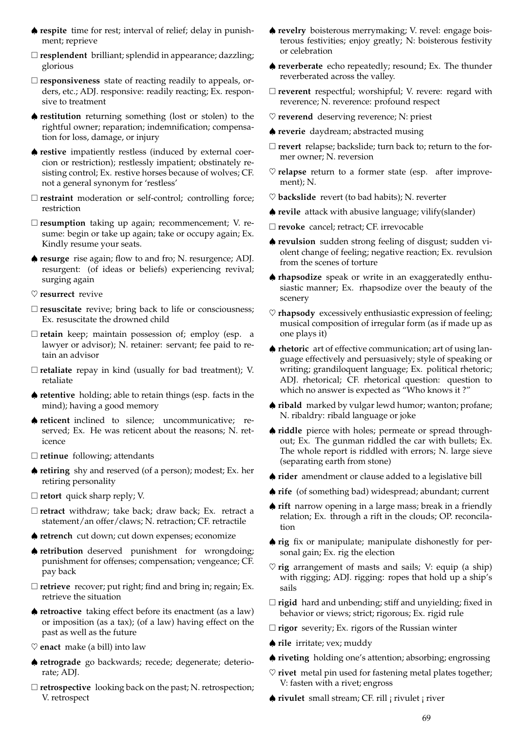♠ **respite** time for rest; interval of relief; delay in punishment; reprieve

□ **resplendent** brilliant; splendid in appearance; dazzling; glorious

□ **responsiveness** state of reacting readily to appeals, orders, etc.; ADJ. responsive: readily reacting; Ex. responsive to treatment

♠ **restitution** returning something (lost or stolen) to the rightful owner; reparation; indemnification; compensation for loss, damage, or injury

♠ **restive** impatiently restless (induced by external coercion or restriction); restlessly impatient; obstinately resisting control; Ex. restive horses because of wolves; CF. not a general synonym for 'restless'

□ **restraint** moderation or self-control; controlling force; restriction

□ **resumption** taking up again; recommencement; V. resume: begin or take up again; take or occupy again; Ex. Kindly resume your seats.

♠ **resurge** rise again; flow to and fro; N. resurgence; ADJ. resurgent: (of ideas or beliefs) experiencing revival; surging again

♡ **resurrect** revive

□ **resuscitate** revive; bring back to life or consciousness; Ex. resuscitate the drowned child

□ **retain** keep; maintain possession of; employ (esp. a lawyer or advisor); N. retainer: servant; fee paid to retain an advisor

□ **retaliate** repay in kind (usually for bad treatment); V. retaliate

♠ **retentive** holding; able to retain things (esp. facts in the mind); having a good memory

♠ **reticent** inclined to silence; uncommunicative; reserved; Ex. He was reticent about the reasons; N. reticence

□ **retinue** following; attendants

♠ **retiring** shy and reserved (of a person); modest; Ex. her retiring personality

□ **retort** quick sharp reply; V.

□ **retract** withdraw; take back; draw back; Ex. retract a statement/an offer/claws; N. retraction; CF. retractile

♠ **retrench** cut down; cut down expenses; economize

♠ **retribution** deserved punishment for wrongdoing; punishment for offenses; compensation; vengeance; CF. pay back

□ **retrieve** recover; put right; find and bring in; regain; Ex. retrieve the situation

♠ **retroactive** taking effect before its enactment (as a law) or imposition (as a tax); (of a law) having effect on the past as well as the future

♡ **enact** make (a bill) into law

♠ **retrograde** go backwards; recede; degenerate; deteriorate; ADJ.

□ **retrospective** looking back on the past; N. retrospection; V. retrospect

♠ **revelry** boisterous merrymaking; V. revel: engage boisterous festivities; enjoy greatly; N: boisterous festivity or celebration

♠ **reverberate** echo repeatedly; resound; Ex. The thunder reverberated across the valley.

□ **reverent** respectful; worshipful; V. revere: regard with reverence; N. reverence: profound respect

♡ **reverend** deserving reverence; N: priest

♠ **reverie** daydream; abstracted musing

□ **revert** relapse; backslide; turn back to; return to the former owner; N. reversion

♡ **relapse** return to a former state (esp. after improvement); N.

♡ **backslide** revert (to bad habits); N. reverter

♠ **revile** attack with abusive language; vilify(slander)

□ **revoke** cancel; retract; CF. irrevocable

♠ **revulsion** sudden strong feeling of disgust; sudden violent change of feeling; negative reaction; Ex. revulsion from the scenes of torture

♠ **rhapsodize** speak or write in an exaggeratedly enthusiastic manner; Ex. rhapsodize over the beauty of the scenery

♡ **rhapsody** excessively enthusiastic expression of feeling; musical composition of irregular form (as if made up as one plays it)

♠ **rhetoric** art of effective communication; art of using language effectively and persuasively; style of speaking or writing; grandiloquent language; Ex. political rhetoric; ADJ. rhetorical; CF. rhetorical question: question to which no answer is expected as "Who knows it ?"

♠ **ribald** marked by vulgar lewd humor; wanton; profane; N. ribaldry: ribald language or joke

♠ **riddle** pierce with holes; permeate or spread throughout; Ex. The gunman riddled the car with bullets; Ex. The whole report is riddled with errors; N. large sieve (separating earth from stone)

♠ **rider** amendment or clause added to a legislative bill

♠ **rife** (of something bad) widespread; abundant; current

♠ **rift** narrow opening in a large mass; break in a friendly relation; Ex. through a rift in the clouds; OP. reconcilation

♠ **rig** fix or manipulate; manipulate dishonestly for personal gain; Ex. rig the election

♡ **rig** arrangement of masts and sails; V: equip (a ship) with rigging; ADJ. rigging: ropes that hold up a ship's sails

□ **rigid** hard and unbending; stiff and unyielding; fixed in behavior or views; strict; rigorous; Ex. rigid rule

□ **rigor** severity; Ex. rigors of the Russian winter

♠ **rile** irritate; vex; muddy

♠ **riveting** holding one's attention; absorbing; engrossing

♡ **rivet** metal pin used for fastening metal plates together; V: fasten with a rivet; engross

♠ **rivulet** small stream; CF. rill ¡ rivulet ¡ river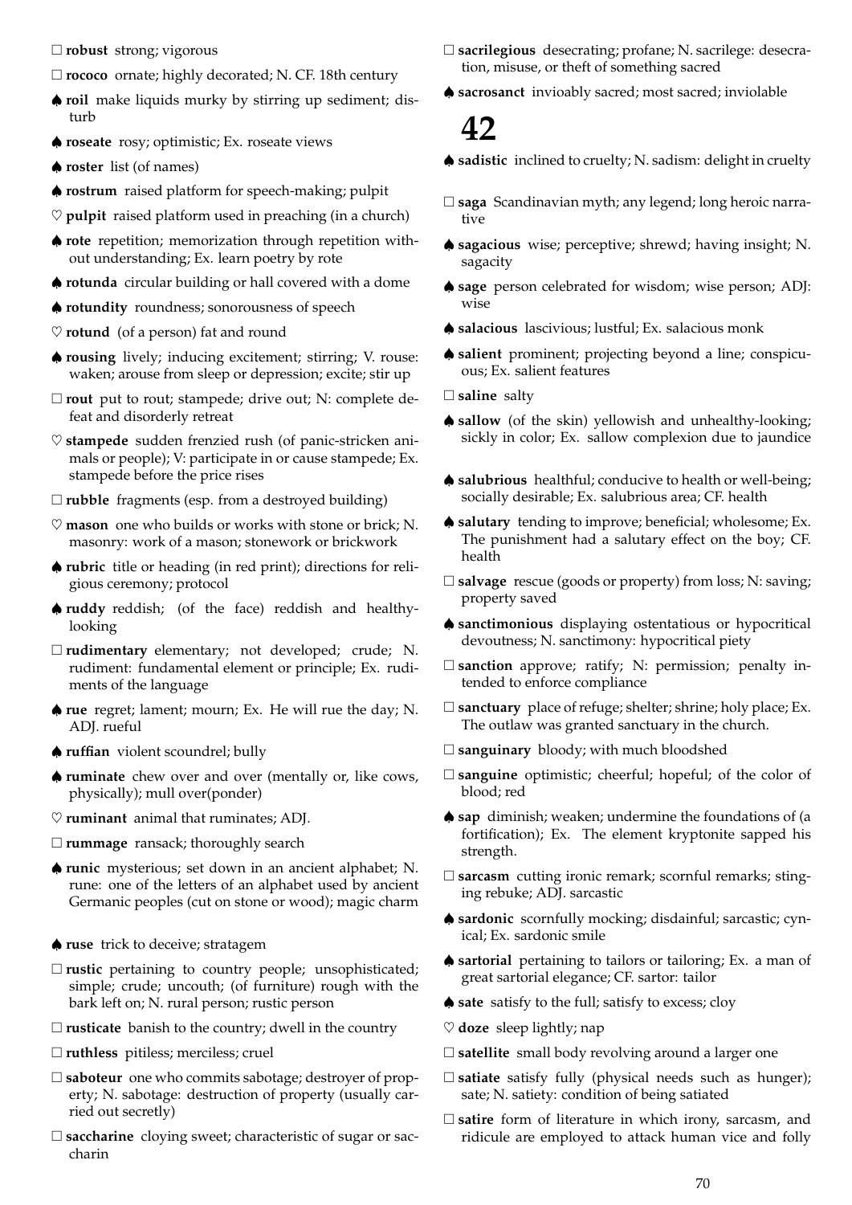□ **robust** strong; vigorous

□ **rococo** ornate; highly decorated; N. CF. 18th century

♠ **roil** make liquids murky by stirring up sediment; disturb

♠ **roseate** rosy; optimistic; Ex. roseate views

♠ **roster** list (of names)

♠ **rostrum** raised platform for speech-making; pulpit

♡ **pulpit** raised platform used in preaching (in a church)

♠ **rote** repetition; memorization through repetition without understanding; Ex. learn poetry by rote

♠ **rotunda** circular building or hall covered with a dome

♠ **rotundity** roundness; sonorousness of speech

♡ **rotund** (of a person) fat and round

♠ **rousing** lively; inducing excitement; stirring; V. rouse: waken; arouse from sleep or depression; excite; stir up

□ **rout** put to rout; stampede; drive out; N: complete defeat and disorderly retreat

♡ **stampede** sudden frenzied rush (of panic-stricken animals or people); V: participate in or cause stampede; Ex. stampede before the price rises

□ **rubble** fragments (esp. from a destroyed building)

♡ **mason** one who builds or works with stone or brick; N. masonry: work of a mason; stonework or brickwork

♠ **rubric** title or heading (in red print); directions for religious ceremony; protocol

♠ **ruddy** reddish; (of the face) reddish and healthy-looking

□ **rudimentary** elementary; not developed; crude; N. rudiment: fundamental element or principle; Ex. rudiments of the language

♠ **rue** regret; lament; mourn; Ex. He will rue the day; N. ADJ. rueful

♠ **ruffian** violent scoundrel; bully

♠ **ruminate** chew over and over (mentally or, like cows, physically); mull over(ponder)

♡ **ruminant** animal that ruminates; ADJ.

□ **rummage** ransack; thoroughly search

♠ **runic** mysterious; set down in an ancient alphabet; N. rune: one of the letters of an alphabet used by ancient Germanic peoples (cut on stone or wood); magic charm

♠ **ruse** trick to deceive; stratagem

□ **rustic** pertaining to country people; unsophisticated; simple; crude; uncouth; (of furniture) rough with the bark left on; N. rural person; rustic person

□ **rusticate** banish to the country; dwell in the country

□ **ruthless** pitiless; merciless; cruel

□ **saboteur** one who commits sabotage; destroyer of property; N. sabotage: destruction of property (usually carried out secretly)

□ **saccharine** cloying sweet; characteristic of sugar or saccharin

□ **sacrilegious** desecrating; profane; N. sacrilege: desecration, misuse, or theft of something sacred

♠ **sacrosanct** invioably sacred; most sacred; inviolable

# 42

♠ **sadistic** inclined to cruelty; N. sadism: delight in cruelty

□ **saga** Scandinavian myth; any legend; long heroic narrative

♠ **sagacious** wise; perceptive; shrewd; having insight; N. sagacity

♠ **sage** person celebrated for wisdom; wise person; ADJ: wise

♠ **salacious** lascivious; lustful; Ex. salacious monk

♠ **salient** prominent; projecting beyond a line; conspicuous; Ex. salient features

□ **saline** salty

♠ **sallow** (of the skin) yellowish and unhealthy-looking; sickly in color; Ex. sallow complexion due to jaundice

♠ **salubrious** healthful; conducive to health or well-being; socially desirable; Ex. salubrious area; CF. health

♠ **salutary** tending to improve; beneficial; wholesome; Ex. The punishment had a salutary effect on the boy; CF. health

□ **salvage** rescue (goods or property) from loss; N: saving; property saved

♠ **sanctimonious** displaying ostentatious or hypocritical devoutness; N. sanctimony: hypocritical piety

□ **sanction** approve; ratify; N: permission; penalty intended to enforce compliance

□ **sanctuary** place of refuge; shelter; shrine; holy place; Ex. The outlaw was granted sanctuary in the church.

□ **sanguinary** bloody; with much bloodshed

□ **sanguine** optimistic; cheerful; hopeful; of the color of blood; red

♠ **sap** diminish; weaken; undermine the foundations of (a fortification); Ex. The element kryptonite sapped his strength.

□ **sarcasm** cutting ironic remark; scornful remarks; stinging rebuke; ADJ. sarcastic

♠ **sardonic** scornfully mocking; disdainful; sarcastic; cynical; Ex. sardonic smile

♠ **sartorial** pertaining to tailors or tailoring; Ex. a man of great sartorial elegance; CF. sartor: tailor

♠ **sate** satisfy to the full; satisfy to excess; cloy

♡ **doze** sleep lightly; nap

□ **satellite** small body revolving around a larger one

□ **satiate** satisfy fully (physical needs such as hunger); sate; N. satiety: condition of being satiated

□ **satire** form of literature in which irony, sarcasm, and ridicule are employed to attack human vice and folly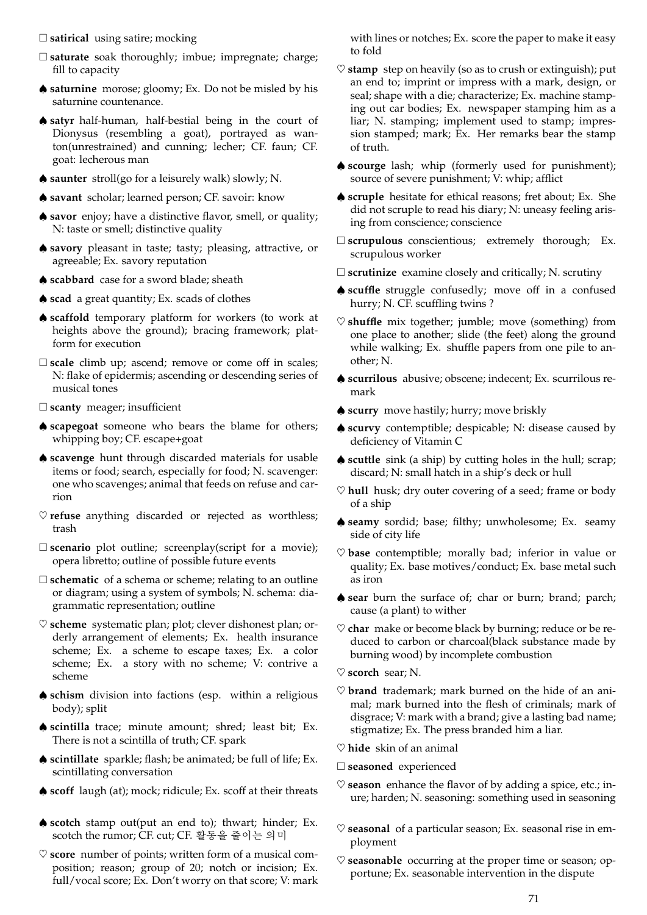□ **satirical** using satire; mocking

□ **saturate** soak thoroughly; imbue; impregnate; charge; fill to capacity

♠ **saturnine** morose; gloomy; Ex. Do not be misled by his saturnine countenance.

♠ **satyr** half-human, half-bestial being in the court of Dionysus (resembling a goat), portrayed as wanton(unrestrained) and cunning; lecher; CF. faun; CF. goat: lecherous man

♠ **saunter** stroll(go for a leisurely walk) slowly; N.

♠ **savant** scholar; learned person; CF. savoir: know

♠ **savor** enjoy; have a distinctive flavor, smell, or quality; N: taste or smell; distinctive quality

♠ **savory** pleasant in taste; tasty; pleasing, attractive, or agreeable; Ex. savory reputation

♠ **scabbard** case for a sword blade; sheath

♠ **scad** a great quantity; Ex. scads of clothes

♠ **scaffold** temporary platform for workers (to work at heights above the ground); bracing framework; platform for execution

□ **scale** climb up; ascend; remove or come off in scales; N: flake of epidermis; ascending or descending series of musical tones

□ **scanty** meager; insufficient

♠ **scapegoat** someone who bears the blame for others; whipping boy; CF. escape+goat

♠ **scavenge** hunt through discarded materials for usable items or food; search, especially for food; N. scavenger: one who scavenges; animal that feeds on refuse and carrion

♡ **refuse** anything discarded or rejected as worthless; trash

□ **scenario** plot outline; screenplay(script for a movie); opera libretto; outline of possible future events

□ **schematic** of a schema or scheme; relating to an outline or diagram; using a system of symbols; N. schema: diagrammatic representation; outline

♡ **scheme** systematic plan; plot; clever dishonest plan; orderly arrangement of elements; Ex. health insurance scheme; Ex. a scheme to escape taxes; Ex. a color scheme; Ex. a story with no scheme; V: contrive a scheme

♠ **schism** division into factions (esp. within a religious body); split

♠ **scintilla** trace; minute amount; shred; least bit; Ex. There is not a scintilla of truth; CF. spark

♠ **scintillate** sparkle; flash; be animated; be full of life; Ex. scintillating conversation

♠ **scoff** laugh (at); mock; ridicule; Ex. scoff at their threats

♠ **scotch** stamp out(put an end to); thwart; hinder; Ex. scotch the rumor; CF. cut; CF. 활동을 줄이는 의미

♡ **score** number of points; written form of a musical composition; reason; group of 20; notch or incision; Ex. full/vocal score; Ex. Don't worry on that score; V: mark with lines or notches; Ex. score the paper to make it easy to fold

♡ **stamp** step on heavily (so as to crush or extinguish); put an end to; imprint or impress with a mark, design, or seal; shape with a die; characterize; Ex. machine stamping out car bodies; Ex. newspaper stamping him as a liar; N. stamping; implement used to stamp; impression stamped; mark; Ex. Her remarks bear the stamp of truth.

♠ **scourge** lash; whip (formerly used for punishment); source of severe punishment; V: whip; afflict

♠ **scruple** hesitate for ethical reasons; fret about; Ex. She did not scruple to read his diary; N: uneasy feeling arising from conscience; conscience

□ **scrupulous** conscientious; extremely thorough; Ex. scrupulous worker

□ **scrutinize** examine closely and critically; N. scrutiny

♠ **scuffle** struggle confusedly; move off in a confused hurry; N. CF. scuffling twins ?

♡ **shuffle** mix together; jumble; move (something) from one place to another; slide (the feet) along the ground while walking; Ex. shuffle papers from one pile to another; N.

♠ **scurrilous** abusive; obscene; indecent; Ex. scurrilous remark

♠ **scurry** move hastily; hurry; move briskly

♠ **scurvy** contemptible; despicable; N: disease caused by deficiency of Vitamin C

♠ **scuttle** sink (a ship) by cutting holes in the hull; scrap; discard; N: small hatch in a ship's deck or hull

♡ **hull** husk; dry outer covering of a seed; frame or body of a ship

♠ **seamy** sordid; base; filthy; unwholesome; Ex. seamy side of city life

♡ **base** contemptible; morally bad; inferior in value or quality; Ex. base motives/conduct; Ex. base metal such as iron

♠ **sear** burn the surface of; char or burn; brand; parch; cause (a plant) to wither

♡ **char** make or become black by burning; reduce or be reduced to carbon or charcoal(black substance made by burning wood) by incomplete combustion

♡ **scorch** sear; N.

♡ **brand** trademark; mark burned on the hide of an animal; mark burned into the flesh of criminals; mark of disgrace; V: mark with a brand; give a lasting bad name; stigmatize; Ex. The press branded him a liar.

♡ **hide** skin of an animal

□ **seasoned** experienced

♡ **season** enhance the flavor of by adding a spice, etc.; inure; harden; N. seasoning: something used in seasoning

♡ **seasonal** of a particular season; Ex. seasonal rise in employment

♡ **seasonable** occurring at the proper time or season; opportune; Ex. seasonable intervention in the dispute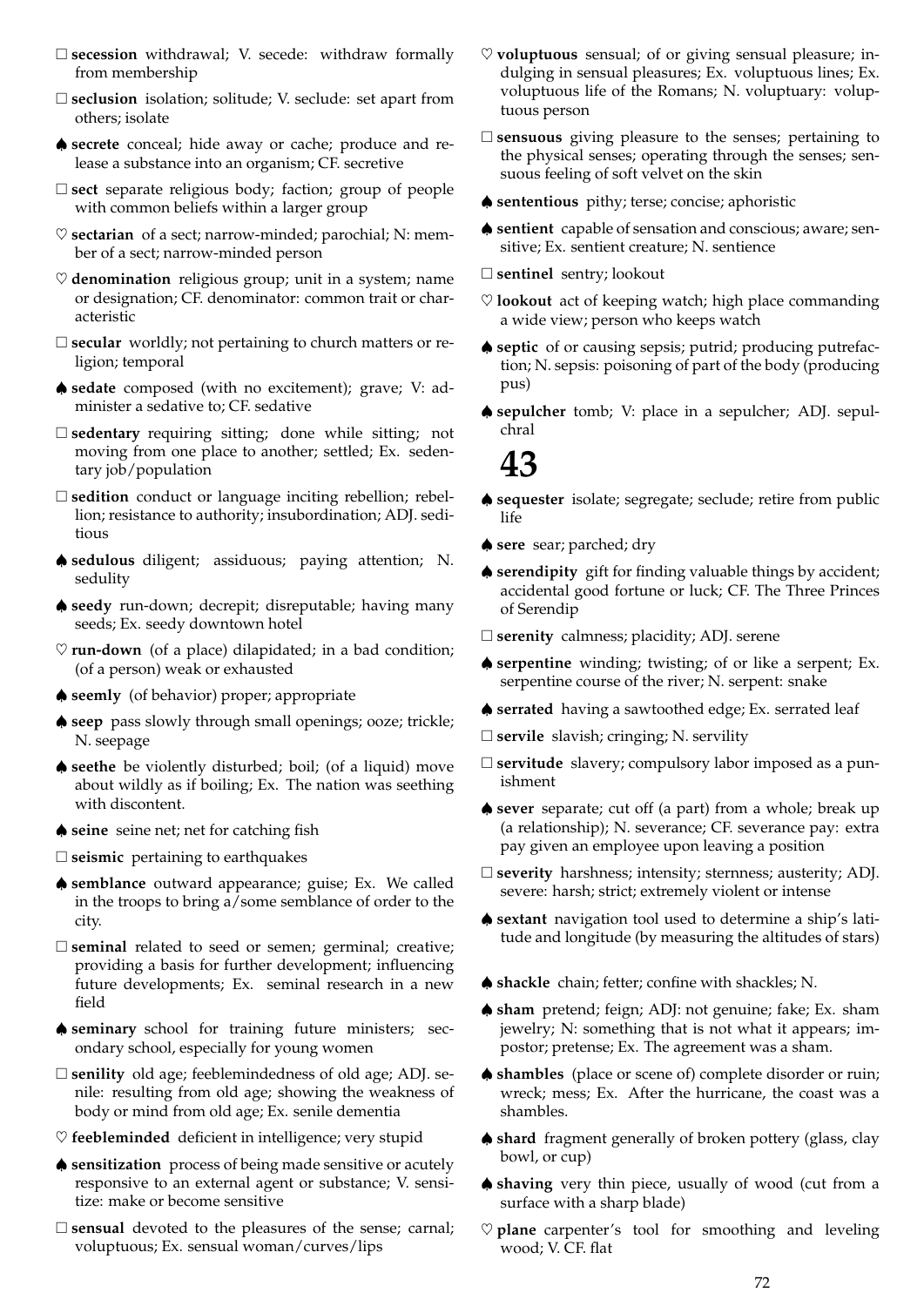□ **secession** withdrawal; V. secede: withdraw formally from membership

□ **seclusion** isolation; solitude; V. seclude: set apart from others; isolate

♠ **secrete** conceal; hide away or cache; produce and release a substance into an organism; CF. secretive

□ **sect** separate religious body; faction; group of people with common beliefs within a larger group

♡ **sectarian** of a sect; narrow-minded; parochial; N: member of a sect; narrow-minded person

♡ **denomination** religious group; unit in a system; name or designation; CF. denominator: common trait or characteristic

□ **secular** worldly; not pertaining to church matters or religion; temporal

♠ **sedate** composed (with no excitement); grave; V: administer a sedative to; CF. sedative

□ **sedentary** requiring sitting; done while sitting; not moving from one place to another; settled; Ex. sedentary job/population

□ **sedition** conduct or language inciting rebellion; rebellion; resistance to authority; insubordination; ADJ. seditious

♠ **sedulous** diligent; assiduous; paying attention; N. sedulity

♠ **seedy** run-down; decrepit; disreputable; having many seeds; Ex. seedy downtown hotel

♡ **run-down** (of a place) dilapidated; in a bad condition; (of a person) weak or exhausted

♠ **seemly** (of behavior) proper; appropriate

♠ **seep** pass slowly through small openings; ooze; trickle; N. seepage

♠ **seethe** be violently disturbed; boil; (of a liquid) move about wildly as if boiling; Ex. The nation was seething with discontent.

♠ **seine** seine net; net for catching fish

□ **seismic** pertaining to earthquakes

♠ **semblance** outward appearance; guise; Ex. We called in the troops to bring a/some semblance of order to the city.

□ **seminal** related to seed or semen; germinal; creative; providing a basis for further development; influencing future developments; Ex. seminal research in a new field

♠ **seminary** school for training future ministers; secondary school, especially for young women

□ **senility** old age; feeblemindedness of old age; ADJ. senile: resulting from old age; showing the weakness of body or mind from old age; Ex. senile dementia

♡ **feebleminded** deficient in intelligence; very stupid

♠ **sensitization** process of being made sensitive or acutely responsive to an external agent or substance; V. sensitize: make or become sensitive

□ **sensual** devoted to the pleasures of the sense; carnal; voluptuous; Ex. sensual woman/curves/lips

♡ **voluptuous** sensual; of or giving sensual pleasure; indulging in sensual pleasures; Ex. voluptuous lines; Ex. voluptuous life of the Romans; N. voluptuary: voluptuous person

□ **sensuous** giving pleasure to the senses; pertaining to the physical senses; operating through the senses; sensuous feeling of soft velvet on the skin

♠ **sententious** pithy; terse; concise; aphoristic

♠ **sentient** capable of sensation and conscious; aware; sensitive; Ex. sentient creature; N. sentience

□ **sentinel** sentry; lookout

♡ **lookout** act of keeping watch; high place commanding a wide view; person who keeps watch

♠ **septic** of or causing sepsis; putrid; producing putrefaction; N. sepsis: poisoning of part of the body (producing pus)

♠ **sepulcher** tomb; V: place in a sepulcher; ADJ. sepulchral

# 43

♠ **sequester** isolate; segregate; seclude; retire from public life

♠ **sere** sear; parched; dry

♠ **serendipity** gift for finding valuable things by accident; accidental good fortune or luck; CF. The Three Princes of Serendip

□ **serenity** calmness; placidity; ADJ. serene

♠ **serpentine** winding; twisting; of or like a serpent; Ex. serpentine course of the river; N. serpent: snake

♠ **serrated** having a sawtoothed edge; Ex. serrated leaf

□ **servile** slavish; cringing; N. servility

□ **servitude** slavery; compulsory labor imposed as a punishment

♠ **sever** separate; cut off (a part) from a whole; break up (a relationship); N. severance; CF. severance pay: extra pay given an employee upon leaving a position

□ **severity** harshness; intensity; sternness; austerity; ADJ. severe: harsh; strict; extremely violent or intense

♠ **sextant** navigation tool used to determine a ship's latitude and longitude (by measuring the altitudes of stars)

♠ **shackle** chain; fetter; confine with shackles; N.

♠ **sham** pretend; feign; ADJ: not genuine; fake; Ex. sham jewelry; N: something that is not what it appears; impostor; pretense; Ex. The agreement was a sham.

♠ **shambles** (place or scene of) complete disorder or ruin; wreck; mess; Ex. After the hurricane, the coast was a shambles.

♠ **shard** fragment generally of broken pottery (glass, clay bowl, or cup)

♠ **shaving** very thin piece, usually of wood (cut from a surface with a sharp blade)

♡ **plane** carpenter's tool for smoothing and leveling wood; V. CF. flat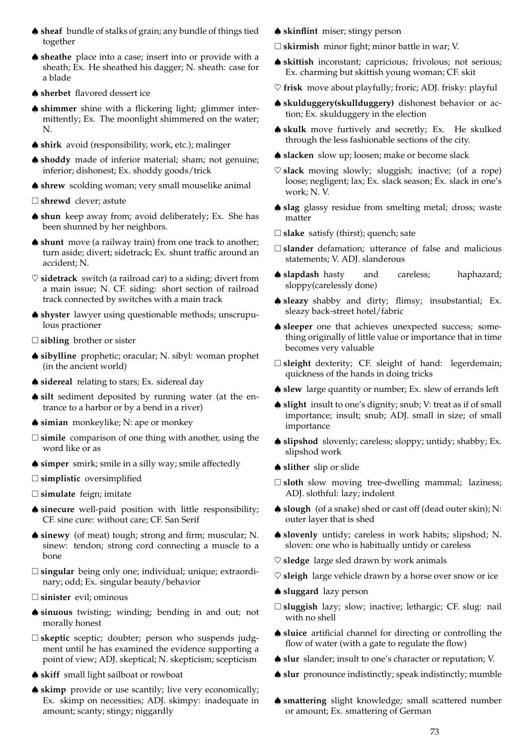♠ **sheaf** bundle of stalks of grain; any bundle of things tied together

♠ **sheathe** place into a case; insert into or provide with a sheath; Ex. He sheathed his dagger; N. sheath: case for a blade

♠ **sherbet** flavored dessert ice

♠ **shimmer** shine with a flickering light; glimmer intermittently; Ex. The moonlight shimmered on the water; N.

♠ **shirk** avoid (responsibility, work, etc.); malinger

♠ **shoddy** made of inferior material; sham; not genuine; inferior; dishonest; Ex. shoddy goods/trick

♠ **shrew** scolding woman; very small mouselike animal

□ **shrewd** clever; astute

♠ **shun** keep away from; avoid deliberately; Ex. She has been shunned by her neighbors.

♠ **shunt** move (a railway train) from one track to another; turn aside; divert; sidetrack; Ex. shunt traffic around an accident; N.

♡ **sidetrack** switch (a railroad car) to a siding; divert from a main issue; N. CF. siding: short section of railroad track connected by switches with a main track

♠ **shyster** lawyer using questionable methods; unscrupulous practioner

□ **sibling** brother or sister

♠ **sibylline** prophetic; oracular; N. sibyl: woman prophet (in the ancient world)

♠ **sidereal** relating to stars; Ex. sidereal day

♠ **silt** sediment deposited by running water (at the entrance to a harbor or by a bend in a river)

♠ **simian** monkeylike; N: ape or monkey

□ **simile** comparison of one thing with another, using the word like or as

♠ **simper** smirk; smile in a silly way; smile affectedly

□ **simplistic** oversimplified

□ **simulate** feign; imitate

♠ **sinecure** well-paid position with little responsibility; CF. sine cure: without care; CF. San Serif

♠ **sinewy** (of meat) tough; strong and firm; muscular; N. sinew: tendon; strong cord connecting a muscle to a bone

□ **singular** being only one; individual; unique; extraordinary; odd; Ex. singular beauty/behavior

□ **sinister** evil; ominous

♠ **sinuous** twisting; winding; bending in and out; not morally honest

□ **skeptic** sceptic; doubter; person who suspends judgment until he has examined the evidence supporting a point of view; ADJ. skeptical; N. skepticism; scepticism

♠ **skiff** small light sailboat or rowboat

♠ **skimp** provide or use scantily; live very economically; Ex. skimp on necessities; ADJ. skimpy: inadequate in amount; scanty; stingy; niggardly

♠ **skinflint** miser; stingy person

□ **skirmish** minor fight; minor battle in war; V.

♠ **skittish** inconstant; capricious; frivolous; not serious; Ex. charming but skittish young woman; CF. skit

♡ **frisk** move about playfully; froric; ADJ. frisky: playful

♠ **skulduggery(skullduggery)** dishonest behavior or action; Ex. skulduggery in the election

♠ **skulk** move furtively and secretly; Ex. He skulked through the less fashionable sections of the city.

♠ **slacken** slow up; loosen; make or become slack

♡ **slack** moving slowly; sluggish; inactive; (of a rope) loose; negligent; lax; Ex. slack season; Ex. slack in one's work; N. V.

♠ **slag** glassy residue from smelting metal; dross; waste matter

□ **slake** satisfy (thirst); quench; sate

□ **slander** defamation; utterance of false and malicious statements; V. ADJ. slanderous

♠ **slapdash** hasty and careless; haphazard; sloppy(carelessly done)

♠ **sleazy** shabby and dirty; flimsy; insubstantial; Ex. sleazy back-street hotel/fabric

♠ **sleeper** one that achieves unexpected success; something originally of little value or importance that in time becomes very valuable

□ **sleight** dexterity; CF. sleight of hand: legerdemain; quickness of the hands in doing tricks

♠ **slew** large quantity or number; Ex. slew of errands left

♠ **slight** insult to one's dignity; snub; V: treat as if of small importance; insult; snub; ADJ. small in size; of small importance

♠ **slipshod** slovenly; careless; sloppy; untidy; shabby; Ex. slipshod work

♠ **slither** slip or slide

□ **sloth** slow moving tree-dwelling mammal; laziness; ADJ. slothful: lazy; indolent

♠ **slough** (of a snake) shed or cast off (dead outer skin); N: outer layer that is shed

♠ **slovenly** untidy; careless in work habits; slipshod; N. sloven: one who is habitually untidy or careless

♡ **sledge** large sled drawn by work animals

♡ **sleigh** large vehicle drawn by a horse over snow or ice

♠ **sluggard** lazy person

□ **sluggish** lazy; slow; inactive; lethargic; CF. slug: nail with no shell

♠ **sluice** artificial channel for directing or controlling the flow of water (with a gate to regulate the flow)

♠ **slur** slander; insult to one's character or reputation; V.

♠ **slur** pronounce indistinctly; speak indistinctly; mumble

♠ **smattering** slight knowledge; small scattered number or amount; Ex. smattering of German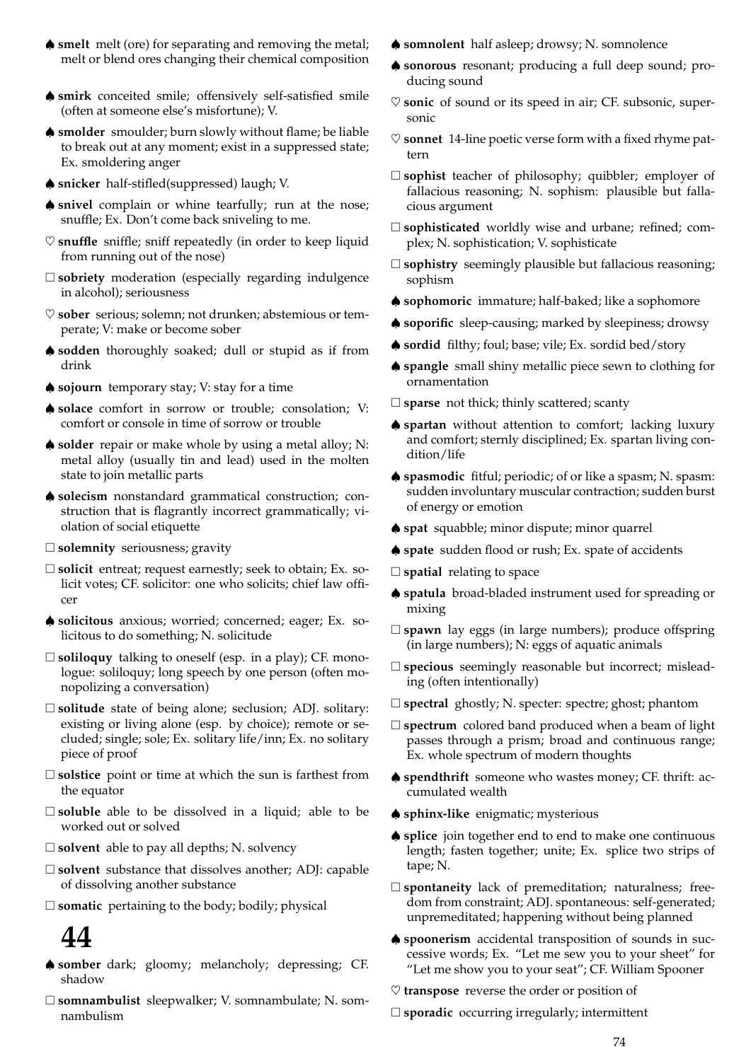♠ **smelt** melt (ore) for separating and removing the metal; melt or blend ores changing their chemical composition

♠ **smirk** conceited smile; offensively self-satisfied smile (often at someone else's misfortune); V.

♠ **smolder** smoulder; burn slowly without flame; be liable to break out at any moment; exist in a suppressed state; Ex. smoldering anger

♠ **snicker** half-stifled(suppressed) laugh; V.

♠ **snivel** complain or whine tearfully; run at the nose; snuffle; Ex. Don't come back sniveling to me.

♡ **snuffle** sniffle; sniff repeatedly (in order to keep liquid from running out of the nose)

□ **sobriety** moderation (especially regarding indulgence in alcohol); seriousness

♡ **sober** serious; solemn; not drunken; abstemious or temperate; V: make or become sober

♠ **sodden** thoroughly soaked; dull or stupid as if from drink

♠ **sojourn** temporary stay; V: stay for a time

♠ **solace** comfort in sorrow or trouble; consolation; V: comfort or console in time of sorrow or trouble

♠ **solder** repair or make whole by using a metal alloy; N: metal alloy (usually tin and lead) used in the molten state to join metallic parts

♠ **solecism** nonstandard grammatical construction; construction that is flagrantly incorrect grammatically; violation of social etiquette

□ **solemnity** seriousness; gravity

□ **solicit** entreat; request earnestly; seek to obtain; Ex. solicit votes; CF. solicitor: one who solicits; chief law officer

♠ **solicitous** anxious; worried; concerned; eager; Ex. solicitous to do something; N. solicitude

□ **soliloquy** talking to oneself (esp. in a play); CF. monologue: soliloquy; long speech by one person (often monopolizing a conversation)

□ **solitude** state of being alone; seclusion; ADJ. solitary: existing or living alone (esp. by choice); remote or secluded; single; sole; Ex. solitary life/inn; Ex. no solitary piece of proof

□ **solstice** point or time at which the sun is farthest from the equator

□ **soluble** able to be dissolved in a liquid; able to be worked out or solved

□ **solvent** able to pay all depths; N. solvency

□ **solvent** substance that dissolves another; ADJ: capable of dissolving another substance

□ **somatic** pertaining to the body; bodily; physical

# 44

♠ **somber** dark; gloomy; melancholy; depressing; CF. shadow

□ **somnambulist** sleepwalker; V. somnambulate; N. somnambulism

♠ **somnolent** half asleep; drowsy; N. somnolence

♠ **sonorous** resonant; producing a full deep sound; producing sound

♡ **sonic** of sound or its speed in air; CF. subsonic, supersonic

♡ **sonnet** 14-line poetic verse form with a fixed rhyme pattern

□ **sophist** teacher of philosophy; quibbler; employer of fallacious reasoning; N. sophism: plausible but fallacious argument

□ **sophisticated** worldly wise and urbane; refined; complex; N. sophistication; V. sophisticate

□ **sophistry** seemingly plausible but fallacious reasoning; sophism

♠ **sophomoric** immature; half-baked; like a sophomore

♠ **soporific** sleep-causing; marked by sleepiness; drowsy

♠ **sordid** filthy; foul; base; vile; Ex. sordid bed/story

♠ **spangle** small shiny metallic piece sewn to clothing for ornamentation

□ **sparse** not thick; thinly scattered; scanty

♠ **spartan** without attention to comfort; lacking luxury and comfort; sternly disciplined; Ex. spartan living condition/life

♠ **spasmodic** fitful; periodic; of or like a spasm; N. spasm: sudden involuntary muscular contraction; sudden burst of energy or emotion

♠ **spat** squabble; minor dispute; minor quarrel

♠ **spate** sudden flood or rush; Ex. spate of accidents

□ **spatial** relating to space

♠ **spatula** broad-bladed instrument used for spreading or mixing

□ **spawn** lay eggs (in large numbers); produce offspring (in large numbers); N: eggs of aquatic animals

□ **specious** seemingly reasonable but incorrect; misleading (often intentionally)

□ **spectral** ghostly; N. specter: spectre; ghost; phantom

□ **spectrum** colored band produced when a beam of light passes through a prism; broad and continuous range; Ex. whole spectrum of modern thoughts

♠ **spendthrift** someone who wastes money; CF. thrift: accumulated wealth

♠ **sphinx-like** enigmatic; mysterious

♠ **splice** join together end to end to make one continuous length; fasten together; unite; Ex. splice two strips of tape; N.

□ **spontaneity** lack of premeditation; naturalness; freedom from constraint; ADJ. spontaneous: self-generated; unpremeditated; happening without being planned

♠ **spoonerism** accidental transposition of sounds in successive words; Ex. "Let me sew you to your sheet" for "Let me show you to your seat"; CF. William Spooner

♡ **transpose** reverse the order or position of

□ **sporadic** occurring irregularly; intermittent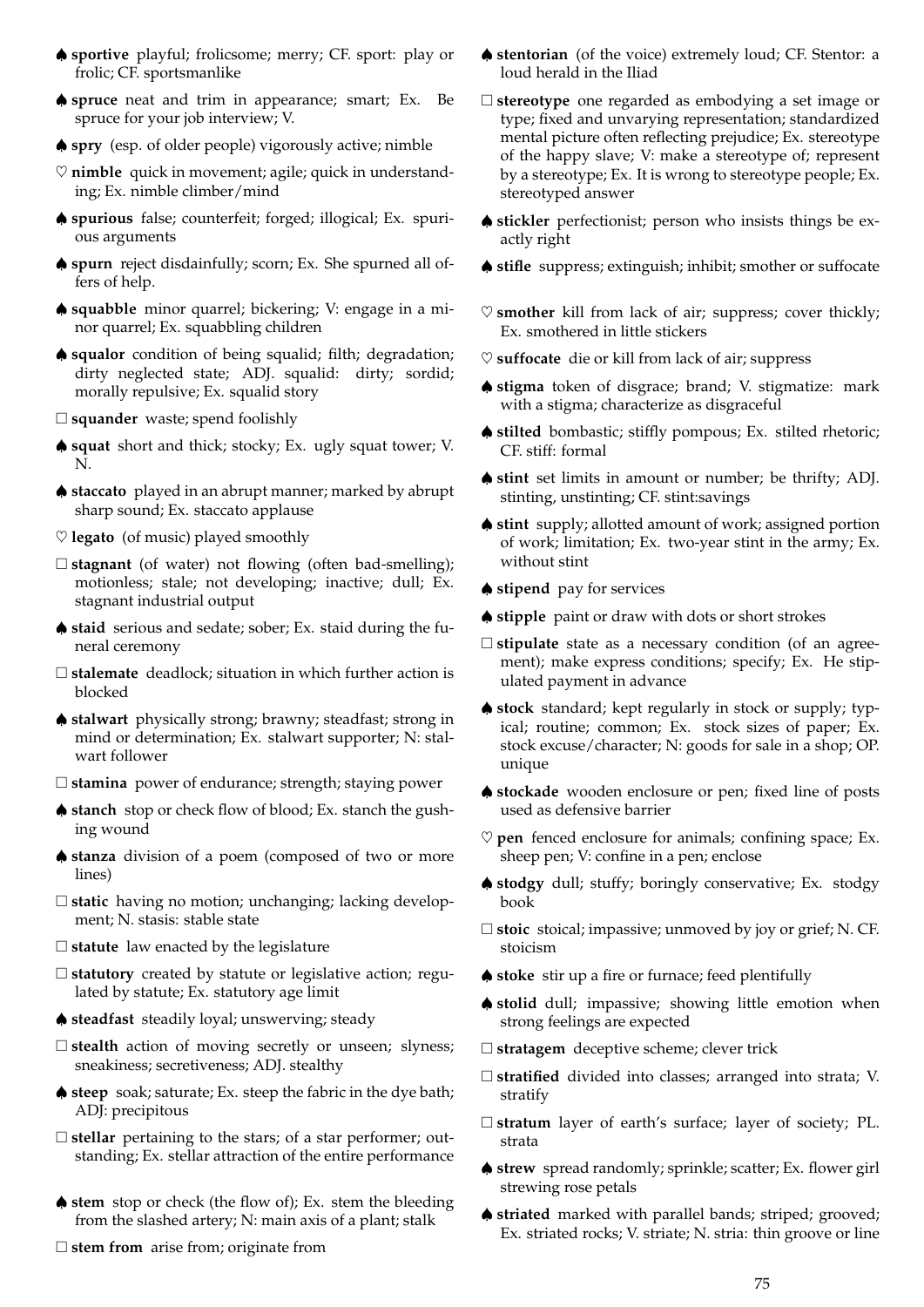♠ **sportive** playful; frolicsome; merry; CF. sport: play or frolic; CF. sportsmanlike

♠ **spruce** neat and trim in appearance; smart; Ex. Be spruce for your job interview; V.

♠ **spry** (esp. of older people) vigorously active; nimble

♡ **nimble** quick in movement; agile; quick in understanding; Ex. nimble climber/mind

♠ **spurious** false; counterfeit; forged; illogical; Ex. spurious arguments

♠ **spurn** reject disdainfully; scorn; Ex. She spurned all offers of help.

♠ **squabble** minor quarrel; bickering; V: engage in a minor quarrel; Ex. squabbling children

♠ **squalor** condition of being squalid; filth; degradation; dirty neglected state; ADJ. squalid: dirty; sordid; morally repulsive; Ex. squalid story

□ **squander** waste; spend foolishly

♠ **squat** short and thick; stocky; Ex. ugly squat tower; V. N.

♠ **staccato** played in an abrupt manner; marked by abrupt sharp sound; Ex. staccato applause

♡ **legato** (of music) played smoothly

□ **stagnant** (of water) not flowing (often bad-smelling); motionless; stale; not developing; inactive; dull; Ex. stagnant industrial output

♠ **staid** serious and sedate; sober; Ex. staid during the funeral ceremony

□ **stalemate** deadlock; situation in which further action is blocked

♠ **stalwart** physically strong; brawny; steadfast; strong in mind or determination; Ex. stalwart supporter; N: stalwart follower

□ **stamina** power of endurance; strength; staying power

♠ **stanch** stop or check flow of blood; Ex. stanch the gushing wound

♠ **stanza** division of a poem (composed of two or more lines)

□ **static** having no motion; unchanging; lacking development; N. stasis: stable state

□ **statute** law enacted by the legislature

□ **statutory** created by statute or legislative action; regulated by statute; Ex. statutory age limit

♠ **steadfast** steadily loyal; unswerving; steady

□ **stealth** action of moving secretly or unseen; slyness; sneakiness; secretiveness; ADJ. stealthy

♠ **steep** soak; saturate; Ex. steep the fabric in the dye bath; ADJ: precipitous

□ **stellar** pertaining to the stars; of a star performer; outstanding; Ex. stellar attraction of the entire performance

♠ **stem** stop or check (the flow of); Ex. stem the bleeding from the slashed artery; N: main axis of a plant; stalk

□ **stem from** arise from; originate from

♠ **stentorian** (of the voice) extremely loud; CF. Stentor: a loud herald in the Iliad

□ **stereotype** one regarded as embodying a set image or type; fixed and unvarying representation; standardized mental picture often reflecting prejudice; Ex. stereotype of the happy slave; V: make a stereotype of; represent by a stereotype; Ex. It is wrong to stereotype people; Ex. stereotyped answer

♠ **stickler** perfectionist; person who insists things be exactly right

♠ **stifle** suppress; extinguish; inhibit; smother or suffocate

♡ **smother** kill from lack of air; suppress; cover thickly; Ex. smothered in little stickers

♡ **suffocate** die or kill from lack of air; suppress

♠ **stigma** token of disgrace; brand; V. stigmatize: mark with a stigma; characterize as disgraceful

♠ **stilted** bombastic; stiffly pompous; Ex. stilted rhetoric; CF. stiff: formal

♠ **stint** set limits in amount or number; be thrifty; ADJ. stinting, unstinting; CF. stint:savings

♠ **stint** supply; allotted amount of work; assigned portion of work; limitation; Ex. two-year stint in the army; Ex. without stint

♠ **stipend** pay for services

♠ **stipple** paint or draw with dots or short strokes

□ **stipulate** state as a necessary condition (of an agreement); make express conditions; specify; Ex. He stipulated payment in advance

♠ **stock** standard; kept regularly in stock or supply; typical; routine; common; Ex. stock sizes of paper; Ex. stock excuse/character; N: goods for sale in a shop; OP. unique

♠ **stockade** wooden enclosure or pen; fixed line of posts used as defensive barrier

♡ **pen** fenced enclosure for animals; confining space; Ex. sheep pen; V: confine in a pen; enclose

♠ **stodgy** dull; stuffy; boringly conservative; Ex. stodgy book

□ **stoic** stoical; impassive; unmoved by joy or grief; N. CF. stoicism

♠ **stoke** stir up a fire or furnace; feed plentifully

♠ **stolid** dull; impassive; showing little emotion when strong feelings are expected

□ **stratagem** deceptive scheme; clever trick

□ **stratified** divided into classes; arranged into strata; V. stratify

□ **stratum** layer of earth's surface; layer of society; PL. strata

♠ **strew** spread randomly; sprinkle; scatter; Ex. flower girl strewing rose petals

♠ **striated** marked with parallel bands; striped; grooved; Ex. striated rocks; V. striate; N. stria: thin groove or line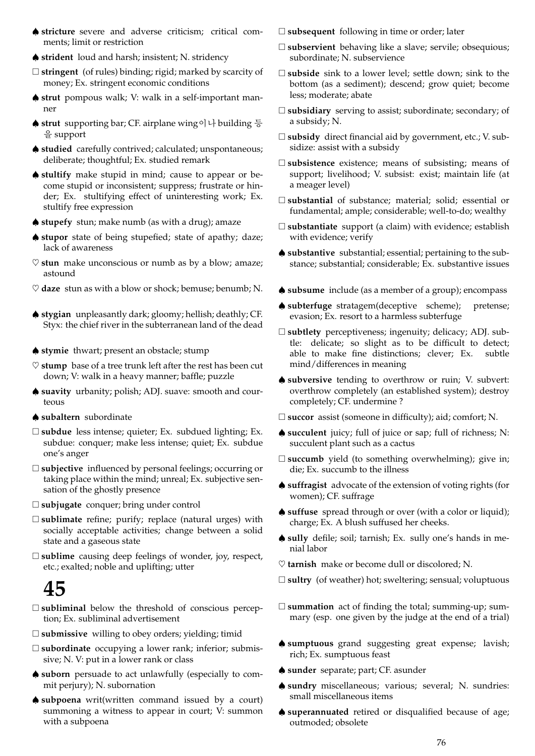♠ **stricture** severe and adverse criticism; critical comments; limit or restriction

♠ **strident** loud and harsh; insistent; N. stridency

□ **stringent** (of rules) binding; rigid; marked by scarcity of money; Ex. stringent economic conditions

♠ **strut** pompous walk; V: walk in a self-important manner

♠ **strut** supporting bar; CF. airplane wing이나 building 등을 support

♠ **studied** carefully contrived; calculated; unspontaneous; deliberate; thoughtful; Ex. studied remark

♠ **stultify** make stupid in mind; cause to appear or become stupid or inconsistent; suppress; frustrate or hinder; Ex. stultifying effect of uninteresting work; Ex. stultify free expression

♠ **stupefy** stun; make numb (as with a drug); amaze

♠ **stupor** state of being stupefied; state of apathy; daze; lack of awareness

♡ **stun** make unconscious or numb as by a blow; amaze; astound

♡ **daze** stun as with a blow or shock; bemuse; benumb; N.

♠ **stygian** unpleasantly dark; gloomy; hellish; deathly; CF. Styx: the chief river in the subterranean land of the dead

♠ **stymie** thwart; present an obstacle; stump

♡ **stump** base of a tree trunk left after the rest has been cut down; V: walk in a heavy manner; baffle; puzzle

♠ **suavity** urbanity; polish; ADJ. suave: smooth and courteous

♠ **subaltern** subordinate

□ **subdue** less intense; quieter; Ex. subdued lighting; Ex. subdue: conquer; make less intense; quiet; Ex. subdue one's anger

□ **subjective** influenced by personal feelings; occurring or taking place within the mind; unreal; Ex. subjective sensation of the ghostly presence

□ **subjugate** conquer; bring under control

□ **sublimate** refine; purify; replace (natural urges) with socially acceptable activities; change between a solid state and a gaseous state

□ **sublime** causing deep feelings of wonder, joy, respect, etc.; exalted; noble and uplifting; utter

# 45

□ **subliminal** below the threshold of conscious perception; Ex. subliminal advertisement

□ **submissive** willing to obey orders; yielding; timid

□ **subordinate** occupying a lower rank; inferior; submissive; N. V: put in a lower rank or class

♠ **suborn** persuade to act unlawfully (especially to commit perjury); N. subornation

♠ **subpoena** writ(written command issued by a court) summoning a witness to appear in court; V: summon with a subpoena

□ **subsequent** following in time or order; later

□ **subservient** behaving like a slave; servile; obsequious; subordinate; N. subservience

□ **subside** sink to a lower level; settle down; sink to the bottom (as a sediment); descend; grow quiet; become less; moderate; abate

□ **subsidiary** serving to assist; subordinate; secondary; of a subsidy; N.

□ **subsidy** direct financial aid by government, etc.; V. subsidize: assist with a subsidy

□ **subsistence** existence; means of subsisting; means of support; livelihood; V. subsist: exist; maintain life (at a meager level)

□ **substantial** of substance; material; solid; essential or fundamental; ample; considerable; well-to-do; wealthy

□ **substantiate** support (a claim) with evidence; establish with evidence; verify

♠ **substantive** substantial; essential; pertaining to the substance; substantial; considerable; Ex. substantive issues

♠ **subsume** include (as a member of a group); encompass

♠ **subterfuge** stratagem(deceptive scheme); pretense; evasion; Ex. resort to a harmless subterfuge

□ **subtlety** perceptiveness; ingenuity; delicacy; ADJ. subtle: delicate; so slight as to be difficult to detect; able to make fine distinctions; clever; Ex. subtle mind/differences in meaning

♠ **subversive** tending to overthrow or ruin; V. subvert: overthrow completely (an established system); destroy completely; CF. undermine ?

□ **succor** assist (someone in difficulty); aid; comfort; N.

♠ **succulent** juicy; full of juice or sap; full of richness; N: succulent plant such as a cactus

□ **succumb** yield (to something overwhelming); give in; die; Ex. succumb to the illness

♠ **suffragist** advocate of the extension of voting rights (for women); CF. suffrage

♠ **suffuse** spread through or over (with a color or liquid); charge; Ex. A blush suffused her cheeks.

♠ **sully** defile; soil; tarnish; Ex. sully one's hands in menial labor

♡ **tarnish** make or become dull or discolored; N.

□ **sultry** (of weather) hot; sweltering; sensual; voluptuous

□ **summation** act of finding the total; summing-up; summary (esp. one given by the judge at the end of a trial)

♠ **sumptuous** grand suggesting great expense; lavish; rich; Ex. sumptuous feast

♠ **sunder** separate; part; CF. asunder

♠ **sundry** miscellaneous; various; several; N. sundries: small miscellaneous items

♠ **superannuated** retired or disqualified because of age; outmoded; obsolete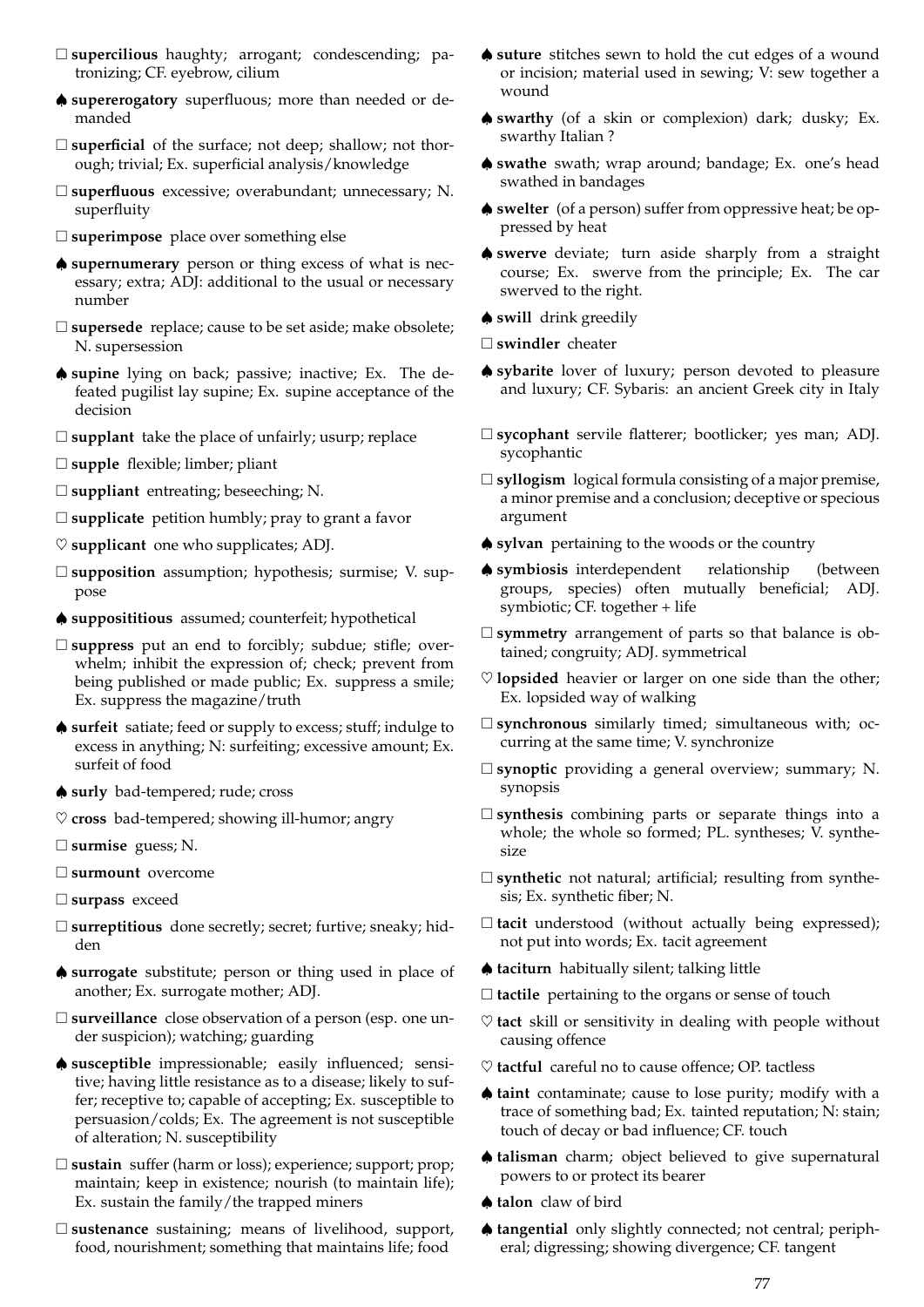□ **supercilious** haughty; arrogant; condescending; patronizing; CF. eyebrow, cilium

♠ **supererogatory** superfluous; more than needed or demanded

□ **superficial** of the surface; not deep; shallow; not thorough; trivial; Ex. superficial analysis/knowledge

□ **superfluous** excessive; overabundant; unnecessary; N. superfluity

□ **superimpose** place over something else

♠ **supernumerary** person or thing excess of what is necessary; extra; ADJ: additional to the usual or necessary number

□ **supersede** replace; cause to be set aside; make obsolete; N. supersession

♠ **supine** lying on back; passive; inactive; Ex. The defeated pugilist lay supine; Ex. supine acceptance of the decision

□ **supplant** take the place of unfairly; usurp; replace

□ **supple** flexible; limber; pliant

□ **suppliant** entreating; beseeching; N.

□ **supplicate** petition humbly; pray to grant a favor

♡ **supplicant** one who supplicates; ADJ.

□ **supposition** assumption; hypothesis; surmise; V. suppose

♠ **supposititious** assumed; counterfeit; hypothetical

□ **suppress** put an end to forcibly; subdue; stifle; overwhelm; inhibit the expression of; check; prevent from being published or made public; Ex. suppress a smile; Ex. suppress the magazine/truth

♠ **surfeit** satiate; feed or supply to excess; stuff; indulge to excess in anything; N: surfeiting; excessive amount; Ex. surfeit of food

♠ **surly** bad-tempered; rude; cross

♡ **cross** bad-tempered; showing ill-humor; angry

□ **surmise** guess; N.

□ **surmount** overcome

□ **surpass** exceed

□ **surreptitious** done secretly; secret; furtive; sneaky; hidden

♠ **surrogate** substitute; person or thing used in place of another; Ex. surrogate mother; ADJ.

□ **surveillance** close observation of a person (esp. one under suspicion); watching; guarding

♠ **susceptible** impressionable; easily influenced; sensitive; having little resistance as to a disease; likely to suffer; receptive to; capable of accepting; Ex. susceptible to persuasion/colds; Ex. The agreement is not susceptible of alteration; N. susceptibility

□ **sustain** suffer (harm or loss); experience; support; prop; maintain; keep in existence; nourish (to maintain life); Ex. sustain the family/the trapped miners

□ **sustenance** sustaining; means of livelihood, support, food, nourishment; something that maintains life; food

♠ **suture** stitches sewn to hold the cut edges of a wound or incision; material used in sewing; V: sew together a wound

♠ **swarthy** (of a skin or complexion) dark; dusky; Ex. swarthy Italian ?

♠ **swathe** swath; wrap around; bandage; Ex. one's head swathed in bandages

♠ **swelter** (of a person) suffer from oppressive heat; be oppressed by heat

♠ **swerve** deviate; turn aside sharply from a straight course; Ex. swerve from the principle; Ex. The car swerved to the right.

♠ **swill** drink greedily

□ **swindler** cheater

♠ **sybarite** lover of luxury; person devoted to pleasure and luxury; CF. Sybaris: an ancient Greek city in Italy

□ **sycophant** servile flatterer; bootlicker; yes man; ADJ. sycophantic

□ **syllogism** logical formula consisting of a major premise, a minor premise and a conclusion; deceptive or specious argument

♠ **sylvan** pertaining to the woods or the country

♠ **symbiosis** interdependent relationship (between groups, species) often mutually beneficial; ADJ. symbiotic; CF. together + life

□ **symmetry** arrangement of parts so that balance is obtained; congruity; ADJ. symmetrical

♡ **lopsided** heavier or larger on one side than the other; Ex. lopsided way of walking

□ **synchronous** similarly timed; simultaneous with; occurring at the same time; V. synchronize

□ **synoptic** providing a general overview; summary; N. synopsis

□ **synthesis** combining parts or separate things into a whole; the whole so formed; PL. syntheses; V. synthesize

□ **synthetic** not natural; artificial; resulting from synthesis; Ex. synthetic fiber; N.

□ **tacit** understood (without actually being expressed); not put into words; Ex. tacit agreement

♠ **taciturn** habitually silent; talking little

□ **tactile** pertaining to the organs or sense of touch

♡ **tact** skill or sensitivity in dealing with people without causing offence

♡ **tactful** careful no to cause offence; OP. tactless

♠ **taint** contaminate; cause to lose purity; modify with a trace of something bad; Ex. tainted reputation; N: stain; touch of decay or bad influence; CF. touch

♠ **talisman** charm; object believed to give supernatural powers to or protect its bearer

♠ **talon** claw of bird

♠ **tangential** only slightly connected; not central; peripheral; digressing; showing divergence; CF. tangent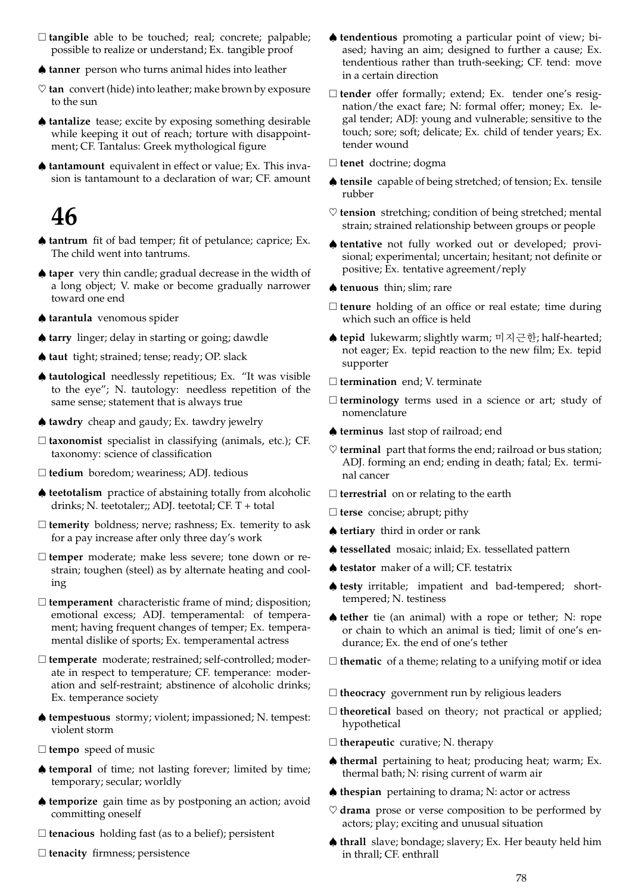□ **tangible** able to be touched; real; concrete; palpable; possible to realize or understand; Ex. tangible proof

♠ **tanner** person who turns animal hides into leather

♡ **tan** convert (hide) into leather; make brown by exposure to the sun

♠ **tantalize** tease; excite by exposing something desirable while keeping it out of reach; torture with disappointment; CF. Tantalus: Greek mythological figure

♠ **tantamount** equivalent in effect or value; Ex. This invasion is tantamount to a declaration of war; CF. amount

# 46

♠ **tantrum** fit of bad temper; fit of petulance; caprice; Ex. The child went into tantrums.

♠ **taper** very thin candle; gradual decrease in the width of a long object; V. make or become gradually narrower toward one end

♠ **tarantula** venomous spider

♠ **tarry** linger; delay in starting or going; dawdle

♠ **taut** tight; strained; tense; ready; OP. slack

♠ **tautological** needlessly repetitious; Ex. "It was visible to the eye"; N. tautology: needless repetition of the same sense; statement that is always true

♠ **tawdry** cheap and gaudy; Ex. tawdry jewelry

□ **taxonomist** specialist in classifying (animals, etc.); CF. taxonomy: science of classification

□ **tedium** boredom; weariness; ADJ. tedious

♠ **teetotalism** practice of abstaining totally from alcoholic drinks; N. teetotaler;; ADJ. teetotal; CF. T + total

□ **temerity** boldness; nerve; rashness; Ex. temerity to ask for a pay increase after only three day's work

□ **temper** moderate; make less severe; tone down or restrain; toughen (steel) as by alternate heating and cooling

□ **temperament** characteristic frame of mind; disposition; emotional excess; ADJ. temperamental: of temperament; having frequent changes of temper; Ex. temperamental dislike of sports; Ex. temperamental actress

□ **temperate** moderate; restrained; self-controlled; moderate in respect to temperature; CF. temperance: moderation and self-restraint; abstinence of alcoholic drinks; Ex. temperance society

♠ **tempestuous** stormy; violent; impassioned; N. tempest: violent storm

□ **tempo** speed of music

♠ **temporal** of time; not lasting forever; limited by time; temporary; secular; worldly

♠ **temporize** gain time as by postponing an action; avoid committing oneself

□ **tenacious** holding fast (as to a belief); persistent

□ **tenacity** firmness; persistence

♠ **tendentious** promoting a particular point of view; biased; having an aim; designed to further a cause; Ex. tendentious rather than truth-seeking; CF. tend: move in a certain direction

□ **tender** offer formally; extend; Ex. tender one's resignation/the exact fare; N: formal offer; money; Ex. legal tender; ADJ: young and vulnerable; sensitive to the touch; sore; soft; delicate; Ex. child of tender years; Ex. tender wound

□ **tenet** doctrine; dogma

♠ **tensile** capable of being stretched; of tension; Ex. tensile rubber

♡ **tension** stretching; condition of being stretched; mental strain; strained relationship between groups or people

♠ **tentative** not fully worked out or developed; provisional; experimental; uncertain; hesitant; not definite or positive; Ex. tentative agreement/reply

♠ **tenuous** thin; slim; rare

□ **tenure** holding of an office or real estate; time during which such an office is held

♠ **tepid** lukewarm; slightly warm; 미지근한; half-hearted; not eager; Ex. tepid reaction to the new film; Ex. tepid supporter

□ **termination** end; V. terminate

□ **terminology** terms used in a science or art; study of nomenclature

♠ **terminus** last stop of railroad; end

♡ **terminal** part that forms the end; railroad or bus station; ADJ. forming an end; ending in death; fatal; Ex. terminal cancer

□ **terrestrial** on or relating to the earth

□ **terse** concise; abrupt; pithy

♠ **tertiary** third in order or rank

♠ **tessellated** mosaic; inlaid; Ex. tessellated pattern

♠ **testator** maker of a will; CF. testatrix

♠ **testy** irritable; impatient and bad-tempered; short-tempered; N. testiness

♠ **tether** tie (an animal) with a rope or tether; N: rope or chain to which an animal is tied; limit of one's endurance; Ex. the end of one's tether

□ **thematic** of a theme; relating to a unifying motif or idea

□ **theocracy** government run by religious leaders

□ **theoretical** based on theory; not practical or applied; hypothetical

□ **therapeutic** curative; N. therapy

♠ **thermal** pertaining to heat; producing heat; warm; Ex. thermal bath; N: rising current of warm air

♠ **thespian** pertaining to drama; N: actor or actress

♡ **drama** prose or verse composition to be performed by actors; play; exciting and unusual situation

♠ **thrall** slave; bondage; slavery; Ex. Her beauty held him in thrall; CF. enthrall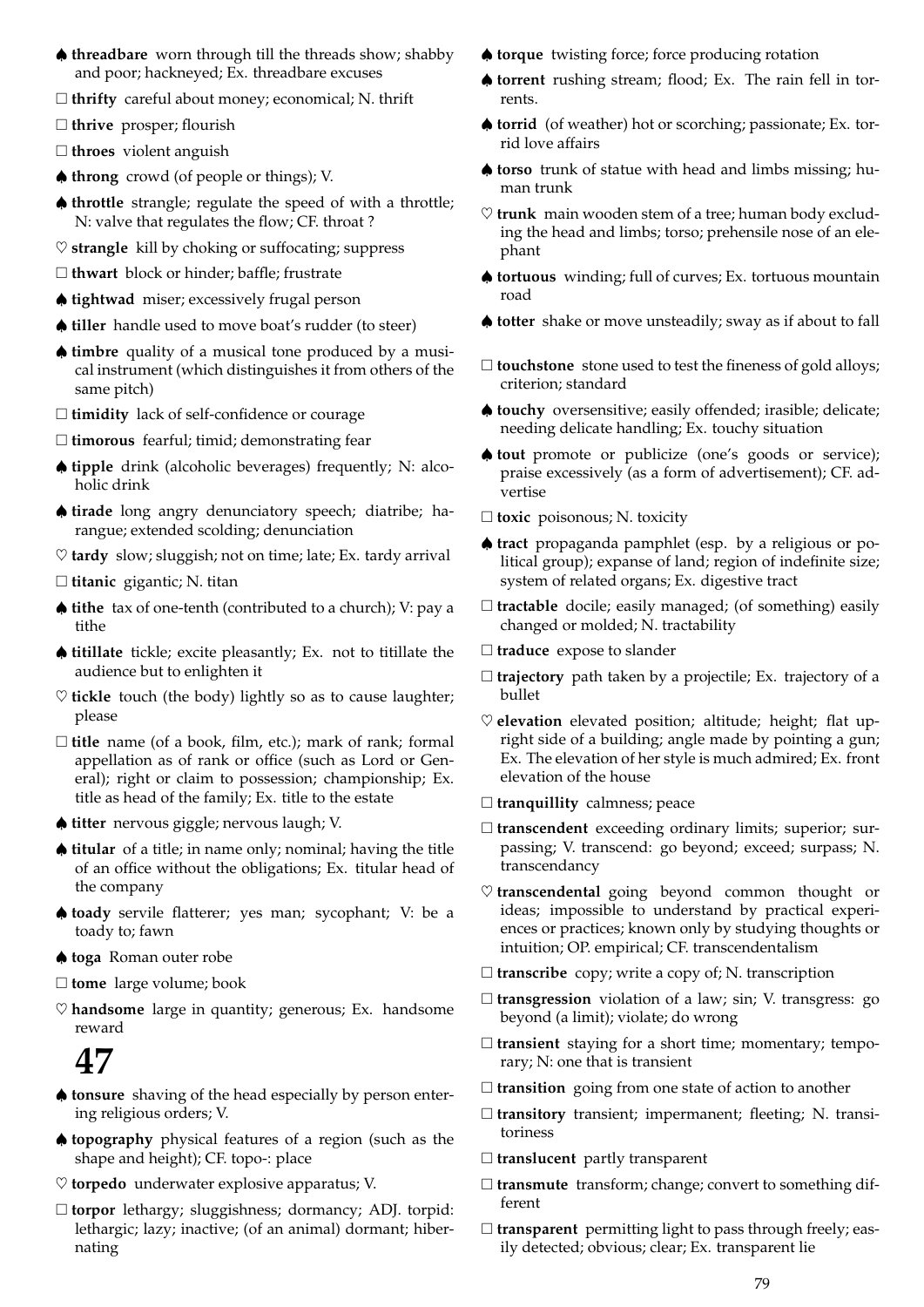♠ **threadbare** worn through till the threads show; shabby and poor; hackneyed; Ex. threadbare excuses

□ **thrifty** careful about money; economical; N. thrift

□ **thrive** prosper; flourish

□ **throes** violent anguish

♠ **throng** crowd (of people or things); V.

♠ **throttle** strangle; regulate the speed of with a throttle; N: valve that regulates the flow; CF. throat ?

♡ **strangle** kill by choking or suffocating; suppress

□ **thwart** block or hinder; baffle; frustrate

♠ **tightwad** miser; excessively frugal person

♠ **tiller** handle used to move boat's rudder (to steer)

♠ **timbre** quality of a musical tone produced by a musical instrument (which distinguishes it from others of the same pitch)

□ **timidity** lack of self-confidence or courage

□ **timorous** fearful; timid; demonstrating fear

♠ **tipple** drink (alcoholic beverages) frequently; N: alcoholic drink

♠ **tirade** long angry denunciatory speech; diatribe; harangue; extended scolding; denunciation

♡ **tardy** slow; sluggish; not on time; late; Ex. tardy arrival

□ **titanic** gigantic; N. titan

♠ **tithe** tax of one-tenth (contributed to a church); V: pay a tithe

♠ **titillate** tickle; excite pleasantly; Ex. not to titillate the audience but to enlighten it

♡ **tickle** touch (the body) lightly so as to cause laughter; please

□ **title** name (of a book, film, etc.); mark of rank; formal appellation as of rank or office (such as Lord or General); right or claim to possession; championship; Ex. title as head of the family; Ex. title to the estate

♠ **titter** nervous giggle; nervous laugh; V.

♠ **titular** of a title; in name only; nominal; having the title of an office without the obligations; Ex. titular head of the company

♠ **toady** servile flatterer; yes man; sycophant; V: be a toady to; fawn

♠ **toga** Roman outer robe

□ **tome** large volume; book

♡ **handsome** large in quantity; generous; Ex. handsome reward

# 47

♠ **tonsure** shaving of the head especially by person entering religious orders; V.

♠ **topography** physical features of a region (such as the shape and height); CF. topo-: place

♡ **torpedo** underwater explosive apparatus; V.

□ **torpor** lethargy; sluggishness; dormancy; ADJ. torpid: lethargic; lazy; inactive; (of an animal) dormant; hibernating

♠ **torque** twisting force; force producing rotation

♠ **torrent** rushing stream; flood; Ex. The rain fell in torrents.

♠ **torrid** (of weather) hot or scorching; passionate; Ex. torrid love affairs

♠ **torso** trunk of statue with head and limbs missing; human trunk

♡ **trunk** main wooden stem of a tree; human body excluding the head and limbs; torso; prehensile nose of an elephant

♠ **tortuous** winding; full of curves; Ex. tortuous mountain road

♠ **totter** shake or move unsteadily; sway as if about to fall

□ **touchstone** stone used to test the fineness of gold alloys; criterion; standard

♠ **touchy** oversensitive; easily offended; irasible; delicate; needing delicate handling; Ex. touchy situation

♠ **tout** promote or publicize (one's goods or service); praise excessively (as a form of advertisement); CF. advertise

□ **toxic** poisonous; N. toxicity

♠ **tract** propaganda pamphlet (esp. by a religious or political group); expanse of land; region of indefinite size; system of related organs; Ex. digestive tract

□ **tractable** docile; easily managed; (of something) easily changed or molded; N. tractability

□ **traduce** expose to slander

□ **trajectory** path taken by a projectile; Ex. trajectory of a bullet

♡ **elevation** elevated position; altitude; height; flat upright side of a building; angle made by pointing a gun; Ex. The elevation of her style is much admired; Ex. front elevation of the house

□ **tranquillity** calmness; peace

□ **transcendent** exceeding ordinary limits; superior; surpassing; V. transcend: go beyond; exceed; surpass; N. transcendancy

♡ **transcendental** going beyond common thought or ideas; impossible to understand by practical experiences or practices; known only by studying thoughts or intuition; OP. empirical; CF. transcendentalism

□ **transcribe** copy; write a copy of; N. transcription

□ **transgression** violation of a law; sin; V. transgress: go beyond (a limit); violate; do wrong

□ **transient** staying for a short time; momentary; temporary; N: one that is transient

□ **transition** going from one state of action to another

□ **transitory** transient; impermanent; fleeting; N. transitoriness

□ **translucent** partly transparent

□ **transmute** transform; change; convert to something different

□ **transparent** permitting light to pass through freely; easily detected; obvious; clear; Ex. transparent lie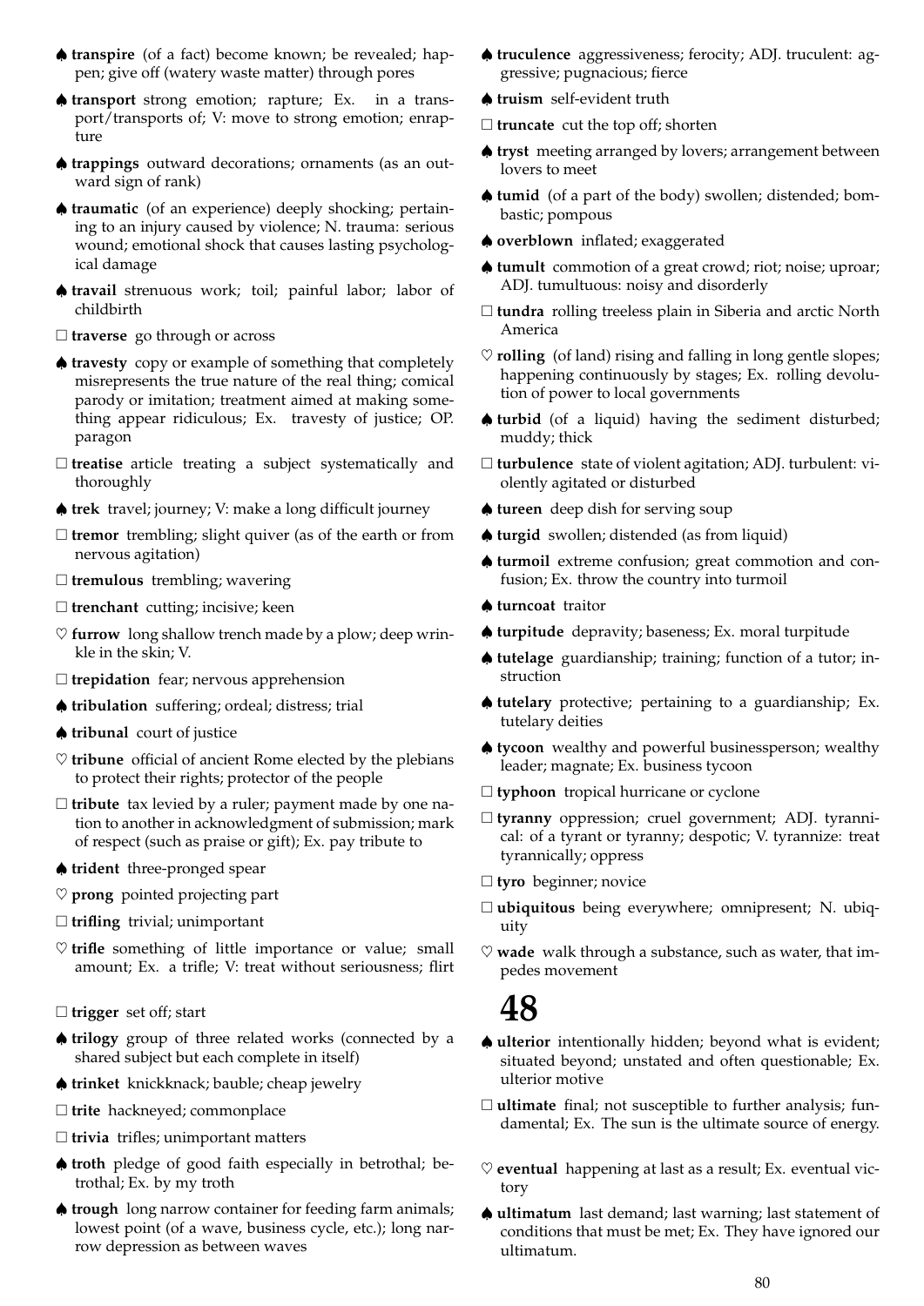♠ **transpire** (of a fact) become known; be revealed; happen; give off (watery waste matter) through pores

♠ **transport** strong emotion; rapture; Ex. in a transport/transports of; V: move to strong emotion; enrapture

♠ **trappings** outward decorations; ornaments (as an outward sign of rank)

♠ **traumatic** (of an experience) deeply shocking; pertaining to an injury caused by violence; N. trauma: serious wound; emotional shock that causes lasting psychological damage

♠ **travail** strenuous work; toil; painful labor; labor of childbirth

□ **traverse** go through or across

♠ **travesty** copy or example of something that completely misrepresents the true nature of the real thing; comical parody or imitation; treatment aimed at making something appear ridiculous; Ex. travesty of justice; OP. paragon

□ **treatise** article treating a subject systematically and thoroughly

♠ **trek** travel; journey; V: make a long difficult journey

□ **tremor** trembling; slight quiver (as of the earth or from nervous agitation)

□ **tremulous** trembling; wavering

□ **trenchant** cutting; incisive; keen

♡ **furrow** long shallow trench made by a plow; deep wrinkle in the skin; V.

□ **trepidation** fear; nervous apprehension

♠ **tribulation** suffering; ordeal; distress; trial

♠ **tribunal** court of justice

♡ **tribune** official of ancient Rome elected by the plebians to protect their rights; protector of the people

□ **tribute** tax levied by a ruler; payment made by one nation to another in acknowledgment of submission; mark of respect (such as praise or gift); Ex. pay tribute to

♠ **trident** three-pronged spear

♡ **prong** pointed projecting part

□ **trifling** trivial; unimportant

♡ **trifle** something of little importance or value; small amount; Ex. a trifle; V: treat without seriousness; flirt

□ **trigger** set off; start

♠ **trilogy** group of three related works (connected by a shared subject but each complete in itself)

♠ **trinket** knickknack; bauble; cheap jewelry

□ **trite** hackneyed; commonplace

□ **trivia** trifles; unimportant matters

♠ **troth** pledge of good faith especially in betrothal; betrothal; Ex. by my troth

♠ **trough** long narrow container for feeding farm animals; lowest point (of a wave, business cycle, etc.); long narrow depression as between waves

♠ **truculence** aggressiveness; ferocity; ADJ. truculent: aggressive; pugnacious; fierce

♠ **truism** self-evident truth

□ **truncate** cut the top off; shorten

♠ **tryst** meeting arranged by lovers; arrangement between lovers to meet

♠ **tumid** (of a part of the body) swollen; distended; bombastic; pompous

♠ **overblown** inflated; exaggerated

♠ **tumult** commotion of a great crowd; riot; noise; uproar; ADJ. tumultuous: noisy and disorderly

□ **tundra** rolling treeless plain in Siberia and arctic North America

♡ **rolling** (of land) rising and falling in long gentle slopes; happening continuously by stages; Ex. rolling devolution of power to local governments

♠ **turbid** (of a liquid) having the sediment disturbed; muddy; thick

□ **turbulence** state of violent agitation; ADJ. turbulent: violently agitated or disturbed

♠ **tureen** deep dish for serving soup

♠ **turgid** swollen; distended (as from liquid)

♠ **turmoil** extreme confusion; great commotion and confusion; Ex. throw the country into turmoil

♠ **turncoat** traitor

♠ **turpitude** depravity; baseness; Ex. moral turpitude

♠ **tutelage** guardianship; training; function of a tutor; instruction

♠ **tutelary** protective; pertaining to a guardianship; Ex. tutelary deities

♠ **tycoon** wealthy and powerful businessperson; wealthy leader; magnate; Ex. business tycoon

□ **typhoon** tropical hurricane or cyclone

□ **tyranny** oppression; cruel government; ADJ. tyrannical: of a tyrant or tyranny; despotic; V. tyrannize: treat tyrannically; oppress

□ **tyro** beginner; novice

□ **ubiquitous** being everywhere; omnipresent; N. ubiquity

♡ **wade** walk through a substance, such as water, that impedes movement

# 48

♠ **ulterior** intentionally hidden; beyond what is evident; situated beyond; unstated and often questionable; Ex. ulterior motive

□ **ultimate** final; not susceptible to further analysis; fundamental; Ex. The sun is the ultimate source of energy.

♡ **eventual** happening at last as a result; Ex. eventual victory

♠ **ultimatum** last demand; last warning; last statement of conditions that must be met; Ex. They have ignored our ultimatum.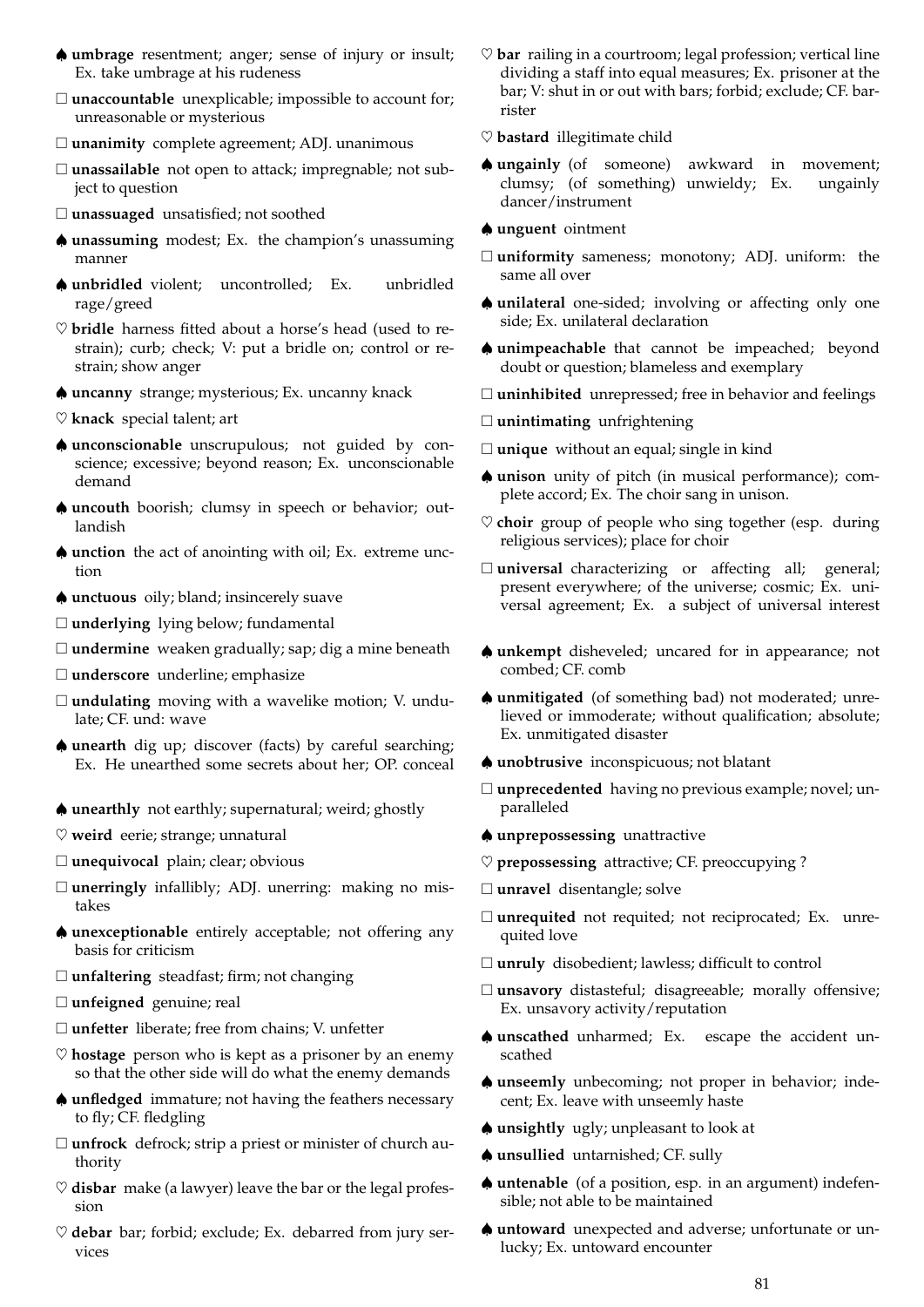♠ **umbrage** resentment; anger; sense of injury or insult; Ex. take umbrage at his rudeness

□ **unaccountable** unexplicable; impossible to account for; unreasonable or mysterious

□ **unanimity** complete agreement; ADJ. unanimous

□ **unassailable** not open to attack; impregnable; not subject to question

□ **unassuaged** unsatisfied; not soothed

♠ **unassuming** modest; Ex. the champion's unassuming manner

♠ **unbridled** violent; uncontrolled; Ex. unbridled rage/greed

♡ **bridle** harness fitted about a horse's head (used to restrain); curb; check; V: put a bridle on; control or restrain; show anger

♠ **uncanny** strange; mysterious; Ex. uncanny knack

♡ **knack** special talent; art

♠ **unconscionable** unscrupulous; not guided by conscience; excessive; beyond reason; Ex. unconscionable demand

♠ **uncouth** boorish; clumsy in speech or behavior; outlandish

♠ **unction** the act of anointing with oil; Ex. extreme unction

♠ **unctuous** oily; bland; insincerely suave

□ **underlying** lying below; fundamental

□ **undermine** weaken gradually; sap; dig a mine beneath

□ **underscore** underline; emphasize

□ **undulating** moving with a wavelike motion; V. undulate; CF. und: wave

♠ **unearth** dig up; discover (facts) by careful searching; Ex. He unearthed some secrets about her; OP. conceal

♠ **unearthly** not earthly; supernatural; weird; ghostly

♡ **weird** eerie; strange; unnatural

□ **unequivocal** plain; clear; obvious

□ **unerringly** infallibly; ADJ. unerring: making no mistakes

♠ **unexceptionable** entirely acceptable; not offering any basis for criticism

□ **unfaltering** steadfast; firm; not changing

□ **unfeigned** genuine; real

□ **unfetter** liberate; free from chains; V. unfetter

♡ **hostage** person who is kept as a prisoner by an enemy so that the other side will do what the enemy demands

♠ **unfledged** immature; not having the feathers necessary to fly; CF. fledgling

□ **unfrock** defrock; strip a priest or minister of church authority

♡ **disbar** make (a lawyer) leave the bar or the legal profession

♡ **debar** bar; forbid; exclude; Ex. debarred from jury services

♡ **bar** railing in a courtroom; legal profession; vertical line dividing a staff into equal measures; Ex. prisoner at the bar; V: shut in or out with bars; forbid; exclude; CF. barrister

♡ **bastard** illegitimate child

♠ **ungainly** (of someone) awkward in movement; clumsy; (of something) unwieldy; Ex. ungainly dancer/instrument

♠ **unguent** ointment

□ **uniformity** sameness; monotony; ADJ. uniform: the same all over

♠ **unilateral** one-sided; involving or affecting only one side; Ex. unilateral declaration

♠ **unimpeachable** that cannot be impeached; beyond doubt or question; blameless and exemplary

□ **uninhibited** unrepressed; free in behavior and feelings

□ **unintimating** unfrightening

□ **unique** without an equal; single in kind

♠ **unison** unity of pitch (in musical performance); complete accord; Ex. The choir sang in unison.

♡ **choir** group of people who sing together (esp. during religious services); place for choir

□ **universal** characterizing or affecting all; general; present everywhere; of the universe; cosmic; Ex. universal agreement; Ex. a subject of universal interest

♠ **unkempt** disheveled; uncared for in appearance; not combed; CF. comb

♠ **unmitigated** (of something bad) not moderated; unrelieved or immoderate; without qualification; absolute; Ex. unmitigated disaster

♠ **unobtrusive** inconspicuous; not blatant

□ **unprecedented** having no previous example; novel; unparalleled

♠ **unprepossessing** unattractive

♡ **prepossessing** attractive; CF. preoccupying ?

□ **unravel** disentangle; solve

□ **unrequited** not requited; not reciprocated; Ex. unrequited love

□ **unruly** disobedient; lawless; difficult to control

□ **unsavory** distasteful; disagreeable; morally offensive; Ex. unsavory activity/reputation

♠ **unscathed** unharmed; Ex. escape the accident unscathed

♠ **unseemly** unbecoming; not proper in behavior; indecent; Ex. leave with unseemly haste

♠ **unsightly** ugly; unpleasant to look at

♠ **unsullied** untarnished; CF. sully

♠ **untenable** (of a position, esp. in an argument) indefensible; not able to be maintained

♠ **untoward** unexpected and adverse; unfortunate or unlucky; Ex. untoward encounter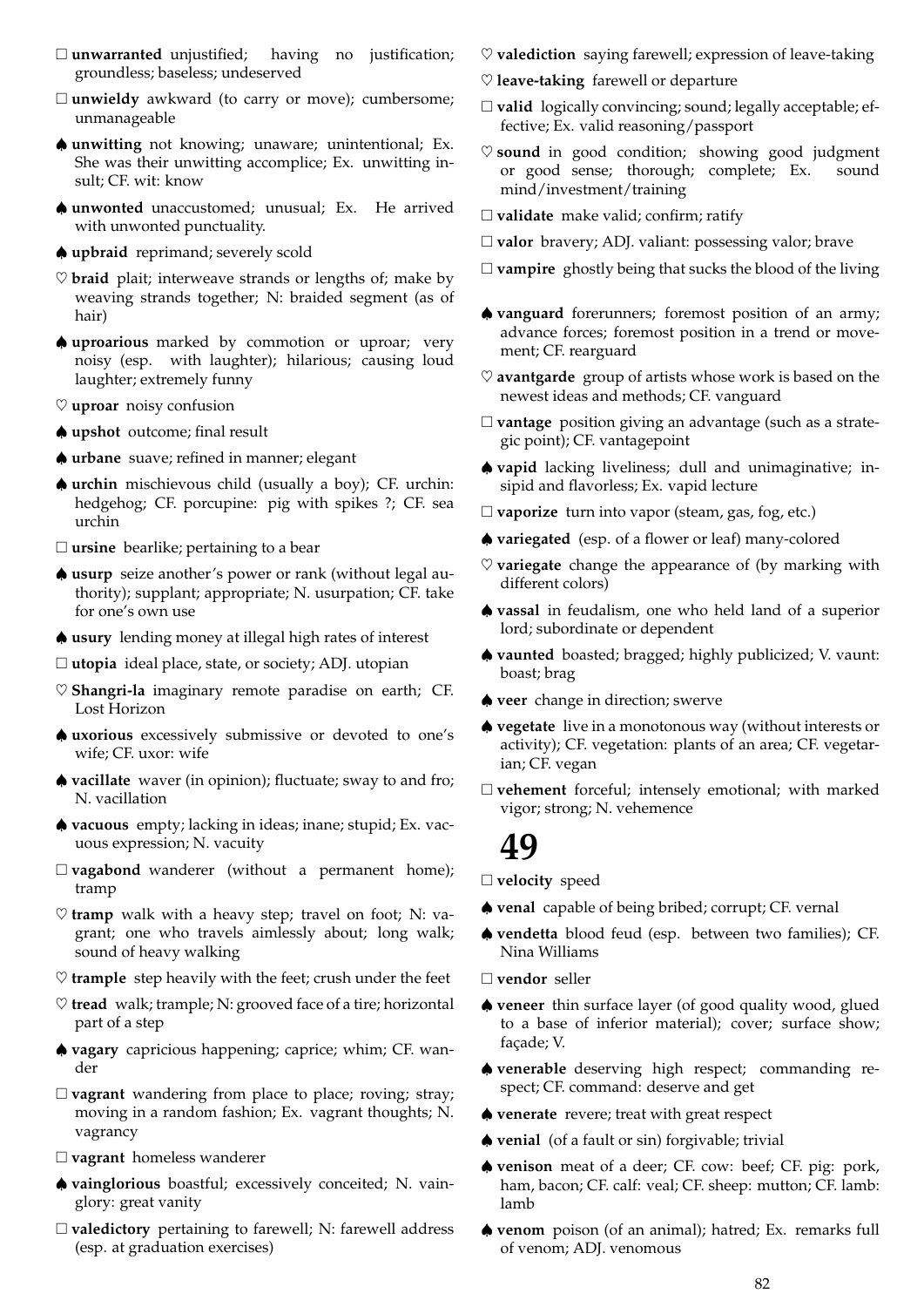□ **unwarranted** unjustified; having no justification; groundless; baseless; undeserved

□ **unwieldy** awkward (to carry or move); cumbersome; unmanageable

♠ **unwitting** not knowing; unaware; unintentional; Ex. She was their unwitting accomplice; Ex. unwitting insult; CF. wit: know

♠ **unwonted** unaccustomed; unusual; Ex. He arrived with unwonted punctuality.

♠ **upbraid** reprimand; severely scold

♡ **braid** plait; interweave strands or lengths of; make by weaving strands together; N: braided segment (as of hair)

♠ **uproarious** marked by commotion or uproar; very noisy (esp. with laughter); hilarious; causing loud laughter; extremely funny

♡ **uproar** noisy confusion

♠ **upshot** outcome; final result

♠ **urbane** suave; refined in manner; elegant

♠ **urchin** mischievous child (usually a boy); CF. urchin: hedgehog; CF. porcupine: pig with spikes ?; CF. sea urchin

□ **ursine** bearlike; pertaining to a bear

♠ **usurp** seize another's power or rank (without legal authority); supplant; appropriate; N. usurpation; CF. take for one's own use

♠ **usury** lending money at illegal high rates of interest

□ **utopia** ideal place, state, or society; ADJ. utopian

♡ **Shangri-la** imaginary remote paradise on earth; CF. Lost Horizon

♠ **uxorious** excessively submissive or devoted to one's wife; CF. uxor: wife

♠ **vacillate** waver (in opinion); fluctuate; sway to and fro; N. vacillation

♠ **vacuous** empty; lacking in ideas; inane; stupid; Ex. vacuous expression; N. vacuity

□ **vagabond** wanderer (without a permanent home); tramp

♡ **tramp** walk with a heavy step; travel on foot; N: vagrant; one who travels aimlessly about; long walk; sound of heavy walking

♡ **trample** step heavily with the feet; crush under the feet

♡ **tread** walk; trample; N: grooved face of a tire; horizontal part of a step

♠ **vagary** capricious happening; caprice; whim; CF. wander

□ **vagrant** wandering from place to place; roving; stray; moving in a random fashion; Ex. vagrant thoughts; N. vagrancy

□ **vagrant** homeless wanderer

♠ **vainglorious** boastful; excessively conceited; N. vainglory: great vanity

□ **valedictory** pertaining to farewell; N: farewell address (esp. at graduation exercises)

♡ **valediction** saying farewell; expression of leave-taking

♡ **leave-taking** farewell or departure

□ **valid** logically convincing; sound; legally acceptable; effective; Ex. valid reasoning/passport

♡ **sound** in good condition; showing good judgment or good sense; thorough; complete; Ex. sound mind/investment/training

□ **validate** make valid; confirm; ratify

□ **valor** bravery; ADJ. valiant: possessing valor; brave

□ **vampire** ghostly being that sucks the blood of the living

♠ **vanguard** forerunners; foremost position of an army; advance forces; foremost position in a trend or movement; CF. rearguard

♡ **avantgarde** group of artists whose work is based on the newest ideas and methods; CF. vanguard

□ **vantage** position giving an advantage (such as a strategic point); CF. vantagepoint

♠ **vapid** lacking liveliness; dull and unimaginative; insipid and flavorless; Ex. vapid lecture

□ **vaporize** turn into vapor (steam, gas, fog, etc.)

♠ **variegated** (esp. of a flower or leaf) many-colored

♡ **variegate** change the appearance of (by marking with different colors)

♠ **vassal** in feudalism, one who held land of a superior lord; subordinate or dependent

♠ **vaunted** boasted; bragged; highly publicized; V. vaunt: boast; brag

♠ **veer** change in direction; swerve

♠ **vegetate** live in a monotonous way (without interests or activity); CF. vegetation: plants of an area; CF. vegetarian; CF. vegan

□ **vehement** forceful; intensely emotional; with marked vigor; strong; N. vehemence

# 49

□ **velocity** speed

♠ **venal** capable of being bribed; corrupt; CF. vernal

♠ **vendetta** blood feud (esp. between two families); CF. Nina Williams

□ **vendor** seller

♠ **veneer** thin surface layer (of good quality wood, glued to a base of inferior material); cover; surface show; façade; V.

♠ **venerable** deserving high respect; commanding respect; CF. command: deserve and get

♠ **venerate** revere; treat with great respect

♠ **venial** (of a fault or sin) forgivable; trivial

♠ **venison** meat of a deer; CF. cow: beef; CF. pig: pork, ham, bacon; CF. calf: veal; CF. sheep: mutton; CF. lamb: lamb

♠ **venom** poison (of an animal); hatred; Ex. remarks full of venom; ADJ. venomous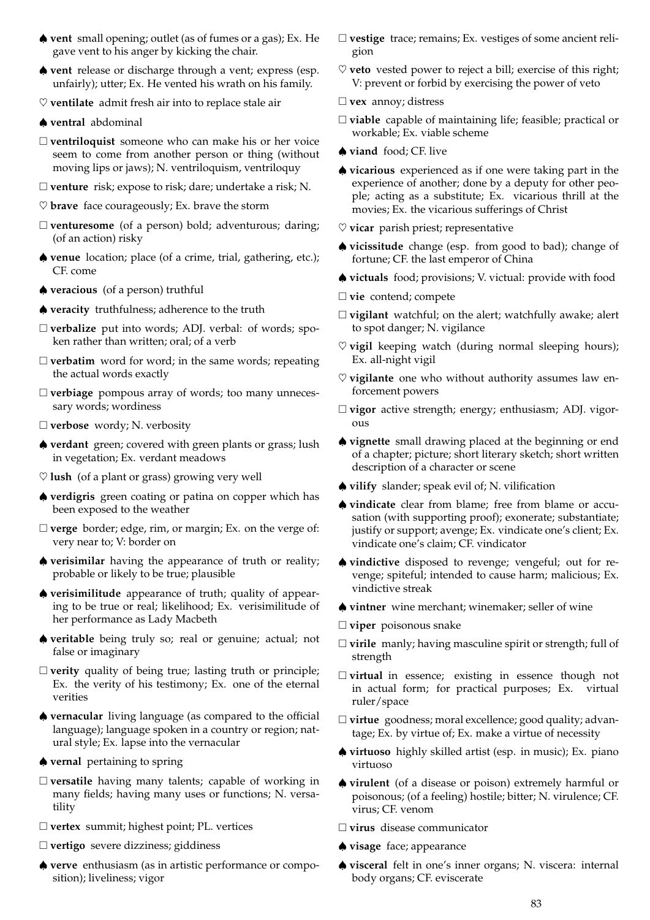♠ **vent** small opening; outlet (as of fumes or a gas); Ex. He gave vent to his anger by kicking the chair.

♠ **vent** release or discharge through a vent; express (esp. unfairly); utter; Ex. He vented his wrath on his family.

♡ **ventilate** admit fresh air into to replace stale air

♠ **ventral** abdominal

□ **ventriloquist** someone who can make his or her voice seem to come from another person or thing (without moving lips or jaws); N. ventriloquism, ventriloquy

□ **venture** risk; expose to risk; dare; undertake a risk; N.

♡ **brave** face courageously; Ex. brave the storm

□ **venturesome** (of a person) bold; adventurous; daring; (of an action) risky

♠ **venue** location; place (of a crime, trial, gathering, etc.); CF. come

♠ **veracious** (of a person) truthful

♠ **veracity** truthfulness; adherence to the truth

□ **verbalize** put into words; ADJ. verbal: of words; spoken rather than written; oral; of a verb

□ **verbatim** word for word; in the same words; repeating the actual words exactly

□ **verbiage** pompous array of words; too many unnecessary words; wordiness

□ **verbose** wordy; N. verbosity

♠ **verdant** green; covered with green plants or grass; lush in vegetation; Ex. verdant meadows

♡ **lush** (of a plant or grass) growing very well

♠ **verdigris** green coating or patina on copper which has been exposed to the weather

□ **verge** border; edge, rim, or margin; Ex. on the verge of: very near to; V: border on

♠ **verisimilar** having the appearance of truth or reality; probable or likely to be true; plausible

♠ **verisimilitude** appearance of truth; quality of appearing to be true or real; likelihood; Ex. verisimilitude of her performance as Lady Macbeth

♠ **veritable** being truly so; real or genuine; actual; not false or imaginary

□ **verity** quality of being true; lasting truth or principle; Ex. the verity of his testimony; Ex. one of the eternal verities

♠ **vernacular** living language (as compared to the official language); language spoken in a country or region; natural style; Ex. lapse into the vernacular

♠ **vernal** pertaining to spring

□ **versatile** having many talents; capable of working in many fields; having many uses or functions; N. versatility

□ **vertex** summit; highest point; PL. vertices

□ **vertigo** severe dizziness; giddiness

♠ **verve** enthusiasm (as in artistic performance or composition); liveliness; vigor

□ **vestige** trace; remains; Ex. vestiges of some ancient religion

♡ **veto** vested power to reject a bill; exercise of this right; V: prevent or forbid by exercising the power of veto

□ **vex** annoy; distress

□ **viable** capable of maintaining life; feasible; practical or workable; Ex. viable scheme

♠ **viand** food; CF. live

♠ **vicarious** experienced as if one were taking part in the experience of another; done by a deputy for other people; acting as a substitute; Ex. vicarious thrill at the movies; Ex. the vicarious sufferings of Christ

♡ **vicar** parish priest; representative

♠ **vicissitude** change (esp. from good to bad); change of fortune; CF. the last emperor of China

♠ **victuals** food; provisions; V. victual: provide with food

□ **vie** contend; compete

□ **vigilant** watchful; on the alert; watchfully awake; alert to spot danger; N. vigilance

♡ **vigil** keeping watch (during normal sleeping hours); Ex. all-night vigil

♡ **vigilante** one who without authority assumes law enforcement powers

□ **vigor** active strength; energy; enthusiasm; ADJ. vigorous

♠ **vignette** small drawing placed at the beginning or end of a chapter; picture; short literary sketch; short written description of a character or scene

♠ **vilify** slander; speak evil of; N. vilification

♠ **vindicate** clear from blame; free from blame or accusation (with supporting proof); exonerate; substantiate; justify or support; avenge; Ex. vindicate one's client; Ex. vindicate one's claim; CF. vindicator

♠ **vindictive** disposed to revenge; vengeful; out for revenge; spiteful; intended to cause harm; malicious; Ex. vindictive streak

♠ **vintner** wine merchant; winemaker; seller of wine

□ **viper** poisonous snake

□ **virile** manly; having masculine spirit or strength; full of strength

□ **virtual** in essence; existing in essence though not in actual form; for practical purposes; Ex. virtual ruler/space

□ **virtue** goodness; moral excellence; good quality; advantage; Ex. by virtue of; Ex. make a virtue of necessity

♠ **virtuoso** highly skilled artist (esp. in music); Ex. piano virtuoso

♠ **virulent** (of a disease or poison) extremely harmful or poisonous; (of a feeling) hostile; bitter; N. virulence; CF. virus; CF. venom

□ **virus** disease communicator

♠ **visage** face; appearance

♠ **visceral** felt in one's inner organs; N. viscera: internal body organs; CF. eviscerate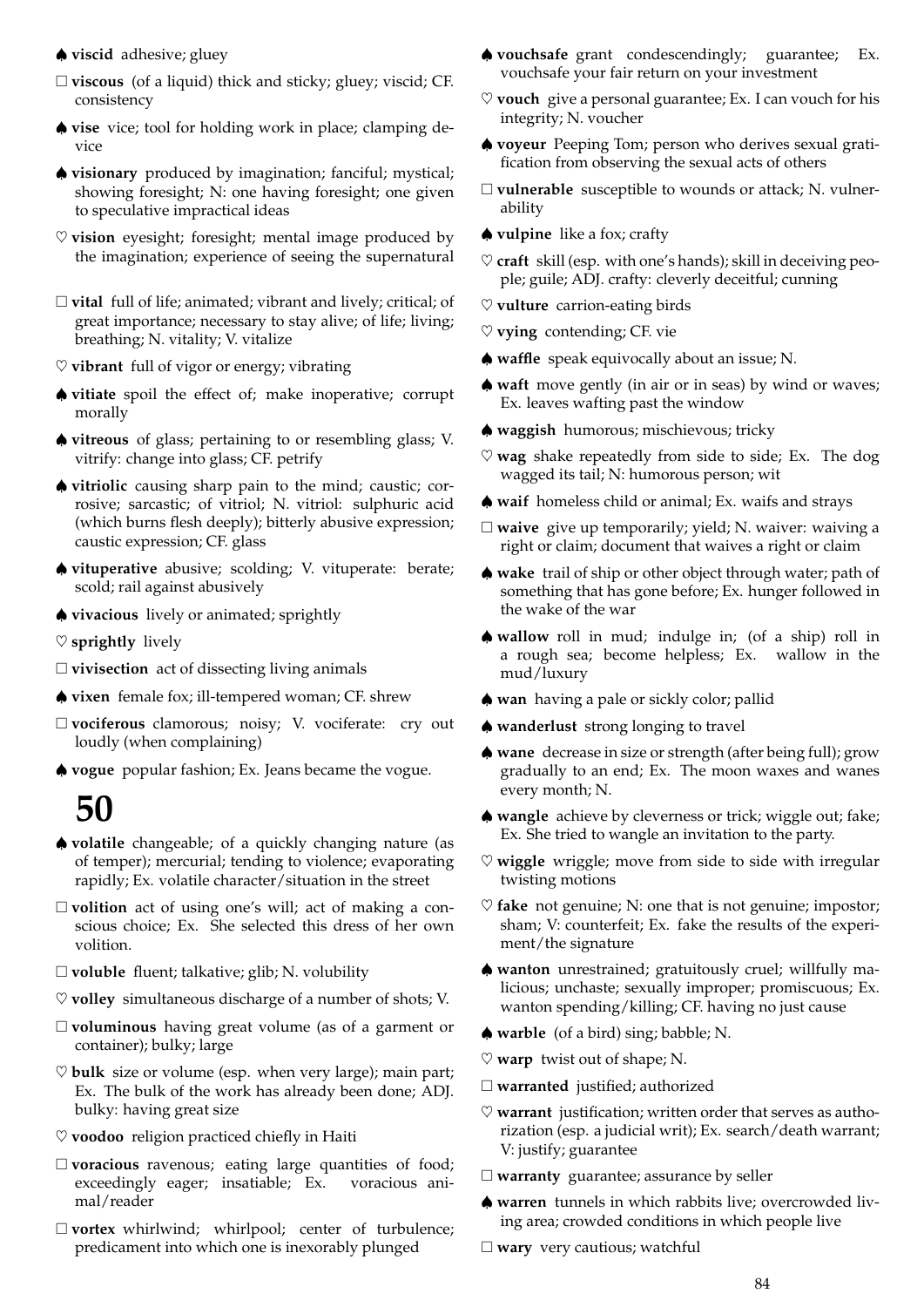♠ **viscid** adhesive; gluey

□ **viscous** (of a liquid) thick and sticky; gluey; viscid; CF. consistency

♠ **vise** vice; tool for holding work in place; clamping device

♠ **visionary** produced by imagination; fanciful; mystical; showing foresight; N: one having foresight; one given to speculative impractical ideas

♡ **vision** eyesight; foresight; mental image produced by the imagination; experience of seeing the supernatural

□ **vital** full of life; animated; vibrant and lively; critical; of great importance; necessary to stay alive; of life; living; breathing; N. vitality; V. vitalize

♡ **vibrant** full of vigor or energy; vibrating

♠ **vitiate** spoil the effect of; make inoperative; corrupt morally

♠ **vitreous** of glass; pertaining to or resembling glass; V. vitrify: change into glass; CF. petrify

♠ **vitriolic** causing sharp pain to the mind; caustic; corrosive; sarcastic; of vitriol; N. vitriol: sulphuric acid (which burns flesh deeply); bitterly abusive expression; caustic expression; CF. glass

♠ **vituperative** abusive; scolding; V. vituperate: berate; scold; rail against abusively

♠ **vivacious** lively or animated; sprightly

♡ **sprightly** lively

□ **vivisection** act of dissecting living animals

♠ **vixen** female fox; ill-tempered woman; CF. shrew

□ **vociferous** clamorous; noisy; V. vociferate: cry out loudly (when complaining)

♠ **vogue** popular fashion; Ex. Jeans became the vogue.

# 50

♠ **volatile** changeable; of a quickly changing nature (as of temper); mercurial; tending to violence; evaporating rapidly; Ex. volatile character/situation in the street

□ **volition** act of using one's will; act of making a conscious choice; Ex. She selected this dress of her own volition.

□ **voluble** fluent; talkative; glib; N. volubility

♡ **volley** simultaneous discharge of a number of shots; V.

□ **voluminous** having great volume (as of a garment or container); bulky; large

♡ **bulk** size or volume (esp. when very large); main part; Ex. The bulk of the work has already been done; ADJ. bulky: having great size

♡ **voodoo** religion practiced chiefly in Haiti

□ **voracious** ravenous; eating large quantities of food; exceedingly eager; insatiable; Ex. voracious animal/reader

□ **vortex** whirlwind; whirlpool; center of turbulence; predicament into which one is inexorably plunged

♠ **vouchsafe** grant condescendingly; guarantee; Ex. vouchsafe your fair return on your investment

♡ **vouch** give a personal guarantee; Ex. I can vouch for his integrity; N. voucher

♠ **voyeur** Peeping Tom; person who derives sexual gratification from observing the sexual acts of others

□ **vulnerable** susceptible to wounds or attack; N. vulnerability

♠ **vulpine** like a fox; crafty

♡ **craft** skill (esp. with one's hands); skill in deceiving people; guile; ADJ. crafty: cleverly deceitful; cunning

♡ **vulture** carrion-eating birds

♡ **vying** contending; CF. vie

♠ **waffle** speak equivocally about an issue; N.

♠ **waft** move gently (in air or in seas) by wind or waves; Ex. leaves wafting past the window

♠ **waggish** humorous; mischievous; tricky

♡ **wag** shake repeatedly from side to side; Ex. The dog wagged its tail; N: humorous person; wit

♠ **waif** homeless child or animal; Ex. waifs and strays

□ **waive** give up temporarily; yield; N. waiver: waiving a right or claim; document that waives a right or claim

♠ **wake** trail of ship or other object through water; path of something that has gone before; Ex. hunger followed in the wake of the war

♠ **wallow** roll in mud; indulge in; (of a ship) roll in a rough sea; become helpless; Ex. wallow in the mud/luxury

♠ **wan** having a pale or sickly color; pallid

♠ **wanderlust** strong longing to travel

♠ **wane** decrease in size or strength (after being full); grow gradually to an end; Ex. The moon waxes and wanes every month; N.

♠ **wangle** achieve by cleverness or trick; wiggle out; fake; Ex. She tried to wangle an invitation to the party.

♡ **wiggle** wriggle; move from side to side with irregular twisting motions

♡ **fake** not genuine; N: one that is not genuine; impostor; sham; V: counterfeit; Ex. fake the results of the experiment/the signature

♠ **wanton** unrestrained; gratuitously cruel; willfully malicious; unchaste; sexually improper; promiscuous; Ex. wanton spending/killing; CF. having no just cause

♠ **warble** (of a bird) sing; babble; N.

♡ **warp** twist out of shape; N.

□ **warranted** justified; authorized

♡ **warrant** justification; written order that serves as authorization (esp. a judicial writ); Ex. search/death warrant; V: justify; guarantee

□ **warranty** guarantee; assurance by seller

♠ **warren** tunnels in which rabbits live; overcrowded living area; crowded conditions in which people live

□ **wary** very cautious; watchful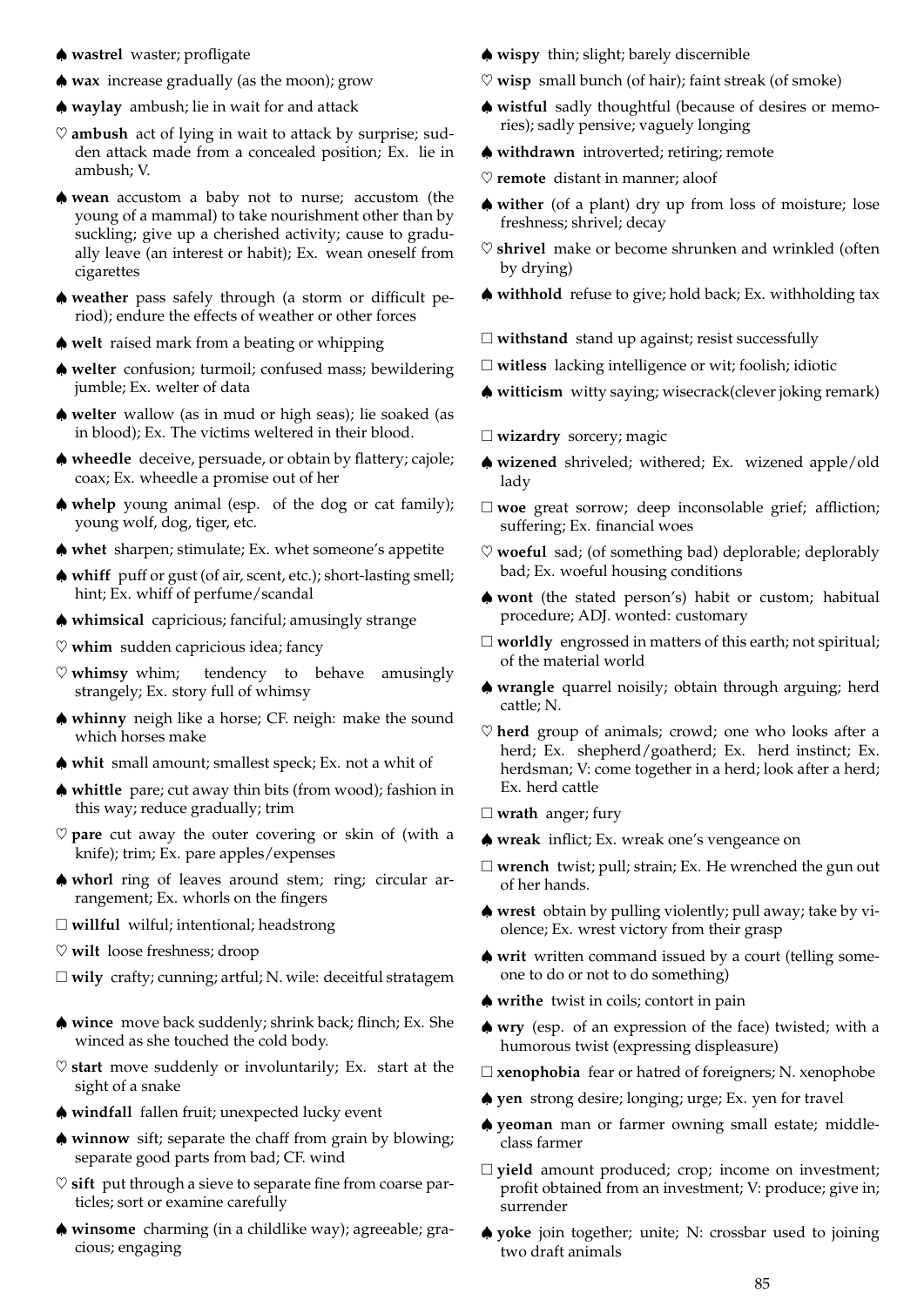♠ **wastrel** waster; profligate

♠ **wax** increase gradually (as the moon); grow

♠ **waylay** ambush; lie in wait for and attack

♡ **ambush** act of lying in wait to attack by surprise; sudden attack made from a concealed position; Ex. lie in ambush; V.

♠ **wean** accustom a baby not to nurse; accustom (the young of a mammal) to take nourishment other than by suckling; give up a cherished activity; cause to gradually leave (an interest or habit); Ex. wean oneself from cigarettes

♠ **weather** pass safely through (a storm or difficult period); endure the effects of weather or other forces

♠ **welt** raised mark from a beating or whipping

♠ **welter** confusion; turmoil; confused mass; bewildering jumble; Ex. welter of data

♠ **welter** wallow (as in mud or high seas); lie soaked (as in blood); Ex. The victims weltered in their blood.

♠ **wheedle** deceive, persuade, or obtain by flattery; cajole; coax; Ex. wheedle a promise out of her

♠ **whelp** young animal (esp. of the dog or cat family); young wolf, dog, tiger, etc.

♠ **whet** sharpen; stimulate; Ex. whet someone's appetite

♠ **whiff** puff or gust (of air, scent, etc.); short-lasting smell; hint; Ex. whiff of perfume/scandal

♠ **whimsical** capricious; fanciful; amusingly strange

♡ **whim** sudden capricious idea; fancy

♡ **whimsy** whim; tendency to behave amusingly strangely; Ex. story full of whimsy

♠ **whinny** neigh like a horse; CF. neigh: make the sound which horses make

♠ **whit** small amount; smallest speck; Ex. not a whit of

♠ **whittle** pare; cut away thin bits (from wood); fashion in this way; reduce gradually; trim

♡ **pare** cut away the outer covering or skin of (with a knife); trim; Ex. pare apples/expenses

♠ **whorl** ring of leaves around stem; ring; circular arrangement; Ex. whorls on the fingers

□ **willful** wilful; intentional; headstrong

♡ **wilt** loose freshness; droop

□ **wily** crafty; cunning; artful; N. wile: deceitful stratagem

♠ **wince** move back suddenly; shrink back; flinch; Ex. She winced as she touched the cold body.

♡ **start** move suddenly or involuntarily; Ex. start at the sight of a snake

♠ **windfall** fallen fruit; unexpected lucky event

♠ **winnow** sift; separate the chaff from grain by blowing; separate good parts from bad; CF. wind

♡ **sift** put through a sieve to separate fine from coarse particles; sort or examine carefully

♠ **winsome** charming (in a childlike way); agreeable; gracious; engaging

♠ **wispy** thin; slight; barely discernible

♡ **wisp** small bunch (of hair); faint streak (of smoke)

♠ **wistful** sadly thoughtful (because of desires or memories); sadly pensive; vaguely longing

♠ **withdrawn** introverted; retiring; remote

♡ **remote** distant in manner; aloof

♠ **wither** (of a plant) dry up from loss of moisture; lose freshness; shrivel; decay

♡ **shrivel** make or become shrunken and wrinkled (often by drying)

♠ **withhold** refuse to give; hold back; Ex. withholding tax

□ **withstand** stand up against; resist successfully

□ **witless** lacking intelligence or wit; foolish; idiotic

♠ **witticism** witty saying; wisecrack(clever joking remark)

□ **wizardry** sorcery; magic

♠ **wizened** shriveled; withered; Ex. wizened apple/old lady

□ **woe** great sorrow; deep inconsolable grief; affliction; suffering; Ex. financial woes

♡ **woeful** sad; (of something bad) deplorable; deplorably bad; Ex. woeful housing conditions

♠ **wont** (the stated person's) habit or custom; habitual procedure; ADJ. wonted: customary

□ **worldly** engrossed in matters of this earth; not spiritual; of the material world

♠ **wrangle** quarrel noisily; obtain through arguing; herd cattle; N.

♡ **herd** group of animals; crowd; one who looks after a herd; Ex. shepherd/goatherd; Ex. herd instinct; Ex. herdsman; V: come together in a herd; look after a herd; Ex. herd cattle

□ **wrath** anger; fury

♠ **wreak** inflict; Ex. wreak one's vengeance on

□ **wrench** twist; pull; strain; Ex. He wrenched the gun out of her hands.

♠ **wrest** obtain by pulling violently; pull away; take by violence; Ex. wrest victory from their grasp

♠ **writ** written command issued by a court (telling someone to do or not to do something)

♠ **writhe** twist in coils; contort in pain

♠ **wry** (esp. of an expression of the face) twisted; with a humorous twist (expressing displeasure)

□ **xenophobia** fear or hatred of foreigners; N. xenophobe

♠ **yen** strong desire; longing; urge; Ex. yen for travel

♠ **yeoman** man or farmer owning small estate; middle-class farmer

□ **yield** amount produced; crop; income on investment; profit obtained from an investment; V: produce; give in; surrender

♠ **yoke** join together; unite; N: crossbar used to joining two draft animals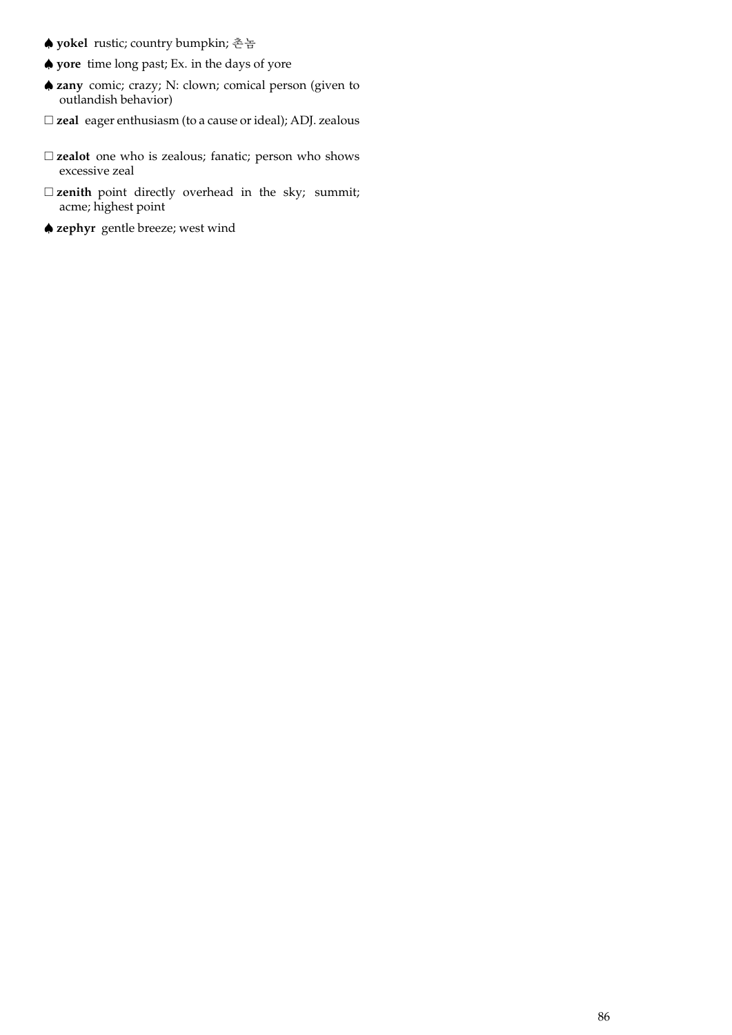♠ **yokel** rustic; country bumpkin; 촌놈

♠ **yore** time long past; Ex. in the days of yore

♠ **zany** comic; crazy; N: clown; comical person (given to outlandish behavior)

□ **zeal** eager enthusiasm (to a cause or ideal); ADJ. zealous

□ **zealot** one who is zealous; fanatic; person who shows excessive zeal

□ **zenith** point directly overhead in the sky; summit; acme; highest point

♠ **zephyr** gentle breeze; west wind